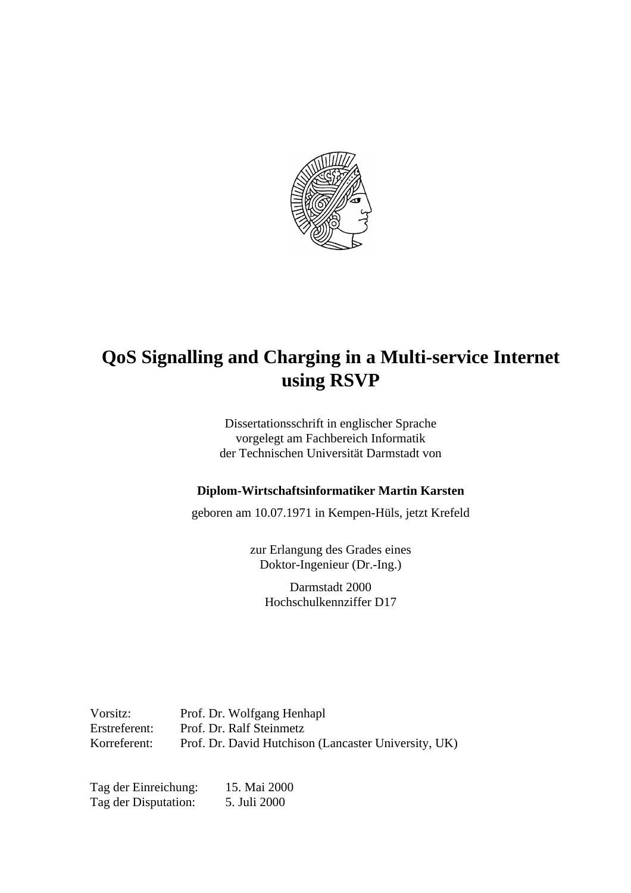# QoS Signalling and Charging in a Multi-service Internet using RSVP

Dissertationsschrift in englischer Sprache
vorgelegt am Fachbereich Informatik
der Technischen Universität Darmstadt von

**Diplom-Wirtschaftsinformatiker Martin Karsten**

geboren am 10.07.1971 in Kempen-Hüls, jetzt Krefeld

zur Erlangung des Grades eines
Doktor-Ingenieur (Dr.-Ing.)

Darmstadt 2000
Hochschulkennziffer D17

Vorsitz: Prof. Dr. Wolfgang Henhapl
Erstreferent: Prof. Dr. Ralf Steinmetz
Korreferent: Prof. Dr. David Hutchison (Lancaster University, UK)

Tag der Einreichung: 15. Mai 2000
Tag der Disputation: 5. Juli 2000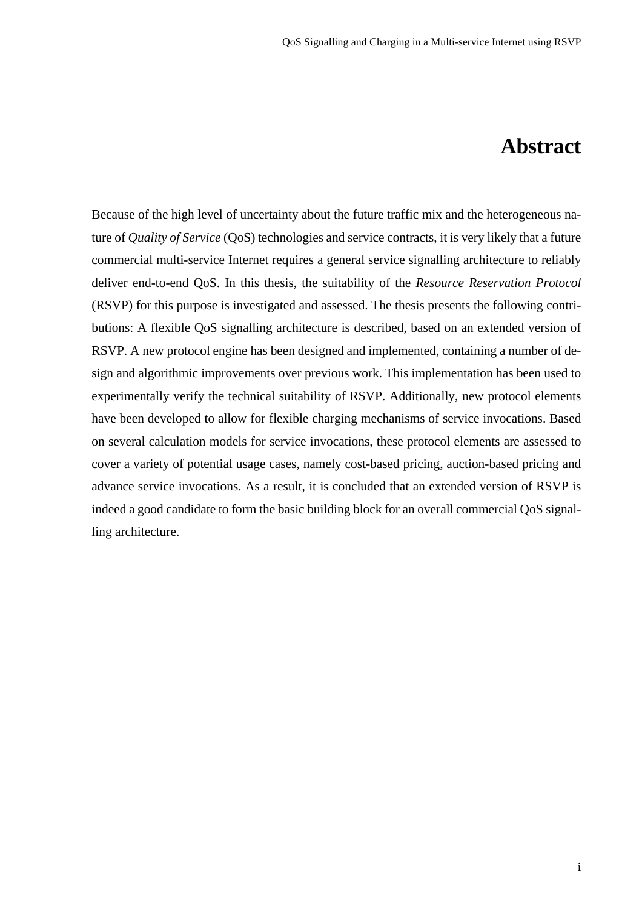# Abstract

Because of the high level of uncertainty about the future traffic mix and the heterogeneous nature of *Quality of Service* (QoS) technologies and service contracts, it is very likely that a future commercial multi-service Internet requires a general service signalling architecture to reliably deliver end-to-end QoS. In this thesis, the suitability of the *Resource Reservation Protocol* (RSVP) for this purpose is investigated and assessed. The thesis presents the following contributions: A flexible QoS signalling architecture is described, based on an extended version of RSVP. A new protocol engine has been designed and implemented, containing a number of design and algorithmic improvements over previous work. This implementation has been used to experimentally verify the technical suitability of RSVP. Additionally, new protocol elements have been developed to allow for flexible charging mechanisms of service invocations. Based on several calculation models for service invocations, these protocol elements are assessed to cover a variety of potential usage cases, namely cost-based pricing, auction-based pricing and advance service invocations. As a result, it is concluded that an extended version of RSVP is indeed a good candidate to form the basic building block for an overall commercial QoS signalling architecture.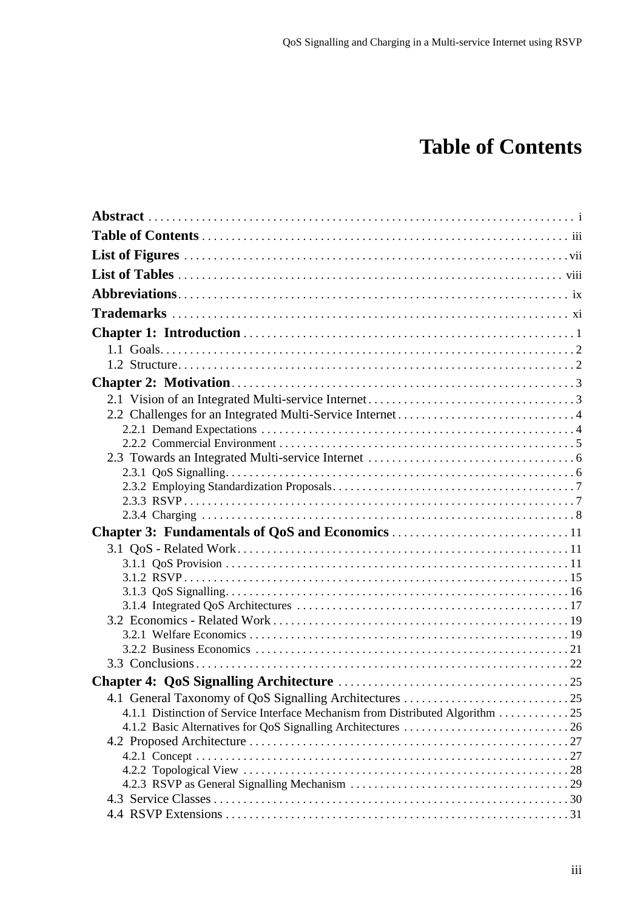# Table of Contents

**Abstract** ........ i

**Table of Contents** ........ iii

**List of Figures** ........ vii

**List of Tables** ........ viii

**Abbreviations** ........ ix

**Trademarks** ........ xi

**Chapter 1: Introduction** ........ 1

- 1.1 Goals ........ 2
- 1.2 Structure ........ 2

**Chapter 2: Motivation** ........ 3

- 2.1 Vision of an Integrated Multi-service Internet ........ 3
- 2.2 Challenges for an Integrated Multi-Service Internet ........ 4
  - 2.2.1 Demand Expectations ........ 4
  - 2.2.2 Commercial Environment ........ 5
- 2.3 Towards an Integrated Multi-service Internet ........ 6
  - 2.3.1 QoS Signalling ........ 6
  - 2.3.2 Employing Standardization Proposals ........ 7
  - 2.3.3 RSVP ........ 7
  - 2.3.4 Charging ........ 8

**Chapter 3: Fundamentals of QoS and Economics** ........ 11

- 3.1 QoS - Related Work ........ 11
  - 3.1.1 QoS Provision ........ 11
  - 3.1.2 RSVP ........ 15
  - 3.1.3 QoS Signalling ........ 16
  - 3.1.4 Integrated QoS Architectures ........ 17
- 3.2 Economics - Related Work ........ 19
  - 3.2.1 Welfare Economics ........ 19
  - 3.2.2 Business Economics ........ 21
- 3.3 Conclusions ........ 22

**Chapter 4: QoS Signalling Architecture** ........ 25

- 4.1 General Taxonomy of QoS Signalling Architectures ........ 25
  - 4.1.1 Distinction of Service Interface Mechanism from Distributed Algorithm ........ 25
  - 4.1.2 Basic Alternatives for QoS Signalling Architectures ........ 26
- 4.2 Proposed Architecture ........ 27
  - 4.2.1 Concept ........ 27
  - 4.2.2 Topological View ........ 28
  - 4.2.3 RSVP as General Signalling Mechanism ........ 29
- 4.3 Service Classes ........ 30
- 4.4 RSVP Extensions ........ 31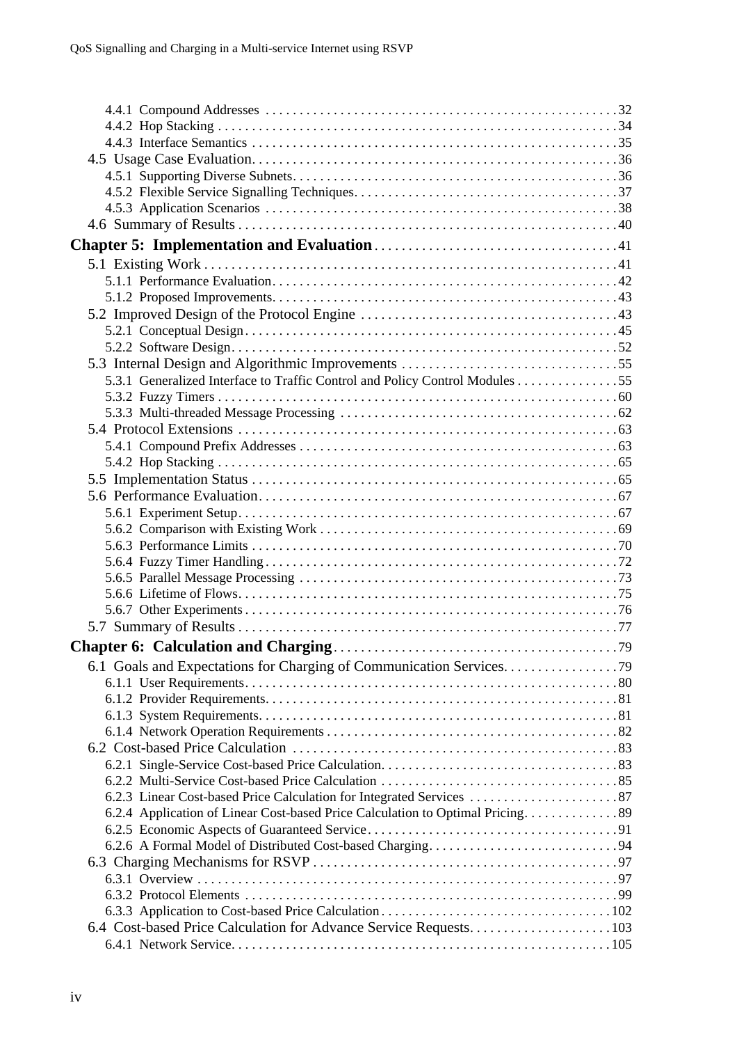- 4.4.1 Compound Addresses . . . . . 32
- 4.4.2 Hop Stacking . . . . . 34
- 4.4.3 Interface Semantics . . . . . 35
- 4.5 Usage Case Evaluation. . . . . 36
  - 4.5.1 Supporting Diverse Subnets. . . . . 36
  - 4.5.2 Flexible Service Signalling Techniques. . . . . 37
  - 4.5.3 Application Scenarios . . . . . 38
- 4.6 Summary of Results . . . . . 40

**Chapter 5: Implementation and Evaluation** . . . . . 41

- 5.1 Existing Work . . . . . 41
  - 5.1.1 Performance Evaluation. . . . . 42
  - 5.1.2 Proposed Improvements. . . . . 43
- 5.2 Improved Design of the Protocol Engine . . . . . 43
  - 5.2.1 Conceptual Design. . . . . 45
  - 5.2.2 Software Design. . . . . 52
- 5.3 Internal Design and Algorithmic Improvements . . . . . 55
  - 5.3.1 Generalized Interface to Traffic Control and Policy Control Modules . . . . . 55
  - 5.3.2 Fuzzy Timers . . . . . 60
  - 5.3.3 Multi-threaded Message Processing . . . . . 62
- 5.4 Protocol Extensions . . . . . 63
  - 5.4.1 Compound Prefix Addresses . . . . . 63
  - 5.4.2 Hop Stacking . . . . . 65
- 5.5 Implementation Status . . . . . 65
- 5.6 Performance Evaluation. . . . . 67
  - 5.6.1 Experiment Setup. . . . . 67
  - 5.6.2 Comparison with Existing Work . . . . . 69
  - 5.6.3 Performance Limits . . . . . 70
  - 5.6.4 Fuzzy Timer Handling . . . . . 72
  - 5.6.5 Parallel Message Processing . . . . . 73
  - 5.6.6 Lifetime of Flows. . . . . 75
  - 5.6.7 Other Experiments . . . . . 76
- 5.7 Summary of Results . . . . . 77

**Chapter 6: Calculation and Charging** . . . . . 79

- 6.1 Goals and Expectations for Charging of Communication Services. . . . . 79
  - 6.1.1 User Requirements. . . . . 80
  - 6.1.2 Provider Requirements. . . . . 81
  - 6.1.3 System Requirements. . . . . 81
  - 6.1.4 Network Operation Requirements . . . . . 82
- 6.2 Cost-based Price Calculation . . . . . 83
  - 6.2.1 Single-Service Cost-based Price Calculation. . . . . 83
  - 6.2.2 Multi-Service Cost-based Price Calculation . . . . . 85
  - 6.2.3 Linear Cost-based Price Calculation for Integrated Services . . . . . 87
  - 6.2.4 Application of Linear Cost-based Price Calculation to Optimal Pricing. . . . . 89
  - 6.2.5 Economic Aspects of Guaranteed Service . . . . . 91
  - 6.2.6 A Formal Model of Distributed Cost-based Charging. . . . . 94
- 6.3 Charging Mechanisms for RSVP . . . . . 97
  - 6.3.1 Overview . . . . . 97
  - 6.3.2 Protocol Elements . . . . . 99
  - 6.3.3 Application to Cost-based Price Calculation . . . . . 102
- 6.4 Cost-based Price Calculation for Advance Service Requests. . . . . 103
  - 6.4.1 Network Service. . . . . 105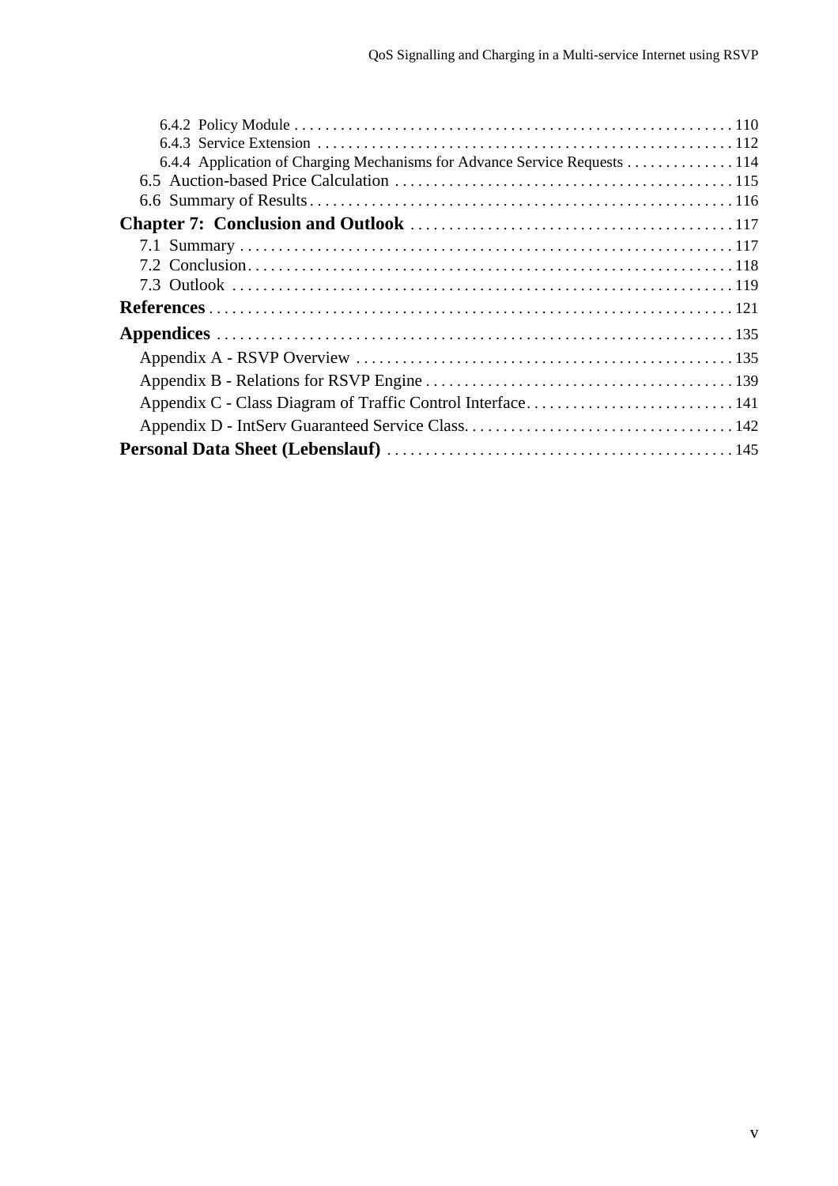- 6.4.2 Policy Module . . . . . . . . . . 110
- 6.4.3 Service Extension . . . . . . . . . . 112
- 6.4.4 Application of Charging Mechanisms for Advance Service Requests . . . . . . . . . . 114
- 6.5 Auction-based Price Calculation . . . . . . . . . . 115
- 6.6 Summary of Results . . . . . . . . . . 116

**Chapter 7: Conclusion and Outlook** . . . . . . . . . . 117

- 7.1 Summary . . . . . . . . . . 117
- 7.2 Conclusion . . . . . . . . . . 118
- 7.3 Outlook . . . . . . . . . . 119

**References** . . . . . . . . . . 121

**Appendices** . . . . . . . . . . 135

- Appendix A - RSVP Overview . . . . . . . . . . 135
- Appendix B - Relations for RSVP Engine . . . . . . . . . . 139
- Appendix C - Class Diagram of Traffic Control Interface . . . . . . . . . . 141
- Appendix D - IntServ Guaranteed Service Class . . . . . . . . . . 142

**Personal Data Sheet (Lebenslauf)** . . . . . . . . . . 145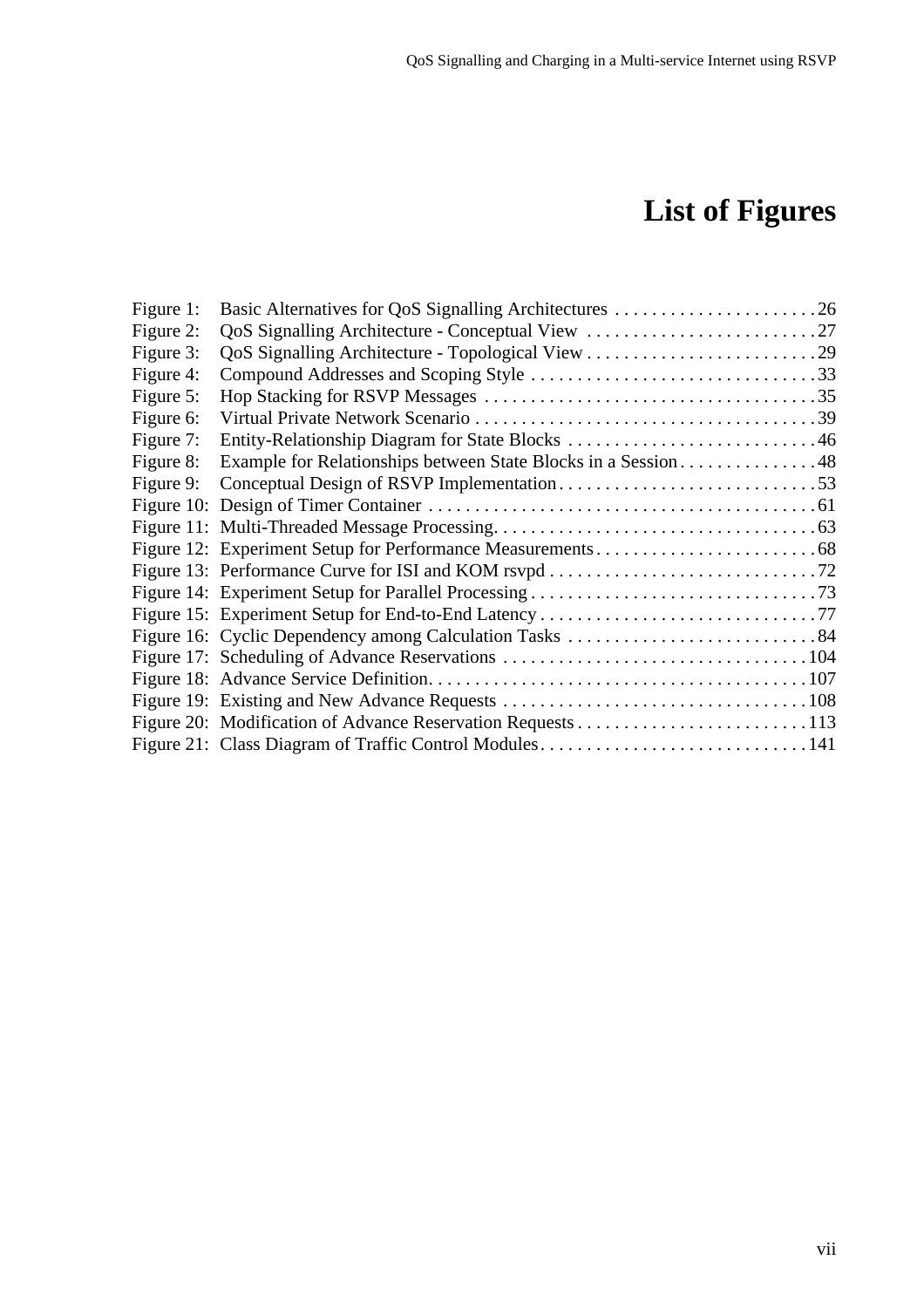# List of Figures

Figure 1: Basic Alternatives for QoS Signalling Architectures ....................... 26
Figure 2: QoS Signalling Architecture - Conceptual View .......................... 27
Figure 3: QoS Signalling Architecture - Topological View .......................... 29
Figure 4: Compound Addresses and Scoping Style ................................ 33
Figure 5: Hop Stacking for RSVP Messages ..................................... 35
Figure 6: Virtual Private Network Scenario ...................................... 39
Figure 7: Entity-Relationship Diagram for State Blocks ............................ 46
Figure 8: Example for Relationships between State Blocks in a Session ............... 48
Figure 9: Conceptual Design of RSVP Implementation ............................. 53
Figure 10: Design of Timer Container ........................................... 61
Figure 11: Multi-Threaded Message Processing.................................... 63
Figure 12: Experiment Setup for Performance Measurements ......................... 68
Figure 13: Performance Curve for ISI and KOM rsvpd .............................. 72
Figure 14: Experiment Setup for Parallel Processing ................................ 73
Figure 15: Experiment Setup for End-to-End Latency ............................... 77
Figure 16: Cyclic Dependency among Calculation Tasks ............................ 84
Figure 17: Scheduling of Advance Reservations .................................. 104
Figure 18: Advance Service Definition.......................................... 107
Figure 19: Existing and New Advance Requests .................................. 108
Figure 20: Modification of Advance Reservation Requests .......................... 113
Figure 21: Class Diagram of Traffic Control Modules.............................. 141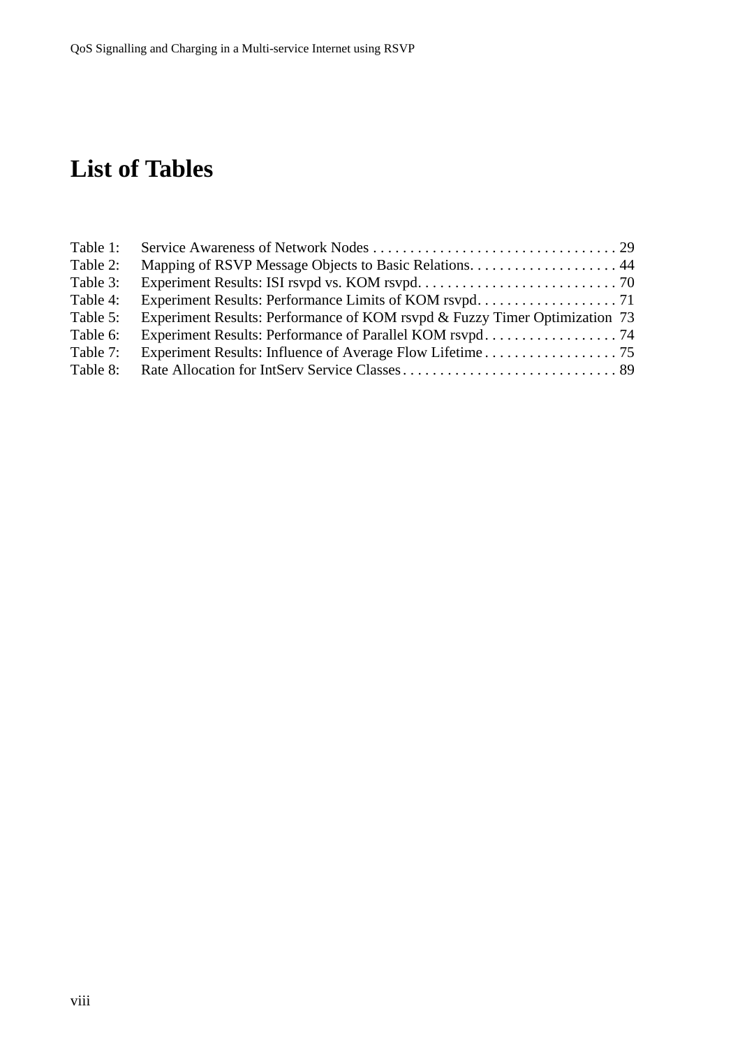# List of Tables

| | | |
|---|---|---|
| Table 1: | Service Awareness of Network Nodes | 29 |
| Table 2: | Mapping of RSVP Message Objects to Basic Relations | 44 |
| Table 3: | Experiment Results: ISI rsvpd vs. KOM rsvpd | 70 |
| Table 4: | Experiment Results: Performance Limits of KOM rsvpd | 71 |
| Table 5: | Experiment Results: Performance of KOM rsvpd & Fuzzy Timer Optimization | 73 |
| Table 6: | Experiment Results: Performance of Parallel KOM rsvpd | 74 |
| Table 7: | Experiment Results: Influence of Average Flow Lifetime | 75 |
| Table 8: | Rate Allocation for IntServ Service Classes | 89 |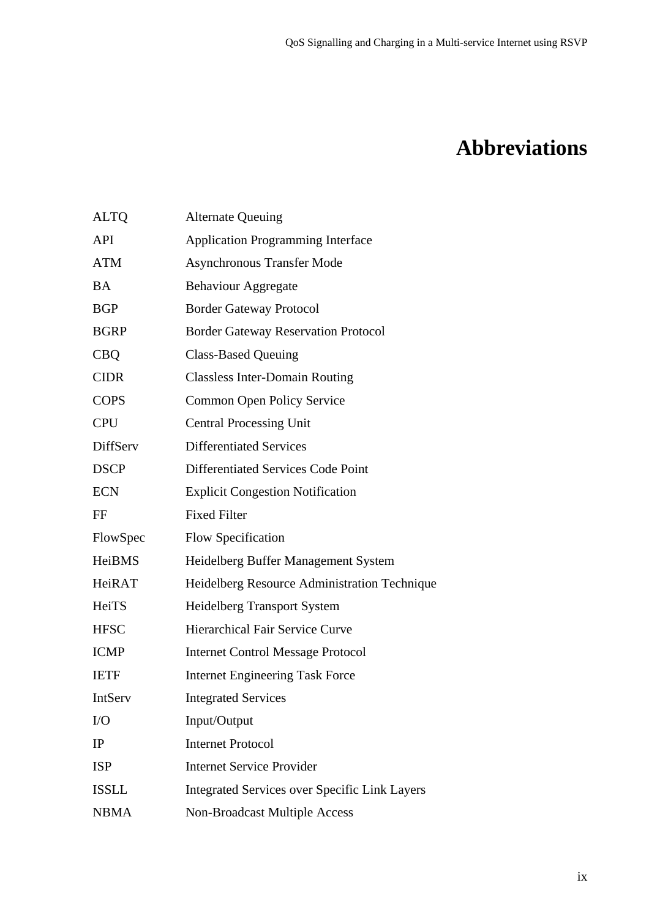# Abbreviations

| | |
|---|---|
| ALTQ | Alternate Queuing |
| API | Application Programming Interface |
| ATM | Asynchronous Transfer Mode |
| BA | Behaviour Aggregate |
| BGP | Border Gateway Protocol |
| BGRP | Border Gateway Reservation Protocol |
| CBQ | Class-Based Queuing |
| CIDR | Classless Inter-Domain Routing |
| COPS | Common Open Policy Service |
| CPU | Central Processing Unit |
| DiffServ | Differentiated Services |
| DSCP | Differentiated Services Code Point |
| ECN | Explicit Congestion Notification |
| FF | Fixed Filter |
| FlowSpec | Flow Specification |
| HeiBMS | Heidelberg Buffer Management System |
| HeiRAT | Heidelberg Resource Administration Technique |
| HeiTS | Heidelberg Transport System |
| HFSC | Hierarchical Fair Service Curve |
| ICMP | Internet Control Message Protocol |
| IETF | Internet Engineering Task Force |
| IntServ | Integrated Services |
| I/O | Input/Output |
| IP | Internet Protocol |
| ISP | Internet Service Provider |
| ISSLL | Integrated Services over Specific Link Layers |
| NBMA | Non-Broadcast Multiple Access |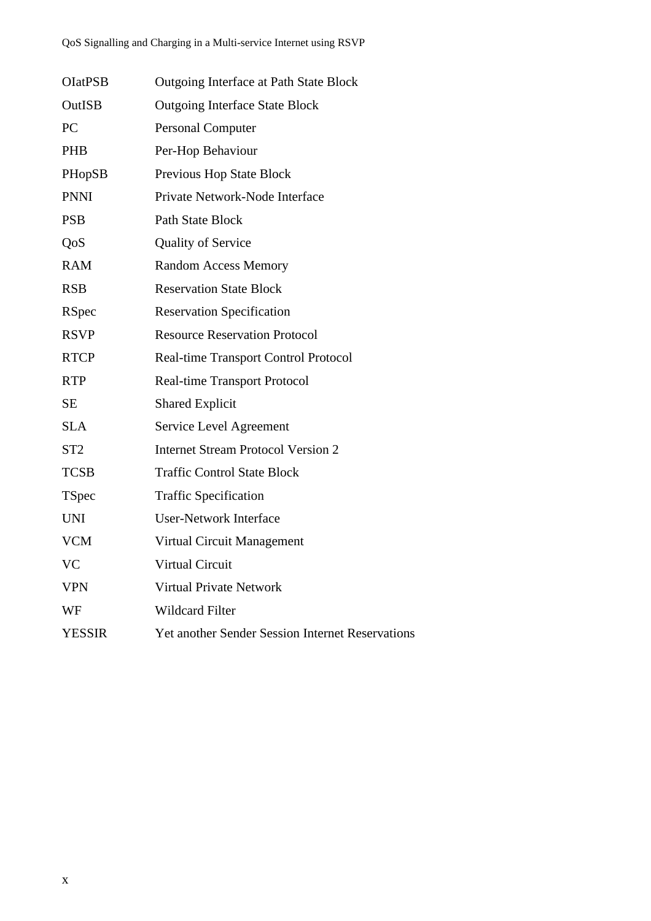| | |
|---|---|
| OIatPSB | Outgoing Interface at Path State Block |
| OutISB | Outgoing Interface State Block |
| PC | Personal Computer |
| PHB | Per-Hop Behaviour |
| PHopSB | Previous Hop State Block |
| PNNI | Private Network-Node Interface |
| PSB | Path State Block |
| QoS | Quality of Service |
| RAM | Random Access Memory |
| RSB | Reservation State Block |
| RSpec | Reservation Specification |
| RSVP | Resource Reservation Protocol |
| RTCP | Real-time Transport Control Protocol |
| RTP | Real-time Transport Protocol |
| SE | Shared Explicit |
| SLA | Service Level Agreement |
| ST2 | Internet Stream Protocol Version 2 |
| TCSB | Traffic Control State Block |
| TSpec | Traffic Specification |
| UNI | User-Network Interface |
| VCM | Virtual Circuit Management |
| VC | Virtual Circuit |
| VPN | Virtual Private Network |
| WF | Wildcard Filter |
| YESSIR | Yet another Sender Session Internet Reservations |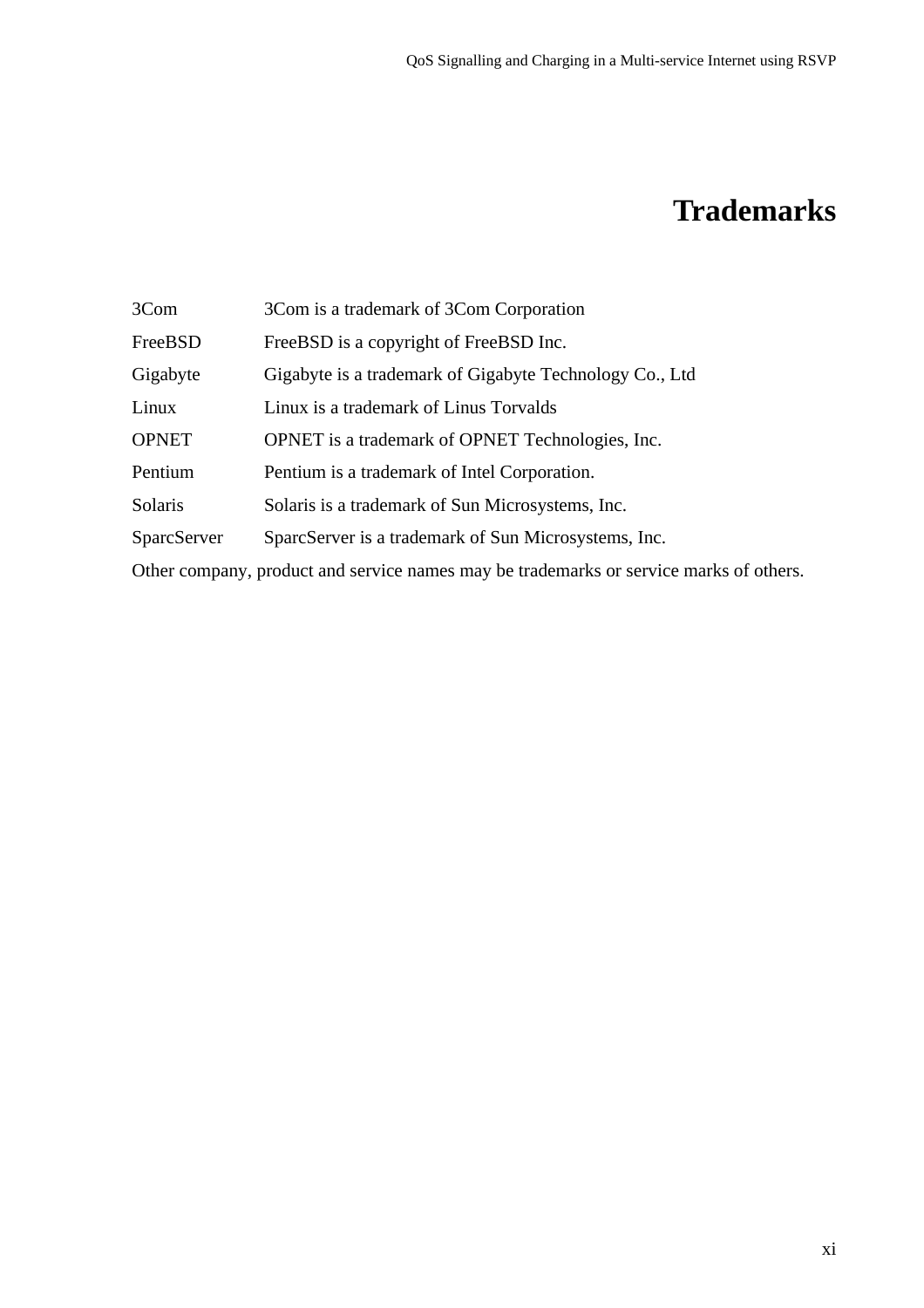# Trademarks

| | |
|---|---|
| 3Com | 3Com is a trademark of 3Com Corporation |
| FreeBSD | FreeBSD is a copyright of FreeBSD Inc. |
| Gigabyte | Gigabyte is a trademark of Gigabyte Technology Co., Ltd |
| Linux | Linux is a trademark of Linus Torvalds |
| OPNET | OPNET is a trademark of OPNET Technologies, Inc. |
| Pentium | Pentium is a trademark of Intel Corporation. |
| Solaris | Solaris is a trademark of Sun Microsystems, Inc. |
| SparcServer | SparcServer is a trademark of Sun Microsystems, Inc. |

Other company, product and service names may be trademarks or service marks of others.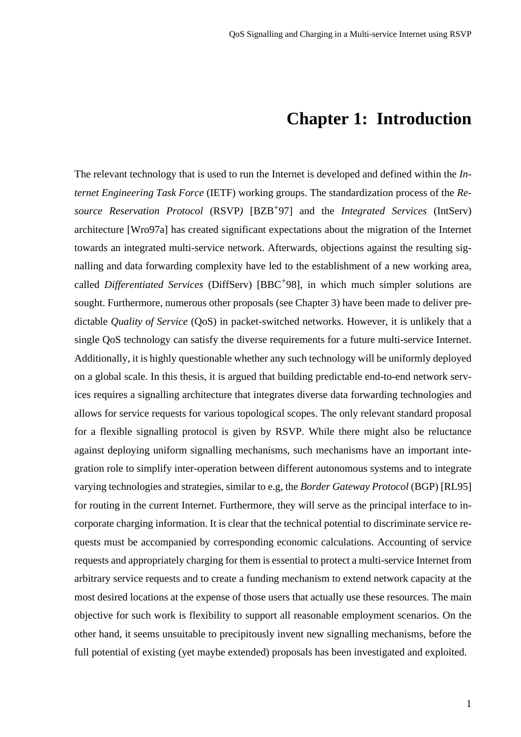# Chapter 1: Introduction

The relevant technology that is used to run the Internet is developed and defined within the *Internet Engineering Task Force* (IETF) working groups. The standardization process of the *Resource Reservation Protocol* (RSVP) [BZB+97] and the *Integrated Services* (IntServ) architecture [Wro97a] has created significant expectations about the migration of the Internet towards an integrated multi-service network. Afterwards, objections against the resulting signalling and data forwarding complexity have led to the establishment of a new working area, called *Differentiated Services* (DiffServ) [BBC+98], in which much simpler solutions are sought. Furthermore, numerous other proposals (see Chapter 3) have been made to deliver predictable *Quality of Service* (QoS) in packet-switched networks. However, it is unlikely that a single QoS technology can satisfy the diverse requirements for a future multi-service Internet. Additionally, it is highly questionable whether any such technology will be uniformly deployed on a global scale. In this thesis, it is argued that building predictable end-to-end network services requires a signalling architecture that integrates diverse data forwarding technologies and allows for service requests for various topological scopes. The only relevant standard proposal for a flexible signalling protocol is given by RSVP. While there might also be reluctance against deploying uniform signalling mechanisms, such mechanisms have an important integration role to simplify inter-operation between different autonomous systems and to integrate varying technologies and strategies, similar to e.g, the *Border Gateway Protocol* (BGP) [RL95] for routing in the current Internet. Furthermore, they will serve as the principal interface to incorporate charging information. It is clear that the technical potential to discriminate service requests must be accompanied by corresponding economic calculations. Accounting of service requests and appropriately charging for them is essential to protect a multi-service Internet from arbitrary service requests and to create a funding mechanism to extend network capacity at the most desired locations at the expense of those users that actually use these resources. The main objective for such work is flexibility to support all reasonable employment scenarios. On the other hand, it seems unsuitable to precipitously invent new signalling mechanisms, before the full potential of existing (yet maybe extended) proposals has been investigated and exploited.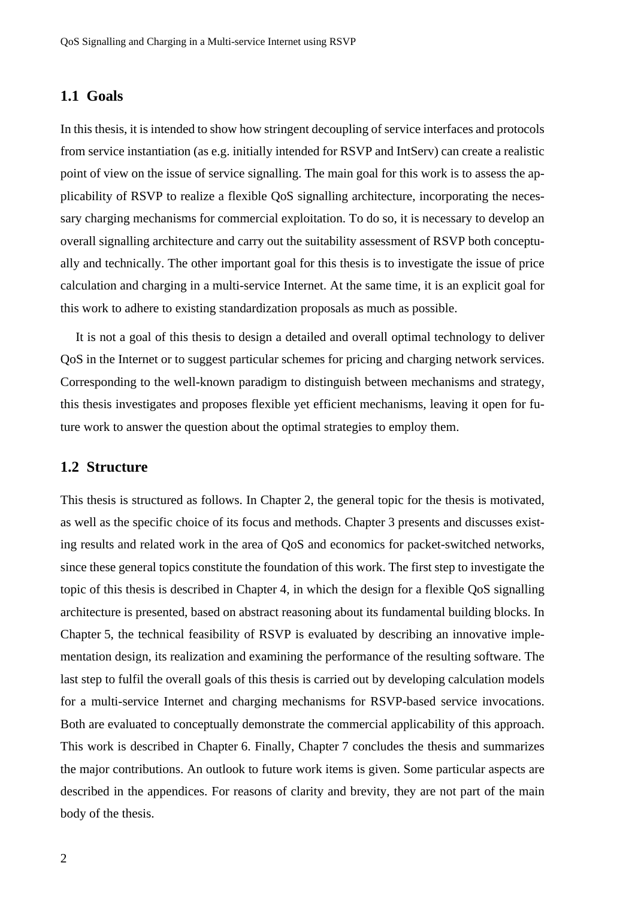## 1.1 Goals

In this thesis, it is intended to show how stringent decoupling of service interfaces and protocols from service instantiation (as e.g. initially intended for RSVP and IntServ) can create a realistic point of view on the issue of service signalling. The main goal for this work is to assess the applicability of RSVP to realize a flexible QoS signalling architecture, incorporating the necessary charging mechanisms for commercial exploitation. To do so, it is necessary to develop an overall signalling architecture and carry out the suitability assessment of RSVP both conceptually and technically. The other important goal for this thesis is to investigate the issue of price calculation and charging in a multi-service Internet. At the same time, it is an explicit goal for this work to adhere to existing standardization proposals as much as possible.

It is not a goal of this thesis to design a detailed and overall optimal technology to deliver QoS in the Internet or to suggest particular schemes for pricing and charging network services. Corresponding to the well-known paradigm to distinguish between mechanisms and strategy, this thesis investigates and proposes flexible yet efficient mechanisms, leaving it open for future work to answer the question about the optimal strategies to employ them.

## 1.2 Structure

This thesis is structured as follows. In Chapter 2, the general topic for the thesis is motivated, as well as the specific choice of its focus and methods. Chapter 3 presents and discusses existing results and related work in the area of QoS and economics for packet-switched networks, since these general topics constitute the foundation of this work. The first step to investigate the topic of this thesis is described in Chapter 4, in which the design for a flexible QoS signalling architecture is presented, based on abstract reasoning about its fundamental building blocks. In Chapter 5, the technical feasibility of RSVP is evaluated by describing an innovative implementation design, its realization and examining the performance of the resulting software. The last step to fulfil the overall goals of this thesis is carried out by developing calculation models for a multi-service Internet and charging mechanisms for RSVP-based service invocations. Both are evaluated to conceptually demonstrate the commercial applicability of this approach. This work is described in Chapter 6. Finally, Chapter 7 concludes the thesis and summarizes the major contributions. An outlook to future work items is given. Some particular aspects are described in the appendices. For reasons of clarity and brevity, they are not part of the main body of the thesis.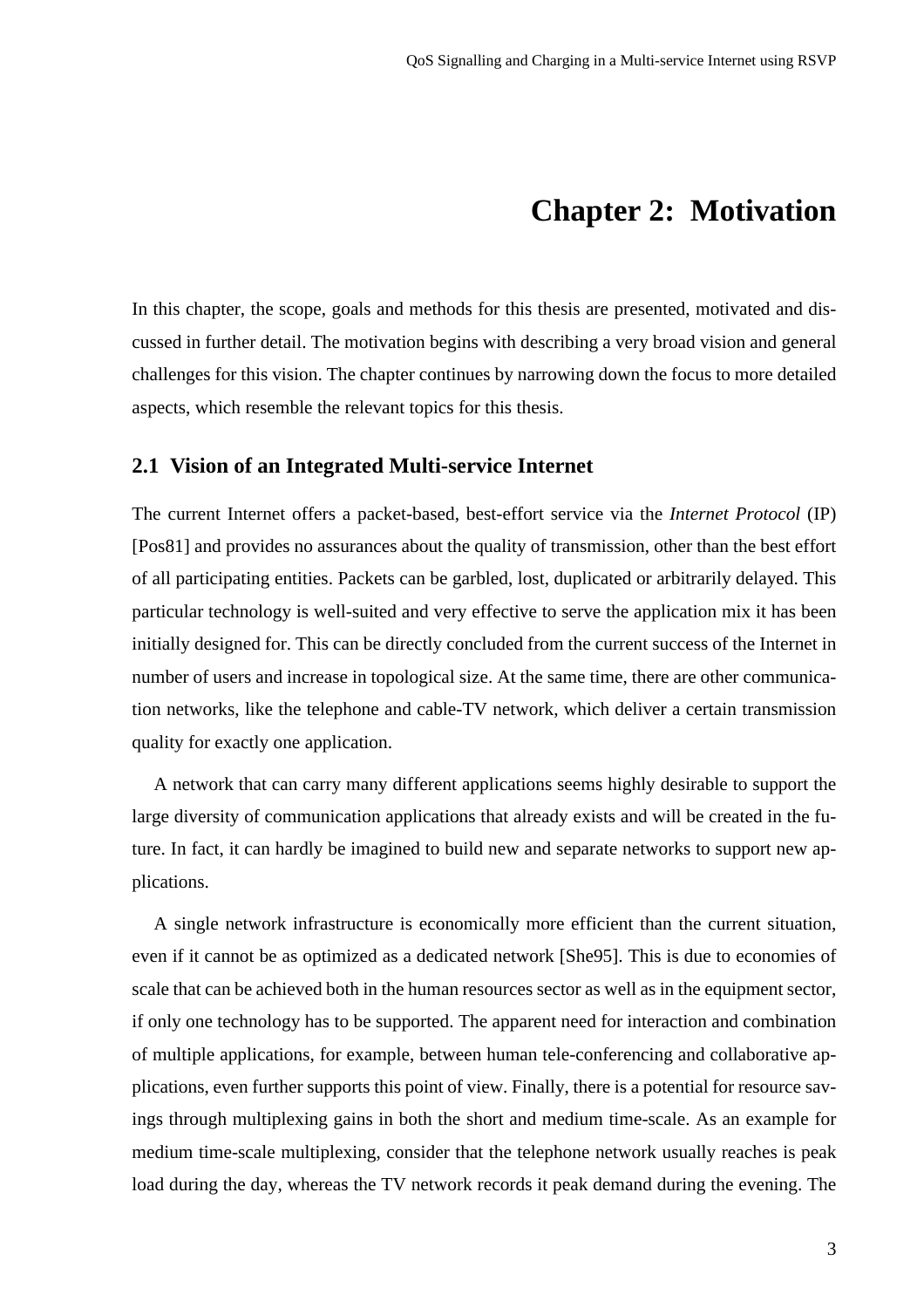# Chapter 2: Motivation

In this chapter, the scope, goals and methods for this thesis are presented, motivated and discussed in further detail. The motivation begins with describing a very broad vision and general challenges for this vision. The chapter continues by narrowing down the focus to more detailed aspects, which resemble the relevant topics for this thesis.

## 2.1 Vision of an Integrated Multi-service Internet

The current Internet offers a packet-based, best-effort service via the *Internet Protocol* (IP) [Pos81] and provides no assurances about the quality of transmission, other than the best effort of all participating entities. Packets can be garbled, lost, duplicated or arbitrarily delayed. This particular technology is well-suited and very effective to serve the application mix it has been initially designed for. This can be directly concluded from the current success of the Internet in number of users and increase in topological size. At the same time, there are other communication networks, like the telephone and cable-TV network, which deliver a certain transmission quality for exactly one application.

A network that can carry many different applications seems highly desirable to support the large diversity of communication applications that already exists and will be created in the future. In fact, it can hardly be imagined to build new and separate networks to support new applications.

A single network infrastructure is economically more efficient than the current situation, even if it cannot be as optimized as a dedicated network [She95]. This is due to economies of scale that can be achieved both in the human resources sector as well as in the equipment sector, if only one technology has to be supported. The apparent need for interaction and combination of multiple applications, for example, between human tele-conferencing and collaborative applications, even further supports this point of view. Finally, there is a potential for resource savings through multiplexing gains in both the short and medium time-scale. As an example for medium time-scale multiplexing, consider that the telephone network usually reaches is peak load during the day, whereas the TV network records it peak demand during the evening. The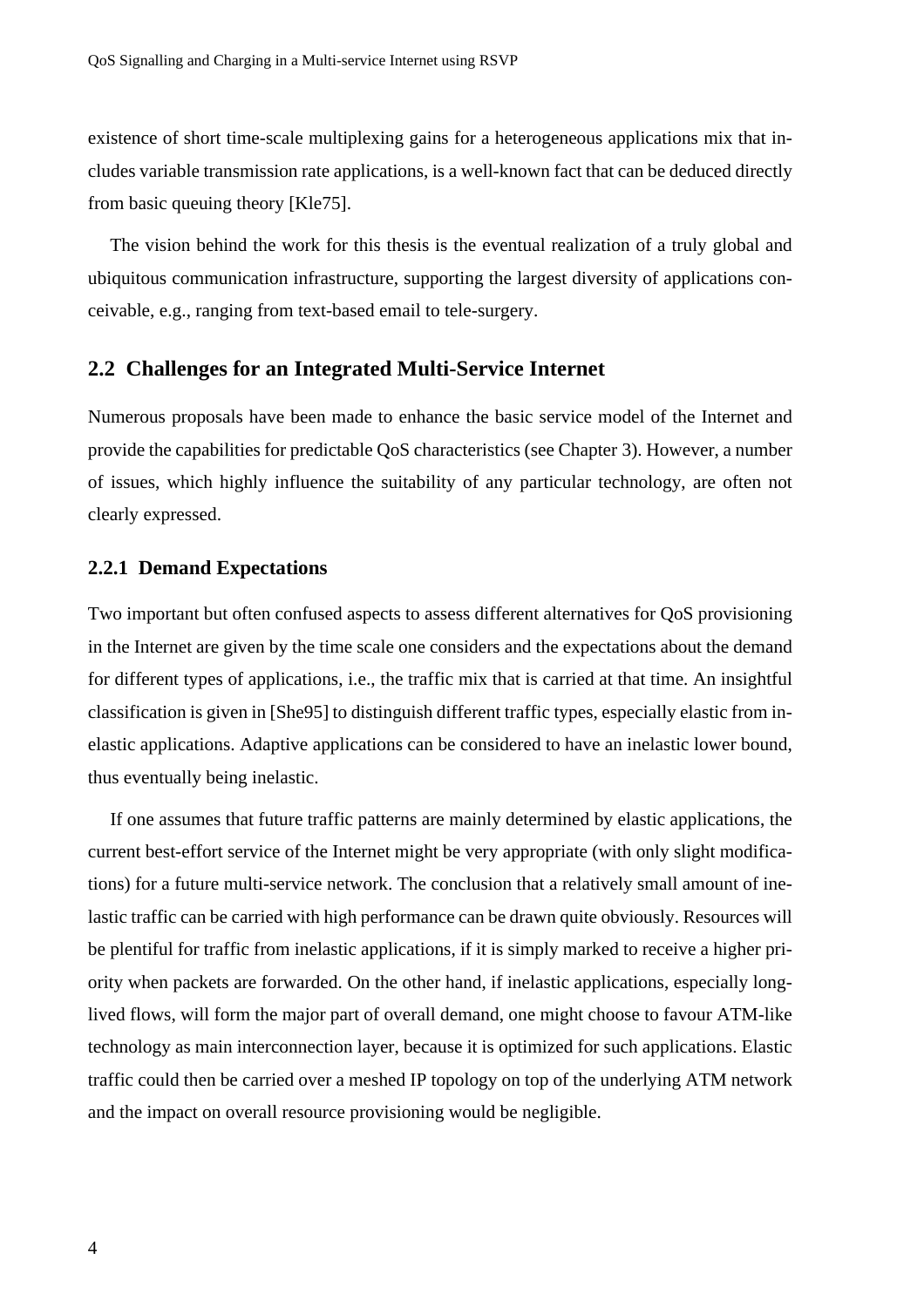existence of short time-scale multiplexing gains for a heterogeneous applications mix that includes variable transmission rate applications, is a well-known fact that can be deduced directly from basic queuing theory [Kle75].

The vision behind the work for this thesis is the eventual realization of a truly global and ubiquitous communication infrastructure, supporting the largest diversity of applications conceivable, e.g., ranging from text-based email to tele-surgery.

## 2.2 Challenges for an Integrated Multi-Service Internet

Numerous proposals have been made to enhance the basic service model of the Internet and provide the capabilities for predictable QoS characteristics (see Chapter 3). However, a number of issues, which highly influence the suitability of any particular technology, are often not clearly expressed.

### 2.2.1 Demand Expectations

Two important but often confused aspects to assess different alternatives for QoS provisioning in the Internet are given by the time scale one considers and the expectations about the demand for different types of applications, i.e., the traffic mix that is carried at that time. An insightful classification is given in [She95] to distinguish different traffic types, especially elastic from inelastic applications. Adaptive applications can be considered to have an inelastic lower bound, thus eventually being inelastic.

If one assumes that future traffic patterns are mainly determined by elastic applications, the current best-effort service of the Internet might be very appropriate (with only slight modifications) for a future multi-service network. The conclusion that a relatively small amount of inelastic traffic can be carried with high performance can be drawn quite obviously. Resources will be plentiful for traffic from inelastic applications, if it is simply marked to receive a higher priority when packets are forwarded. On the other hand, if inelastic applications, especially long-lived flows, will form the major part of overall demand, one might choose to favour ATM-like technology as main interconnection layer, because it is optimized for such applications. Elastic traffic could then be carried over a meshed IP topology on top of the underlying ATM network and the impact on overall resource provisioning would be negligible.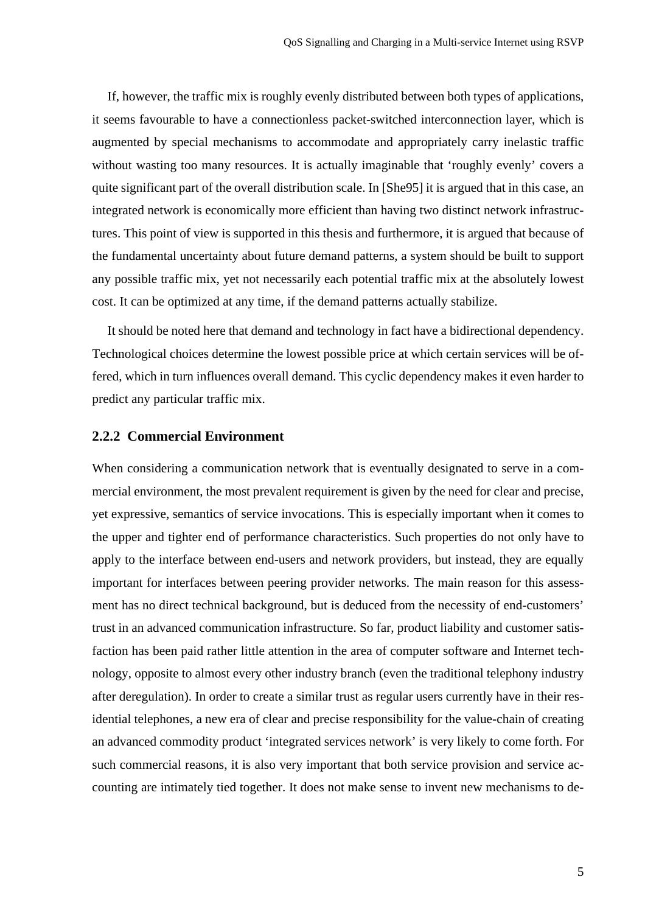If, however, the traffic mix is roughly evenly distributed between both types of applications, it seems favourable to have a connectionless packet-switched interconnection layer, which is augmented by special mechanisms to accommodate and appropriately carry inelastic traffic without wasting too many resources. It is actually imaginable that 'roughly evenly' covers a quite significant part of the overall distribution scale. In [She95] it is argued that in this case, an integrated network is economically more efficient than having two distinct network infrastructures. This point of view is supported in this thesis and furthermore, it is argued that because of the fundamental uncertainty about future demand patterns, a system should be built to support any possible traffic mix, yet not necessarily each potential traffic mix at the absolutely lowest cost. It can be optimized at any time, if the demand patterns actually stabilize.

It should be noted here that demand and technology in fact have a bidirectional dependency. Technological choices determine the lowest possible price at which certain services will be offered, which in turn influences overall demand. This cyclic dependency makes it even harder to predict any particular traffic mix.

### 2.2.2 Commercial Environment

When considering a communication network that is eventually designated to serve in a commercial environment, the most prevalent requirement is given by the need for clear and precise, yet expressive, semantics of service invocations. This is especially important when it comes to the upper and tighter end of performance characteristics. Such properties do not only have to apply to the interface between end-users and network providers, but instead, they are equally important for interfaces between peering provider networks. The main reason for this assessment has no direct technical background, but is deduced from the necessity of end-customers' trust in an advanced communication infrastructure. So far, product liability and customer satisfaction has been paid rather little attention in the area of computer software and Internet technology, opposite to almost every other industry branch (even the traditional telephony industry after deregulation). In order to create a similar trust as regular users currently have in their residential telephones, a new era of clear and precise responsibility for the value-chain of creating an advanced commodity product 'integrated services network' is very likely to come forth. For such commercial reasons, it is also very important that both service provision and service accounting are intimately tied together. It does not make sense to invent new mechanisms to de-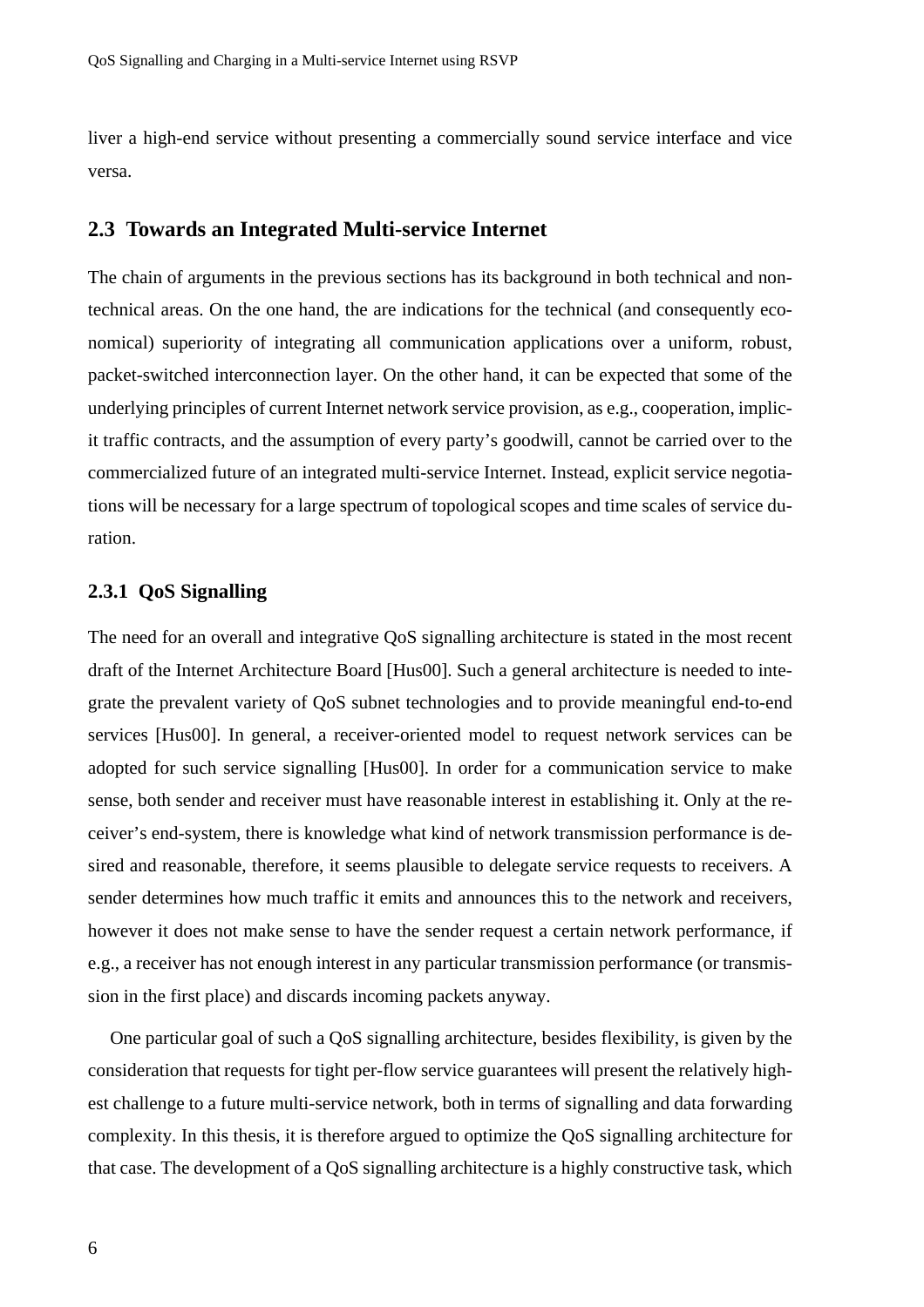liver a high-end service without presenting a commercially sound service interface and vice versa.

## 2.3 Towards an Integrated Multi-service Internet

The chain of arguments in the previous sections has its background in both technical and non-technical areas. On the one hand, the are indications for the technical (and consequently economical) superiority of integrating all communication applications over a uniform, robust, packet-switched interconnection layer. On the other hand, it can be expected that some of the underlying principles of current Internet network service provision, as e.g., cooperation, implicit traffic contracts, and the assumption of every party's goodwill, cannot be carried over to the commercialized future of an integrated multi-service Internet. Instead, explicit service negotiations will be necessary for a large spectrum of topological scopes and time scales of service duration.

### 2.3.1 QoS Signalling

The need for an overall and integrative QoS signalling architecture is stated in the most recent draft of the Internet Architecture Board [Hus00]. Such a general architecture is needed to integrate the prevalent variety of QoS subnet technologies and to provide meaningful end-to-end services [Hus00]. In general, a receiver-oriented model to request network services can be adopted for such service signalling [Hus00]. In order for a communication service to make sense, both sender and receiver must have reasonable interest in establishing it. Only at the receiver's end-system, there is knowledge what kind of network transmission performance is desired and reasonable, therefore, it seems plausible to delegate service requests to receivers. A sender determines how much traffic it emits and announces this to the network and receivers, however it does not make sense to have the sender request a certain network performance, if e.g., a receiver has not enough interest in any particular transmission performance (or transmission in the first place) and discards incoming packets anyway.

One particular goal of such a QoS signalling architecture, besides flexibility, is given by the consideration that requests for tight per-flow service guarantees will present the relatively highest challenge to a future multi-service network, both in terms of signalling and data forwarding complexity. In this thesis, it is therefore argued to optimize the QoS signalling architecture for that case. The development of a QoS signalling architecture is a highly constructive task, which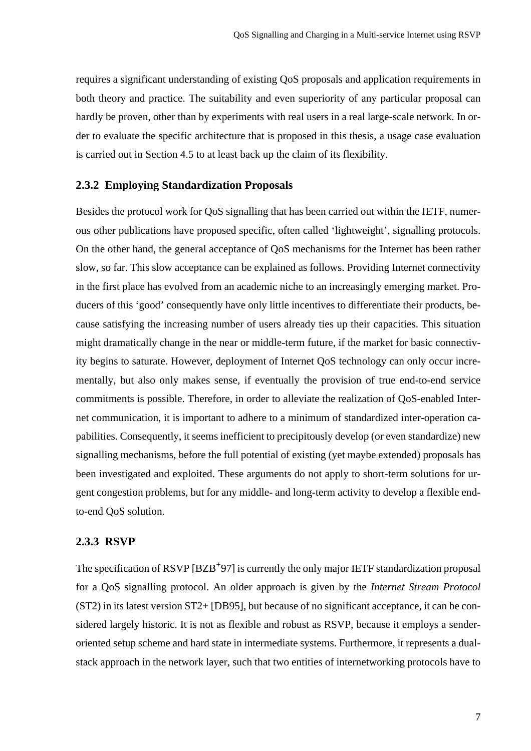requires a significant understanding of existing QoS proposals and application requirements in both theory and practice. The suitability and even superiority of any particular proposal can hardly be proven, other than by experiments with real users in a real large-scale network. In order to evaluate the specific architecture that is proposed in this thesis, a usage case evaluation is carried out in Section 4.5 to at least back up the claim of its flexibility.

### 2.3.2 Employing Standardization Proposals

Besides the protocol work for QoS signalling that has been carried out within the IETF, numerous other publications have proposed specific, often called 'lightweight', signalling protocols. On the other hand, the general acceptance of QoS mechanisms for the Internet has been rather slow, so far. This slow acceptance can be explained as follows. Providing Internet connectivity in the first place has evolved from an academic niche to an increasingly emerging market. Producers of this 'good' consequently have only little incentives to differentiate their products, because satisfying the increasing number of users already ties up their capacities. This situation might dramatically change in the near or middle-term future, if the market for basic connectivity begins to saturate. However, deployment of Internet QoS technology can only occur incrementally, but also only makes sense, if eventually the provision of true end-to-end service commitments is possible. Therefore, in order to alleviate the realization of QoS-enabled Internet communication, it is important to adhere to a minimum of standardized inter-operation capabilities. Consequently, it seems inefficient to precipitously develop (or even standardize) new signalling mechanisms, before the full potential of existing (yet maybe extended) proposals has been investigated and exploited. These arguments do not apply to short-term solutions for urgent congestion problems, but for any middle- and long-term activity to develop a flexible end-to-end QoS solution.

### 2.3.3 RSVP

The specification of RSVP [BZB+97] is currently the only major IETF standardization proposal for a QoS signalling protocol. An older approach is given by the *Internet Stream Protocol* (ST2) in its latest version ST2+ [DB95], but because of no significant acceptance, it can be considered largely historic. It is not as flexible and robust as RSVP, because it employs a sender-oriented setup scheme and hard state in intermediate systems. Furthermore, it represents a dual-stack approach in the network layer, such that two entities of internetworking protocols have to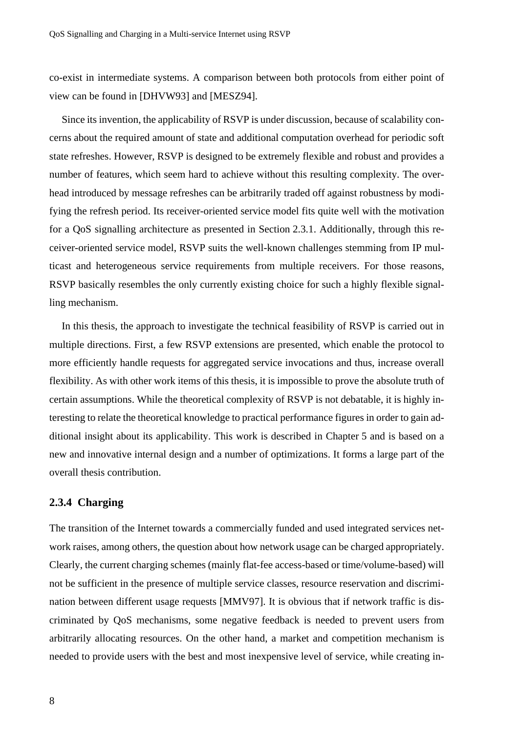co-exist in intermediate systems. A comparison between both protocols from either point of view can be found in [DHVW93] and [MESZ94].

Since its invention, the applicability of RSVP is under discussion, because of scalability concerns about the required amount of state and additional computation overhead for periodic soft state refreshes. However, RSVP is designed to be extremely flexible and robust and provides a number of features, which seem hard to achieve without this resulting complexity. The overhead introduced by message refreshes can be arbitrarily traded off against robustness by modifying the refresh period. Its receiver-oriented service model fits quite well with the motivation for a QoS signalling architecture as presented in Section 2.3.1. Additionally, through this receiver-oriented service model, RSVP suits the well-known challenges stemming from IP multicast and heterogeneous service requirements from multiple receivers. For those reasons, RSVP basically resembles the only currently existing choice for such a highly flexible signalling mechanism.

In this thesis, the approach to investigate the technical feasibility of RSVP is carried out in multiple directions. First, a few RSVP extensions are presented, which enable the protocol to more efficiently handle requests for aggregated service invocations and thus, increase overall flexibility. As with other work items of this thesis, it is impossible to prove the absolute truth of certain assumptions. While the theoretical complexity of RSVP is not debatable, it is highly interesting to relate the theoretical knowledge to practical performance figures in order to gain additional insight about its applicability. This work is described in Chapter 5 and is based on a new and innovative internal design and a number of optimizations. It forms a large part of the overall thesis contribution.

### 2.3.4 Charging

The transition of the Internet towards a commercially funded and used integrated services network raises, among others, the question about how network usage can be charged appropriately. Clearly, the current charging schemes (mainly flat-fee access-based or time/volume-based) will not be sufficient in the presence of multiple service classes, resource reservation and discrimination between different usage requests [MMV97]. It is obvious that if network traffic is discriminated by QoS mechanisms, some negative feedback is needed to prevent users from arbitrarily allocating resources. On the other hand, a market and competition mechanism is needed to provide users with the best and most inexpensive level of service, while creating in-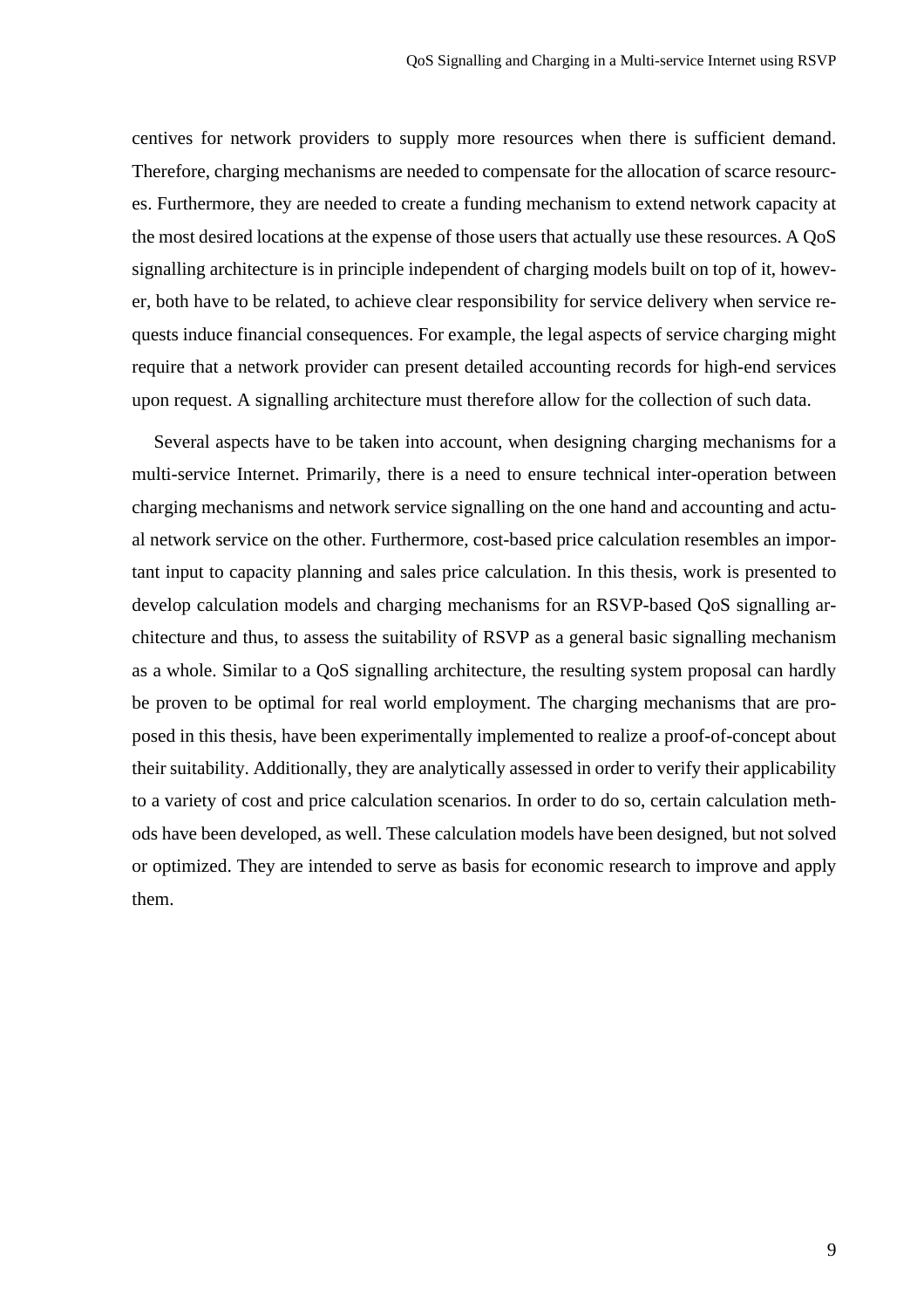centives for network providers to supply more resources when there is sufficient demand. Therefore, charging mechanisms are needed to compensate for the allocation of scarce resources. Furthermore, they are needed to create a funding mechanism to extend network capacity at the most desired locations at the expense of those users that actually use these resources. A QoS signalling architecture is in principle independent of charging models built on top of it, however, both have to be related, to achieve clear responsibility for service delivery when service requests induce financial consequences. For example, the legal aspects of service charging might require that a network provider can present detailed accounting records for high-end services upon request. A signalling architecture must therefore allow for the collection of such data.

Several aspects have to be taken into account, when designing charging mechanisms for a multi-service Internet. Primarily, there is a need to ensure technical inter-operation between charging mechanisms and network service signalling on the one hand and accounting and actual network service on the other. Furthermore, cost-based price calculation resembles an important input to capacity planning and sales price calculation. In this thesis, work is presented to develop calculation models and charging mechanisms for an RSVP-based QoS signalling architecture and thus, to assess the suitability of RSVP as a general basic signalling mechanism as a whole. Similar to a QoS signalling architecture, the resulting system proposal can hardly be proven to be optimal for real world employment. The charging mechanisms that are proposed in this thesis, have been experimentally implemented to realize a proof-of-concept about their suitability. Additionally, they are analytically assessed in order to verify their applicability to a variety of cost and price calculation scenarios. In order to do so, certain calculation methods have been developed, as well. These calculation models have been designed, but not solved or optimized. They are intended to serve as basis for economic research to improve and apply them.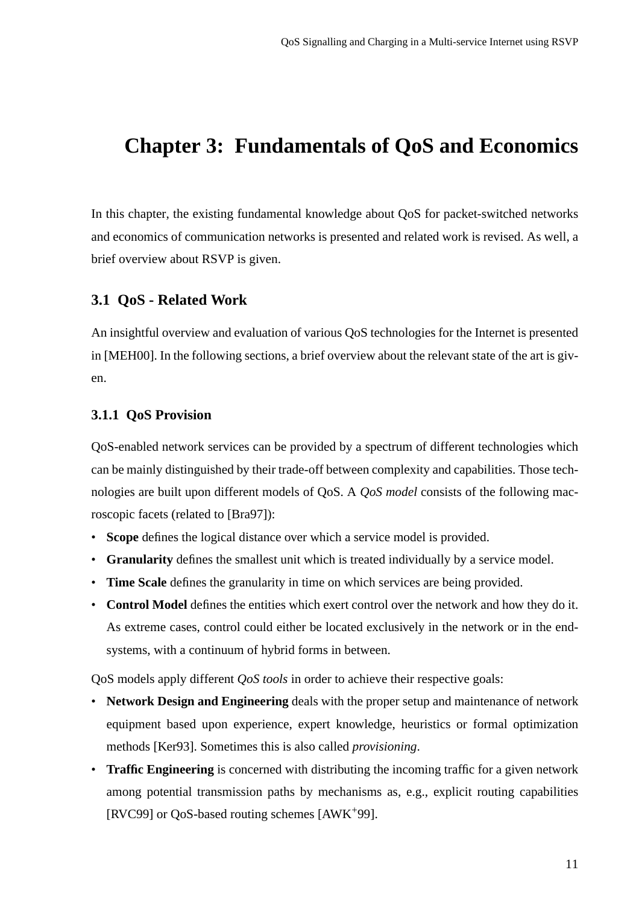# Chapter 3: Fundamentals of QoS and Economics

In this chapter, the existing fundamental knowledge about QoS for packet-switched networks and economics of communication networks is presented and related work is revised. As well, a brief overview about RSVP is given.

## 3.1 QoS - Related Work

An insightful overview and evaluation of various QoS technologies for the Internet is presented in [MEH00]. In the following sections, a brief overview about the relevant state of the art is given.

### 3.1.1 QoS Provision

QoS-enabled network services can be provided by a spectrum of different technologies which can be mainly distinguished by their trade-off between complexity and capabilities. Those technologies are built upon different models of QoS. A *QoS model* consists of the following macroscopic facets (related to [Bra97]):

- **Scope** defines the logical distance over which a service model is provided.
- **Granularity** defines the smallest unit which is treated individually by a service model.
- **Time Scale** defines the granularity in time on which services are being provided.
- **Control Model** defines the entities which exert control over the network and how they do it. As extreme cases, control could either be located exclusively in the network or in the end-systems, with a continuum of hybrid forms in between.

QoS models apply different *QoS tools* in order to achieve their respective goals:

- **Network Design and Engineering** deals with the proper setup and maintenance of network equipment based upon experience, expert knowledge, heuristics or formal optimization methods [Ker93]. Sometimes this is also called *provisioning*.
- **Traffic Engineering** is concerned with distributing the incoming traffic for a given network among potential transmission paths by mechanisms as, e.g., explicit routing capabilities [RVC99] or QoS-based routing schemes [AWK+99].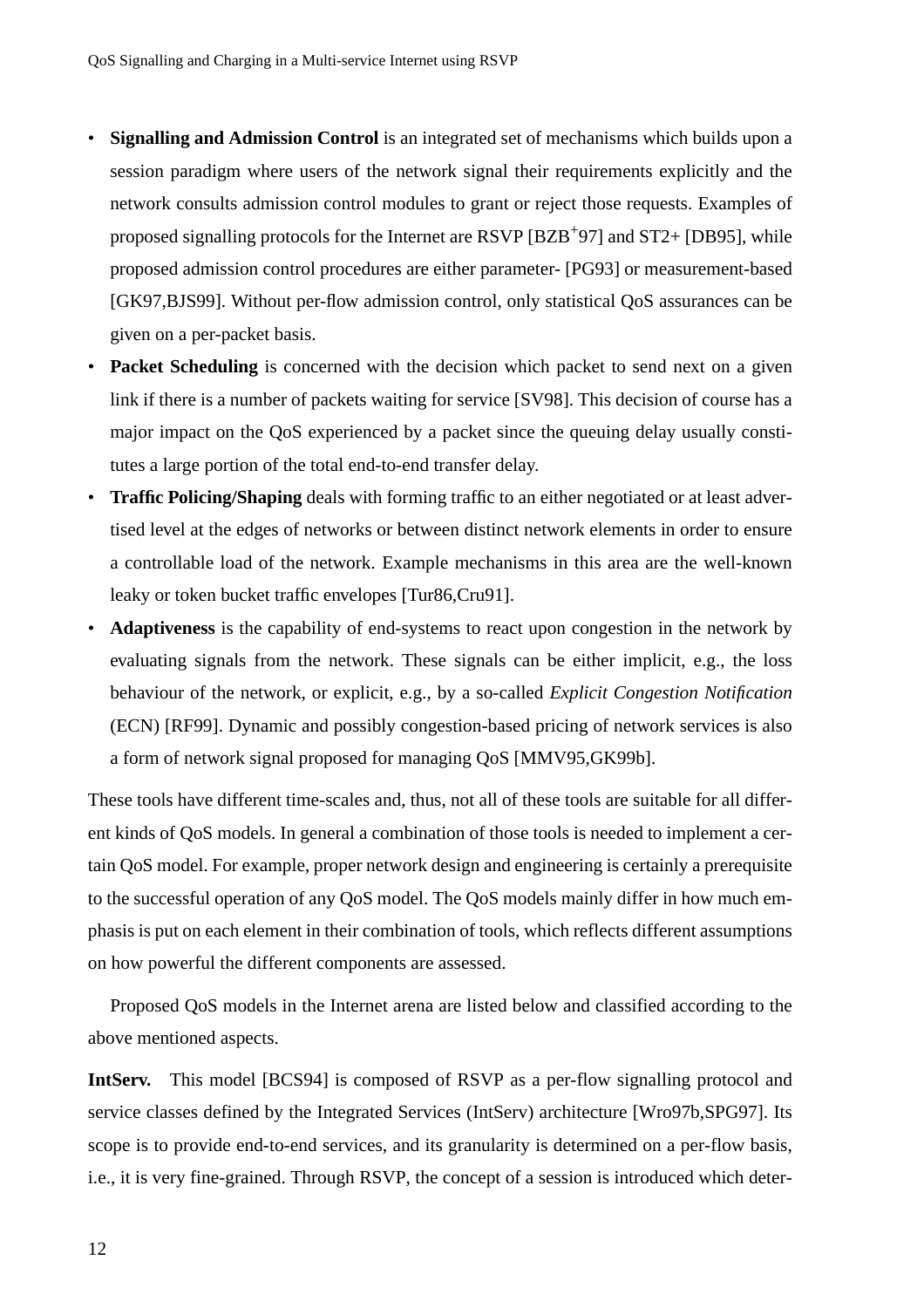- **Signalling and Admission Control** is an integrated set of mechanisms which builds upon a session paradigm where users of the network signal their requirements explicitly and the network consults admission control modules to grant or reject those requests. Examples of proposed signalling protocols for the Internet are RSVP [BZB+97] and ST2+ [DB95], while proposed admission control procedures are either parameter- [PG93] or measurement-based [GK97,BJS99]. Without per-flow admission control, only statistical QoS assurances can be given on a per-packet basis.
- **Packet Scheduling** is concerned with the decision which packet to send next on a given link if there is a number of packets waiting for service [SV98]. This decision of course has a major impact on the QoS experienced by a packet since the queuing delay usually constitutes a large portion of the total end-to-end transfer delay.
- **Traffic Policing/Shaping** deals with forming traffic to an either negotiated or at least advertised level at the edges of networks or between distinct network elements in order to ensure a controllable load of the network. Example mechanisms in this area are the well-known leaky or token bucket traffic envelopes [Tur86,Cru91].
- **Adaptiveness** is the capability of end-systems to react upon congestion in the network by evaluating signals from the network. These signals can be either implicit, e.g., the loss behaviour of the network, or explicit, e.g., by a so-called *Explicit Congestion Notification* (ECN) [RF99]. Dynamic and possibly congestion-based pricing of network services is also a form of network signal proposed for managing QoS [MMV95,GK99b].

These tools have different time-scales and, thus, not all of these tools are suitable for all different kinds of QoS models. In general a combination of those tools is needed to implement a certain QoS model. For example, proper network design and engineering is certainly a prerequisite to the successful operation of any QoS model. The QoS models mainly differ in how much emphasis is put on each element in their combination of tools, which reflects different assumptions on how powerful the different components are assessed.

Proposed QoS models in the Internet arena are listed below and classified according to the above mentioned aspects.

**IntServ.** This model [BCS94] is composed of RSVP as a per-flow signalling protocol and service classes defined by the Integrated Services (IntServ) architecture [Wro97b,SPG97]. Its scope is to provide end-to-end services, and its granularity is determined on a per-flow basis, i.e., it is very fine-grained. Through RSVP, the concept of a session is introduced which deter-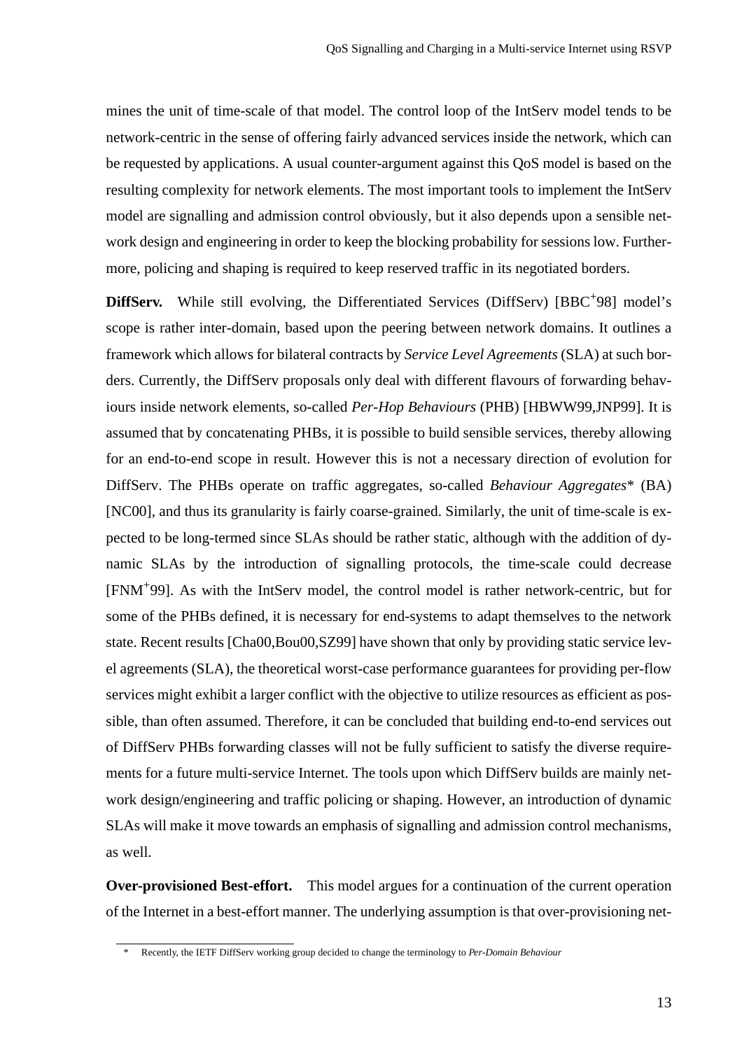mines the unit of time-scale of that model. The control loop of the IntServ model tends to be network-centric in the sense of offering fairly advanced services inside the network, which can be requested by applications. A usual counter-argument against this QoS model is based on the resulting complexity for network elements. The most important tools to implement the IntServ model are signalling and admission control obviously, but it also depends upon a sensible network design and engineering in order to keep the blocking probability for sessions low. Furthermore, policing and shaping is required to keep reserved traffic in its negotiated borders.

**DiffServ.** While still evolving, the Differentiated Services (DiffServ) [BBC+98] model's scope is rather inter-domain, based upon the peering between network domains. It outlines a framework which allows for bilateral contracts by *Service Level Agreements* (SLA) at such borders. Currently, the DiffServ proposals only deal with different flavours of forwarding behaviours inside network elements, so-called *Per-Hop Behaviours* (PHB) [HBWW99,JNP99]. It is assumed that by concatenating PHBs, it is possible to build sensible services, thereby allowing for an end-to-end scope in result. However this is not a necessary direction of evolution for DiffServ. The PHBs operate on traffic aggregates, so-called *Behaviour Aggregates*\* (BA) [NC00], and thus its granularity is fairly coarse-grained. Similarly, the unit of time-scale is expected to be long-termed since SLAs should be rather static, although with the addition of dynamic SLAs by the introduction of signalling protocols, the time-scale could decrease [FNM+99]. As with the IntServ model, the control model is rather network-centric, but for some of the PHBs defined, it is necessary for end-systems to adapt themselves to the network state. Recent results [Cha00,Bou00,SZ99] have shown that only by providing static service level agreements (SLA), the theoretical worst-case performance guarantees for providing per-flow services might exhibit a larger conflict with the objective to utilize resources as efficient as possible, than often assumed. Therefore, it can be concluded that building end-to-end services out of DiffServ PHBs forwarding classes will not be fully sufficient to satisfy the diverse requirements for a future multi-service Internet. The tools upon which DiffServ builds are mainly network design/engineering and traffic policing or shaping. However, an introduction of dynamic SLAs will make it move towards an emphasis of signalling and admission control mechanisms, as well.

**Over-provisioned Best-effort.** This model argues for a continuation of the current operation of the Internet in a best-effort manner. The underlying assumption is that over-provisioning net-

\* Recently, the IETF DiffServ working group decided to change the terminology to *Per-Domain Behaviour*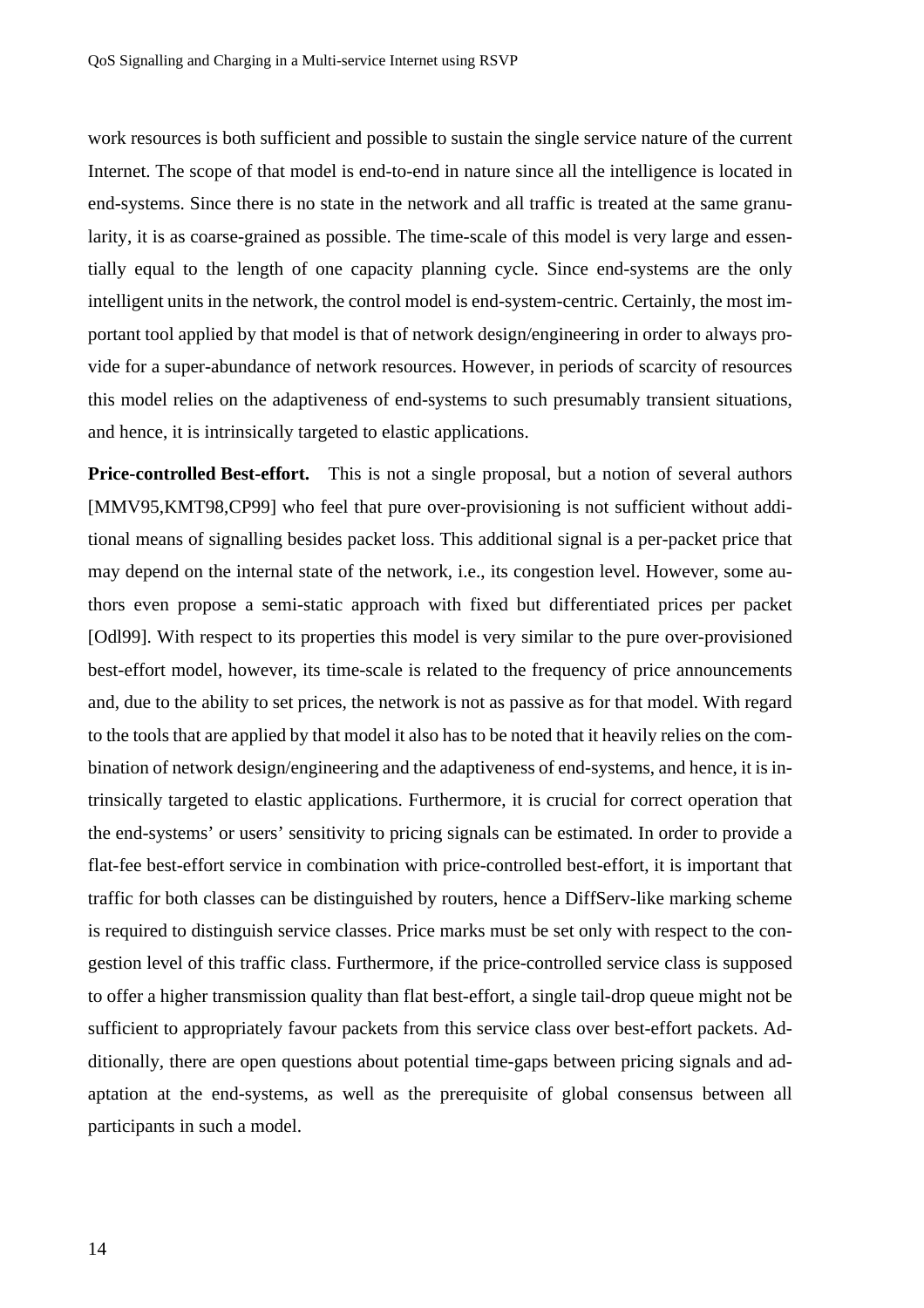work resources is both sufficient and possible to sustain the single service nature of the current Internet. The scope of that model is end-to-end in nature since all the intelligence is located in end-systems. Since there is no state in the network and all traffic is treated at the same granularity, it is as coarse-grained as possible. The time-scale of this model is very large and essentially equal to the length of one capacity planning cycle. Since end-systems are the only intelligent units in the network, the control model is end-system-centric. Certainly, the most important tool applied by that model is that of network design/engineering in order to always provide for a super-abundance of network resources. However, in periods of scarcity of resources this model relies on the adaptiveness of end-systems to such presumably transient situations, and hence, it is intrinsically targeted to elastic applications.

**Price-controlled Best-effort.** This is not a single proposal, but a notion of several authors [MMV95,KMT98,CP99] who feel that pure over-provisioning is not sufficient without additional means of signalling besides packet loss. This additional signal is a per-packet price that may depend on the internal state of the network, i.e., its congestion level. However, some authors even propose a semi-static approach with fixed but differentiated prices per packet [Odl99]. With respect to its properties this model is very similar to the pure over-provisioned best-effort model, however, its time-scale is related to the frequency of price announcements and, due to the ability to set prices, the network is not as passive as for that model. With regard to the tools that are applied by that model it also has to be noted that it heavily relies on the combination of network design/engineering and the adaptiveness of end-systems, and hence, it is intrinsically targeted to elastic applications. Furthermore, it is crucial for correct operation that the end-systems' or users' sensitivity to pricing signals can be estimated. In order to provide a flat-fee best-effort service in combination with price-controlled best-effort, it is important that traffic for both classes can be distinguished by routers, hence a DiffServ-like marking scheme is required to distinguish service classes. Price marks must be set only with respect to the congestion level of this traffic class. Furthermore, if the price-controlled service class is supposed to offer a higher transmission quality than flat best-effort, a single tail-drop queue might not be sufficient to appropriately favour packets from this service class over best-effort packets. Additionally, there are open questions about potential time-gaps between pricing signals and adaptation at the end-systems, as well as the prerequisite of global consensus between all participants in such a model.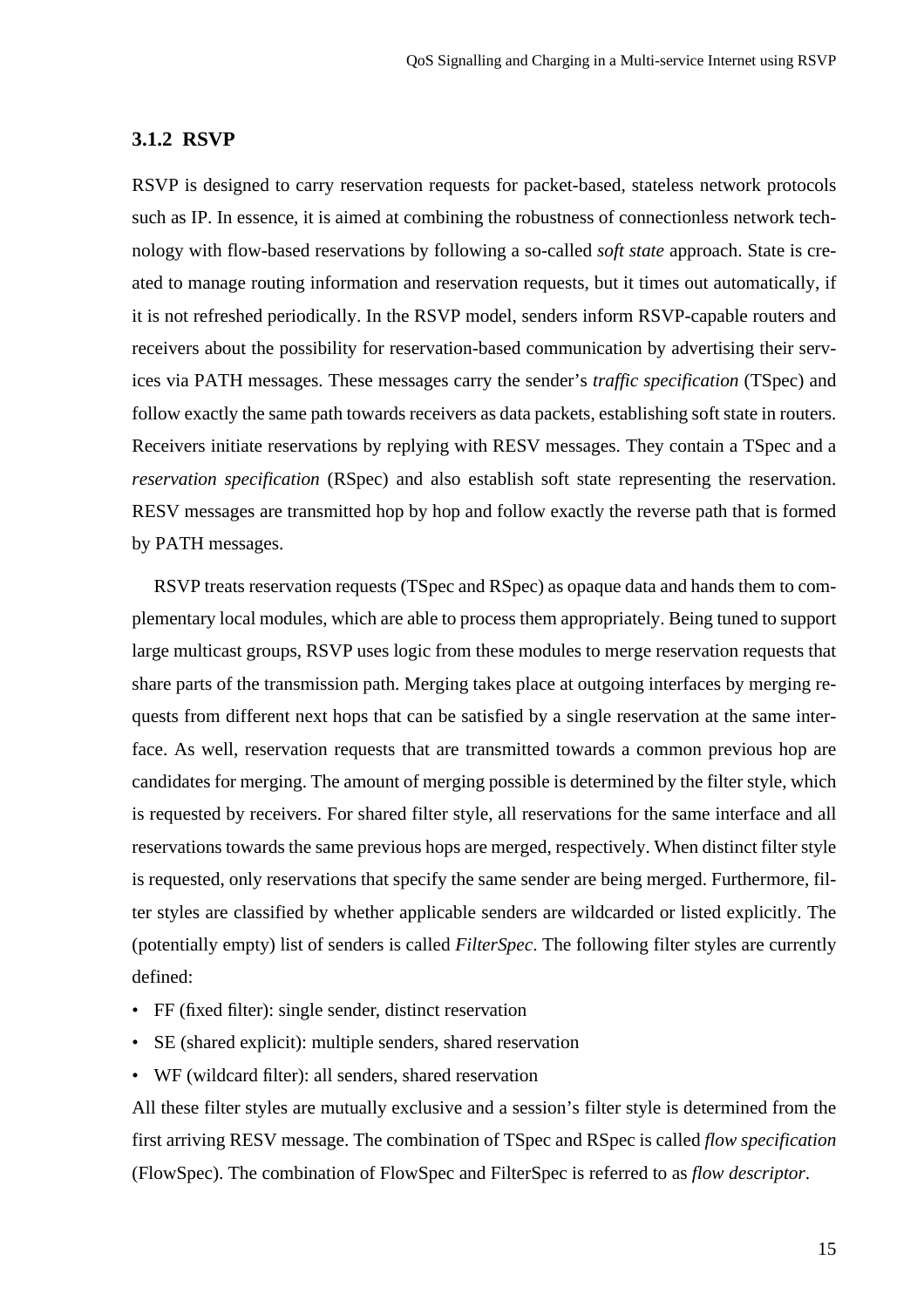### 3.1.2 RSVP

RSVP is designed to carry reservation requests for packet-based, stateless network protocols such as IP. In essence, it is aimed at combining the robustness of connectionless network technology with flow-based reservations by following a so-called *soft state* approach. State is created to manage routing information and reservation requests, but it times out automatically, if it is not refreshed periodically. In the RSVP model, senders inform RSVP-capable routers and receivers about the possibility for reservation-based communication by advertising their services via PATH messages. These messages carry the sender's *traffic specification* (TSpec) and follow exactly the same path towards receivers as data packets, establishing soft state in routers. Receivers initiate reservations by replying with RESV messages. They contain a TSpec and a *reservation specification* (RSpec) and also establish soft state representing the reservation. RESV messages are transmitted hop by hop and follow exactly the reverse path that is formed by PATH messages.

RSVP treats reservation requests (TSpec and RSpec) as opaque data and hands them to complementary local modules, which are able to process them appropriately. Being tuned to support large multicast groups, RSVP uses logic from these modules to merge reservation requests that share parts of the transmission path. Merging takes place at outgoing interfaces by merging requests from different next hops that can be satisfied by a single reservation at the same interface. As well, reservation requests that are transmitted towards a common previous hop are candidates for merging. The amount of merging possible is determined by the filter style, which is requested by receivers. For shared filter style, all reservations for the same interface and all reservations towards the same previous hops are merged, respectively. When distinct filter style is requested, only reservations that specify the same sender are being merged. Furthermore, filter styles are classified by whether applicable senders are wildcarded or listed explicitly. The (potentially empty) list of senders is called *FilterSpec*. The following filter styles are currently defined:

- FF (fixed filter): single sender, distinct reservation
- SE (shared explicit): multiple senders, shared reservation
- WF (wildcard filter): all senders, shared reservation

All these filter styles are mutually exclusive and a session's filter style is determined from the first arriving RESV message. The combination of TSpec and RSpec is called *flow specification* (FlowSpec). The combination of FlowSpec and FilterSpec is referred to as *flow descriptor*.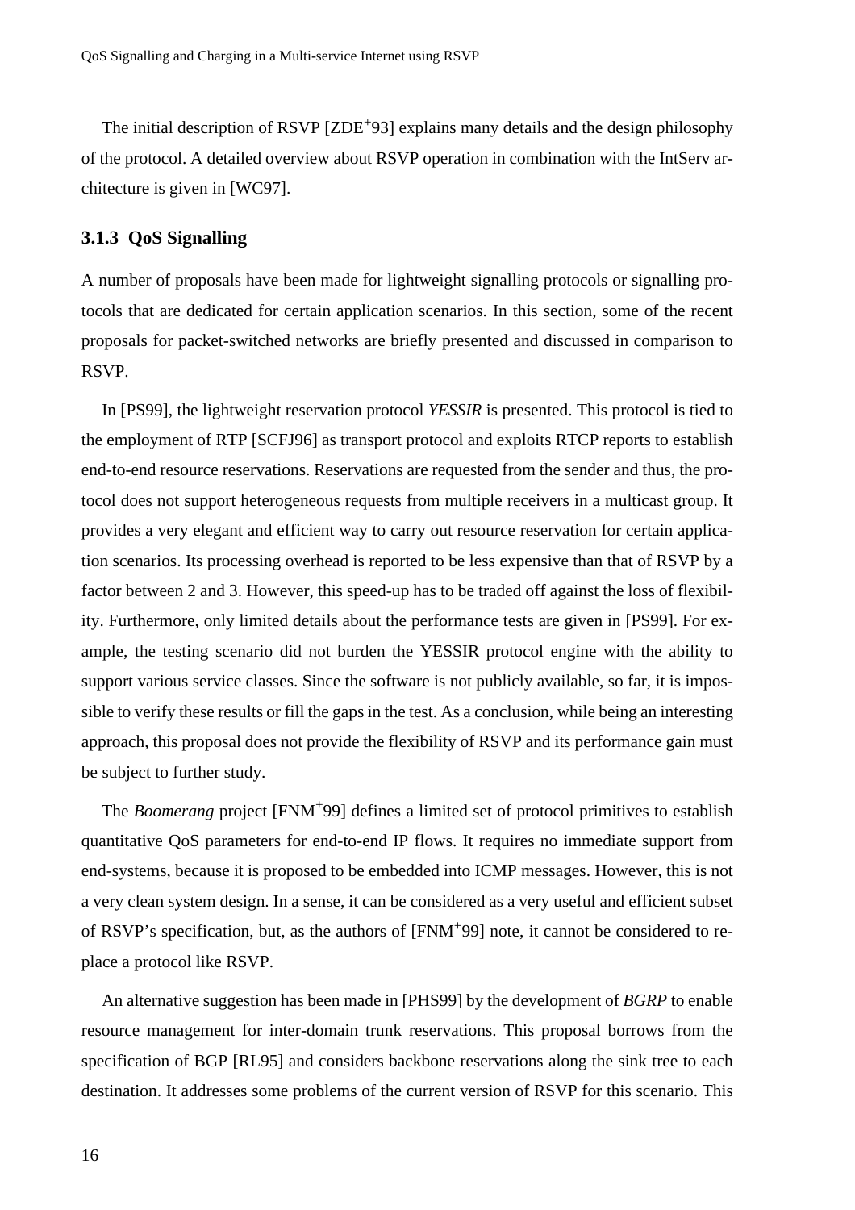The initial description of RSVP [ZDE+93] explains many details and the design philosophy of the protocol. A detailed overview about RSVP operation in combination with the IntServ architecture is given in [WC97].

### 3.1.3 QoS Signalling

A number of proposals have been made for lightweight signalling protocols or signalling protocols that are dedicated for certain application scenarios. In this section, some of the recent proposals for packet-switched networks are briefly presented and discussed in comparison to RSVP.

In [PS99], the lightweight reservation protocol *YESSIR* is presented. This protocol is tied to the employment of RTP [SCFJ96] as transport protocol and exploits RTCP reports to establish end-to-end resource reservations. Reservations are requested from the sender and thus, the protocol does not support heterogeneous requests from multiple receivers in a multicast group. It provides a very elegant and efficient way to carry out resource reservation for certain application scenarios. Its processing overhead is reported to be less expensive than that of RSVP by a factor between 2 and 3. However, this speed-up has to be traded off against the loss of flexibility. Furthermore, only limited details about the performance tests are given in [PS99]. For example, the testing scenario did not burden the YESSIR protocol engine with the ability to support various service classes. Since the software is not publicly available, so far, it is impossible to verify these results or fill the gaps in the test. As a conclusion, while being an interesting approach, this proposal does not provide the flexibility of RSVP and its performance gain must be subject to further study.

The *Boomerang* project [FNM+99] defines a limited set of protocol primitives to establish quantitative QoS parameters for end-to-end IP flows. It requires no immediate support from end-systems, because it is proposed to be embedded into ICMP messages. However, this is not a very clean system design. In a sense, it can be considered as a very useful and efficient subset of RSVP's specification, but, as the authors of [FNM+99] note, it cannot be considered to replace a protocol like RSVP.

An alternative suggestion has been made in [PHS99] by the development of *BGRP* to enable resource management for inter-domain trunk reservations. This proposal borrows from the specification of BGP [RL95] and considers backbone reservations along the sink tree to each destination. It addresses some problems of the current version of RSVP for this scenario. This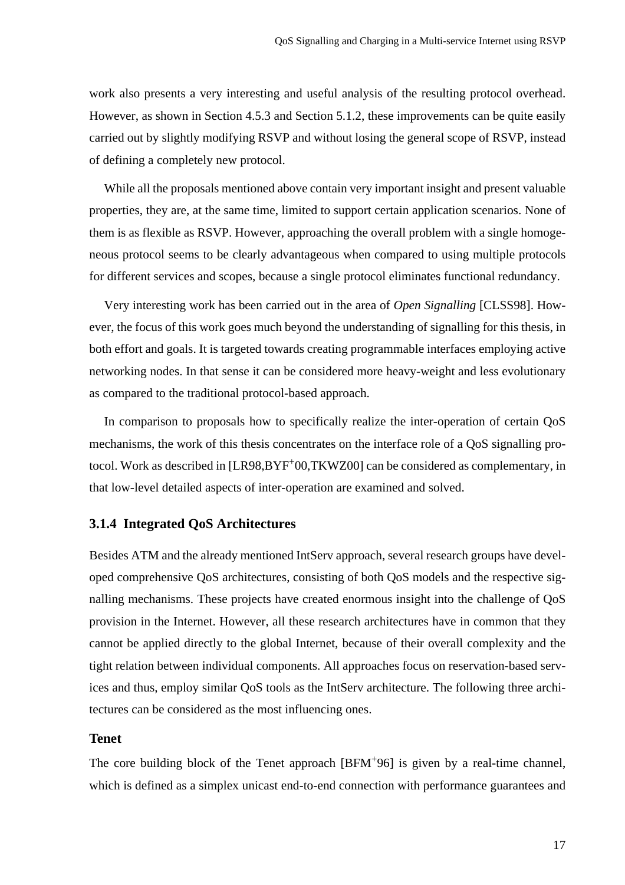work also presents a very interesting and useful analysis of the resulting protocol overhead. However, as shown in Section 4.5.3 and Section 5.1.2, these improvements can be quite easily carried out by slightly modifying RSVP and without losing the general scope of RSVP, instead of defining a completely new protocol.

While all the proposals mentioned above contain very important insight and present valuable properties, they are, at the same time, limited to support certain application scenarios. None of them is as flexible as RSVP. However, approaching the overall problem with a single homogeneous protocol seems to be clearly advantageous when compared to using multiple protocols for different services and scopes, because a single protocol eliminates functional redundancy.

Very interesting work has been carried out in the area of *Open Signalling* [CLSS98]. However, the focus of this work goes much beyond the understanding of signalling for this thesis, in both effort and goals. It is targeted towards creating programmable interfaces employing active networking nodes. In that sense it can be considered more heavy-weight and less evolutionary as compared to the traditional protocol-based approach.

In comparison to proposals how to specifically realize the inter-operation of certain QoS mechanisms, the work of this thesis concentrates on the interface role of a QoS signalling protocol. Work as described in [LR98,BYF+00,TKWZ00] can be considered as complementary, in that low-level detailed aspects of inter-operation are examined and solved.

### 3.1.4 Integrated QoS Architectures

Besides ATM and the already mentioned IntServ approach, several research groups have developed comprehensive QoS architectures, consisting of both QoS models and the respective signalling mechanisms. These projects have created enormous insight into the challenge of QoS provision in the Internet. However, all these research architectures have in common that they cannot be applied directly to the global Internet, because of their overall complexity and the tight relation between individual components. All approaches focus on reservation-based services and thus, employ similar QoS tools as the IntServ architecture. The following three architectures can be considered as the most influencing ones.

#### Tenet

The core building block of the Tenet approach [BFM+96] is given by a real-time channel, which is defined as a simplex unicast end-to-end connection with performance guarantees and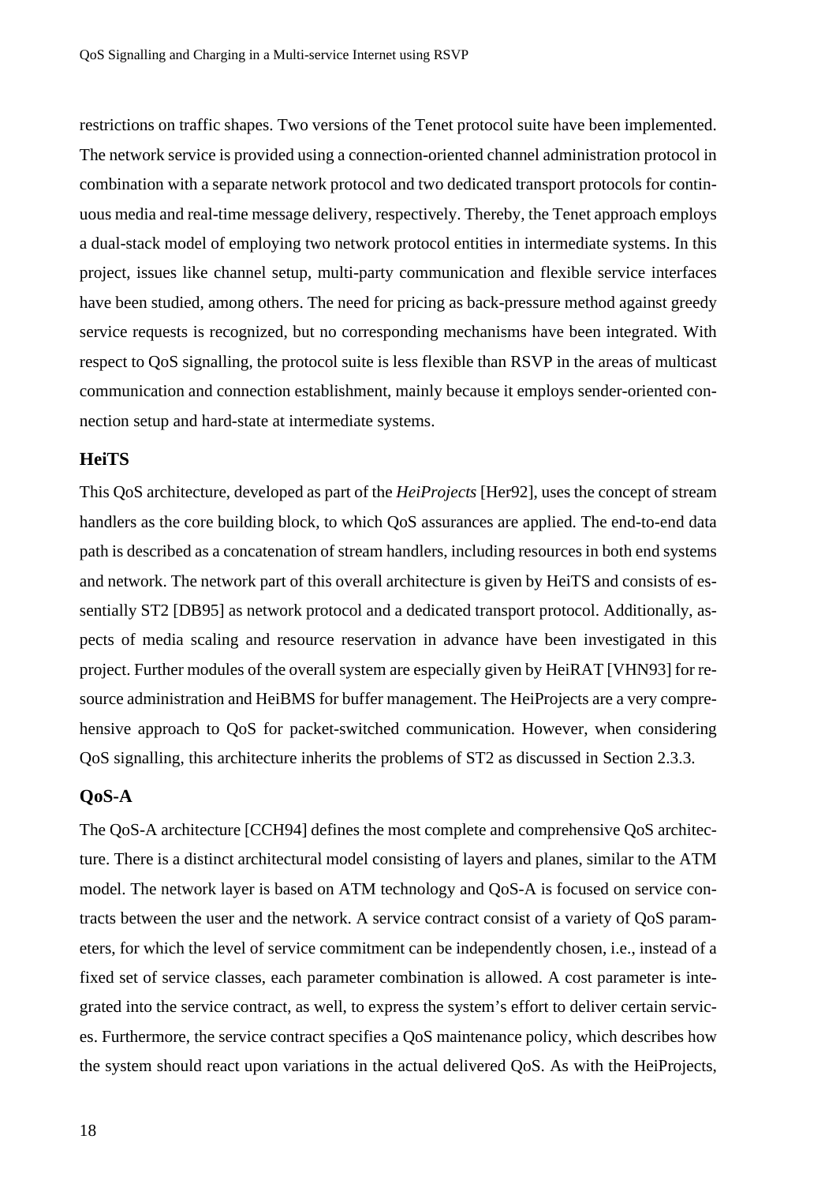restrictions on traffic shapes. Two versions of the Tenet protocol suite have been implemented. The network service is provided using a connection-oriented channel administration protocol in combination with a separate network protocol and two dedicated transport protocols for continuous media and real-time message delivery, respectively. Thereby, the Tenet approach employs a dual-stack model of employing two network protocol entities in intermediate systems. In this project, issues like channel setup, multi-party communication and flexible service interfaces have been studied, among others. The need for pricing as back-pressure method against greedy service requests is recognized, but no corresponding mechanisms have been integrated. With respect to QoS signalling, the protocol suite is less flexible than RSVP in the areas of multicast communication and connection establishment, mainly because it employs sender-oriented connection setup and hard-state at intermediate systems.

### HeiTS

This QoS architecture, developed as part of the *HeiProjects* [Her92], uses the concept of stream handlers as the core building block, to which QoS assurances are applied. The end-to-end data path is described as a concatenation of stream handlers, including resources in both end systems and network. The network part of this overall architecture is given by HeiTS and consists of essentially ST2 [DB95] as network protocol and a dedicated transport protocol. Additionally, aspects of media scaling and resource reservation in advance have been investigated in this project. Further modules of the overall system are especially given by HeiRAT [VHN93] for resource administration and HeiBMS for buffer management. The HeiProjects are a very comprehensive approach to QoS for packet-switched communication. However, when considering QoS signalling, this architecture inherits the problems of ST2 as discussed in Section 2.3.3.

### QoS-A

The QoS-A architecture [CCH94] defines the most complete and comprehensive QoS architecture. There is a distinct architectural model consisting of layers and planes, similar to the ATM model. The network layer is based on ATM technology and QoS-A is focused on service contracts between the user and the network. A service contract consist of a variety of QoS parameters, for which the level of service commitment can be independently chosen, i.e., instead of a fixed set of service classes, each parameter combination is allowed. A cost parameter is integrated into the service contract, as well, to express the system's effort to deliver certain services. Furthermore, the service contract specifies a QoS maintenance policy, which describes how the system should react upon variations in the actual delivered QoS. As with the HeiProjects,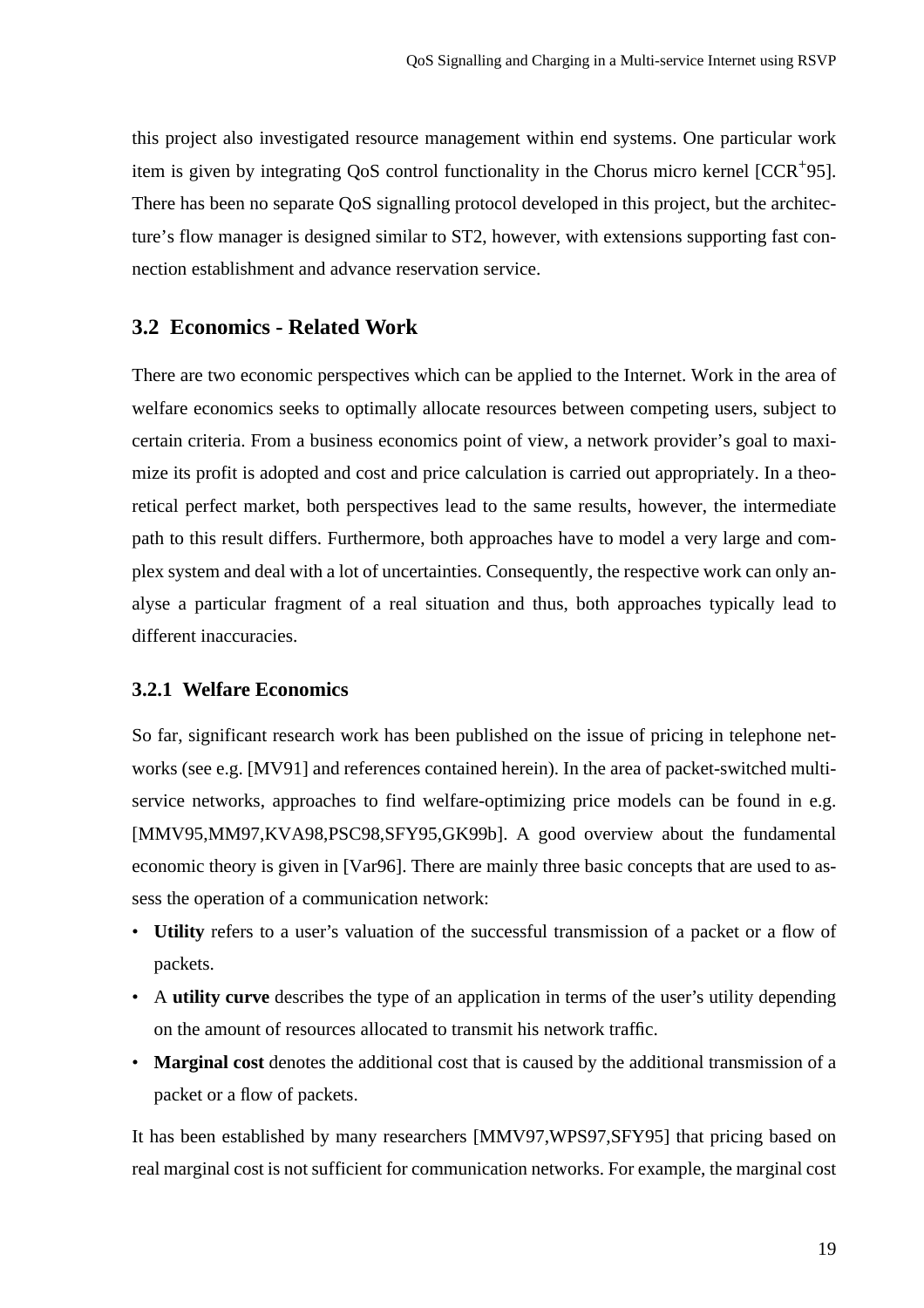this project also investigated resource management within end systems. One particular work item is given by integrating QoS control functionality in the Chorus micro kernel [CCR+95]. There has been no separate QoS signalling protocol developed in this project, but the architecture's flow manager is designed similar to ST2, however, with extensions supporting fast connection establishment and advance reservation service.

## 3.2 Economics - Related Work

There are two economic perspectives which can be applied to the Internet. Work in the area of welfare economics seeks to optimally allocate resources between competing users, subject to certain criteria. From a business economics point of view, a network provider's goal to maximize its profit is adopted and cost and price calculation is carried out appropriately. In a theoretical perfect market, both perspectives lead to the same results, however, the intermediate path to this result differs. Furthermore, both approaches have to model a very large and complex system and deal with a lot of uncertainties. Consequently, the respective work can only analyse a particular fragment of a real situation and thus, both approaches typically lead to different inaccuracies.

### 3.2.1 Welfare Economics

So far, significant research work has been published on the issue of pricing in telephone networks (see e.g. [MV91] and references contained herein). In the area of packet-switched multi-service networks, approaches to find welfare-optimizing price models can be found in e.g. [MMV95,MM97,KVA98,PSC98,SFY95,GK99b]. A good overview about the fundamental economic theory is given in [Var96]. There are mainly three basic concepts that are used to assess the operation of a communication network:

- **Utility** refers to a user's valuation of the successful transmission of a packet or a flow of packets.
- A **utility curve** describes the type of an application in terms of the user's utility depending on the amount of resources allocated to transmit his network traffic.
- **Marginal cost** denotes the additional cost that is caused by the additional transmission of a packet or a flow of packets.

It has been established by many researchers [MMV97,WPS97,SFY95] that pricing based on real marginal cost is not sufficient for communication networks. For example, the marginal cost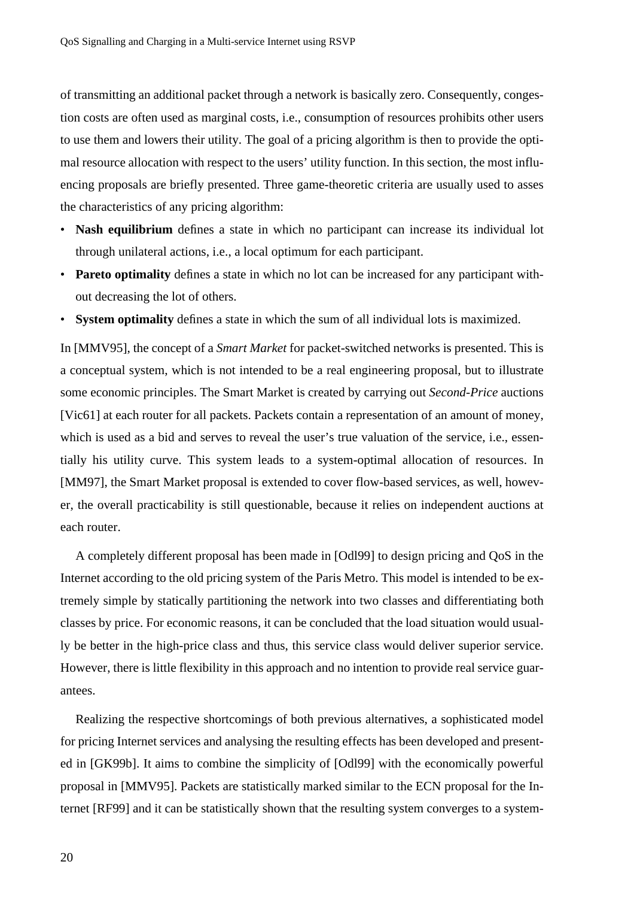of transmitting an additional packet through a network is basically zero. Consequently, congestion costs are often used as marginal costs, i.e., consumption of resources prohibits other users to use them and lowers their utility. The goal of a pricing algorithm is then to provide the optimal resource allocation with respect to the users' utility function. In this section, the most influencing proposals are briefly presented. Three game-theoretic criteria are usually used to asses the characteristics of any pricing algorithm:

- **Nash equilibrium** defines a state in which no participant can increase its individual lot through unilateral actions, i.e., a local optimum for each participant.
- **Pareto optimality** defines a state in which no lot can be increased for any participant without decreasing the lot of others.
- **System optimality** defines a state in which the sum of all individual lots is maximized.

In [MMV95], the concept of a *Smart Market* for packet-switched networks is presented. This is a conceptual system, which is not intended to be a real engineering proposal, but to illustrate some economic principles. The Smart Market is created by carrying out *Second-Price* auctions [Vic61] at each router for all packets. Packets contain a representation of an amount of money, which is used as a bid and serves to reveal the user's true valuation of the service, i.e., essentially his utility curve. This system leads to a system-optimal allocation of resources. In [MM97], the Smart Market proposal is extended to cover flow-based services, as well, however, the overall practicability is still questionable, because it relies on independent auctions at each router.

A completely different proposal has been made in [Odl99] to design pricing and QoS in the Internet according to the old pricing system of the Paris Metro. This model is intended to be extremely simple by statically partitioning the network into two classes and differentiating both classes by price. For economic reasons, it can be concluded that the load situation would usually be better in the high-price class and thus, this service class would deliver superior service. However, there is little flexibility in this approach and no intention to provide real service guarantees.

Realizing the respective shortcomings of both previous alternatives, a sophisticated model for pricing Internet services and analysing the resulting effects has been developed and presented in [GK99b]. It aims to combine the simplicity of [Odl99] with the economically powerful proposal in [MMV95]. Packets are statistically marked similar to the ECN proposal for the Internet [RF99] and it can be statistically shown that the resulting system converges to a system-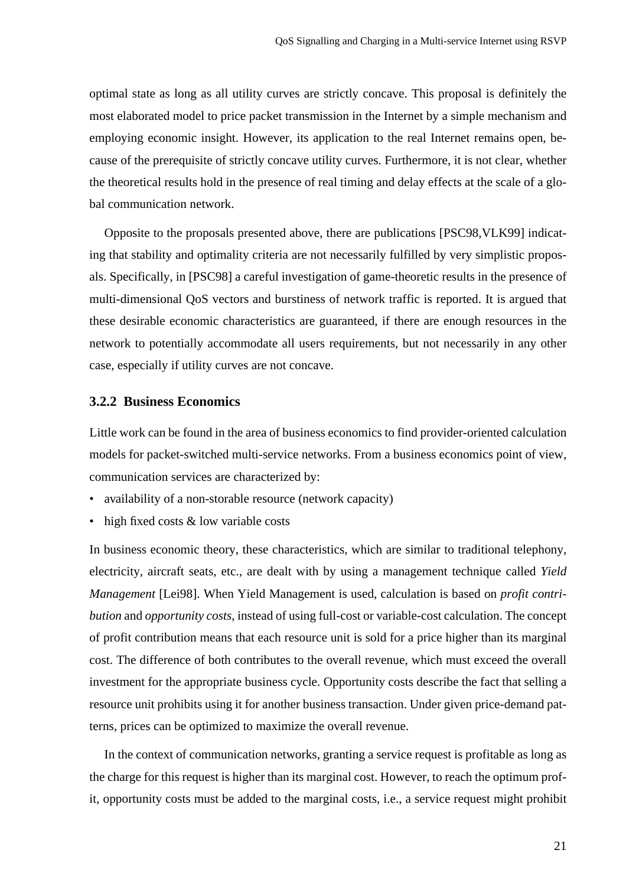optimal state as long as all utility curves are strictly concave. This proposal is definitely the most elaborated model to price packet transmission in the Internet by a simple mechanism and employing economic insight. However, its application to the real Internet remains open, because of the prerequisite of strictly concave utility curves. Furthermore, it is not clear, whether the theoretical results hold in the presence of real timing and delay effects at the scale of a global communication network.

Opposite to the proposals presented above, there are publications [PSC98,VLK99] indicating that stability and optimality criteria are not necessarily fulfilled by very simplistic proposals. Specifically, in [PSC98] a careful investigation of game-theoretic results in the presence of multi-dimensional QoS vectors and burstiness of network traffic is reported. It is argued that these desirable economic characteristics are guaranteed, if there are enough resources in the network to potentially accommodate all users requirements, but not necessarily in any other case, especially if utility curves are not concave.

### 3.2.2 Business Economics

Little work can be found in the area of business economics to find provider-oriented calculation models for packet-switched multi-service networks. From a business economics point of view, communication services are characterized by:

- availability of a non-storable resource (network capacity)
- high fixed costs & low variable costs

In business economic theory, these characteristics, which are similar to traditional telephony, electricity, aircraft seats, etc., are dealt with by using a management technique called *Yield Management* [Lei98]. When Yield Management is used, calculation is based on *profit contribution* and *opportunity costs*, instead of using full-cost or variable-cost calculation. The concept of profit contribution means that each resource unit is sold for a price higher than its marginal cost. The difference of both contributes to the overall revenue, which must exceed the overall investment for the appropriate business cycle. Opportunity costs describe the fact that selling a resource unit prohibits using it for another business transaction. Under given price-demand patterns, prices can be optimized to maximize the overall revenue.

In the context of communication networks, granting a service request is profitable as long as the charge for this request is higher than its marginal cost. However, to reach the optimum profit, opportunity costs must be added to the marginal costs, i.e., a service request might prohibit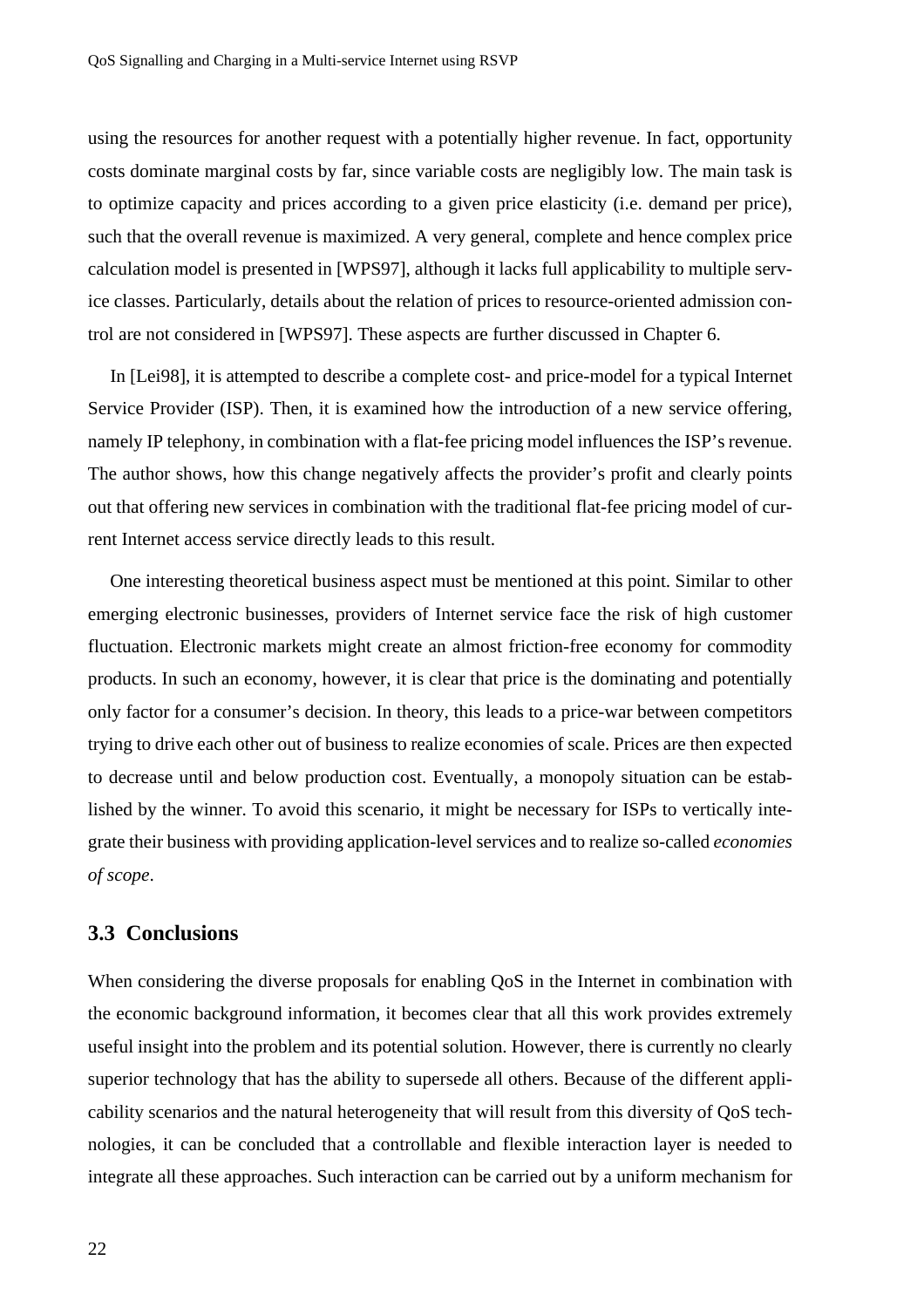using the resources for another request with a potentially higher revenue. In fact, opportunity costs dominate marginal costs by far, since variable costs are negligibly low. The main task is to optimize capacity and prices according to a given price elasticity (i.e. demand per price), such that the overall revenue is maximized. A very general, complete and hence complex price calculation model is presented in [WPS97], although it lacks full applicability to multiple service classes. Particularly, details about the relation of prices to resource-oriented admission control are not considered in [WPS97]. These aspects are further discussed in Chapter 6.

In [Lei98], it is attempted to describe a complete cost- and price-model for a typical Internet Service Provider (ISP). Then, it is examined how the introduction of a new service offering, namely IP telephony, in combination with a flat-fee pricing model influences the ISP's revenue. The author shows, how this change negatively affects the provider's profit and clearly points out that offering new services in combination with the traditional flat-fee pricing model of current Internet access service directly leads to this result.

One interesting theoretical business aspect must be mentioned at this point. Similar to other emerging electronic businesses, providers of Internet service face the risk of high customer fluctuation. Electronic markets might create an almost friction-free economy for commodity products. In such an economy, however, it is clear that price is the dominating and potentially only factor for a consumer's decision. In theory, this leads to a price-war between competitors trying to drive each other out of business to realize economies of scale. Prices are then expected to decrease until and below production cost. Eventually, a monopoly situation can be established by the winner. To avoid this scenario, it might be necessary for ISPs to vertically integrate their business with providing application-level services and to realize so-called *economies of scope*.

## 3.3 Conclusions

When considering the diverse proposals for enabling QoS in the Internet in combination with the economic background information, it becomes clear that all this work provides extremely useful insight into the problem and its potential solution. However, there is currently no clearly superior technology that has the ability to supersede all others. Because of the different applicability scenarios and the natural heterogeneity that will result from this diversity of QoS technologies, it can be concluded that a controllable and flexible interaction layer is needed to integrate all these approaches. Such interaction can be carried out by a uniform mechanism for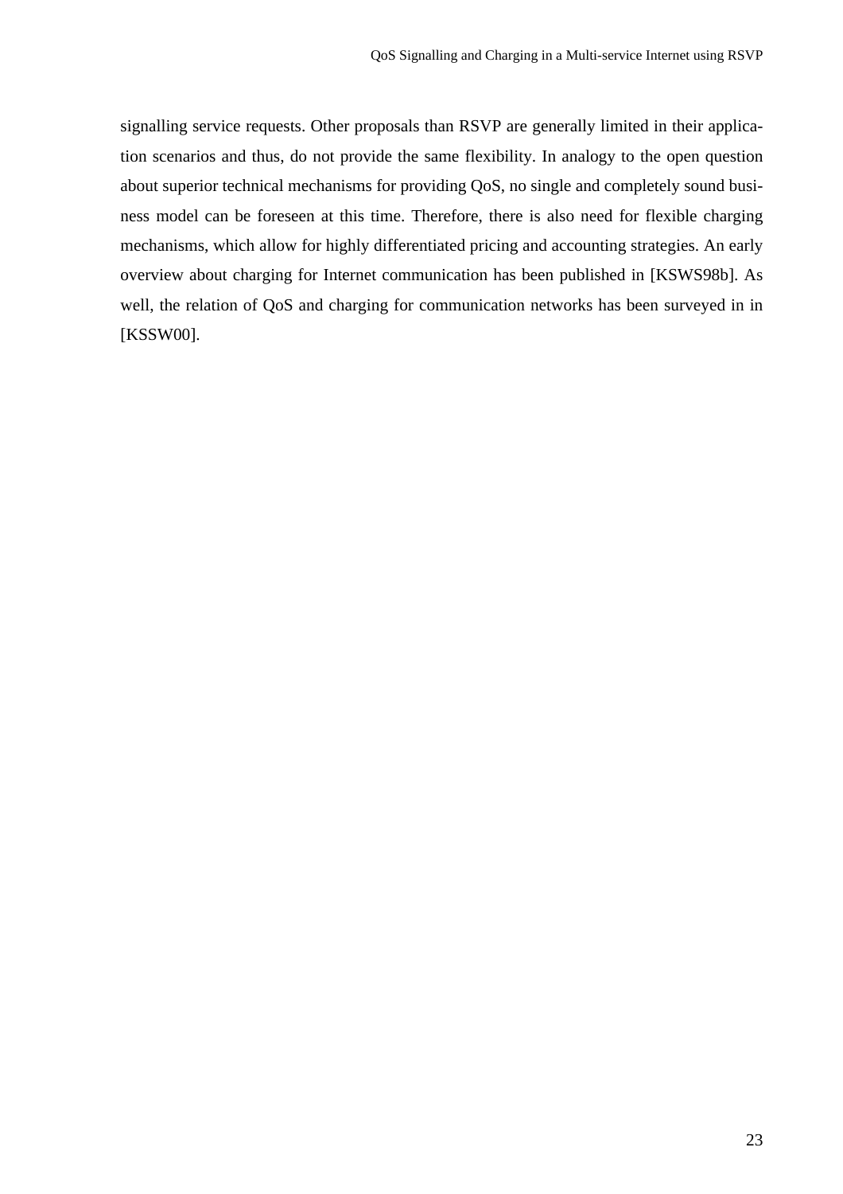signalling service requests. Other proposals than RSVP are generally limited in their application scenarios and thus, do not provide the same flexibility. In analogy to the open question about superior technical mechanisms for providing QoS, no single and completely sound business model can be foreseen at this time. Therefore, there is also need for flexible charging mechanisms, which allow for highly differentiated pricing and accounting strategies. An early overview about charging for Internet communication has been published in [KSWS98b]. As well, the relation of QoS and charging for communication networks has been surveyed in in [KSSW00].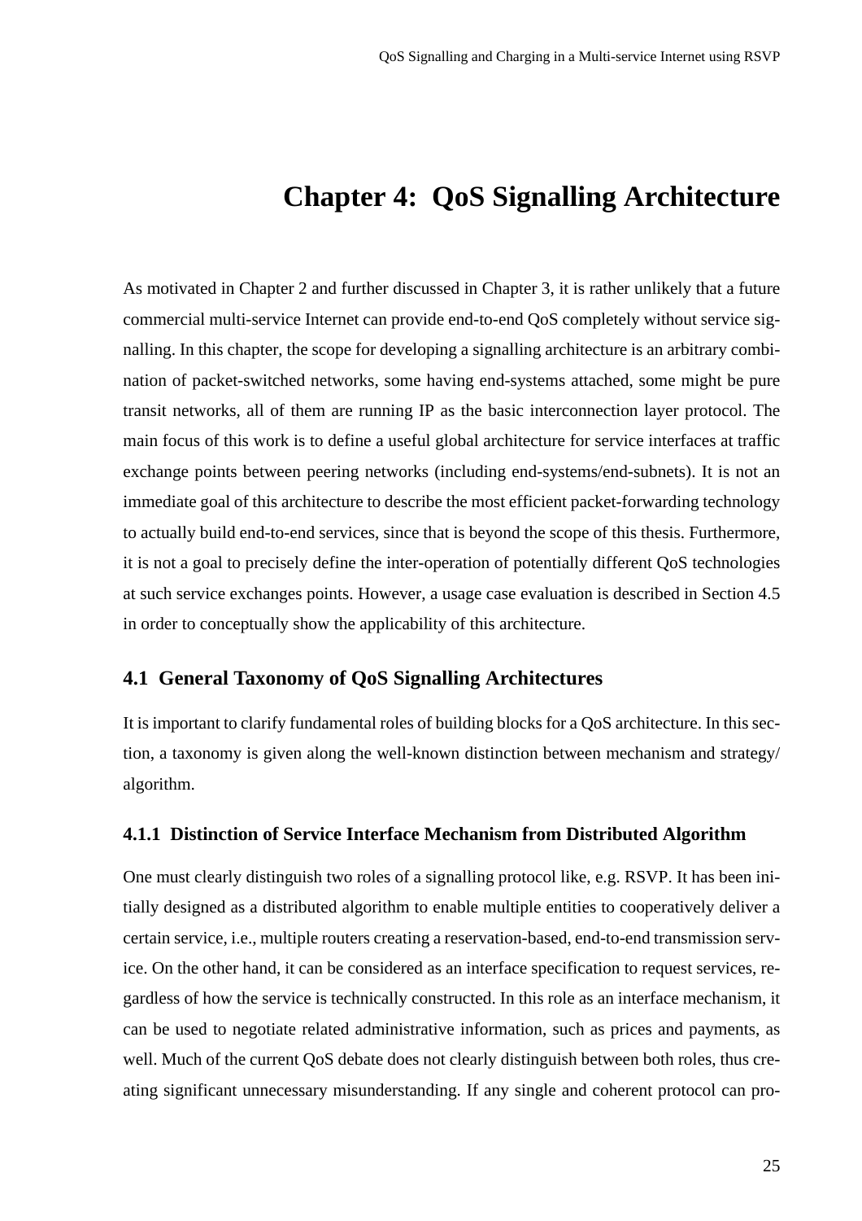# Chapter 4: QoS Signalling Architecture

As motivated in Chapter 2 and further discussed in Chapter 3, it is rather unlikely that a future commercial multi-service Internet can provide end-to-end QoS completely without service signalling. In this chapter, the scope for developing a signalling architecture is an arbitrary combination of packet-switched networks, some having end-systems attached, some might be pure transit networks, all of them are running IP as the basic interconnection layer protocol. The main focus of this work is to define a useful global architecture for service interfaces at traffic exchange points between peering networks (including end-systems/end-subnets). It is not an immediate goal of this architecture to describe the most efficient packet-forwarding technology to actually build end-to-end services, since that is beyond the scope of this thesis. Furthermore, it is not a goal to precisely define the inter-operation of potentially different QoS technologies at such service exchanges points. However, a usage case evaluation is described in Section 4.5 in order to conceptually show the applicability of this architecture.

## 4.1 General Taxonomy of QoS Signalling Architectures

It is important to clarify fundamental roles of building blocks for a QoS architecture. In this section, a taxonomy is given along the well-known distinction between mechanism and strategy/algorithm.

### 4.1.1 Distinction of Service Interface Mechanism from Distributed Algorithm

One must clearly distinguish two roles of a signalling protocol like, e.g. RSVP. It has been initially designed as a distributed algorithm to enable multiple entities to cooperatively deliver a certain service, i.e., multiple routers creating a reservation-based, end-to-end transmission service. On the other hand, it can be considered as an interface specification to request services, regardless of how the service is technically constructed. In this role as an interface mechanism, it can be used to negotiate related administrative information, such as prices and payments, as well. Much of the current QoS debate does not clearly distinguish between both roles, thus creating significant unnecessary misunderstanding. If any single and coherent protocol can pro-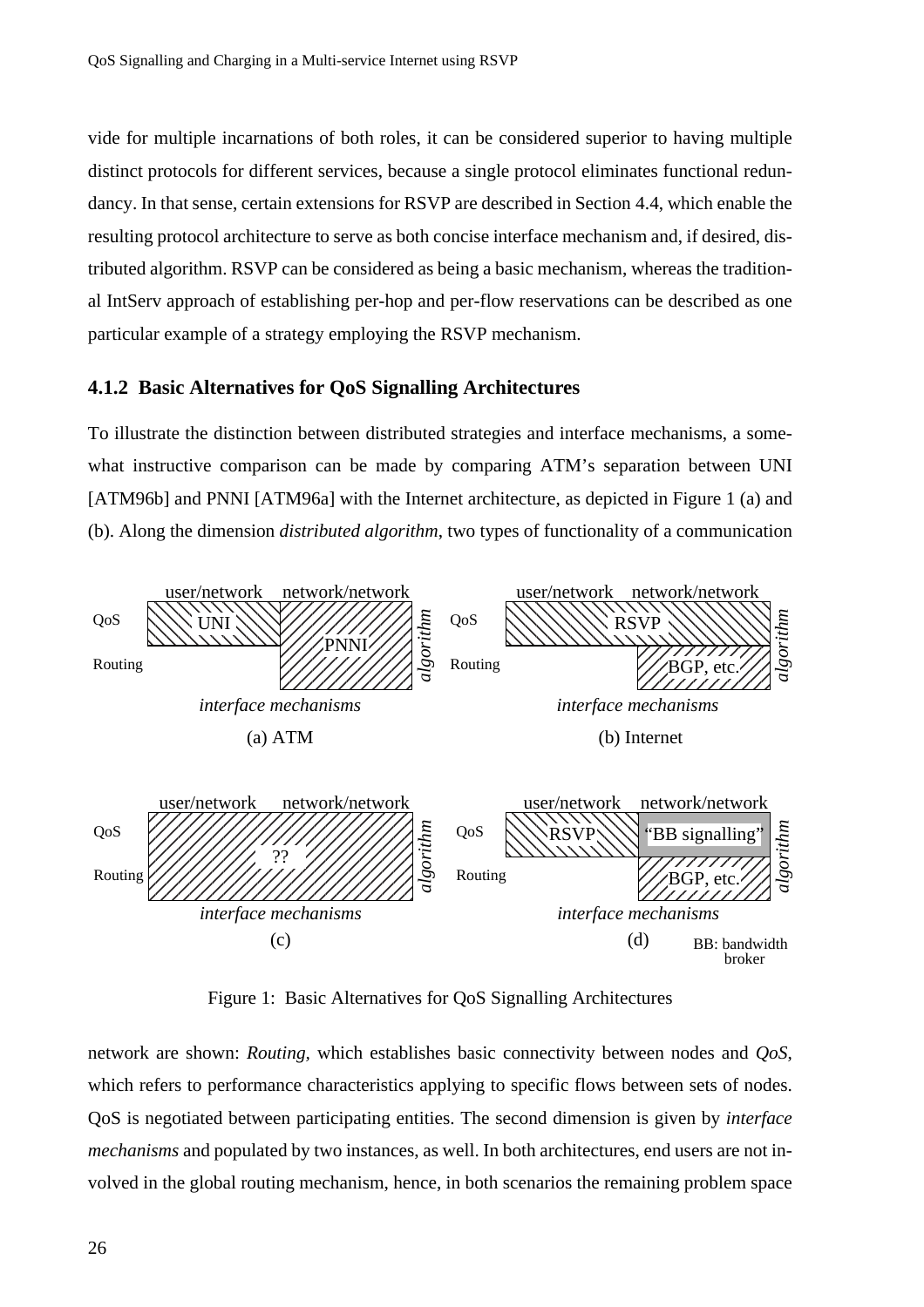vide for multiple incarnations of both roles, it can be considered superior to having multiple distinct protocols for different services, because a single protocol eliminates functional redundancy. In that sense, certain extensions for RSVP are described in Section 4.4, which enable the resulting protocol architecture to serve as both concise interface mechanism and, if desired, distributed algorithm. RSVP can be considered as being a basic mechanism, whereas the traditional IntServ approach of establishing per-hop and per-flow reservations can be described as one particular example of a strategy employing the RSVP mechanism.

### 4.1.2 Basic Alternatives for QoS Signalling Architectures

To illustrate the distinction between distributed strategies and interface mechanisms, a somewhat instructive comparison can be made by comparing ATM's separation between UNI [ATM96b] and PNNI [ATM96a] with the Internet architecture, as depicted in Figure 1 (a) and (b). Along the dimension *distributed algorithm*, two types of functionality of a communication

Figure 1: Basic Alternatives for QoS Signalling Architectures

network are shown: *Routing*, which establishes basic connectivity between nodes and *QoS*, which refers to performance characteristics applying to specific flows between sets of nodes. QoS is negotiated between participating entities. The second dimension is given by *interface mechanisms* and populated by two instances, as well. In both architectures, end users are not involved in the global routing mechanism, hence, in both scenarios the remaining problem space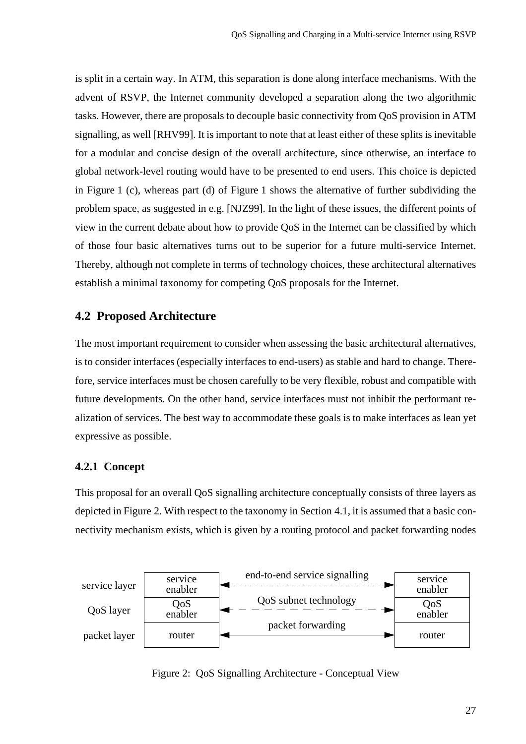is split in a certain way. In ATM, this separation is done along interface mechanisms. With the advent of RSVP, the Internet community developed a separation along the two algorithmic tasks. However, there are proposals to decouple basic connectivity from QoS provision in ATM signalling, as well [RHV99]. It is important to note that at least either of these splits is inevitable for a modular and concise design of the overall architecture, since otherwise, an interface to global network-level routing would have to be presented to end users. This choice is depicted in Figure 1 (c), whereas part (d) of Figure 1 shows the alternative of further subdividing the problem space, as suggested in e.g. [NJZ99]. In the light of these issues, the different points of view in the current debate about how to provide QoS in the Internet can be classified by which of those four basic alternatives turns out to be superior for a future multi-service Internet. Thereby, although not complete in terms of technology choices, these architectural alternatives establish a minimal taxonomy for competing QoS proposals for the Internet.

## 4.2 Proposed Architecture

The most important requirement to consider when assessing the basic architectural alternatives, is to consider interfaces (especially interfaces to end-users) as stable and hard to change. Therefore, service interfaces must be chosen carefully to be very flexible, robust and compatible with future developments. On the other hand, service interfaces must not inhibit the performant realization of services. The best way to accommodate these goals is to make interfaces as lean yet expressive as possible.

### 4.2.1 Concept

This proposal for an overall QoS signalling architecture conceptually consists of three layers as depicted in Figure 2. With respect to the taxonomy in Section 4.1, it is assumed that a basic connectivity mechanism exists, which is given by a routing protocol and packet forwarding nodes

| | | | |
|---|---|---|---|
| service layer | service enabler | end-to-end service signalling | service enabler |
| QoS layer | QoS enabler | QoS subnet technology | QoS enabler |
| packet layer | router | packet forwarding | router |

Figure 2: QoS Signalling Architecture - Conceptual View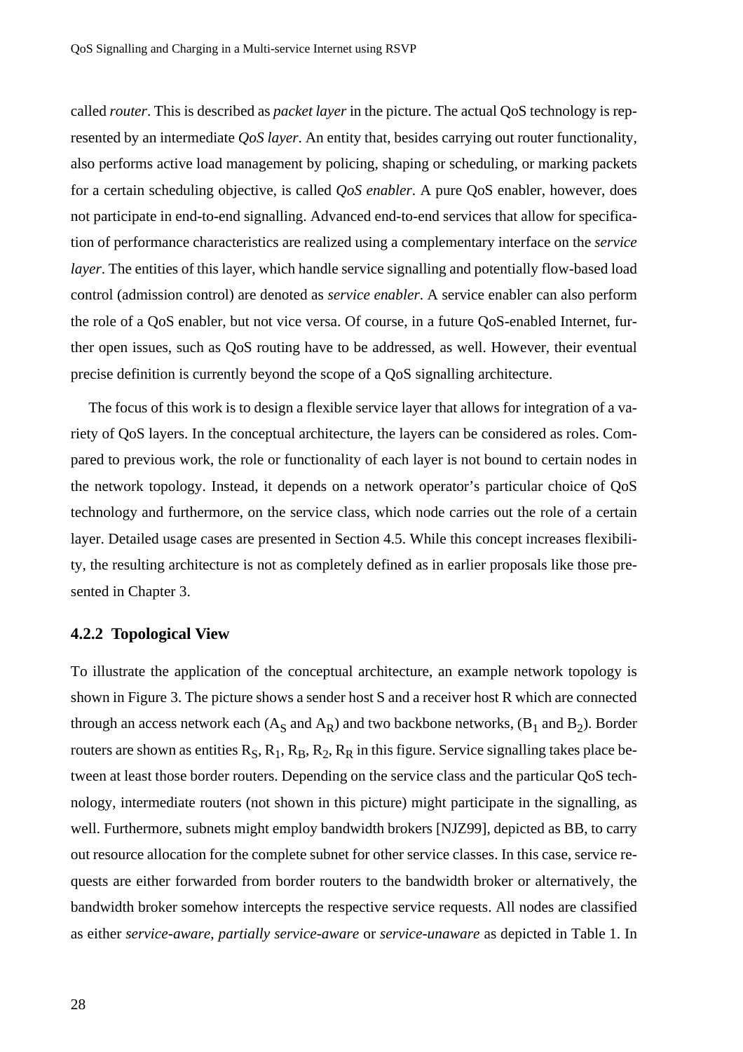called *router*. This is described as *packet layer* in the picture. The actual QoS technology is represented by an intermediate *QoS layer*. An entity that, besides carrying out router functionality, also performs active load management by policing, shaping or scheduling, or marking packets for a certain scheduling objective, is called *QoS enabler*. A pure QoS enabler, however, does not participate in end-to-end signalling. Advanced end-to-end services that allow for specification of performance characteristics are realized using a complementary interface on the *service layer*. The entities of this layer, which handle service signalling and potentially flow-based load control (admission control) are denoted as *service enabler*. A service enabler can also perform the role of a QoS enabler, but not vice versa. Of course, in a future QoS-enabled Internet, further open issues, such as QoS routing have to be addressed, as well. However, their eventual precise definition is currently beyond the scope of a QoS signalling architecture.

The focus of this work is to design a flexible service layer that allows for integration of a variety of QoS layers. In the conceptual architecture, the layers can be considered as roles. Compared to previous work, the role or functionality of each layer is not bound to certain nodes in the network topology. Instead, it depends on a network operator's particular choice of QoS technology and furthermore, on the service class, which node carries out the role of a certain layer. Detailed usage cases are presented in Section 4.5. While this concept increases flexibility, the resulting architecture is not as completely defined as in earlier proposals like those presented in Chapter 3.

### 4.2.2 Topological View

To illustrate the application of the conceptual architecture, an example network topology is shown in Figure 3. The picture shows a sender host S and a receiver host R which are connected through an access network each ($A_S$ and $A_R$) and two backbone networks, ($B_1$ and $B_2$). Border routers are shown as entities $R_S$, $R_1$, $R_B$, $R_2$, $R_R$ in this figure. Service signalling takes place between at least those border routers. Depending on the service class and the particular QoS technology, intermediate routers (not shown in this picture) might participate in the signalling, as well. Furthermore, subnets might employ bandwidth brokers [NJZ99], depicted as BB, to carry out resource allocation for the complete subnet for other service classes. In this case, service requests are either forwarded from border routers to the bandwidth broker or alternatively, the bandwidth broker somehow intercepts the respective service requests. All nodes are classified as either *service-aware*, *partially service-aware* or *service-unaware* as depicted in Table 1. In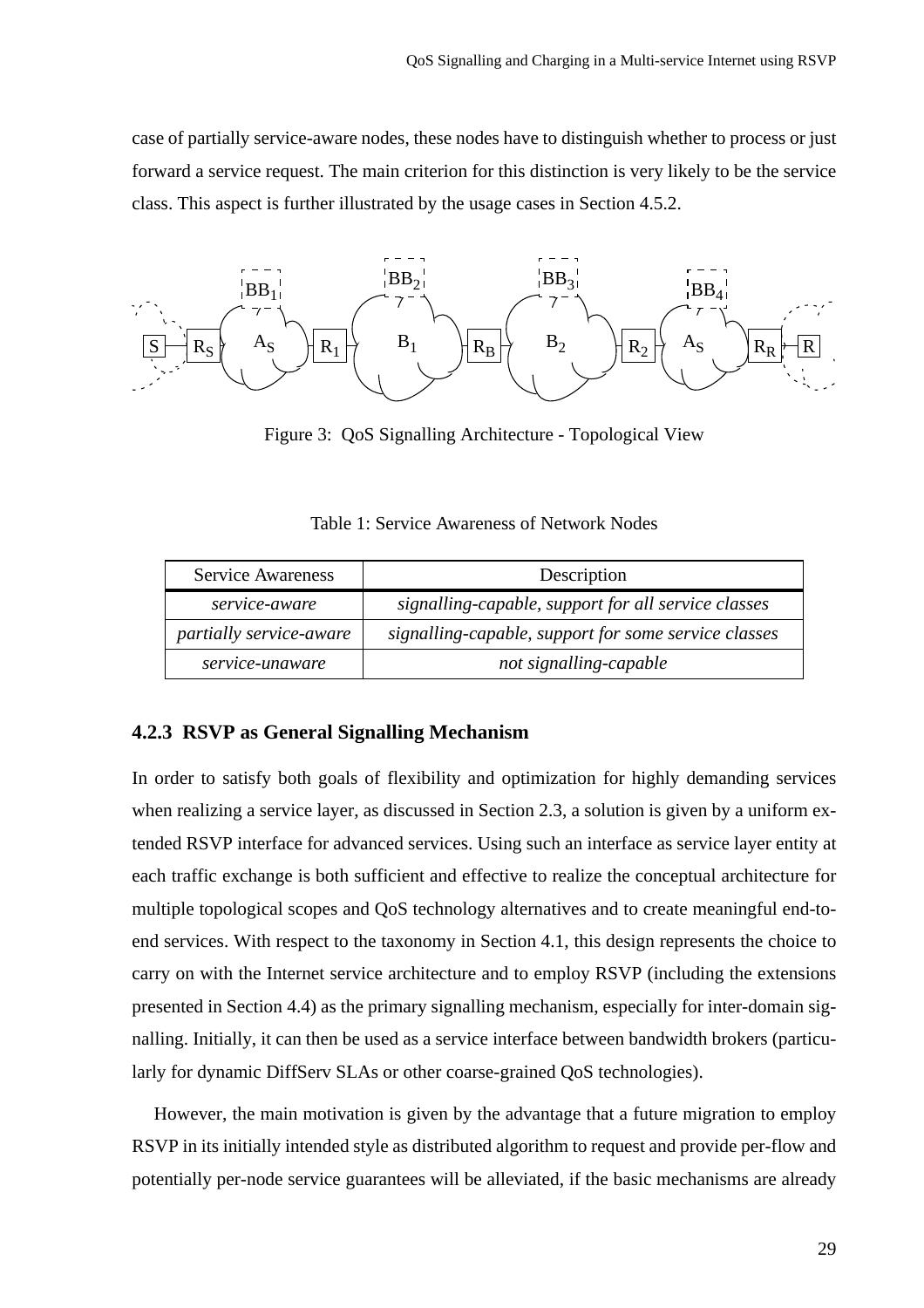case of partially service-aware nodes, these nodes have to distinguish whether to process or just forward a service request. The main criterion for this distinction is very likely to be the service class. This aspect is further illustrated by the usage cases in Section 4.5.2.

Figure 3: QoS Signalling Architecture - Topological View

Table 1: Service Awareness of Network Nodes

| Service Awareness | Description |
|---|---|
| *service-aware* | *signalling-capable, support for all service classes* |
| *partially service-aware* | *signalling-capable, support for some service classes* |
| *service-unaware* | *not signalling-capable* |

### 4.2.3 RSVP as General Signalling Mechanism

In order to satisfy both goals of flexibility and optimization for highly demanding services when realizing a service layer, as discussed in Section 2.3, a solution is given by a uniform extended RSVP interface for advanced services. Using such an interface as service layer entity at each traffic exchange is both sufficient and effective to realize the conceptual architecture for multiple topological scopes and QoS technology alternatives and to create meaningful end-to-end services. With respect to the taxonomy in Section 4.1, this design represents the choice to carry on with the Internet service architecture and to employ RSVP (including the extensions presented in Section 4.4) as the primary signalling mechanism, especially for inter-domain signalling. Initially, it can then be used as a service interface between bandwidth brokers (particularly for dynamic DiffServ SLAs or other coarse-grained QoS technologies).

However, the main motivation is given by the advantage that a future migration to employ RSVP in its initially intended style as distributed algorithm to request and provide per-flow and potentially per-node service guarantees will be alleviated, if the basic mechanisms are already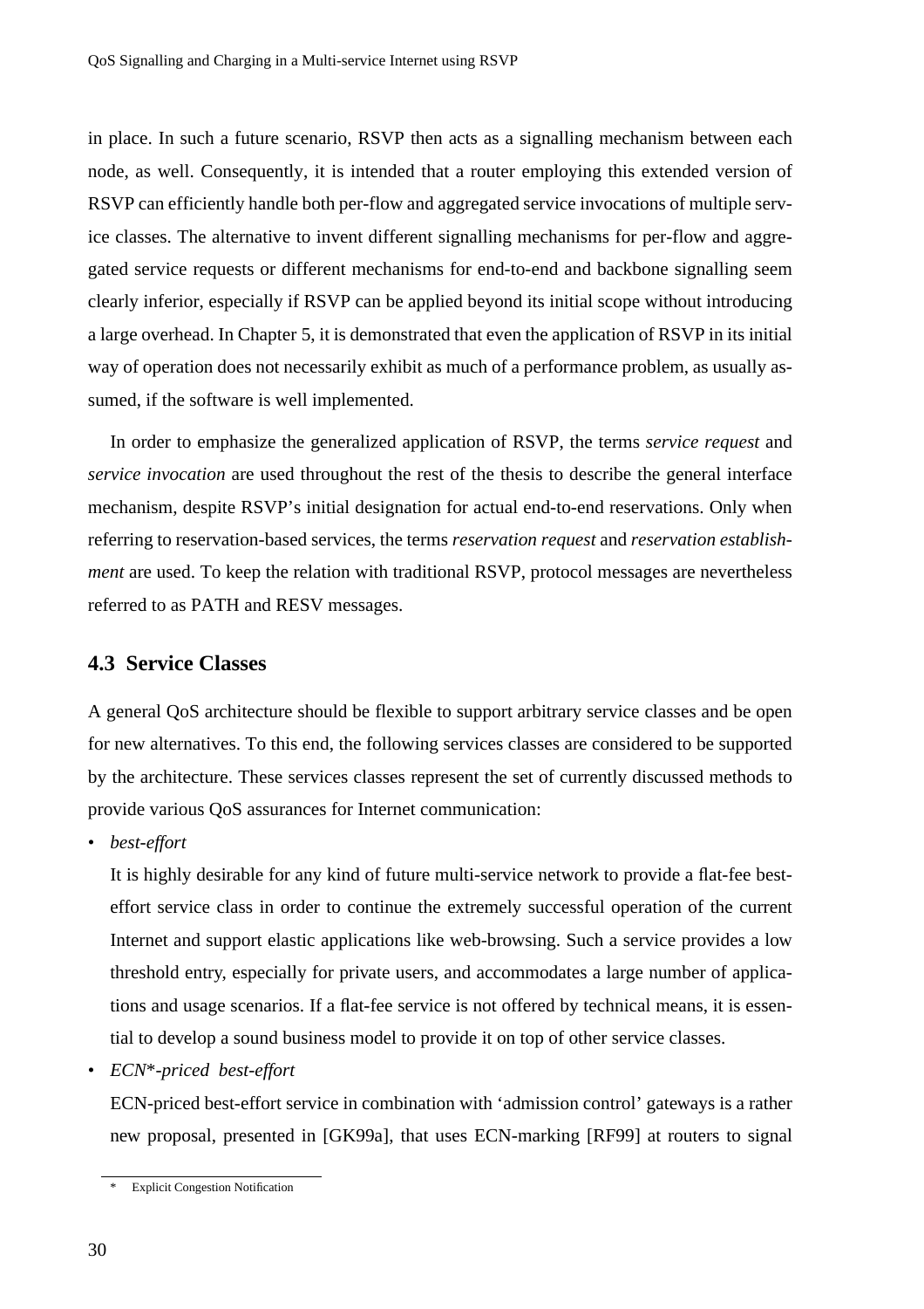in place. In such a future scenario, RSVP then acts as a signalling mechanism between each node, as well. Consequently, it is intended that a router employing this extended version of RSVP can efficiently handle both per-flow and aggregated service invocations of multiple service classes. The alternative to invent different signalling mechanisms for per-flow and aggregated service requests or different mechanisms for end-to-end and backbone signalling seem clearly inferior, especially if RSVP can be applied beyond its initial scope without introducing a large overhead. In Chapter 5, it is demonstrated that even the application of RSVP in its initial way of operation does not necessarily exhibit as much of a performance problem, as usually assumed, if the software is well implemented.

In order to emphasize the generalized application of RSVP, the terms *service request* and *service invocation* are used throughout the rest of the thesis to describe the general interface mechanism, despite RSVP's initial designation for actual end-to-end reservations. Only when referring to reservation-based services, the terms *reservation request* and *reservation establishment* are used. To keep the relation with traditional RSVP, protocol messages are nevertheless referred to as PATH and RESV messages.

## 4.3 Service Classes

A general QoS architecture should be flexible to support arbitrary service classes and be open for new alternatives. To this end, the following services classes are considered to be supported by the architecture. These services classes represent the set of currently discussed methods to provide various QoS assurances for Internet communication:

- *best-effort*

  It is highly desirable for any kind of future multi-service network to provide a flat-fee best-effort service class in order to continue the extremely successful operation of the current Internet and support elastic applications like web-browsing. Such a service provides a low threshold entry, especially for private users, and accommodates a large number of applications and usage scenarios. If a flat-fee service is not offered by technical means, it is essential to develop a sound business model to provide it on top of other service classes.

- *ECN*-priced best-effort*

  ECN-priced best-effort service in combination with 'admission control' gateways is a rather new proposal, presented in [GK99a], that uses ECN-marking [RF99] at routers to signal

---

\* Explicit Congestion Notification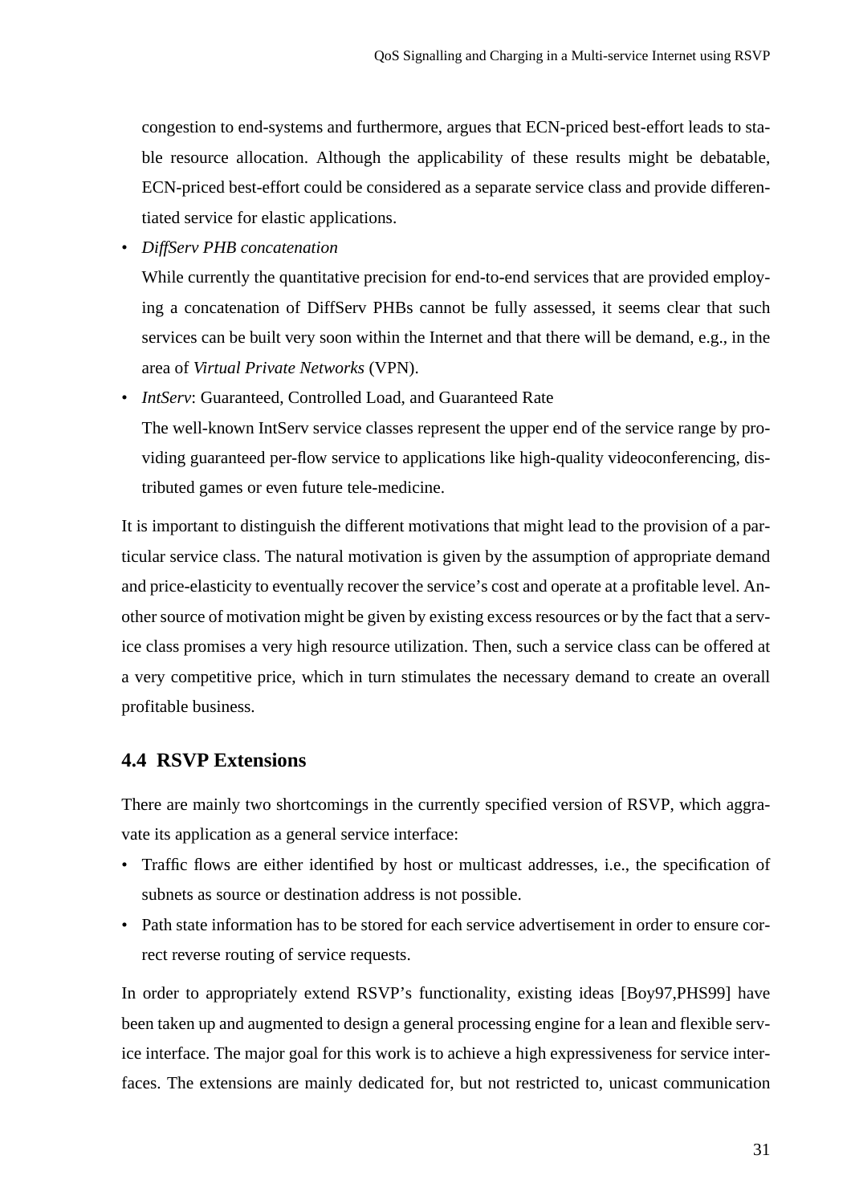congestion to end-systems and furthermore, argues that ECN-priced best-effort leads to stable resource allocation. Although the applicability of these results might be debatable, ECN-priced best-effort could be considered as a separate service class and provide differentiated service for elastic applications.

- *DiffServ PHB concatenation*

  While currently the quantitative precision for end-to-end services that are provided employing a concatenation of DiffServ PHBs cannot be fully assessed, it seems clear that such services can be built very soon within the Internet and that there will be demand, e.g., in the area of *Virtual Private Networks* (VPN).

- *IntServ*: Guaranteed, Controlled Load, and Guaranteed Rate

  The well-known IntServ service classes represent the upper end of the service range by providing guaranteed per-flow service to applications like high-quality videoconferencing, distributed games or even future tele-medicine.

It is important to distinguish the different motivations that might lead to the provision of a particular service class. The natural motivation is given by the assumption of appropriate demand and price-elasticity to eventually recover the service's cost and operate at a profitable level. Another source of motivation might be given by existing excess resources or by the fact that a service class promises a very high resource utilization. Then, such a service class can be offered at a very competitive price, which in turn stimulates the necessary demand to create an overall profitable business.

## 4.4 RSVP Extensions

There are mainly two shortcomings in the currently specified version of RSVP, which aggravate its application as a general service interface:

- Traffic flows are either identified by host or multicast addresses, i.e., the specification of subnets as source or destination address is not possible.
- Path state information has to be stored for each service advertisement in order to ensure correct reverse routing of service requests.

In order to appropriately extend RSVP's functionality, existing ideas [Boy97,PHS99] have been taken up and augmented to design a general processing engine for a lean and flexible service interface. The major goal for this work is to achieve a high expressiveness for service interfaces. The extensions are mainly dedicated for, but not restricted to, unicast communication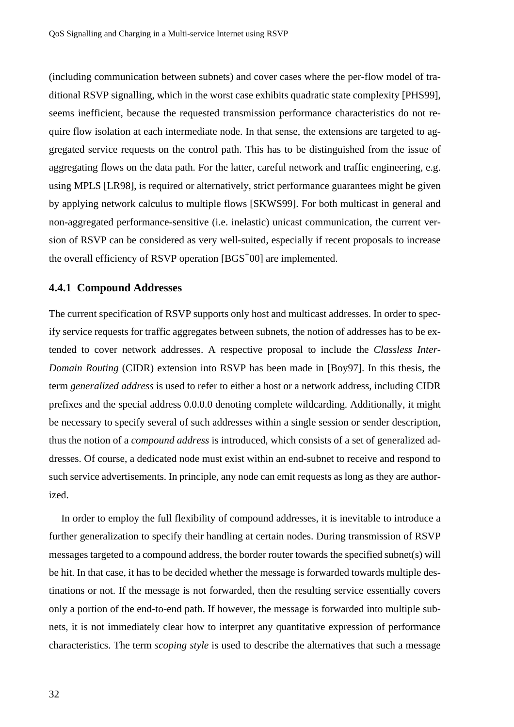(including communication between subnets) and cover cases where the per-flow model of traditional RSVP signalling, which in the worst case exhibits quadratic state complexity [PHS99], seems inefficient, because the requested transmission performance characteristics do not require flow isolation at each intermediate node. In that sense, the extensions are targeted to aggregated service requests on the control path. This has to be distinguished from the issue of aggregating flows on the data path. For the latter, careful network and traffic engineering, e.g. using MPLS [LR98], is required or alternatively, strict performance guarantees might be given by applying network calculus to multiple flows [SKWS99]. For both multicast in general and non-aggregated performance-sensitive (i.e. inelastic) unicast communication, the current version of RSVP can be considered as very well-suited, especially if recent proposals to increase the overall efficiency of RSVP operation [BGS+00] are implemented.

### 4.4.1 Compound Addresses

The current specification of RSVP supports only host and multicast addresses. In order to specify service requests for traffic aggregates between subnets, the notion of addresses has to be extended to cover network addresses. A respective proposal to include the *Classless Inter-Domain Routing* (CIDR) extension into RSVP has been made in [Boy97]. In this thesis, the term *generalized address* is used to refer to either a host or a network address, including CIDR prefixes and the special address 0.0.0.0 denoting complete wildcarding. Additionally, it might be necessary to specify several of such addresses within a single session or sender description, thus the notion of a *compound address* is introduced, which consists of a set of generalized addresses. Of course, a dedicated node must exist within an end-subnet to receive and respond to such service advertisements. In principle, any node can emit requests as long as they are authorized.

In order to employ the full flexibility of compound addresses, it is inevitable to introduce a further generalization to specify their handling at certain nodes. During transmission of RSVP messages targeted to a compound address, the border router towards the specified subnet(s) will be hit. In that case, it has to be decided whether the message is forwarded towards multiple destinations or not. If the message is not forwarded, then the resulting service essentially covers only a portion of the end-to-end path. If however, the message is forwarded into multiple subnets, it is not immediately clear how to interpret any quantitative expression of performance characteristics. The term *scoping style* is used to describe the alternatives that such a message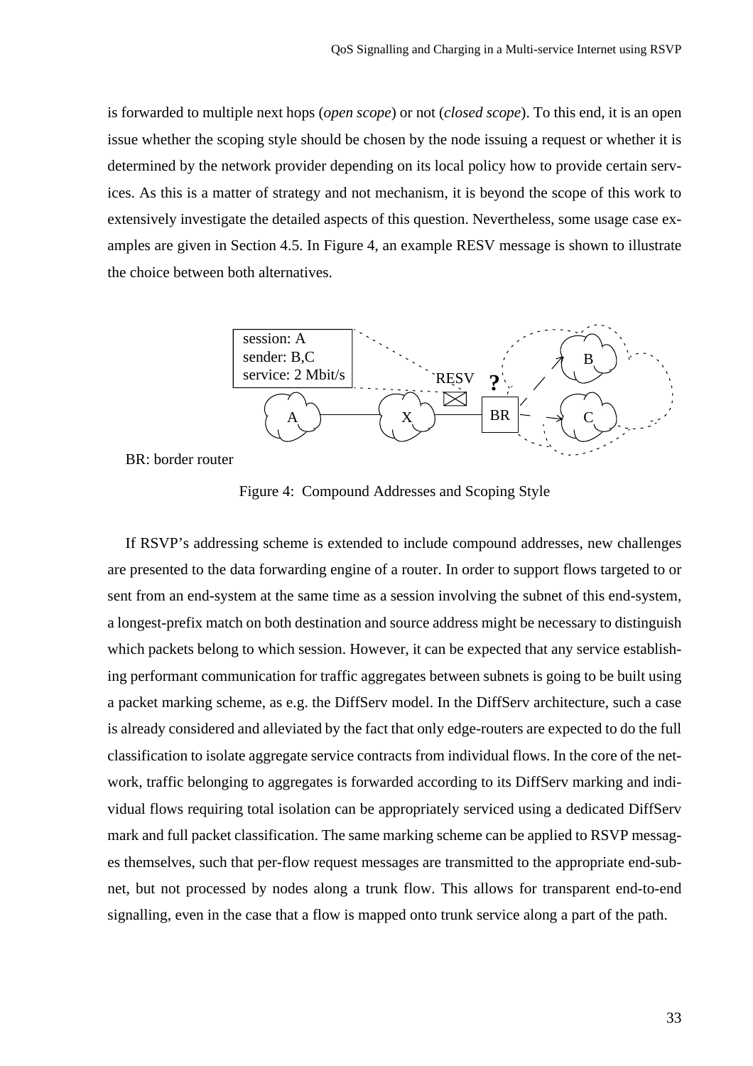is forwarded to multiple next hops (*open scope*) or not (*closed scope*). To this end, it is an open issue whether the scoping style should be chosen by the node issuing a request or whether it is determined by the network provider depending on its local policy how to provide certain services. As this is a matter of strategy and not mechanism, it is beyond the scope of this work to extensively investigate the detailed aspects of this question. Nevertheless, some usage case examples are given in Section 4.5. In Figure 4, an example RESV message is shown to illustrate the choice between both alternatives.

session: A
sender: B,C
service: 2 Mbit/s

RESV ? A X BR B C

BR: border router

Figure 4: Compound Addresses and Scoping Style

If RSVP's addressing scheme is extended to include compound addresses, new challenges are presented to the data forwarding engine of a router. In order to support flows targeted to or sent from an end-system at the same time as a session involving the subnet of this end-system, a longest-prefix match on both destination and source address might be necessary to distinguish which packets belong to which session. However, it can be expected that any service establishing performant communication for traffic aggregates between subnets is going to be built using a packet marking scheme, as e.g. the DiffServ model. In the DiffServ architecture, such a case is already considered and alleviated by the fact that only edge-routers are expected to do the full classification to isolate aggregate service contracts from individual flows. In the core of the network, traffic belonging to aggregates is forwarded according to its DiffServ marking and individual flows requiring total isolation can be appropriately serviced using a dedicated DiffServ mark and full packet classification. The same marking scheme can be applied to RSVP messages themselves, such that per-flow request messages are transmitted to the appropriate end-subnet, but not processed by nodes along a trunk flow. This allows for transparent end-to-end signalling, even in the case that a flow is mapped onto trunk service along a part of the path.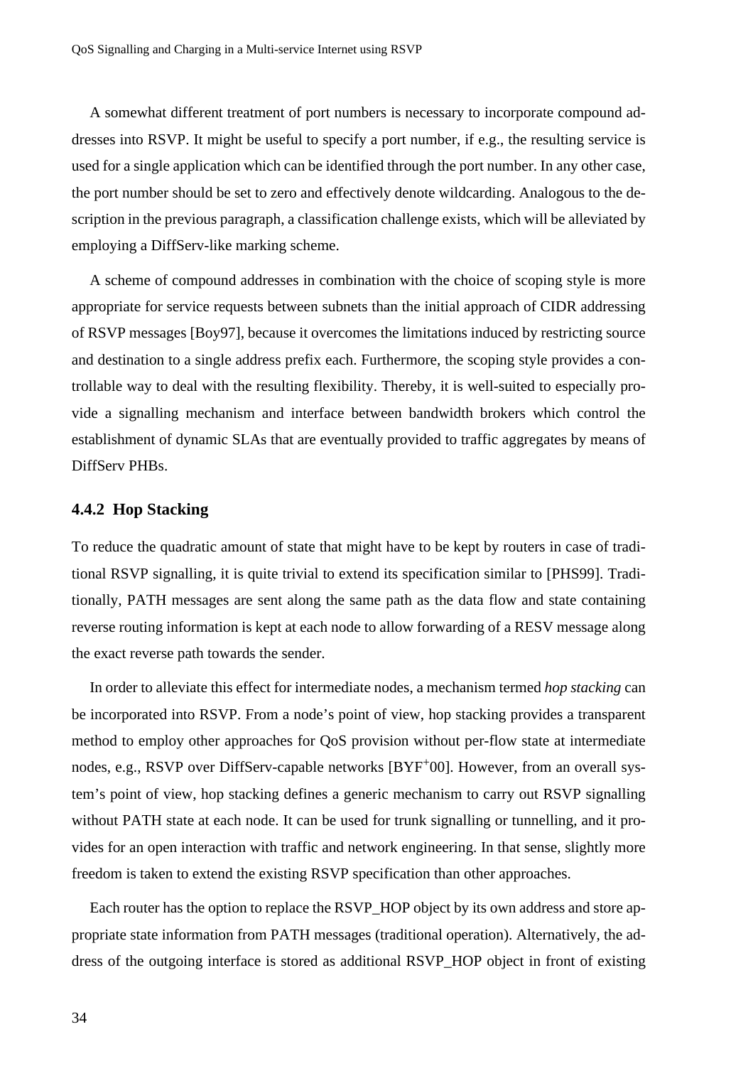A somewhat different treatment of port numbers is necessary to incorporate compound addresses into RSVP. It might be useful to specify a port number, if e.g., the resulting service is used for a single application which can be identified through the port number. In any other case, the port number should be set to zero and effectively denote wildcarding. Analogous to the description in the previous paragraph, a classification challenge exists, which will be alleviated by employing a DiffServ-like marking scheme.

A scheme of compound addresses in combination with the choice of scoping style is more appropriate for service requests between subnets than the initial approach of CIDR addressing of RSVP messages [Boy97], because it overcomes the limitations induced by restricting source and destination to a single address prefix each. Furthermore, the scoping style provides a controllable way to deal with the resulting flexibility. Thereby, it is well-suited to especially provide a signalling mechanism and interface between bandwidth brokers which control the establishment of dynamic SLAs that are eventually provided to traffic aggregates by means of DiffServ PHBs.

### 4.4.2 Hop Stacking

To reduce the quadratic amount of state that might have to be kept by routers in case of traditional RSVP signalling, it is quite trivial to extend its specification similar to [PHS99]. Traditionally, PATH messages are sent along the same path as the data flow and state containing reverse routing information is kept at each node to allow forwarding of a RESV message along the exact reverse path towards the sender.

In order to alleviate this effect for intermediate nodes, a mechanism termed *hop stacking* can be incorporated into RSVP. From a node's point of view, hop stacking provides a transparent method to employ other approaches for QoS provision without per-flow state at intermediate nodes, e.g., RSVP over DiffServ-capable networks [BYF+00]. However, from an overall system's point of view, hop stacking defines a generic mechanism to carry out RSVP signalling without PATH state at each node. It can be used for trunk signalling or tunnelling, and it provides for an open interaction with traffic and network engineering. In that sense, slightly more freedom is taken to extend the existing RSVP specification than other approaches.

Each router has the option to replace the RSVP_HOP object by its own address and store appropriate state information from PATH messages (traditional operation). Alternatively, the address of the outgoing interface is stored as additional RSVP_HOP object in front of existing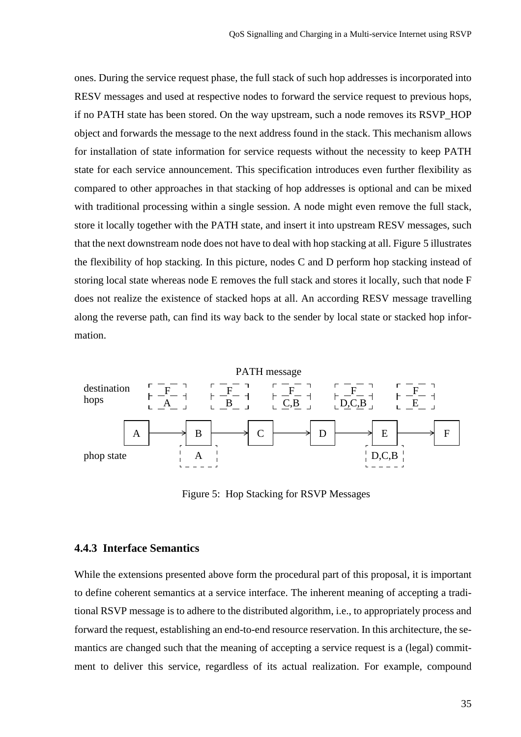ones. During the service request phase, the full stack of such hop addresses is incorporated into RESV messages and used at respective nodes to forward the service request to previous hops, if no PATH state has been stored. On the way upstream, such a node removes its RSVP_HOP object and forwards the message to the next address found in the stack. This mechanism allows for installation of state information for service requests without the necessity to keep PATH state for each service announcement. This specification introduces even further flexibility as compared to other approaches in that stacking of hop addresses is optional and can be mixed with traditional processing within a single session. A node might even remove the full stack, store it locally together with the PATH state, and insert it into upstream RESV messages, such that the next downstream node does not have to deal with hop stacking at all. Figure 5 illustrates the flexibility of hop stacking. In this picture, nodes C and D perform hop stacking instead of storing local state whereas node E removes the full stack and stores it locally, such that node F does not realize the existence of stacked hops at all. An according RESV message travelling along the reverse path, can find its way back to the sender by local state or stacked hop information.

| | A | B | C | D | E | F |
|---|---|---|---|---|---|---|
| destination hops (PATH message) | F / A | F / B | F / C,B | F / D,C,B | F / E | |
| phop state | | A | | | D,C,B | |

Figure 5: Hop Stacking for RSVP Messages

### 4.4.3 Interface Semantics

While the extensions presented above form the procedural part of this proposal, it is important to define coherent semantics at a service interface. The inherent meaning of accepting a traditional RSVP message is to adhere to the distributed algorithm, i.e., to appropriately process and forward the request, establishing an end-to-end resource reservation. In this architecture, the semantics are changed such that the meaning of accepting a service request is a (legal) commitment to deliver this service, regardless of its actual realization. For example, compound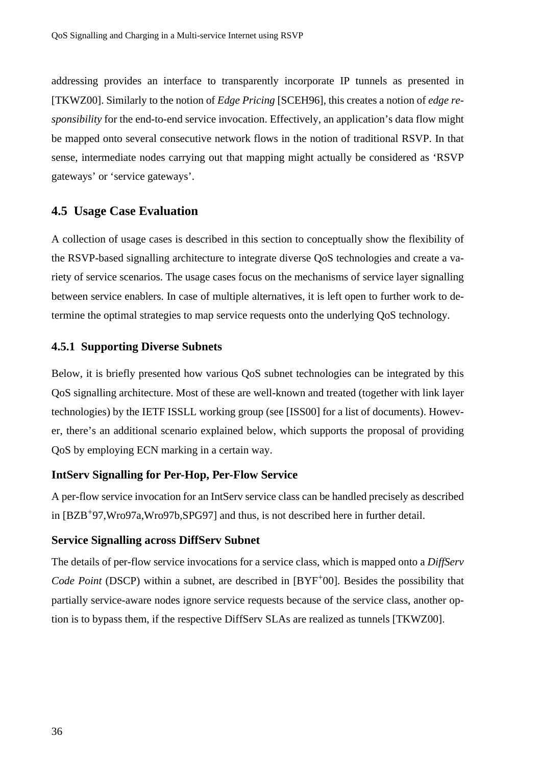addressing provides an interface to transparently incorporate IP tunnels as presented in [TKWZ00]. Similarly to the notion of *Edge Pricing* [SCEH96], this creates a notion of *edge responsibility* for the end-to-end service invocation. Effectively, an application's data flow might be mapped onto several consecutive network flows in the notion of traditional RSVP. In that sense, intermediate nodes carrying out that mapping might actually be considered as 'RSVP gateways' or 'service gateways'.

## 4.5 Usage Case Evaluation

A collection of usage cases is described in this section to conceptually show the flexibility of the RSVP-based signalling architecture to integrate diverse QoS technologies and create a variety of service scenarios. The usage cases focus on the mechanisms of service layer signalling between service enablers. In case of multiple alternatives, it is left open to further work to determine the optimal strategies to map service requests onto the underlying QoS technology.

### 4.5.1 Supporting Diverse Subnets

Below, it is briefly presented how various QoS subnet technologies can be integrated by this QoS signalling architecture. Most of these are well-known and treated (together with link layer technologies) by the IETF ISSLL working group (see [ISS00] for a list of documents). However, there's an additional scenario explained below, which supports the proposal of providing QoS by employing ECN marking in a certain way.

#### IntServ Signalling for Per-Hop, Per-Flow Service

A per-flow service invocation for an IntServ service class can be handled precisely as described in [BZB+97,Wro97a,Wro97b,SPG97] and thus, is not described here in further detail.

#### Service Signalling across DiffServ Subnet

The details of per-flow service invocations for a service class, which is mapped onto a *DiffServ Code Point* (DSCP) within a subnet, are described in [BYF+00]. Besides the possibility that partially service-aware nodes ignore service requests because of the service class, another option is to bypass them, if the respective DiffServ SLAs are realized as tunnels [TKWZ00].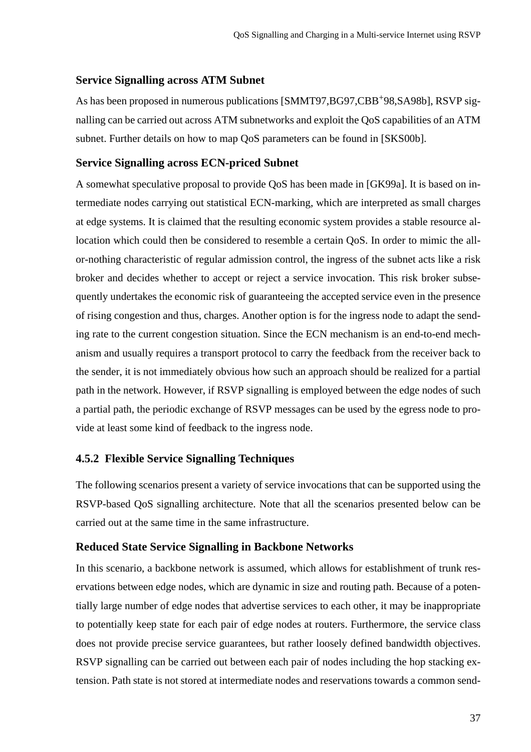### Service Signalling across ATM Subnet

As has been proposed in numerous publications [SMMT97,BG97,CBB+98,SA98b], RSVP signalling can be carried out across ATM subnetworks and exploit the QoS capabilities of an ATM subnet. Further details on how to map QoS parameters can be found in [SKS00b].

### Service Signalling across ECN-priced Subnet

A somewhat speculative proposal to provide QoS has been made in [GK99a]. It is based on intermediate nodes carrying out statistical ECN-marking, which are interpreted as small charges at edge systems. It is claimed that the resulting economic system provides a stable resource allocation which could then be considered to resemble a certain QoS. In order to mimic the all-or-nothing characteristic of regular admission control, the ingress of the subnet acts like a risk broker and decides whether to accept or reject a service invocation. This risk broker subsequently undertakes the economic risk of guaranteeing the accepted service even in the presence of rising congestion and thus, charges. Another option is for the ingress node to adapt the sending rate to the current congestion situation. Since the ECN mechanism is an end-to-end mechanism and usually requires a transport protocol to carry the feedback from the receiver back to the sender, it is not immediately obvious how such an approach should be realized for a partial path in the network. However, if RSVP signalling is employed between the edge nodes of such a partial path, the periodic exchange of RSVP messages can be used by the egress node to provide at least some kind of feedback to the ingress node.

## 4.5.2 Flexible Service Signalling Techniques

The following scenarios present a variety of service invocations that can be supported using the RSVP-based QoS signalling architecture. Note that all the scenarios presented below can be carried out at the same time in the same infrastructure.

### Reduced State Service Signalling in Backbone Networks

In this scenario, a backbone network is assumed, which allows for establishment of trunk reservations between edge nodes, which are dynamic in size and routing path. Because of a potentially large number of edge nodes that advertise services to each other, it may be inappropriate to potentially keep state for each pair of edge nodes at routers. Furthermore, the service class does not provide precise service guarantees, but rather loosely defined bandwidth objectives. RSVP signalling can be carried out between each pair of nodes including the hop stacking extension. Path state is not stored at intermediate nodes and reservations towards a common send-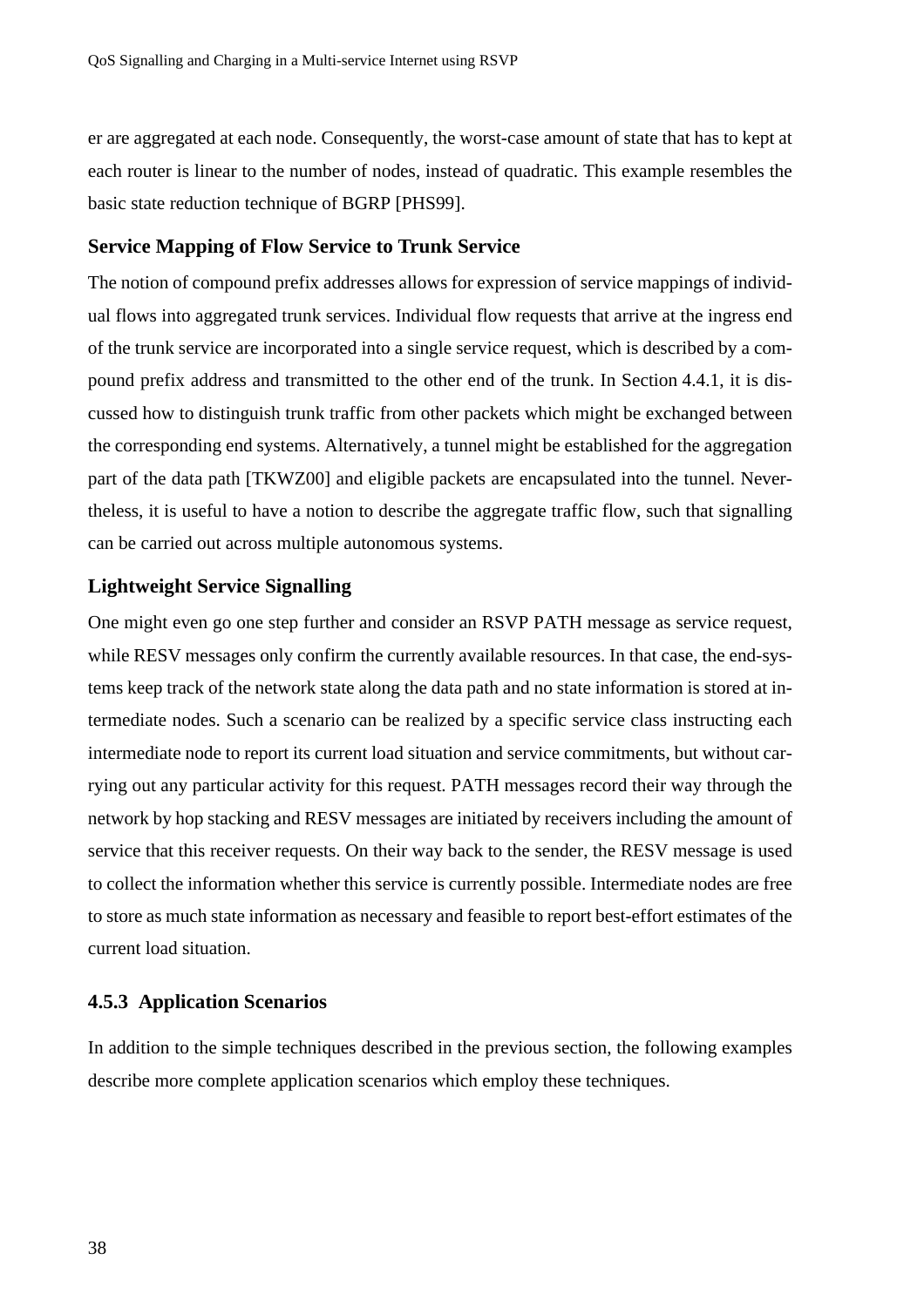er are aggregated at each node. Consequently, the worst-case amount of state that has to kept at each router is linear to the number of nodes, instead of quadratic. This example resembles the basic state reduction technique of BGRP [PHS99].

### Service Mapping of Flow Service to Trunk Service

The notion of compound prefix addresses allows for expression of service mappings of individual flows into aggregated trunk services. Individual flow requests that arrive at the ingress end of the trunk service are incorporated into a single service request, which is described by a compound prefix address and transmitted to the other end of the trunk. In Section 4.4.1, it is discussed how to distinguish trunk traffic from other packets which might be exchanged between the corresponding end systems. Alternatively, a tunnel might be established for the aggregation part of the data path [TKWZ00] and eligible packets are encapsulated into the tunnel. Nevertheless, it is useful to have a notion to describe the aggregate traffic flow, such that signalling can be carried out across multiple autonomous systems.

### Lightweight Service Signalling

One might even go one step further and consider an RSVP PATH message as service request, while RESV messages only confirm the currently available resources. In that case, the end-systems keep track of the network state along the data path and no state information is stored at intermediate nodes. Such a scenario can be realized by a specific service class instructing each intermediate node to report its current load situation and service commitments, but without carrying out any particular activity for this request. PATH messages record their way through the network by hop stacking and RESV messages are initiated by receivers including the amount of service that this receiver requests. On their way back to the sender, the RESV message is used to collect the information whether this service is currently possible. Intermediate nodes are free to store as much state information as necessary and feasible to report best-effort estimates of the current load situation.

## 4.5.3 Application Scenarios

In addition to the simple techniques described in the previous section, the following examples describe more complete application scenarios which employ these techniques.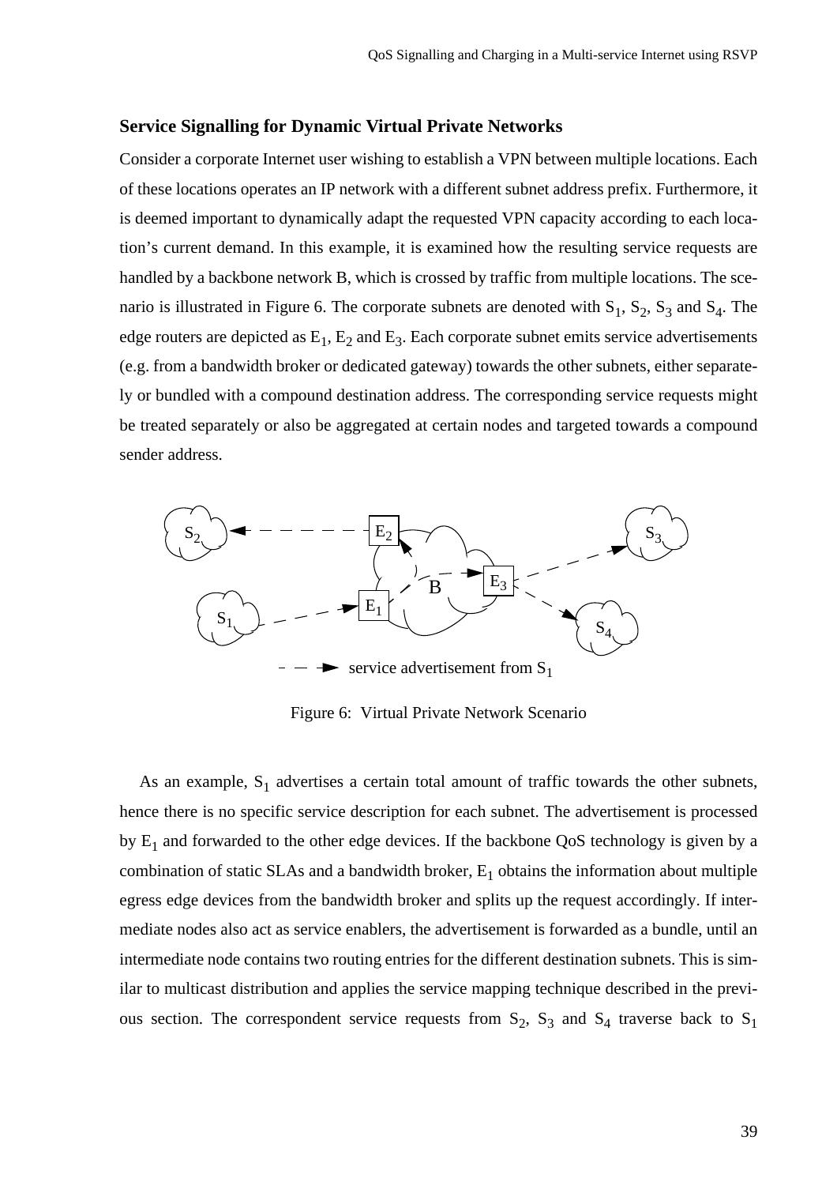### Service Signalling for Dynamic Virtual Private Networks

Consider a corporate Internet user wishing to establish a VPN between multiple locations. Each of these locations operates an IP network with a different subnet address prefix. Furthermore, it is deemed important to dynamically adapt the requested VPN capacity according to each location's current demand. In this example, it is examined how the resulting service requests are handled by a backbone network B, which is crossed by traffic from multiple locations. The scenario is illustrated in Figure 6. The corporate subnets are denoted with $S_1$, $S_2$, $S_3$ and $S_4$. The edge routers are depicted as $E_1$, $E_2$ and $E_3$. Each corporate subnet emits service advertisements (e.g. from a bandwidth broker or dedicated gateway) towards the other subnets, either separately or bundled with a compound destination address. The corresponding service requests might be treated separately or also be aggregated at certain nodes and targeted towards a compound sender address.

Figure 6: Virtual Private Network Scenario

As an example, $S_1$ advertises a certain total amount of traffic towards the other subnets, hence there is no specific service description for each subnet. The advertisement is processed by $E_1$ and forwarded to the other edge devices. If the backbone QoS technology is given by a combination of static SLAs and a bandwidth broker, $E_1$ obtains the information about multiple egress edge devices from the bandwidth broker and splits up the request accordingly. If intermediate nodes also act as service enablers, the advertisement is forwarded as a bundle, until an intermediate node contains two routing entries for the different destination subnets. This is similar to multicast distribution and applies the service mapping technique described in the previous section. The correspondent service requests from $S_2$, $S_3$ and $S_4$ traverse back to $S_1$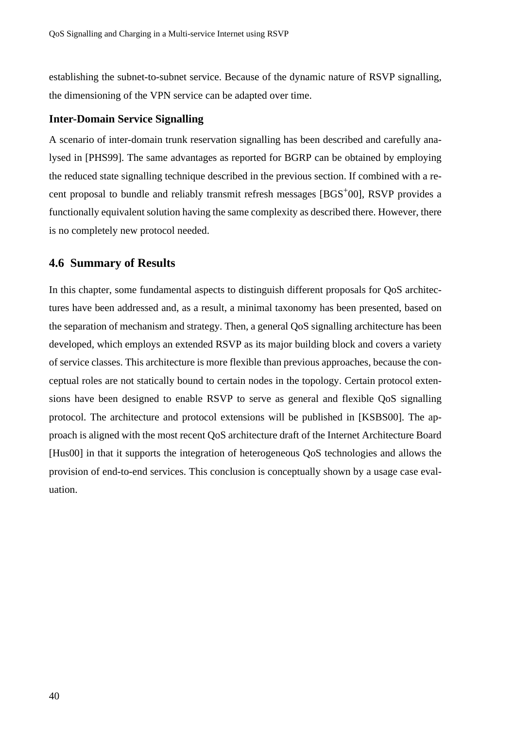establishing the subnet-to-subnet service. Because of the dynamic nature of RSVP signalling, the dimensioning of the VPN service can be adapted over time.

**Inter-Domain Service Signalling**

A scenario of inter-domain trunk reservation signalling has been described and carefully analysed in [PHS99]. The same advantages as reported for BGRP can be obtained by employing the reduced state signalling technique described in the previous section. If combined with a recent proposal to bundle and reliably transmit refresh messages [BGS+00], RSVP provides a functionally equivalent solution having the same complexity as described there. However, there is no completely new protocol needed.

## 4.6 Summary of Results

In this chapter, some fundamental aspects to distinguish different proposals for QoS architectures have been addressed and, as a result, a minimal taxonomy has been presented, based on the separation of mechanism and strategy. Then, a general QoS signalling architecture has been developed, which employs an extended RSVP as its major building block and covers a variety of service classes. This architecture is more flexible than previous approaches, because the conceptual roles are not statically bound to certain nodes in the topology. Certain protocol extensions have been designed to enable RSVP to serve as general and flexible QoS signalling protocol. The architecture and protocol extensions will be published in [KSBS00]. The approach is aligned with the most recent QoS architecture draft of the Internet Architecture Board [Hus00] in that it supports the integration of heterogeneous QoS technologies and allows the provision of end-to-end services. This conclusion is conceptually shown by a usage case evaluation.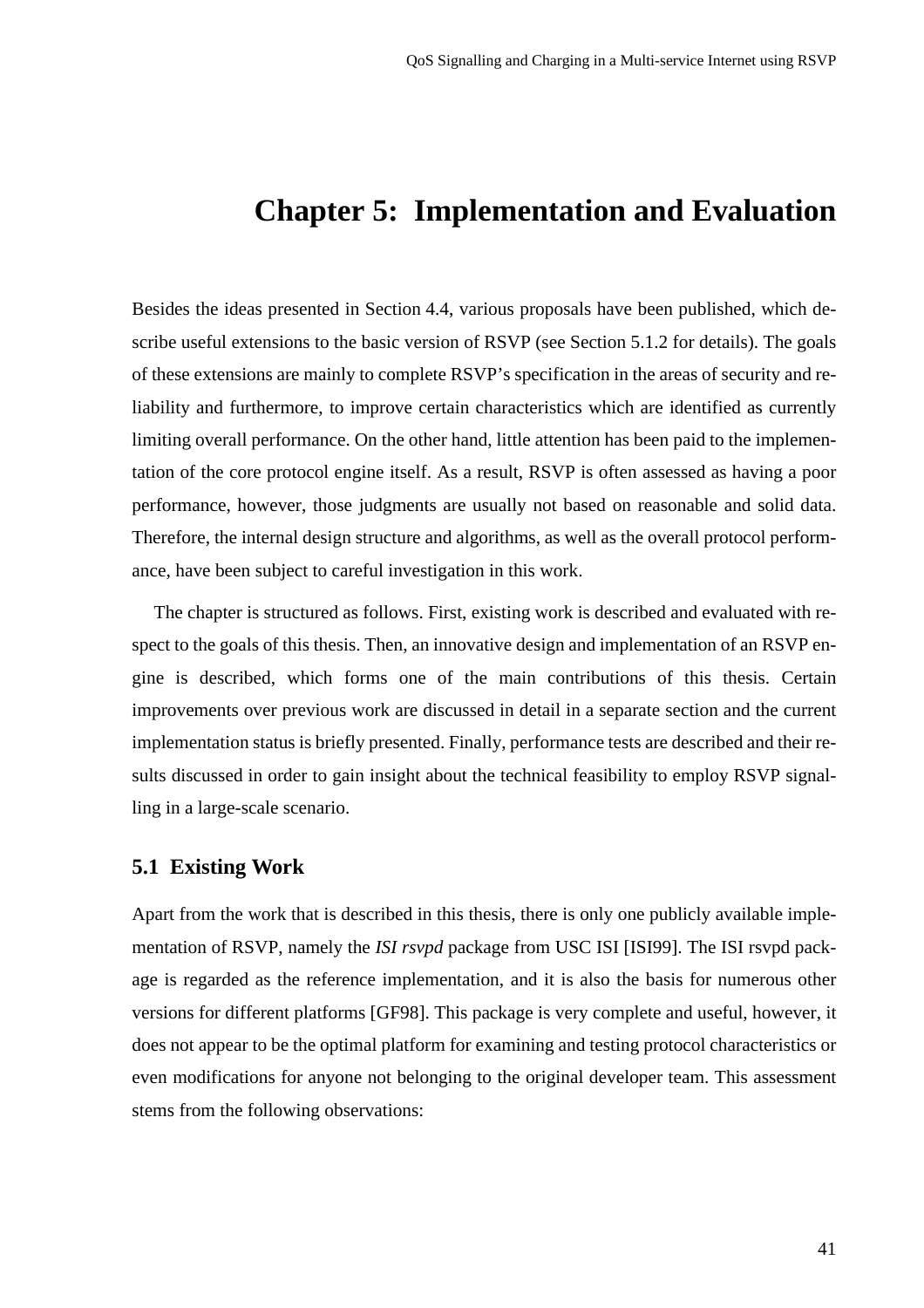# Chapter 5: Implementation and Evaluation

Besides the ideas presented in Section 4.4, various proposals have been published, which describe useful extensions to the basic version of RSVP (see Section 5.1.2 for details). The goals of these extensions are mainly to complete RSVP's specification in the areas of security and reliability and furthermore, to improve certain characteristics which are identified as currently limiting overall performance. On the other hand, little attention has been paid to the implementation of the core protocol engine itself. As a result, RSVP is often assessed as having a poor performance, however, those judgments are usually not based on reasonable and solid data. Therefore, the internal design structure and algorithms, as well as the overall protocol performance, have been subject to careful investigation in this work.

The chapter is structured as follows. First, existing work is described and evaluated with respect to the goals of this thesis. Then, an innovative design and implementation of an RSVP engine is described, which forms one of the main contributions of this thesis. Certain improvements over previous work are discussed in detail in a separate section and the current implementation status is briefly presented. Finally, performance tests are described and their results discussed in order to gain insight about the technical feasibility to employ RSVP signalling in a large-scale scenario.

## 5.1 Existing Work

Apart from the work that is described in this thesis, there is only one publicly available implementation of RSVP, namely the *ISI rsvpd* package from USC ISI [ISI99]. The ISI rsvpd package is regarded as the reference implementation, and it is also the basis for numerous other versions for different platforms [GF98]. This package is very complete and useful, however, it does not appear to be the optimal platform for examining and testing protocol characteristics or even modifications for anyone not belonging to the original developer team. This assessment stems from the following observations: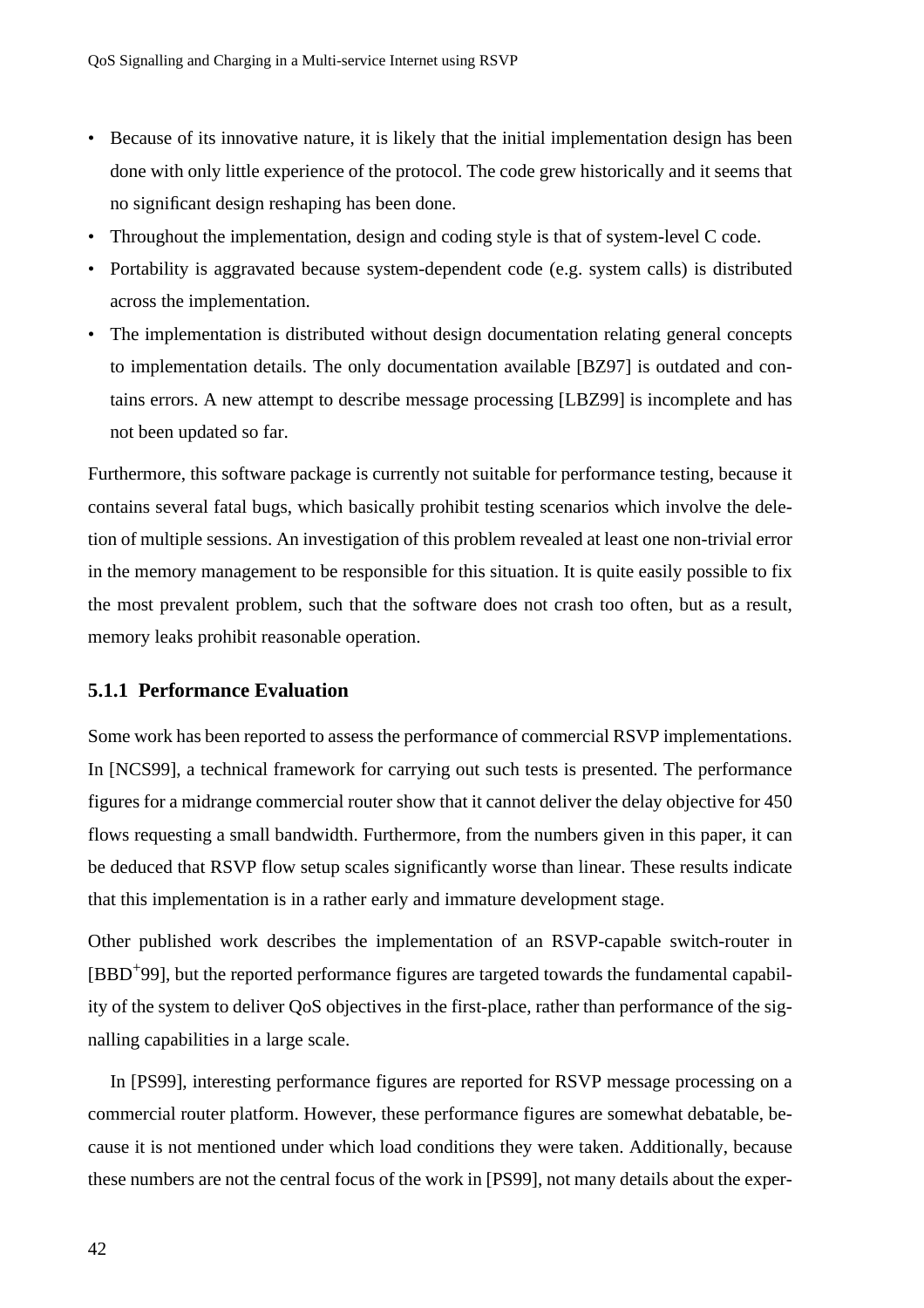- Because of its innovative nature, it is likely that the initial implementation design has been done with only little experience of the protocol. The code grew historically and it seems that no significant design reshaping has been done.
- Throughout the implementation, design and coding style is that of system-level C code.
- Portability is aggravated because system-dependent code (e.g. system calls) is distributed across the implementation.
- The implementation is distributed without design documentation relating general concepts to implementation details. The only documentation available [BZ97] is outdated and contains errors. A new attempt to describe message processing [LBZ99] is incomplete and has not been updated so far.

Furthermore, this software package is currently not suitable for performance testing, because it contains several fatal bugs, which basically prohibit testing scenarios which involve the deletion of multiple sessions. An investigation of this problem revealed at least one non-trivial error in the memory management to be responsible for this situation. It is quite easily possible to fix the most prevalent problem, such that the software does not crash too often, but as a result, memory leaks prohibit reasonable operation.

### 5.1.1 Performance Evaluation

Some work has been reported to assess the performance of commercial RSVP implementations. In [NCS99], a technical framework for carrying out such tests is presented. The performance figures for a midrange commercial router show that it cannot deliver the delay objective for 450 flows requesting a small bandwidth. Furthermore, from the numbers given in this paper, it can be deduced that RSVP flow setup scales significantly worse than linear. These results indicate that this implementation is in a rather early and immature development stage.

Other published work describes the implementation of an RSVP-capable switch-router in [BBD+99], but the reported performance figures are targeted towards the fundamental capability of the system to deliver QoS objectives in the first-place, rather than performance of the signalling capabilities in a large scale.

In [PS99], interesting performance figures are reported for RSVP message processing on a commercial router platform. However, these performance figures are somewhat debatable, because it is not mentioned under which load conditions they were taken. Additionally, because these numbers are not the central focus of the work in [PS99], not many details about the exper-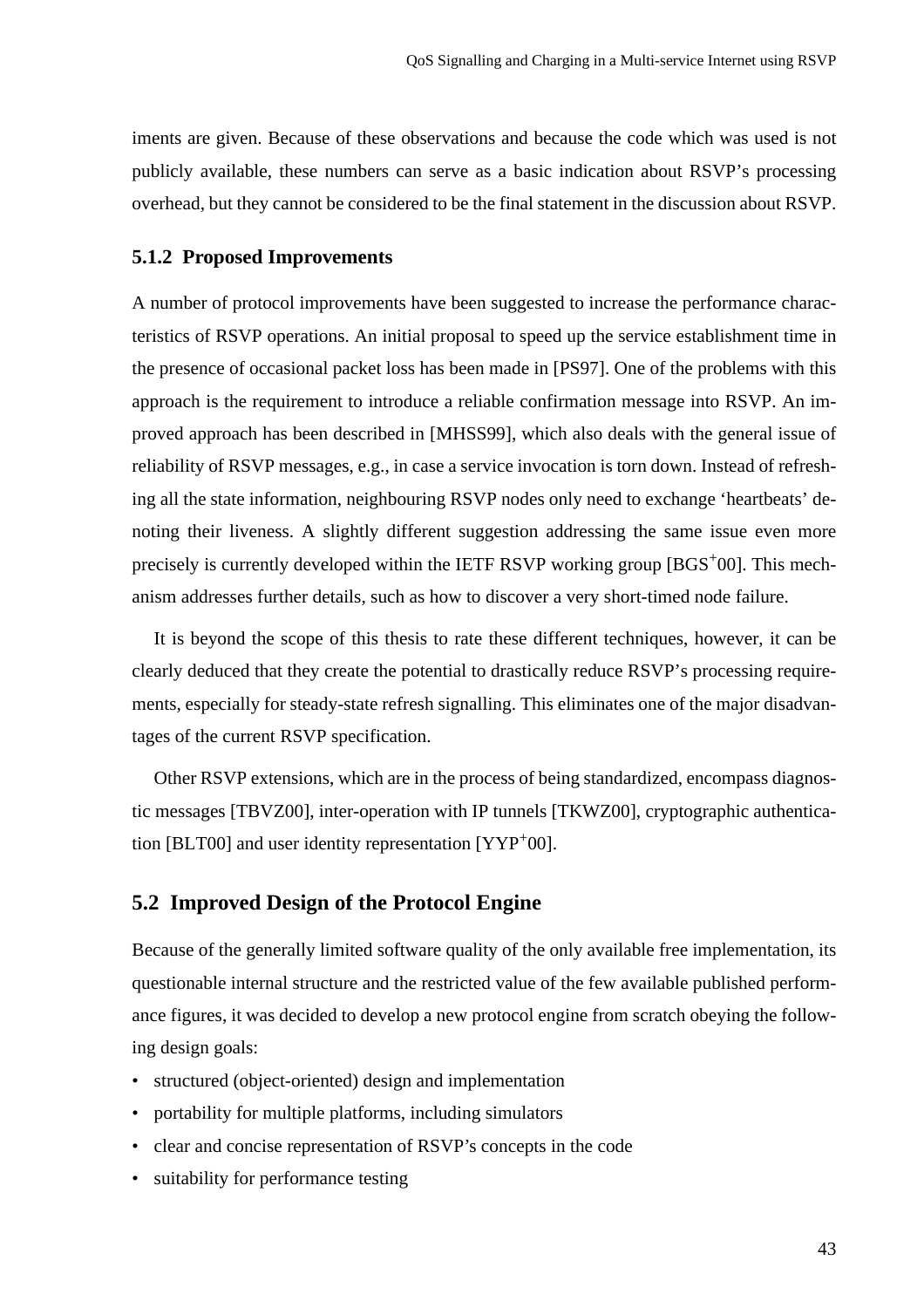iments are given. Because of these observations and because the code which was used is not publicly available, these numbers can serve as a basic indication about RSVP's processing overhead, but they cannot be considered to be the final statement in the discussion about RSVP.

### 5.1.2 Proposed Improvements

A number of protocol improvements have been suggested to increase the performance characteristics of RSVP operations. An initial proposal to speed up the service establishment time in the presence of occasional packet loss has been made in [PS97]. One of the problems with this approach is the requirement to introduce a reliable confirmation message into RSVP. An improved approach has been described in [MHSS99], which also deals with the general issue of reliability of RSVP messages, e.g., in case a service invocation is torn down. Instead of refreshing all the state information, neighbouring RSVP nodes only need to exchange 'heartbeats' denoting their liveness. A slightly different suggestion addressing the same issue even more precisely is currently developed within the IETF RSVP working group [BGS+00]. This mechanism addresses further details, such as how to discover a very short-timed node failure.

It is beyond the scope of this thesis to rate these different techniques, however, it can be clearly deduced that they create the potential to drastically reduce RSVP's processing requirements, especially for steady-state refresh signalling. This eliminates one of the major disadvantages of the current RSVP specification.

Other RSVP extensions, which are in the process of being standardized, encompass diagnostic messages [TBVZ00], inter-operation with IP tunnels [TKWZ00], cryptographic authentication [BLT00] and user identity representation [YYP+00].

## 5.2 Improved Design of the Protocol Engine

Because of the generally limited software quality of the only available free implementation, its questionable internal structure and the restricted value of the few available published performance figures, it was decided to develop a new protocol engine from scratch obeying the following design goals:

- structured (object-oriented) design and implementation
- portability for multiple platforms, including simulators
- clear and concise representation of RSVP's concepts in the code
- suitability for performance testing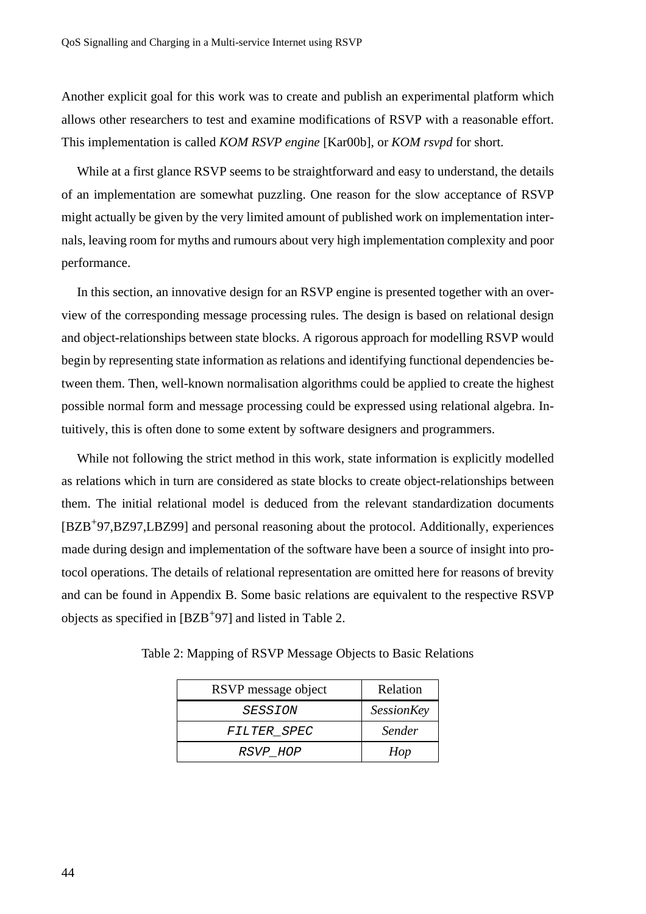Another explicit goal for this work was to create and publish an experimental platform which allows other researchers to test and examine modifications of RSVP with a reasonable effort. This implementation is called *KOM RSVP engine* [Kar00b], or *KOM rsvpd* for short.

While at a first glance RSVP seems to be straightforward and easy to understand, the details of an implementation are somewhat puzzling. One reason for the slow acceptance of RSVP might actually be given by the very limited amount of published work on implementation internals, leaving room for myths and rumours about very high implementation complexity and poor performance.

In this section, an innovative design for an RSVP engine is presented together with an overview of the corresponding message processing rules. The design is based on relational design and object-relationships between state blocks. A rigorous approach for modelling RSVP would begin by representing state information as relations and identifying functional dependencies between them. Then, well-known normalisation algorithms could be applied to create the highest possible normal form and message processing could be expressed using relational algebra. Intuitively, this is often done to some extent by software designers and programmers.

While not following the strict method in this work, state information is explicitly modelled as relations which in turn are considered as state blocks to create object-relationships between them. The initial relational model is deduced from the relevant standardization documents [BZB+97,BZ97,LBZ99] and personal reasoning about the protocol. Additionally, experiences made during design and implementation of the software have been a source of insight into protocol operations. The details of relational representation are omitted here for reasons of brevity and can be found in Appendix B. Some basic relations are equivalent to the respective RSVP objects as specified in [BZB+97] and listed in Table 2.

Table 2: Mapping of RSVP Message Objects to Basic Relations

| RSVP message object | Relation |
|---|---|
| `SESSION` | *SessionKey* |
| `FILTER_SPEC` | *Sender* |
| `RSVP_HOP` | *Hop* |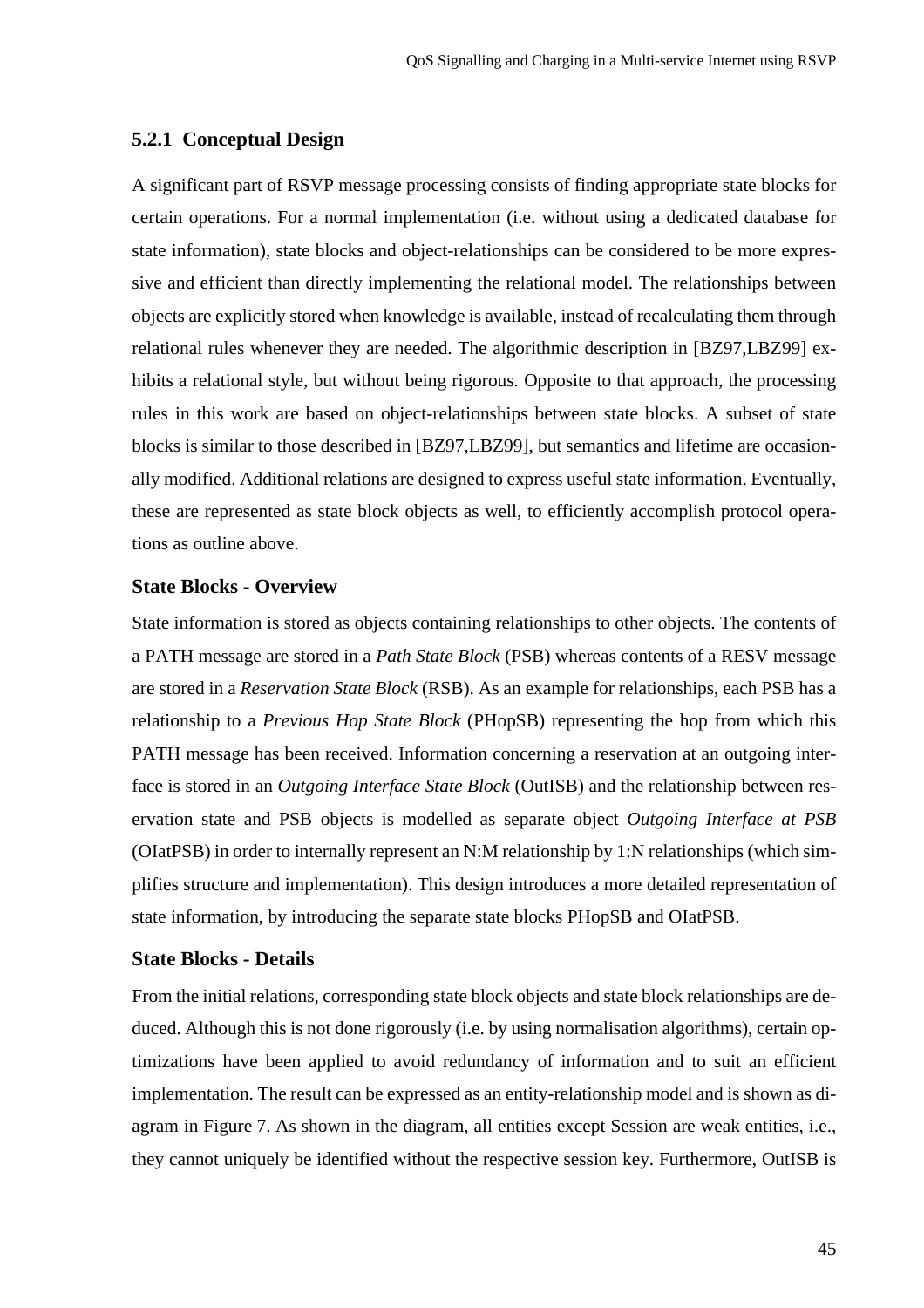### 5.2.1 Conceptual Design

A significant part of RSVP message processing consists of finding appropriate state blocks for certain operations. For a normal implementation (i.e. without using a dedicated database for state information), state blocks and object-relationships can be considered to be more expressive and efficient than directly implementing the relational model. The relationships between objects are explicitly stored when knowledge is available, instead of recalculating them through relational rules whenever they are needed. The algorithmic description in [BZ97,LBZ99] exhibits a relational style, but without being rigorous. Opposite to that approach, the processing rules in this work are based on object-relationships between state blocks. A subset of state blocks is similar to those described in [BZ97,LBZ99], but semantics and lifetime are occasionally modified. Additional relations are designed to express useful state information. Eventually, these are represented as state block objects as well, to efficiently accomplish protocol operations as outline above.

**State Blocks - Overview**

State information is stored as objects containing relationships to other objects. The contents of a PATH message are stored in a *Path State Block* (PSB) whereas contents of a RESV message are stored in a *Reservation State Block* (RSB). As an example for relationships, each PSB has a relationship to a *Previous Hop State Block* (PHopSB) representing the hop from which this PATH message has been received. Information concerning a reservation at an outgoing interface is stored in an *Outgoing Interface State Block* (OutISB) and the relationship between reservation state and PSB objects is modelled as separate object *Outgoing Interface at PSB* (OIatPSB) in order to internally represent an N:M relationship by 1:N relationships (which simplifies structure and implementation). This design introduces a more detailed representation of state information, by introducing the separate state blocks PHopSB and OIatPSB.

**State Blocks - Details**

From the initial relations, corresponding state block objects and state block relationships are deduced. Although this is not done rigorously (i.e. by using normalisation algorithms), certain optimizations have been applied to avoid redundancy of information and to suit an efficient implementation. The result can be expressed as an entity-relationship model and is shown as diagram in Figure 7. As shown in the diagram, all entities except Session are weak entities, i.e., they cannot uniquely be identified without the respective session key. Furthermore, OutISB is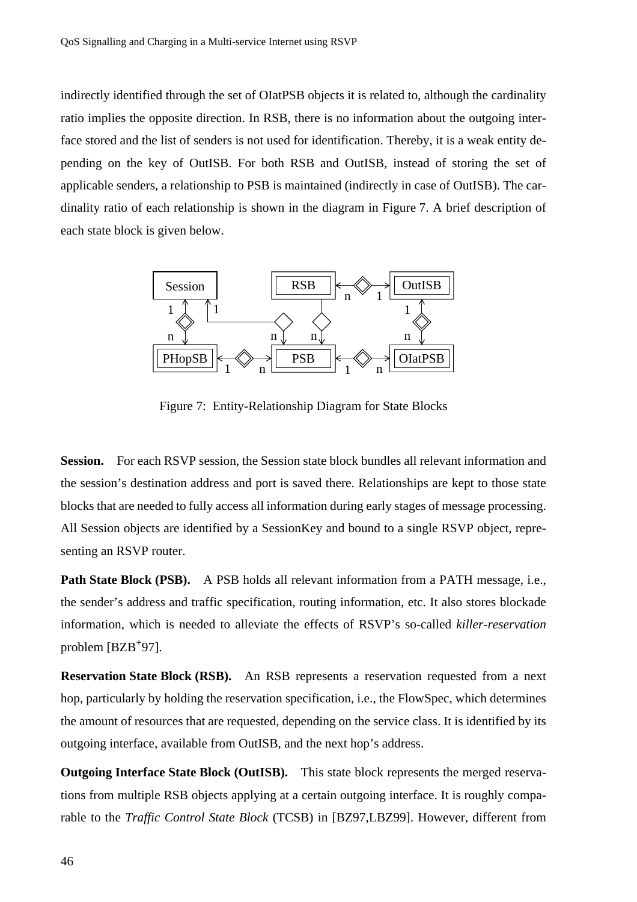indirectly identified through the set of OIatPSB objects it is related to, although the cardinality ratio implies the opposite direction. In RSB, there is no information about the outgoing interface stored and the list of senders is not used for identification. Thereby, it is a weak entity depending on the key of OutISB. For both RSB and OutISB, instead of storing the set of applicable senders, a relationship to PSB is maintained (indirectly in case of OutISB). The cardinality ratio of each relationship is shown in the diagram in Figure 7. A brief description of each state block is given below.

Figure 7: Entity-Relationship Diagram for State Blocks

**Session.** For each RSVP session, the Session state block bundles all relevant information and the session's destination address and port is saved there. Relationships are kept to those state blocks that are needed to fully access all information during early stages of message processing. All Session objects are identified by a SessionKey and bound to a single RSVP object, representing an RSVP router.

**Path State Block (PSB).** A PSB holds all relevant information from a PATH message, i.e., the sender's address and traffic specification, routing information, etc. It also stores blockade information, which is needed to alleviate the effects of RSVP's so-called *killer-reservation* problem [BZB+97].

**Reservation State Block (RSB).** An RSB represents a reservation requested from a next hop, particularly by holding the reservation specification, i.e., the FlowSpec, which determines the amount of resources that are requested, depending on the service class. It is identified by its outgoing interface, available from OutISB, and the next hop's address.

**Outgoing Interface State Block (OutISB).** This state block represents the merged reservations from multiple RSB objects applying at a certain outgoing interface. It is roughly comparable to the *Traffic Control State Block* (TCSB) in [BZ97,LBZ99]. However, different from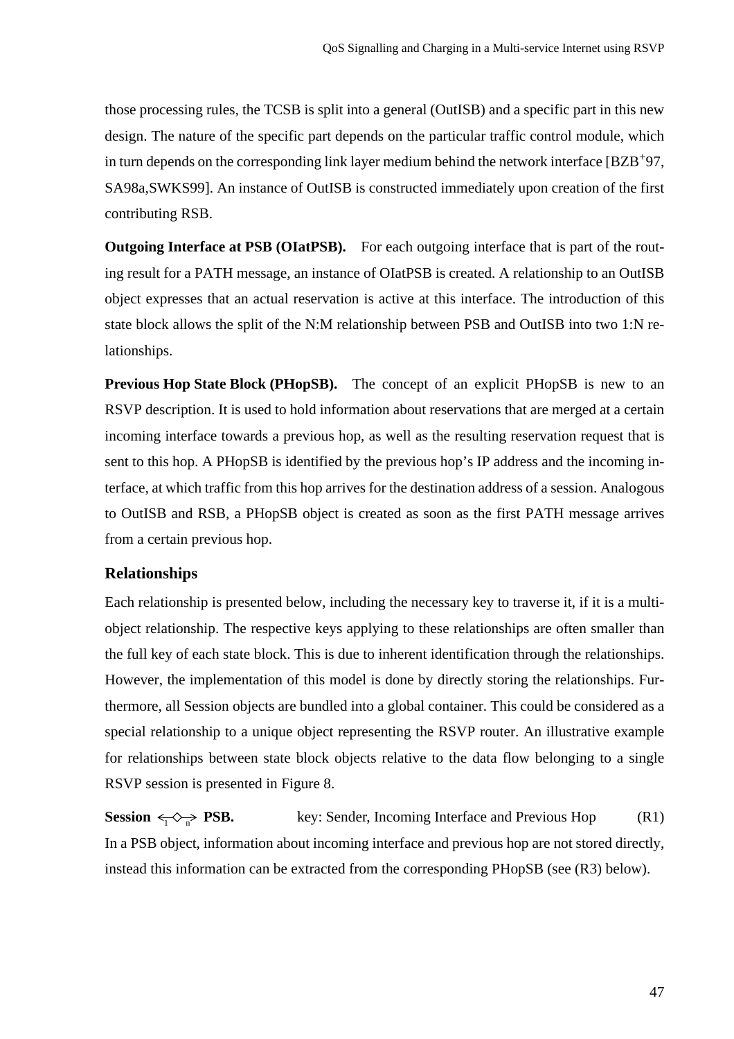those processing rules, the TCSB is split into a general (OutISB) and a specific part in this new design. The nature of the specific part depends on the particular traffic control module, which in turn depends on the corresponding link layer medium behind the network interface [BZB+97, SA98a,SWKS99]. An instance of OutISB is constructed immediately upon creation of the first contributing RSB.

**Outgoing Interface at PSB (OIatPSB).** For each outgoing interface that is part of the routing result for a PATH message, an instance of OIatPSB is created. A relationship to an OutISB object expresses that an actual reservation is active at this interface. The introduction of this state block allows the split of the N:M relationship between PSB and OutISB into two 1:N relationships.

**Previous Hop State Block (PHopSB).** The concept of an explicit PHopSB is new to an RSVP description. It is used to hold information about reservations that are merged at a certain incoming interface towards a previous hop, as well as the resulting reservation request that is sent to this hop. A PHopSB is identified by the previous hop's IP address and the incoming interface, at which traffic from this hop arrives for the destination address of a session. Analogous to OutISB and RSB, a PHopSB object is created as soon as the first PATH message arrives from a certain previous hop.

### Relationships

Each relationship is presented below, including the necessary key to traverse it, if it is a multi-object relationship. The respective keys applying to these relationships are often smaller than the full key of each state block. This is due to inherent identification through the relationships. However, the implementation of this model is done by directly storing the relationships. Furthermore, all Session objects are bundled into a global container. This could be considered as a special relationship to a unique object representing the RSVP router. An illustrative example for relationships between state block objects relative to the data flow belonging to a single RSVP session is presented in Figure 8.

**Session $\overset{}{\underset{1\quad n}{\longleftrightarrow}}$ PSB.** key: Sender, Incoming Interface and Previous Hop (R1)

In a PSB object, information about incoming interface and previous hop are not stored directly, instead this information can be extracted from the corresponding PHopSB (see (R3) below).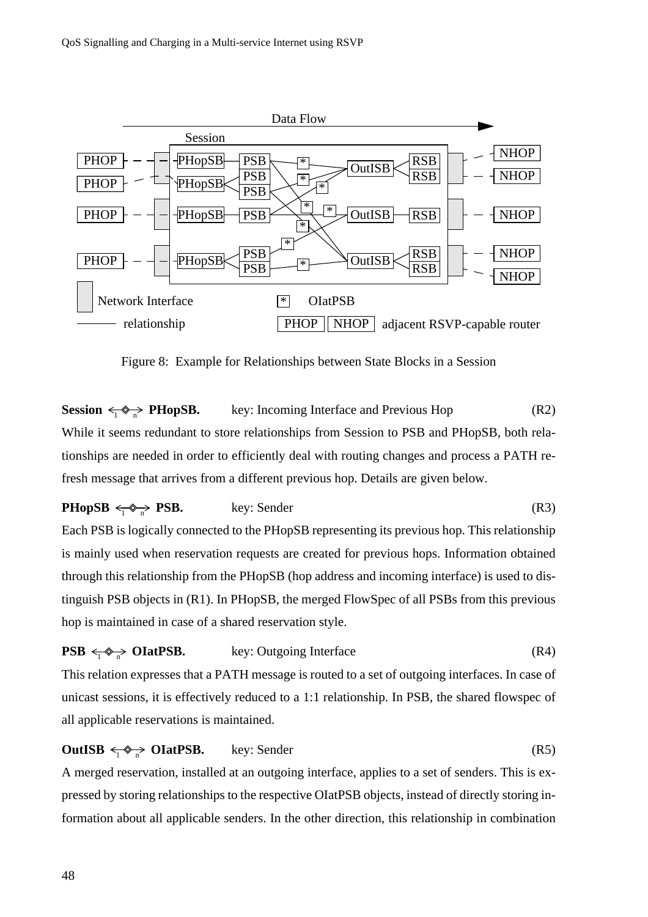Figure 8: Example for Relationships between State Blocks in a Session

**Session** $\overset{1}{\leftarrow}\!\diamond\!\overset{n}{\rightarrow}$ **PHopSB.** key: Incoming Interface and Previous Hop (R2)

While it seems redundant to store relationships from Session to PSB and PHopSB, both relationships are needed in order to efficiently deal with routing changes and process a PATH refresh message that arrives from a different previous hop. Details are given below.

**PHopSB** $\overset{1}{\leftarrow}\!\diamond\!\overset{n}{\rightarrow}$ **PSB.** key: Sender (R3)

Each PSB is logically connected to the PHopSB representing its previous hop. This relationship is mainly used when reservation requests are created for previous hops. Information obtained through this relationship from the PHopSB (hop address and incoming interface) is used to distinguish PSB objects in (R1). In PHopSB, the merged FlowSpec of all PSBs from this previous hop is maintained in case of a shared reservation style.

**PSB** $\overset{1}{\leftarrow}\!\diamond\!\overset{n}{\rightarrow}$ **OIatPSB.** key: Outgoing Interface (R4)

This relation expresses that a PATH message is routed to a set of outgoing interfaces. In case of unicast sessions, it is effectively reduced to a 1:1 relationship. In PSB, the shared flowspec of all applicable reservations is maintained.

**OutISB** $\overset{1}{\leftarrow}\!\diamond\!\overset{n}{\rightarrow}$ **OIatPSB.** key: Sender (R5)

A merged reservation, installed at an outgoing interface, applies to a set of senders. This is expressed by storing relationships to the respective OIatPSB objects, instead of directly storing information about all applicable senders. In the other direction, this relationship in combination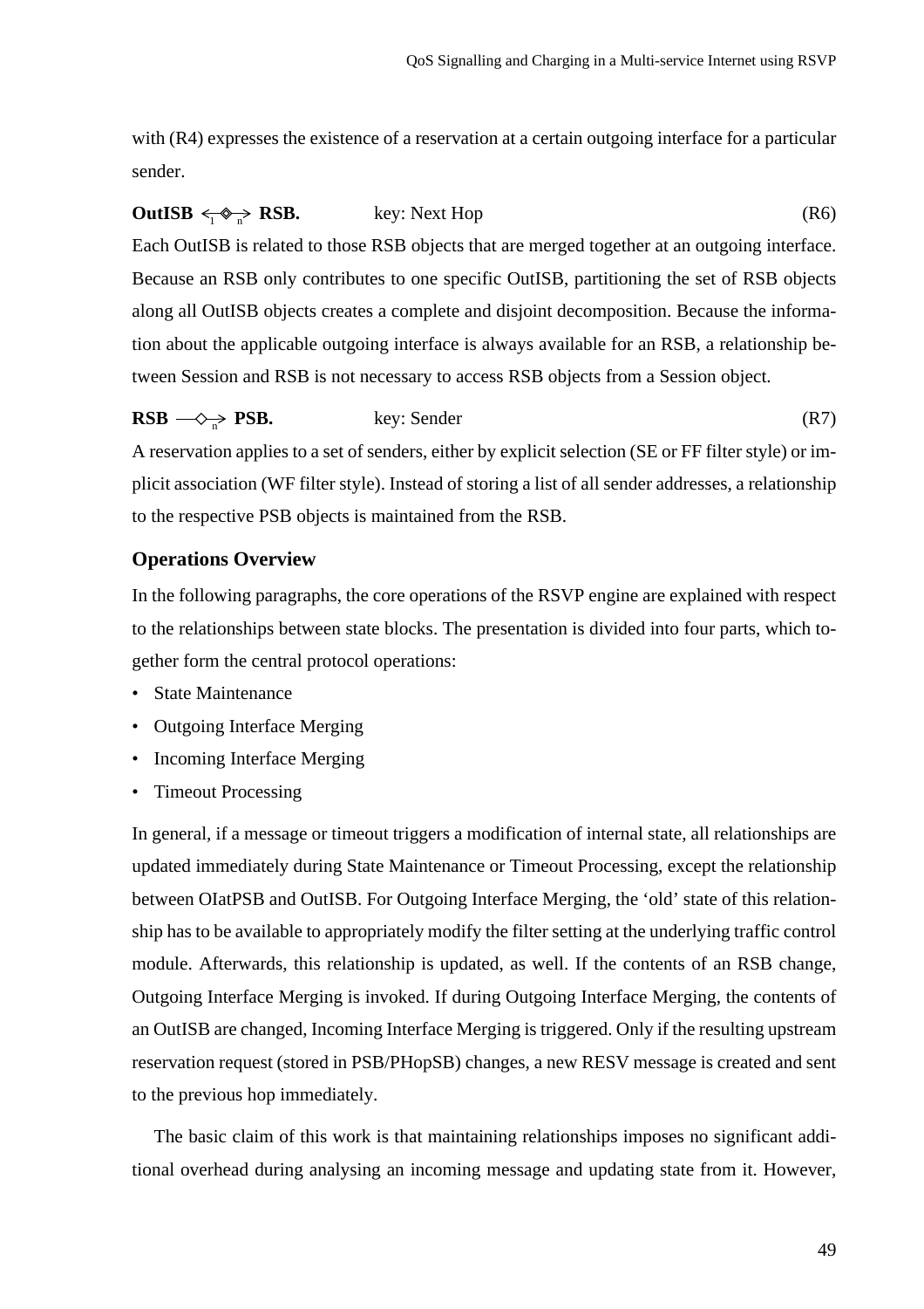with (R4) expresses the existence of a reservation at a certain outgoing interface for a particular sender.

**OutISB** $\xleftarrow{1}\!\diamond\!\xrightarrow{n}$ **RSB.** key: Next Hop (R6)

Each OutISB is related to those RSB objects that are merged together at an outgoing interface. Because an RSB only contributes to one specific OutISB, partitioning the set of RSB objects along all OutISB objects creates a complete and disjoint decomposition. Because the information about the applicable outgoing interface is always available for an RSB, a relationship between Session and RSB is not necessary to access RSB objects from a Session object.

**RSB** $\longrightarrow\!\diamond\!\xrightarrow{n}$ **PSB.** key: Sender (R7)

A reservation applies to a set of senders, either by explicit selection (SE or FF filter style) or implicit association (WF filter style). Instead of storing a list of all sender addresses, a relationship to the respective PSB objects is maintained from the RSB.

### Operations Overview

In the following paragraphs, the core operations of the RSVP engine are explained with respect to the relationships between state blocks. The presentation is divided into four parts, which together form the central protocol operations:

- State Maintenance
- Outgoing Interface Merging
- Incoming Interface Merging
- Timeout Processing

In general, if a message or timeout triggers a modification of internal state, all relationships are updated immediately during State Maintenance or Timeout Processing, except the relationship between OIatPSB and OutISB. For Outgoing Interface Merging, the 'old' state of this relationship has to be available to appropriately modify the filter setting at the underlying traffic control module. Afterwards, this relationship is updated, as well. If the contents of an RSB change, Outgoing Interface Merging is invoked. If during Outgoing Interface Merging, the contents of an OutISB are changed, Incoming Interface Merging is triggered. Only if the resulting upstream reservation request (stored in PSB/PHopSB) changes, a new RESV message is created and sent to the previous hop immediately.

The basic claim of this work is that maintaining relationships imposes no significant additional overhead during analysing an incoming message and updating state from it. However,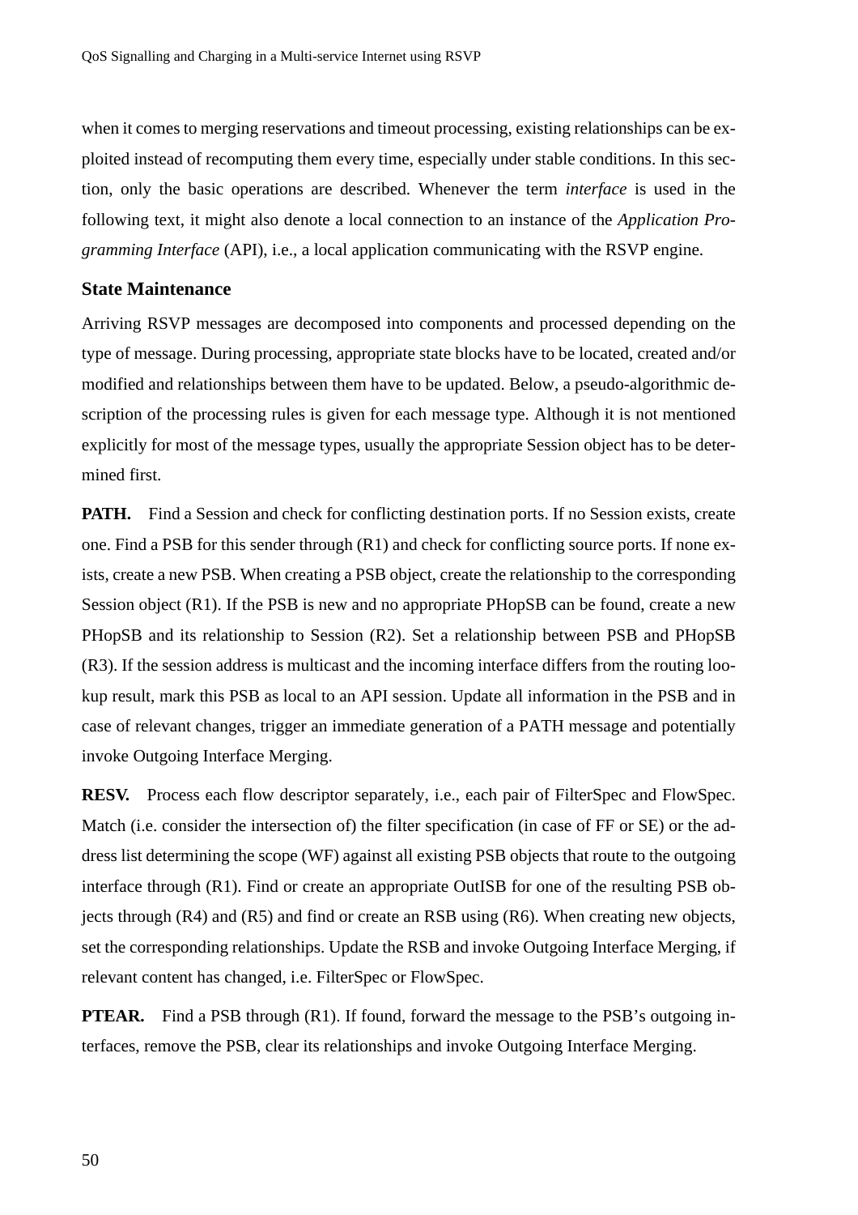when it comes to merging reservations and timeout processing, existing relationships can be exploited instead of recomputing them every time, especially under stable conditions. In this section, only the basic operations are described. Whenever the term *interface* is used in the following text, it might also denote a local connection to an instance of the *Application Programming Interface* (API), i.e., a local application communicating with the RSVP engine.

### State Maintenance

Arriving RSVP messages are decomposed into components and processed depending on the type of message. During processing, appropriate state blocks have to be located, created and/or modified and relationships between them have to be updated. Below, a pseudo-algorithmic description of the processing rules is given for each message type. Although it is not mentioned explicitly for most of the message types, usually the appropriate Session object has to be determined first.

**PATH.** Find a Session and check for conflicting destination ports. If no Session exists, create one. Find a PSB for this sender through (R1) and check for conflicting source ports. If none exists, create a new PSB. When creating a PSB object, create the relationship to the corresponding Session object (R1). If the PSB is new and no appropriate PHopSB can be found, create a new PHopSB and its relationship to Session (R2). Set a relationship between PSB and PHopSB (R3). If the session address is multicast and the incoming interface differs from the routing lookup result, mark this PSB as local to an API session. Update all information in the PSB and in case of relevant changes, trigger an immediate generation of a PATH message and potentially invoke Outgoing Interface Merging.

**RESV.** Process each flow descriptor separately, i.e., each pair of FilterSpec and FlowSpec. Match (i.e. consider the intersection of) the filter specification (in case of FF or SE) or the address list determining the scope (WF) against all existing PSB objects that route to the outgoing interface through (R1). Find or create an appropriate OutISB for one of the resulting PSB objects through (R4) and (R5) and find or create an RSB using (R6). When creating new objects, set the corresponding relationships. Update the RSB and invoke Outgoing Interface Merging, if relevant content has changed, i.e. FilterSpec or FlowSpec.

**PTEAR.** Find a PSB through (R1). If found, forward the message to the PSB's outgoing interfaces, remove the PSB, clear its relationships and invoke Outgoing Interface Merging.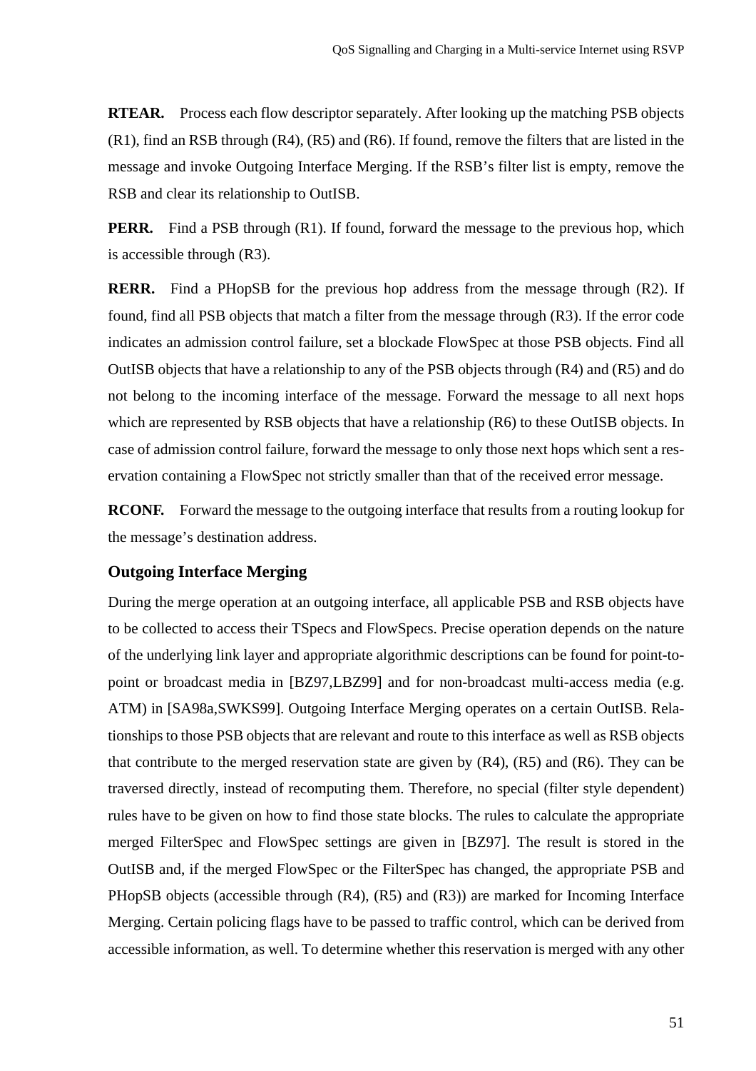**RTEAR.** Process each flow descriptor separately. After looking up the matching PSB objects (R1), find an RSB through (R4), (R5) and (R6). If found, remove the filters that are listed in the message and invoke Outgoing Interface Merging. If the RSB's filter list is empty, remove the RSB and clear its relationship to OutISB.

**PERR.** Find a PSB through (R1). If found, forward the message to the previous hop, which is accessible through (R3).

**RERR.** Find a PHopSB for the previous hop address from the message through (R2). If found, find all PSB objects that match a filter from the message through (R3). If the error code indicates an admission control failure, set a blockade FlowSpec at those PSB objects. Find all OutISB objects that have a relationship to any of the PSB objects through (R4) and (R5) and do not belong to the incoming interface of the message. Forward the message to all next hops which are represented by RSB objects that have a relationship (R6) to these OutISB objects. In case of admission control failure, forward the message to only those next hops which sent a reservation containing a FlowSpec not strictly smaller than that of the received error message.

**RCONF.** Forward the message to the outgoing interface that results from a routing lookup for the message's destination address.

### Outgoing Interface Merging

During the merge operation at an outgoing interface, all applicable PSB and RSB objects have to be collected to access their TSpecs and FlowSpecs. Precise operation depends on the nature of the underlying link layer and appropriate algorithmic descriptions can be found for point-to-point or broadcast media in [BZ97,LBZ99] and for non-broadcast multi-access media (e.g. ATM) in [SA98a,SWKS99]. Outgoing Interface Merging operates on a certain OutISB. Relationships to those PSB objects that are relevant and route to this interface as well as RSB objects that contribute to the merged reservation state are given by (R4), (R5) and (R6). They can be traversed directly, instead of recomputing them. Therefore, no special (filter style dependent) rules have to be given on how to find those state blocks. The rules to calculate the appropriate merged FilterSpec and FlowSpec settings are given in [BZ97]. The result is stored in the OutISB and, if the merged FlowSpec or the FilterSpec has changed, the appropriate PSB and PHopSB objects (accessible through (R4), (R5) and (R3)) are marked for Incoming Interface Merging. Certain policing flags have to be passed to traffic control, which can be derived from accessible information, as well. To determine whether this reservation is merged with any other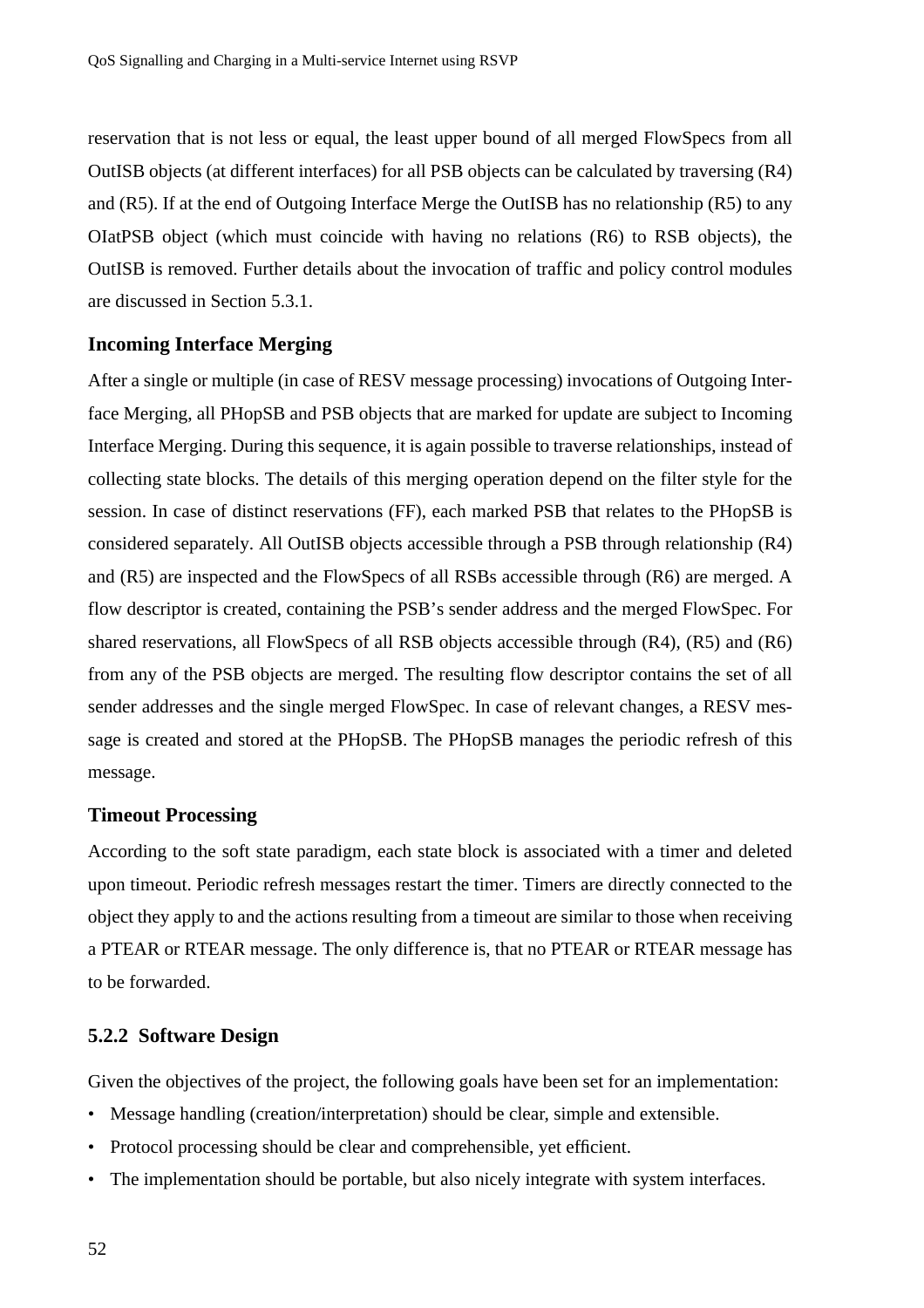reservation that is not less or equal, the least upper bound of all merged FlowSpecs from all OutISB objects (at different interfaces) for all PSB objects can be calculated by traversing (R4) and (R5). If at the end of Outgoing Interface Merge the OutISB has no relationship (R5) to any OIatPSB object (which must coincide with having no relations (R6) to RSB objects), the OutISB is removed. Further details about the invocation of traffic and policy control modules are discussed in Section 5.3.1.

### Incoming Interface Merging

After a single or multiple (in case of RESV message processing) invocations of Outgoing Interface Merging, all PHopSB and PSB objects that are marked for update are subject to Incoming Interface Merging. During this sequence, it is again possible to traverse relationships, instead of collecting state blocks. The details of this merging operation depend on the filter style for the session. In case of distinct reservations (FF), each marked PSB that relates to the PHopSB is considered separately. All OutISB objects accessible through a PSB through relationship (R4) and (R5) are inspected and the FlowSpecs of all RSBs accessible through (R6) are merged. A flow descriptor is created, containing the PSB's sender address and the merged FlowSpec. For shared reservations, all FlowSpecs of all RSB objects accessible through (R4), (R5) and (R6) from any of the PSB objects are merged. The resulting flow descriptor contains the set of all sender addresses and the single merged FlowSpec. In case of relevant changes, a RESV message is created and stored at the PHopSB. The PHopSB manages the periodic refresh of this message.

### Timeout Processing

According to the soft state paradigm, each state block is associated with a timer and deleted upon timeout. Periodic refresh messages restart the timer. Timers are directly connected to the object they apply to and the actions resulting from a timeout are similar to those when receiving a PTEAR or RTEAR message. The only difference is, that no PTEAR or RTEAR message has to be forwarded.

### 5.2.2 Software Design

Given the objectives of the project, the following goals have been set for an implementation:

- Message handling (creation/interpretation) should be clear, simple and extensible.
- Protocol processing should be clear and comprehensible, yet efficient.
- The implementation should be portable, but also nicely integrate with system interfaces.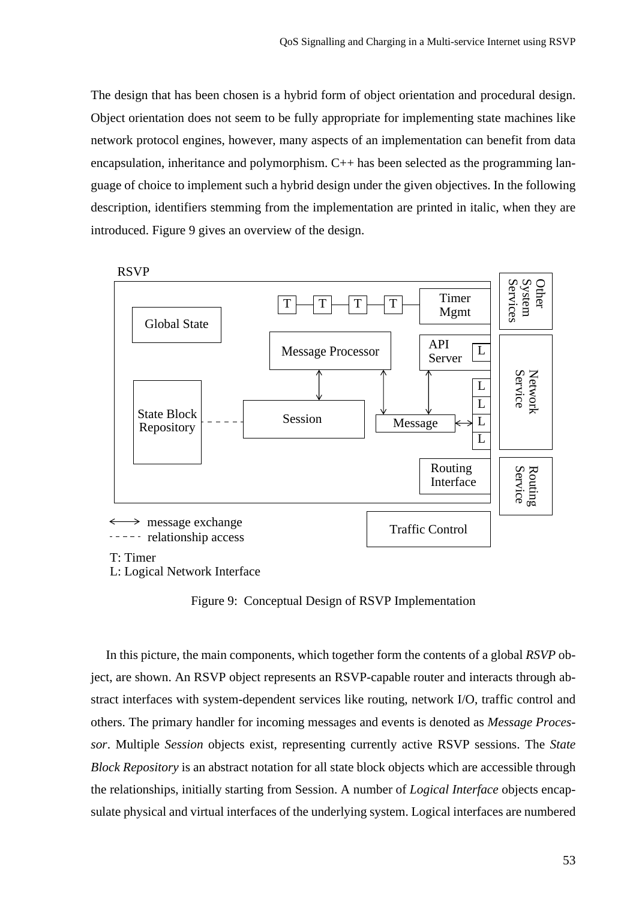The design that has been chosen is a hybrid form of object orientation and procedural design. Object orientation does not seem to be fully appropriate for implementing state machines like network protocol engines, however, many aspects of an implementation can benefit from data encapsulation, inheritance and polymorphism. C++ has been selected as the programming language of choice to implement such a hybrid design under the given objectives. In the following description, identifiers stemming from the implementation are printed in italic, when they are introduced. Figure 9 gives an overview of the design.

Figure 9: Conceptual Design of RSVP Implementation

In this picture, the main components, which together form the contents of a global *RSVP* object, are shown. An RSVP object represents an RSVP-capable router and interacts through abstract interfaces with system-dependent services like routing, network I/O, traffic control and others. The primary handler for incoming messages and events is denoted as *Message Processor*. Multiple *Session* objects exist, representing currently active RSVP sessions. The *State Block Repository* is an abstract notation for all state block objects which are accessible through the relationships, initially starting from Session. A number of *Logical Interface* objects encapsulate physical and virtual interfaces of the underlying system. Logical interfaces are numbered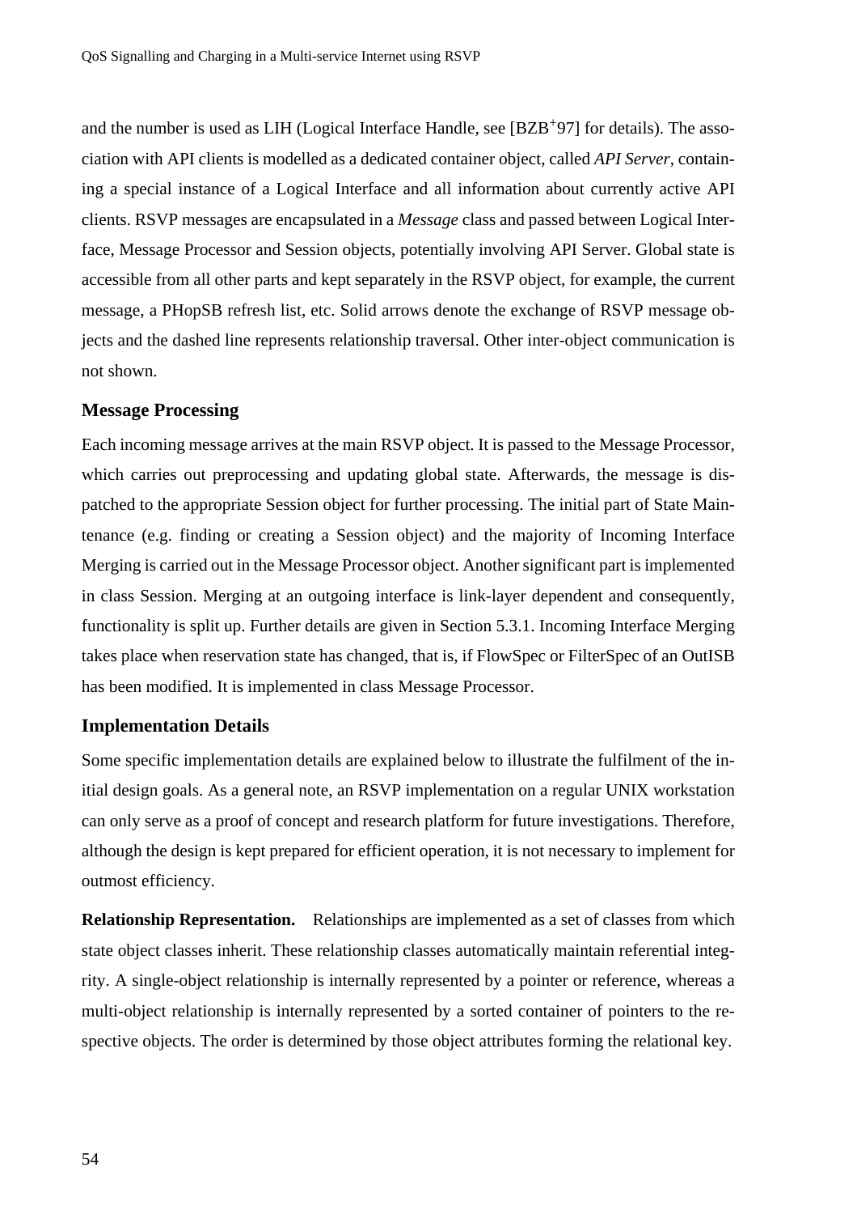and the number is used as LIH (Logical Interface Handle, see [BZB+97] for details). The association with API clients is modelled as a dedicated container object, called *API Server*, containing a special instance of a Logical Interface and all information about currently active API clients. RSVP messages are encapsulated in a *Message* class and passed between Logical Interface, Message Processor and Session objects, potentially involving API Server. Global state is accessible from all other parts and kept separately in the RSVP object, for example, the current message, a PHopSB refresh list, etc. Solid arrows denote the exchange of RSVP message objects and the dashed line represents relationship traversal. Other inter-object communication is not shown.

### Message Processing

Each incoming message arrives at the main RSVP object. It is passed to the Message Processor, which carries out preprocessing and updating global state. Afterwards, the message is dispatched to the appropriate Session object for further processing. The initial part of State Maintenance (e.g. finding or creating a Session object) and the majority of Incoming Interface Merging is carried out in the Message Processor object. Another significant part is implemented in class Session. Merging at an outgoing interface is link-layer dependent and consequently, functionality is split up. Further details are given in Section 5.3.1. Incoming Interface Merging takes place when reservation state has changed, that is, if FlowSpec or FilterSpec of an OutISB has been modified. It is implemented in class Message Processor.

### Implementation Details

Some specific implementation details are explained below to illustrate the fulfilment of the initial design goals. As a general note, an RSVP implementation on a regular UNIX workstation can only serve as a proof of concept and research platform for future investigations. Therefore, although the design is kept prepared for efficient operation, it is not necessary to implement for outmost efficiency.

**Relationship Representation.** Relationships are implemented as a set of classes from which state object classes inherit. These relationship classes automatically maintain referential integrity. A single-object relationship is internally represented by a pointer or reference, whereas a multi-object relationship is internally represented by a sorted container of pointers to the respective objects. The order is determined by those object attributes forming the relational key.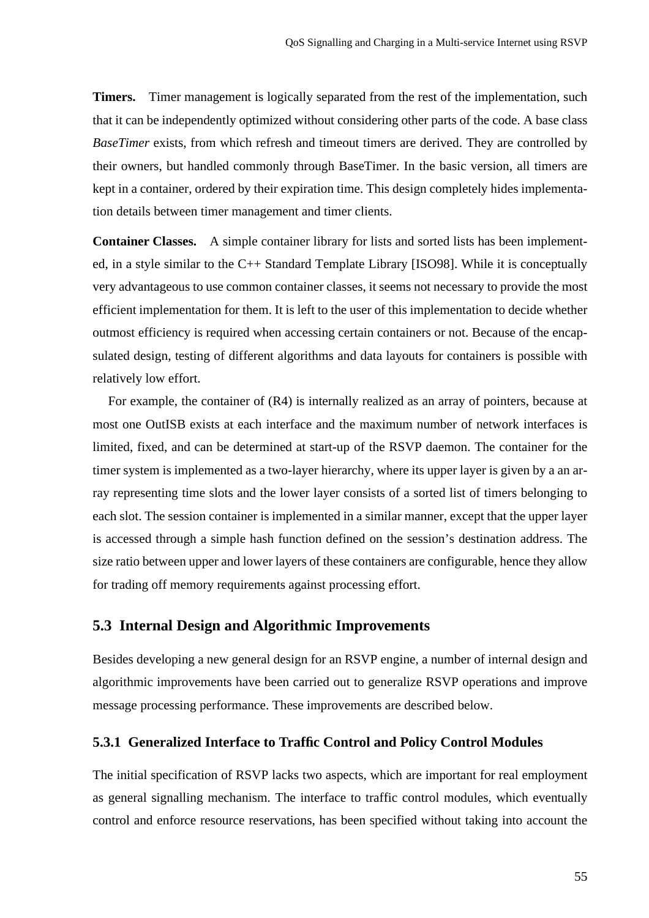**Timers.** Timer management is logically separated from the rest of the implementation, such that it can be independently optimized without considering other parts of the code. A base class *BaseTimer* exists, from which refresh and timeout timers are derived. They are controlled by their owners, but handled commonly through BaseTimer. In the basic version, all timers are kept in a container, ordered by their expiration time. This design completely hides implementation details between timer management and timer clients.

**Container Classes.** A simple container library for lists and sorted lists has been implemented, in a style similar to the C++ Standard Template Library [ISO98]. While it is conceptually very advantageous to use common container classes, it seems not necessary to provide the most efficient implementation for them. It is left to the user of this implementation to decide whether outmost efficiency is required when accessing certain containers or not. Because of the encapsulated design, testing of different algorithms and data layouts for containers is possible with relatively low effort.

For example, the container of (R4) is internally realized as an array of pointers, because at most one OutISB exists at each interface and the maximum number of network interfaces is limited, fixed, and can be determined at start-up of the RSVP daemon. The container for the timer system is implemented as a two-layer hierarchy, where its upper layer is given by a an array representing time slots and the lower layer consists of a sorted list of timers belonging to each slot. The session container is implemented in a similar manner, except that the upper layer is accessed through a simple hash function defined on the session's destination address. The size ratio between upper and lower layers of these containers are configurable, hence they allow for trading off memory requirements against processing effort.

## 5.3 Internal Design and Algorithmic Improvements

Besides developing a new general design for an RSVP engine, a number of internal design and algorithmic improvements have been carried out to generalize RSVP operations and improve message processing performance. These improvements are described below.

### 5.3.1 Generalized Interface to Traffic Control and Policy Control Modules

The initial specification of RSVP lacks two aspects, which are important for real employment as general signalling mechanism. The interface to traffic control modules, which eventually control and enforce resource reservations, has been specified without taking into account the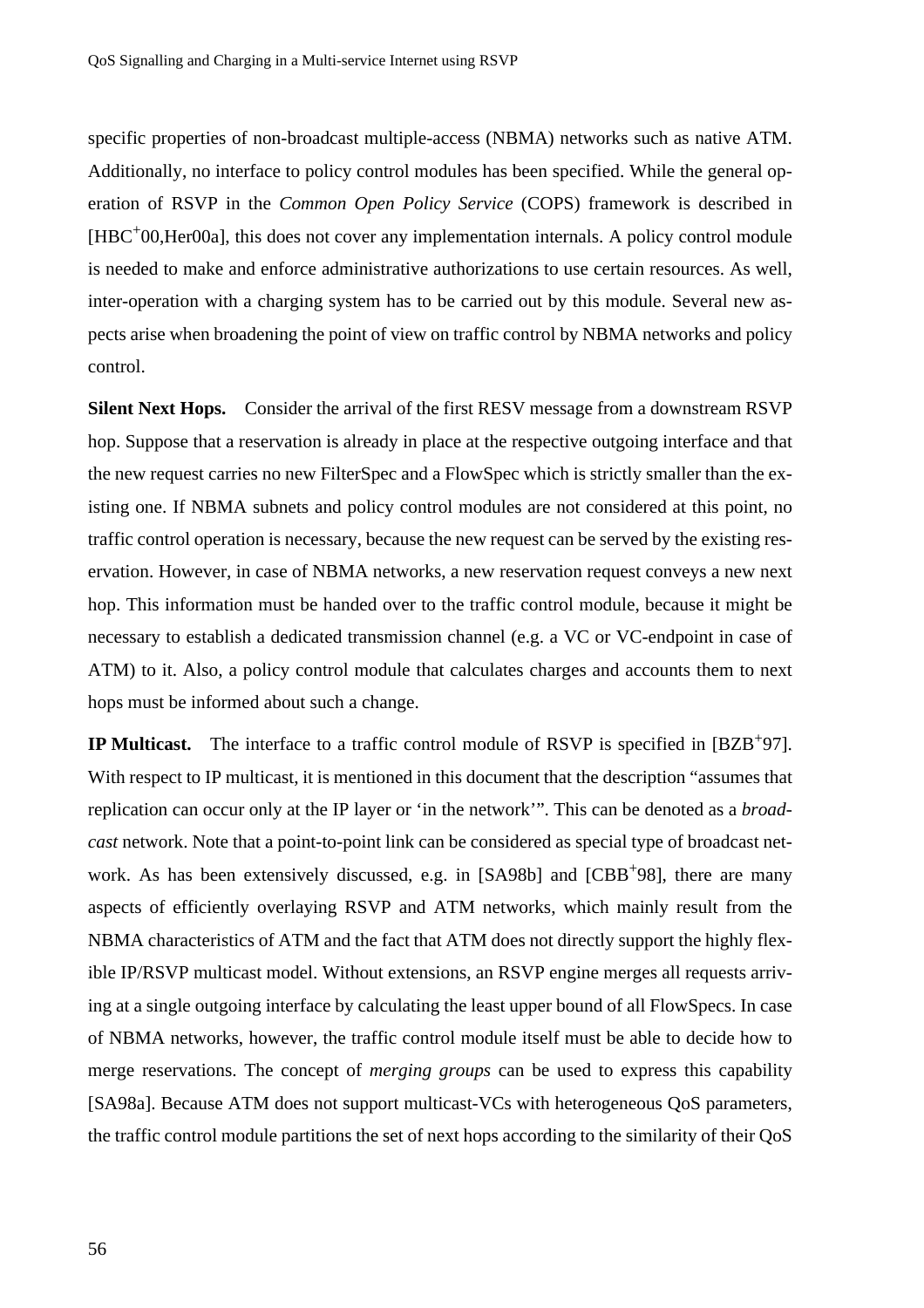specific properties of non-broadcast multiple-access (NBMA) networks such as native ATM. Additionally, no interface to policy control modules has been specified. While the general operation of RSVP in the *Common Open Policy Service* (COPS) framework is described in [HBC[+]00,Her00a], this does not cover any implementation internals. A policy control module is needed to make and enforce administrative authorizations to use certain resources. As well, inter-operation with a charging system has to be carried out by this module. Several new aspects arise when broadening the point of view on traffic control by NBMA networks and policy control.

**Silent Next Hops.** Consider the arrival of the first RESV message from a downstream RSVP hop. Suppose that a reservation is already in place at the respective outgoing interface and that the new request carries no new FilterSpec and a FlowSpec which is strictly smaller than the existing one. If NBMA subnets and policy control modules are not considered at this point, no traffic control operation is necessary, because the new request can be served by the existing reservation. However, in case of NBMA networks, a new reservation request conveys a new next hop. This information must be handed over to the traffic control module, because it might be necessary to establish a dedicated transmission channel (e.g. a VC or VC-endpoint in case of ATM) to it. Also, a policy control module that calculates charges and accounts them to next hops must be informed about such a change.

**IP Multicast.** The interface to a traffic control module of RSVP is specified in [BZB[+]97]. With respect to IP multicast, it is mentioned in this document that the description "assumes that replication can occur only at the IP layer or 'in the network'". This can be denoted as a *broadcast* network. Note that a point-to-point link can be considered as special type of broadcast network. As has been extensively discussed, e.g. in [SA98b] and [CBB[+]98], there are many aspects of efficiently overlaying RSVP and ATM networks, which mainly result from the NBMA characteristics of ATM and the fact that ATM does not directly support the highly flexible IP/RSVP multicast model. Without extensions, an RSVP engine merges all requests arriving at a single outgoing interface by calculating the least upper bound of all FlowSpecs. In case of NBMA networks, however, the traffic control module itself must be able to decide how to merge reservations. The concept of *merging groups* can be used to express this capability [SA98a]. Because ATM does not support multicast-VCs with heterogeneous QoS parameters, the traffic control module partitions the set of next hops according to the similarity of their QoS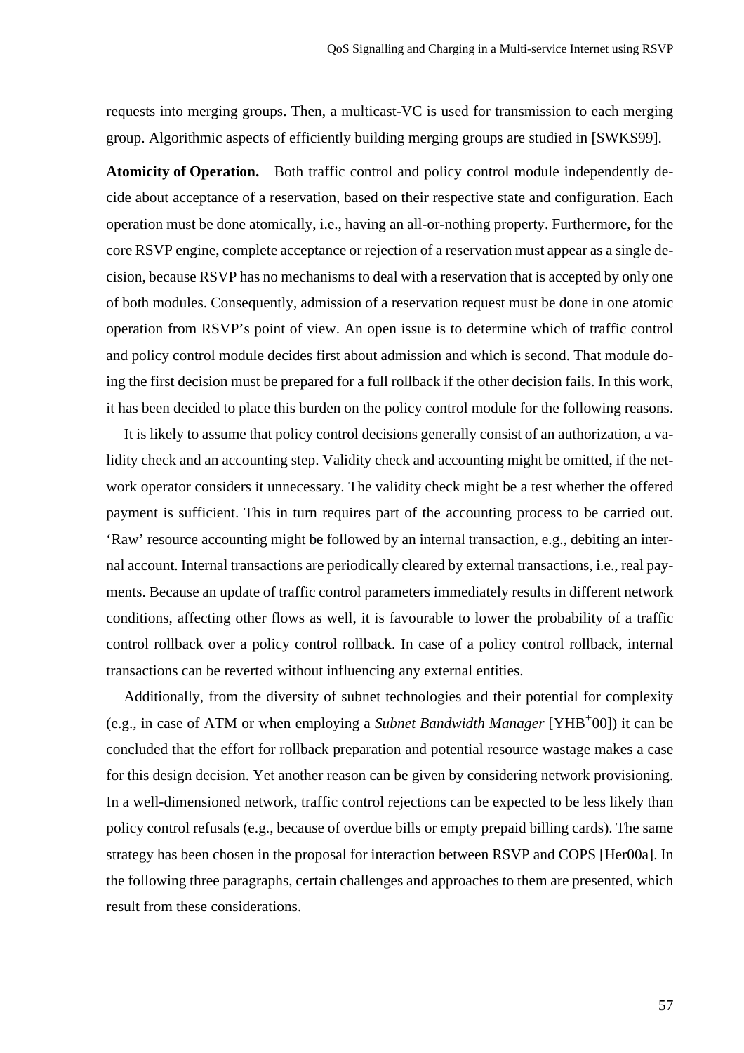requests into merging groups. Then, a multicast-VC is used for transmission to each merging group. Algorithmic aspects of efficiently building merging groups are studied in [SWKS99].

**Atomicity of Operation.** Both traffic control and policy control module independently decide about acceptance of a reservation, based on their respective state and configuration. Each operation must be done atomically, i.e., having an all-or-nothing property. Furthermore, for the core RSVP engine, complete acceptance or rejection of a reservation must appear as a single decision, because RSVP has no mechanisms to deal with a reservation that is accepted by only one of both modules. Consequently, admission of a reservation request must be done in one atomic operation from RSVP's point of view. An open issue is to determine which of traffic control and policy control module decides first about admission and which is second. That module doing the first decision must be prepared for a full rollback if the other decision fails. In this work, it has been decided to place this burden on the policy control module for the following reasons.

It is likely to assume that policy control decisions generally consist of an authorization, a validity check and an accounting step. Validity check and accounting might be omitted, if the network operator considers it unnecessary. The validity check might be a test whether the offered payment is sufficient. This in turn requires part of the accounting process to be carried out. 'Raw' resource accounting might be followed by an internal transaction, e.g., debiting an internal account. Internal transactions are periodically cleared by external transactions, i.e., real payments. Because an update of traffic control parameters immediately results in different network conditions, affecting other flows as well, it is favourable to lower the probability of a traffic control rollback over a policy control rollback. In case of a policy control rollback, internal transactions can be reverted without influencing any external entities.

Additionally, from the diversity of subnet technologies and their potential for complexity (e.g., in case of ATM or when employing a *Subnet Bandwidth Manager* [YHB+00]) it can be concluded that the effort for rollback preparation and potential resource wastage makes a case for this design decision. Yet another reason can be given by considering network provisioning. In a well-dimensioned network, traffic control rejections can be expected to be less likely than policy control refusals (e.g., because of overdue bills or empty prepaid billing cards). The same strategy has been chosen in the proposal for interaction between RSVP and COPS [Her00a]. In the following three paragraphs, certain challenges and approaches to them are presented, which result from these considerations.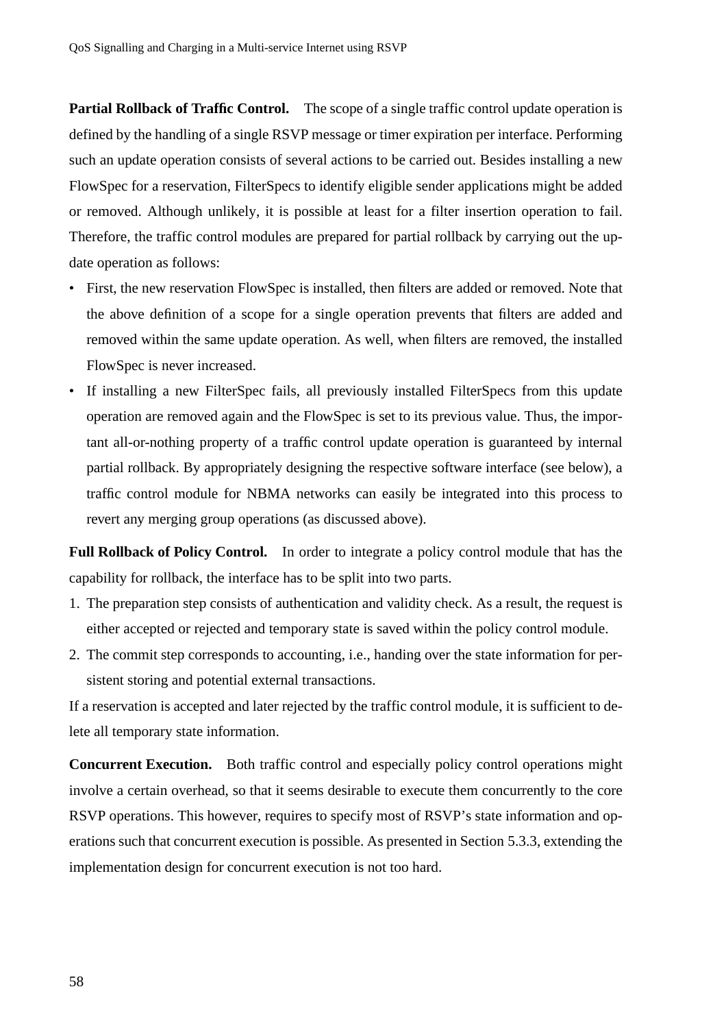**Partial Rollback of Traffic Control.** The scope of a single traffic control update operation is defined by the handling of a single RSVP message or timer expiration per interface. Performing such an update operation consists of several actions to be carried out. Besides installing a new FlowSpec for a reservation, FilterSpecs to identify eligible sender applications might be added or removed. Although unlikely, it is possible at least for a filter insertion operation to fail. Therefore, the traffic control modules are prepared for partial rollback by carrying out the update operation as follows:

- First, the new reservation FlowSpec is installed, then filters are added or removed. Note that the above definition of a scope for a single operation prevents that filters are added and removed within the same update operation. As well, when filters are removed, the installed FlowSpec is never increased.
- If installing a new FilterSpec fails, all previously installed FilterSpecs from this update operation are removed again and the FlowSpec is set to its previous value. Thus, the important all-or-nothing property of a traffic control update operation is guaranteed by internal partial rollback. By appropriately designing the respective software interface (see below), a traffic control module for NBMA networks can easily be integrated into this process to revert any merging group operations (as discussed above).

**Full Rollback of Policy Control.** In order to integrate a policy control module that has the capability for rollback, the interface has to be split into two parts.

1. The preparation step consists of authentication and validity check. As a result, the request is either accepted or rejected and temporary state is saved within the policy control module.
2. The commit step corresponds to accounting, i.e., handing over the state information for persistent storing and potential external transactions.

If a reservation is accepted and later rejected by the traffic control module, it is sufficient to delete all temporary state information.

**Concurrent Execution.** Both traffic control and especially policy control operations might involve a certain overhead, so that it seems desirable to execute them concurrently to the core RSVP operations. This however, requires to specify most of RSVP's state information and operations such that concurrent execution is possible. As presented in Section 5.3.3, extending the implementation design for concurrent execution is not too hard.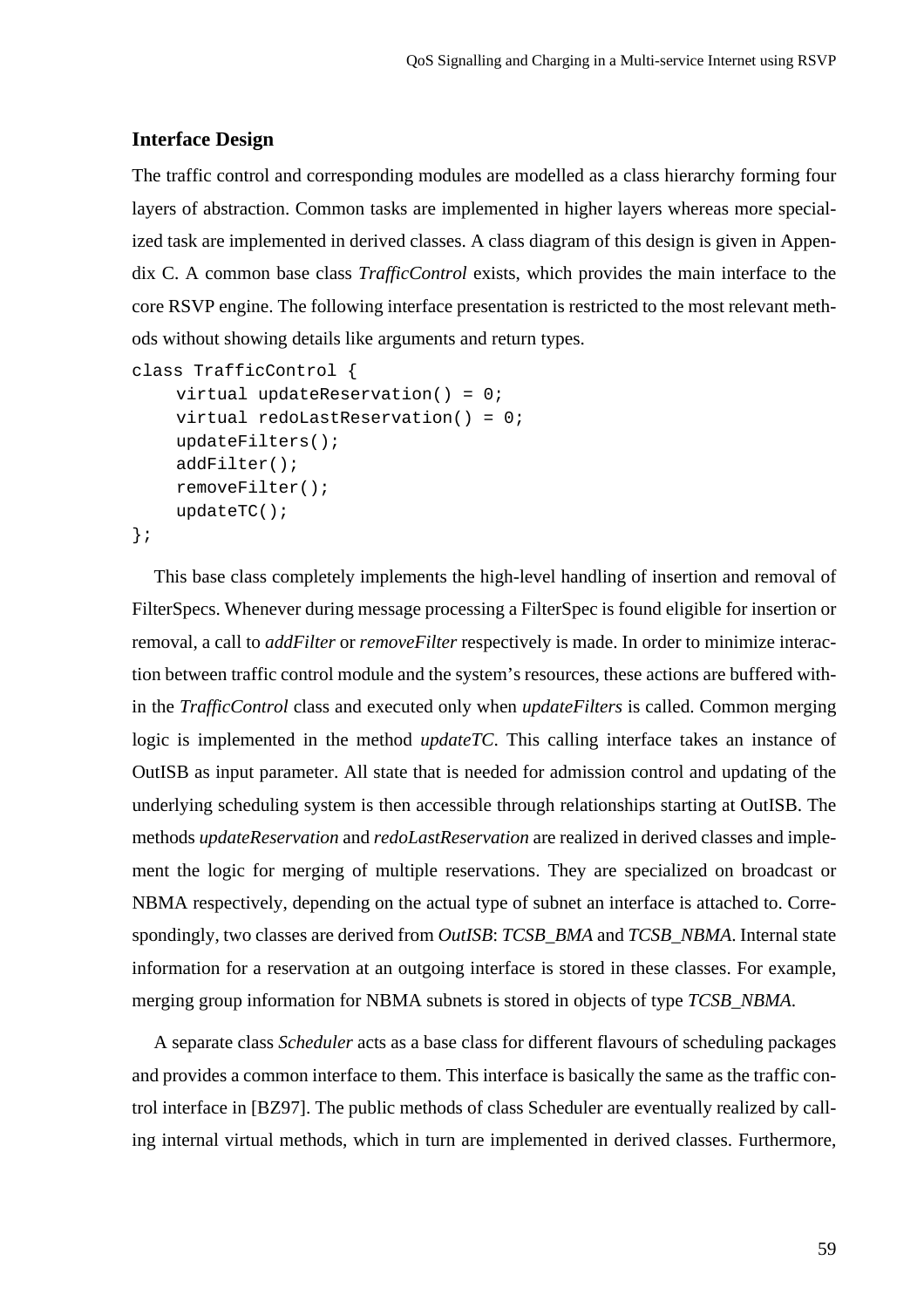### Interface Design

The traffic control and corresponding modules are modelled as a class hierarchy forming four layers of abstraction. Common tasks are implemented in higher layers whereas more specialized task are implemented in derived classes. A class diagram of this design is given in Appendix C. A common base class *TrafficControl* exists, which provides the main interface to the core RSVP engine. The following interface presentation is restricted to the most relevant methods without showing details like arguments and return types.

```
class TrafficControl {
     virtual updateReservation() = 0;
     virtual redoLastReservation() = 0;
     updateFilters();
     addFilter();
     removeFilter();
     updateTC();
};
```

This base class completely implements the high-level handling of insertion and removal of FilterSpecs. Whenever during message processing a FilterSpec is found eligible for insertion or removal, a call to *addFilter* or *removeFilter* respectively is made. In order to minimize interaction between traffic control module and the system's resources, these actions are buffered within the *TrafficControl* class and executed only when *updateFilters* is called. Common merging logic is implemented in the method *updateTC*. This calling interface takes an instance of OutISB as input parameter. All state that is needed for admission control and updating of the underlying scheduling system is then accessible through relationships starting at OutISB. The methods *updateReservation* and *redoLastReservation* are realized in derived classes and implement the logic for merging of multiple reservations. They are specialized on broadcast or NBMA respectively, depending on the actual type of subnet an interface is attached to. Correspondingly, two classes are derived from *OutISB*: *TCSB_BMA* and *TCSB_NBMA*. Internal state information for a reservation at an outgoing interface is stored in these classes. For example, merging group information for NBMA subnets is stored in objects of type *TCSB_NBMA*.

A separate class *Scheduler* acts as a base class for different flavours of scheduling packages and provides a common interface to them. This interface is basically the same as the traffic control interface in [BZ97]. The public methods of class Scheduler are eventually realized by calling internal virtual methods, which in turn are implemented in derived classes. Furthermore,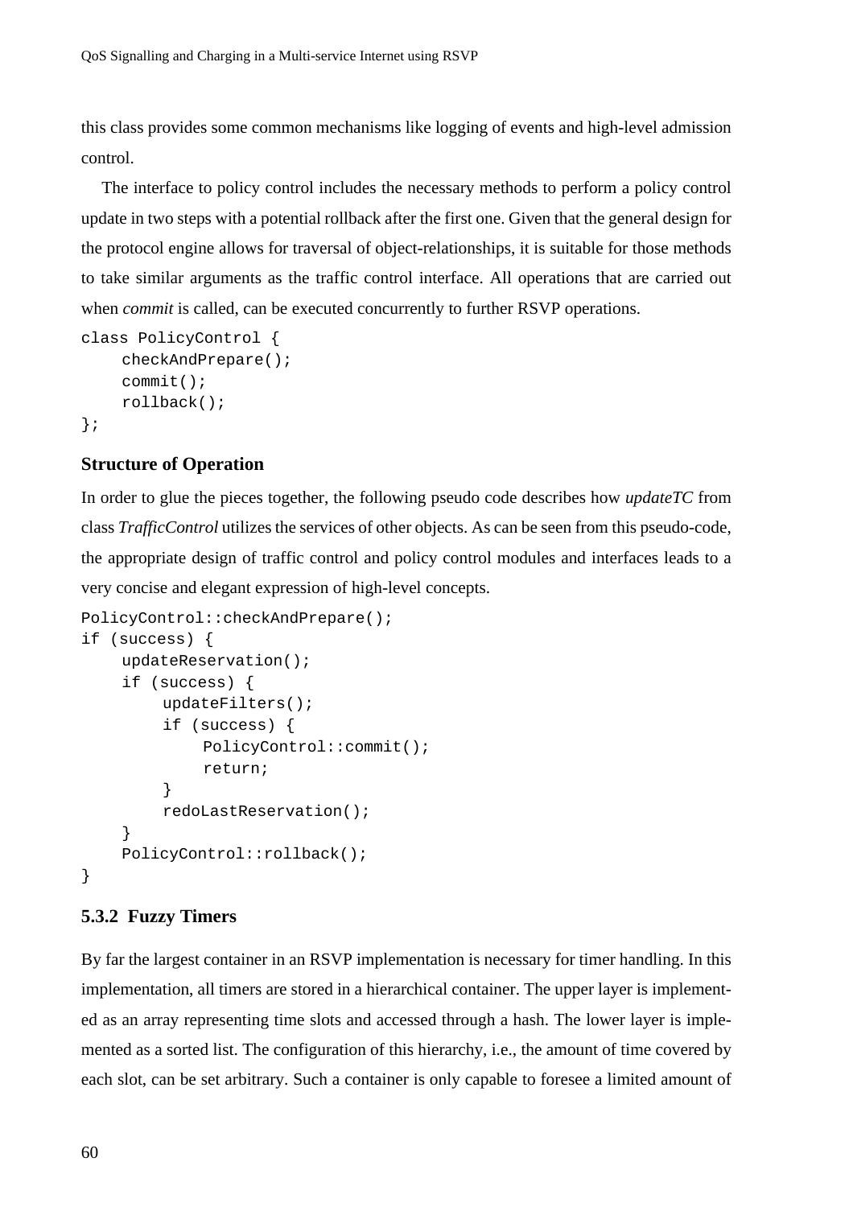this class provides some common mechanisms like logging of events and high-level admission control.

The interface to policy control includes the necessary methods to perform a policy control update in two steps with a potential rollback after the first one. Given that the general design for the protocol engine allows for traversal of object-relationships, it is suitable for those methods to take similar arguments as the traffic control interface. All operations that are carried out when *commit* is called, can be executed concurrently to further RSVP operations.

```
class PolicyControl {
    checkAndPrepare();
    commit();
    rollback();
};
```

### Structure of Operation

In order to glue the pieces together, the following pseudo code describes how *updateTC* from class *TrafficControl* utilizes the services of other objects. As can be seen from this pseudo-code, the appropriate design of traffic control and policy control modules and interfaces leads to a very concise and elegant expression of high-level concepts.

```
PolicyControl::checkAndPrepare();
if (success) {
    updateReservation();
    if (success) {
        updateFilters();
        if (success) {
            PolicyControl::commit();
            return;
        }
        redoLastReservation();
    }
    PolicyControl::rollback();
}
```

### 5.3.2 Fuzzy Timers

By far the largest container in an RSVP implementation is necessary for timer handling. In this implementation, all timers are stored in a hierarchical container. The upper layer is implemented as an array representing time slots and accessed through a hash. The lower layer is implemented as a sorted list. The configuration of this hierarchy, i.e., the amount of time covered by each slot, can be set arbitrary. Such a container is only capable to foresee a limited amount of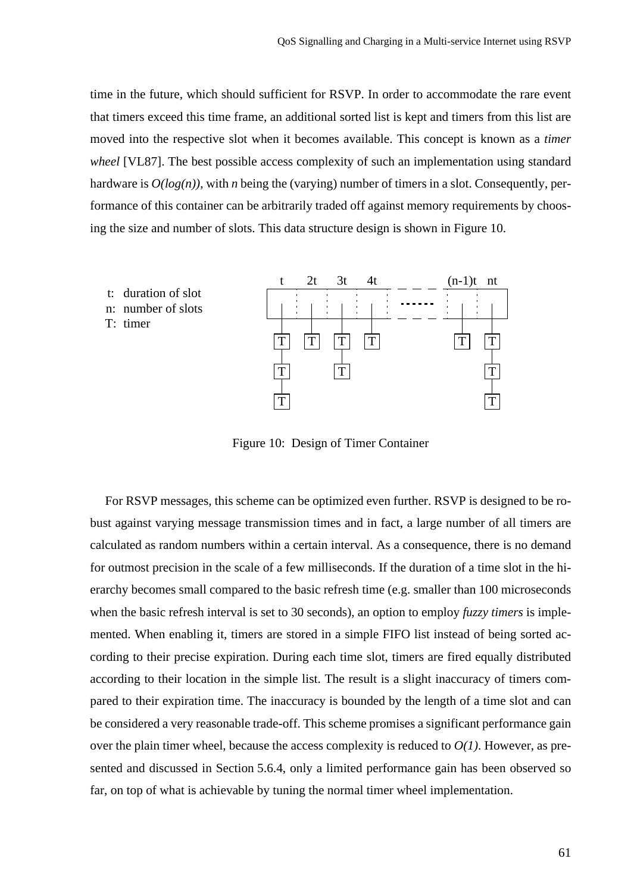time in the future, which should sufficient for RSVP. In order to accommodate the rare event that timers exceed this time frame, an additional sorted list is kept and timers from this list are moved into the respective slot when it becomes available. This concept is known as a *timer wheel* [VL87]. The best possible access complexity of such an implementation using standard hardware is $O(log(n))$, with $n$ being the (varying) number of timers in a slot. Consequently, performance of this container can be arbitrarily traded off against memory requirements by choosing the size and number of slots. This data structure design is shown in Figure 10.

t: duration of slot
n: number of slots
T: timer

Figure 10: Design of Timer Container

For RSVP messages, this scheme can be optimized even further. RSVP is designed to be robust against varying message transmission times and in fact, a large number of all timers are calculated as random numbers within a certain interval. As a consequence, there is no demand for outmost precision in the scale of a few milliseconds. If the duration of a time slot in the hierarchy becomes small compared to the basic refresh time (e.g. smaller than 100 microseconds when the basic refresh interval is set to 30 seconds), an option to employ *fuzzy timers* is implemented. When enabling it, timers are stored in a simple FIFO list instead of being sorted according to their precise expiration. During each time slot, timers are fired equally distributed according to their location in the simple list. The result is a slight inaccuracy of timers compared to their expiration time. The inaccuracy is bounded by the length of a time slot and can be considered a very reasonable trade-off. This scheme promises a significant performance gain over the plain timer wheel, because the access complexity is reduced to $O(1)$. However, as presented and discussed in Section 5.6.4, only a limited performance gain has been observed so far, on top of what is achievable by tuning the normal timer wheel implementation.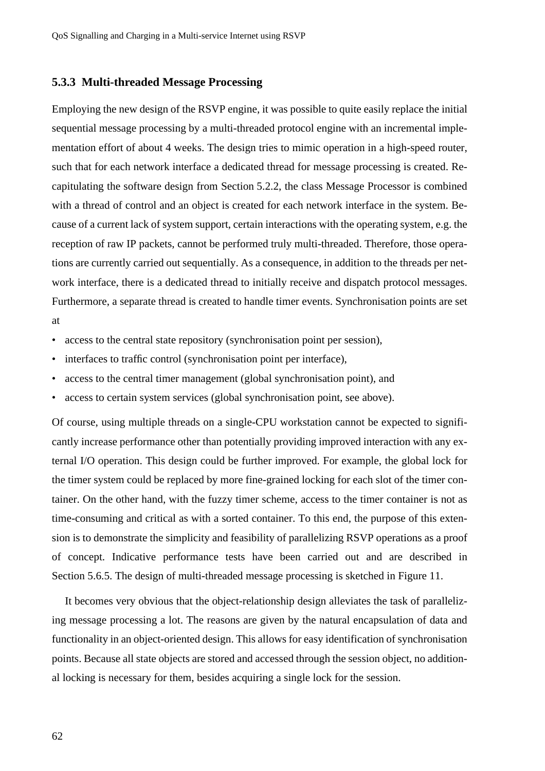### 5.3.3 Multi-threaded Message Processing

Employing the new design of the RSVP engine, it was possible to quite easily replace the initial sequential message processing by a multi-threaded protocol engine with an incremental implementation effort of about 4 weeks. The design tries to mimic operation in a high-speed router, such that for each network interface a dedicated thread for message processing is created. Recapitulating the software design from Section 5.2.2, the class Message Processor is combined with a thread of control and an object is created for each network interface in the system. Because of a current lack of system support, certain interactions with the operating system, e.g. the reception of raw IP packets, cannot be performed truly multi-threaded. Therefore, those operations are currently carried out sequentially. As a consequence, in addition to the threads per network interface, there is a dedicated thread to initially receive and dispatch protocol messages. Furthermore, a separate thread is created to handle timer events. Synchronisation points are set at

- access to the central state repository (synchronisation point per session),
- interfaces to traffic control (synchronisation point per interface),
- access to the central timer management (global synchronisation point), and
- access to certain system services (global synchronisation point, see above).

Of course, using multiple threads on a single-CPU workstation cannot be expected to significantly increase performance other than potentially providing improved interaction with any external I/O operation. This design could be further improved. For example, the global lock for the timer system could be replaced by more fine-grained locking for each slot of the timer container. On the other hand, with the fuzzy timer scheme, access to the timer container is not as time-consuming and critical as with a sorted container. To this end, the purpose of this extension is to demonstrate the simplicity and feasibility of parallelizing RSVP operations as a proof of concept. Indicative performance tests have been carried out and are described in Section 5.6.5. The design of multi-threaded message processing is sketched in Figure 11.

It becomes very obvious that the object-relationship design alleviates the task of parallelizing message processing a lot. The reasons are given by the natural encapsulation of data and functionality in an object-oriented design. This allows for easy identification of synchronisation points. Because all state objects are stored and accessed through the session object, no additional locking is necessary for them, besides acquiring a single lock for the session.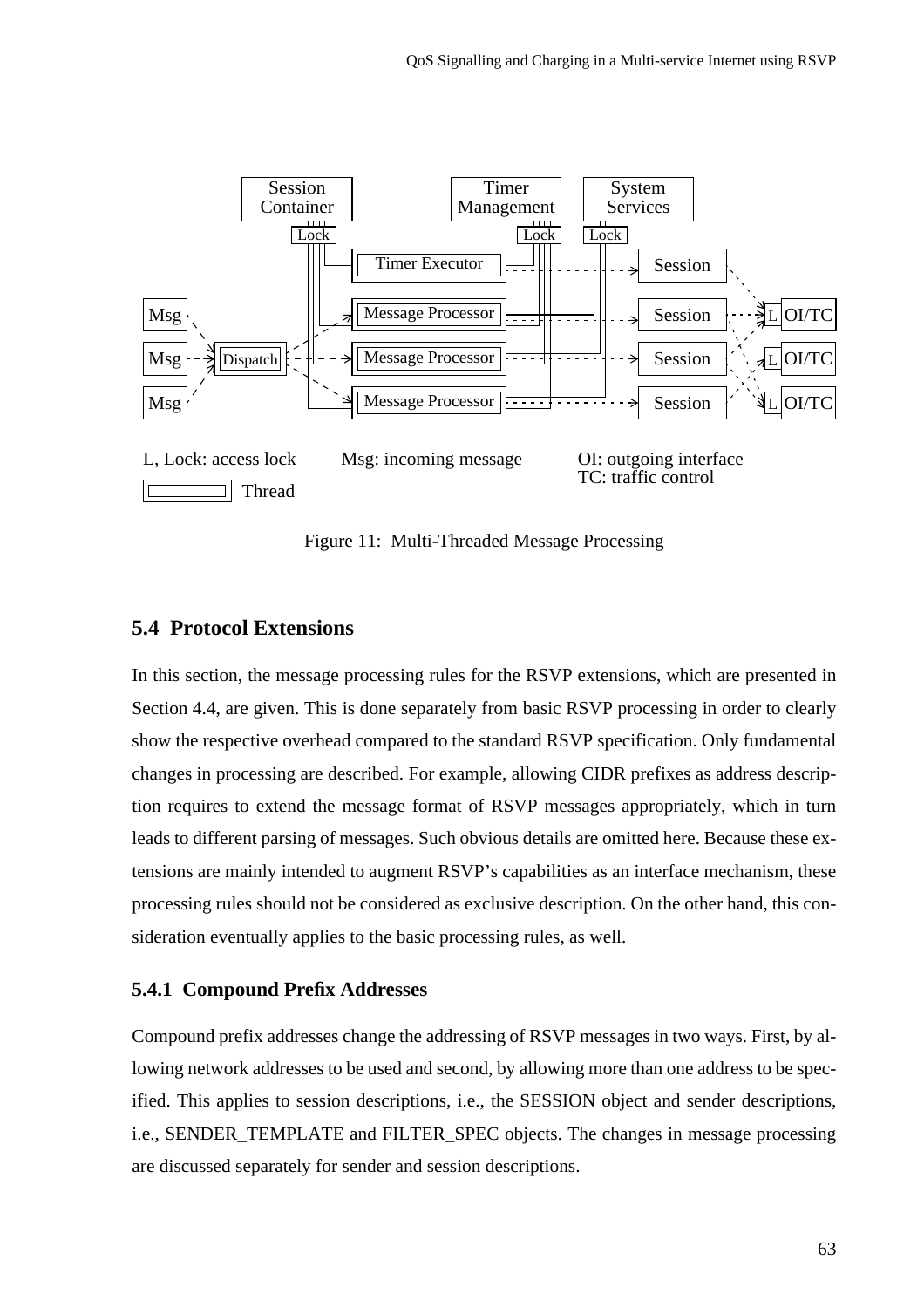Figure 11: Multi-Threaded Message Processing

### 5.4 Protocol Extensions

In this section, the message processing rules for the RSVP extensions, which are presented in Section 4.4, are given. This is done separately from basic RSVP processing in order to clearly show the respective overhead compared to the standard RSVP specification. Only fundamental changes in processing are described. For example, allowing CIDR prefixes as address description requires to extend the message format of RSVP messages appropriately, which in turn leads to different parsing of messages. Such obvious details are omitted here. Because these extensions are mainly intended to augment RSVP's capabilities as an interface mechanism, these processing rules should not be considered as exclusive description. On the other hand, this consideration eventually applies to the basic processing rules, as well.

#### 5.4.1 Compound Prefix Addresses

Compound prefix addresses change the addressing of RSVP messages in two ways. First, by allowing network addresses to be used and second, by allowing more than one address to be specified. This applies to session descriptions, i.e., the SESSION object and sender descriptions, i.e., SENDER_TEMPLATE and FILTER_SPEC objects. The changes in message processing are discussed separately for sender and session descriptions.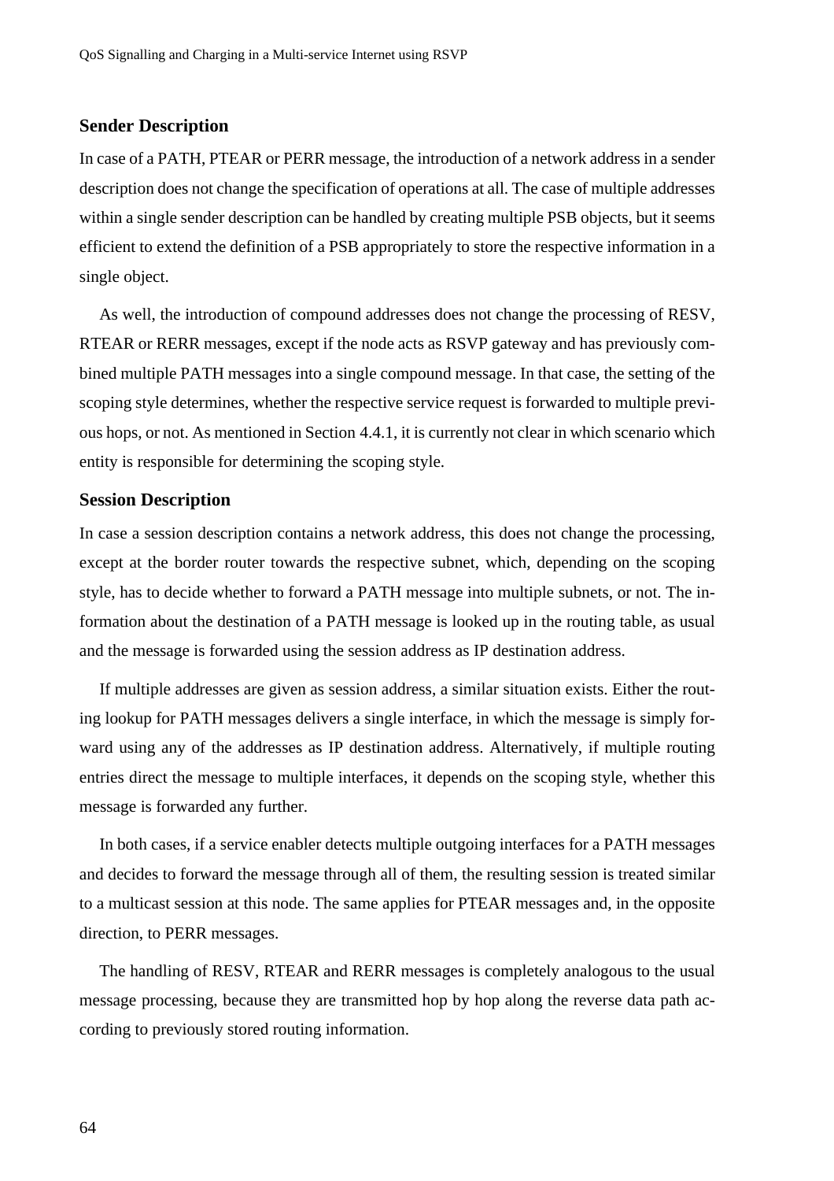### Sender Description

In case of a PATH, PTEAR or PERR message, the introduction of a network address in a sender description does not change the specification of operations at all. The case of multiple addresses within a single sender description can be handled by creating multiple PSB objects, but it seems efficient to extend the definition of a PSB appropriately to store the respective information in a single object.

As well, the introduction of compound addresses does not change the processing of RESV, RTEAR or RERR messages, except if the node acts as RSVP gateway and has previously combined multiple PATH messages into a single compound message. In that case, the setting of the scoping style determines, whether the respective service request is forwarded to multiple previous hops, or not. As mentioned in Section 4.4.1, it is currently not clear in which scenario which entity is responsible for determining the scoping style.

### Session Description

In case a session description contains a network address, this does not change the processing, except at the border router towards the respective subnet, which, depending on the scoping style, has to decide whether to forward a PATH message into multiple subnets, or not. The information about the destination of a PATH message is looked up in the routing table, as usual and the message is forwarded using the session address as IP destination address.

If multiple addresses are given as session address, a similar situation exists. Either the routing lookup for PATH messages delivers a single interface, in which the message is simply forward using any of the addresses as IP destination address. Alternatively, if multiple routing entries direct the message to multiple interfaces, it depends on the scoping style, whether this message is forwarded any further.

In both cases, if a service enabler detects multiple outgoing interfaces for a PATH messages and decides to forward the message through all of them, the resulting session is treated similar to a multicast session at this node. The same applies for PTEAR messages and, in the opposite direction, to PERR messages.

The handling of RESV, RTEAR and RERR messages is completely analogous to the usual message processing, because they are transmitted hop by hop along the reverse data path according to previously stored routing information.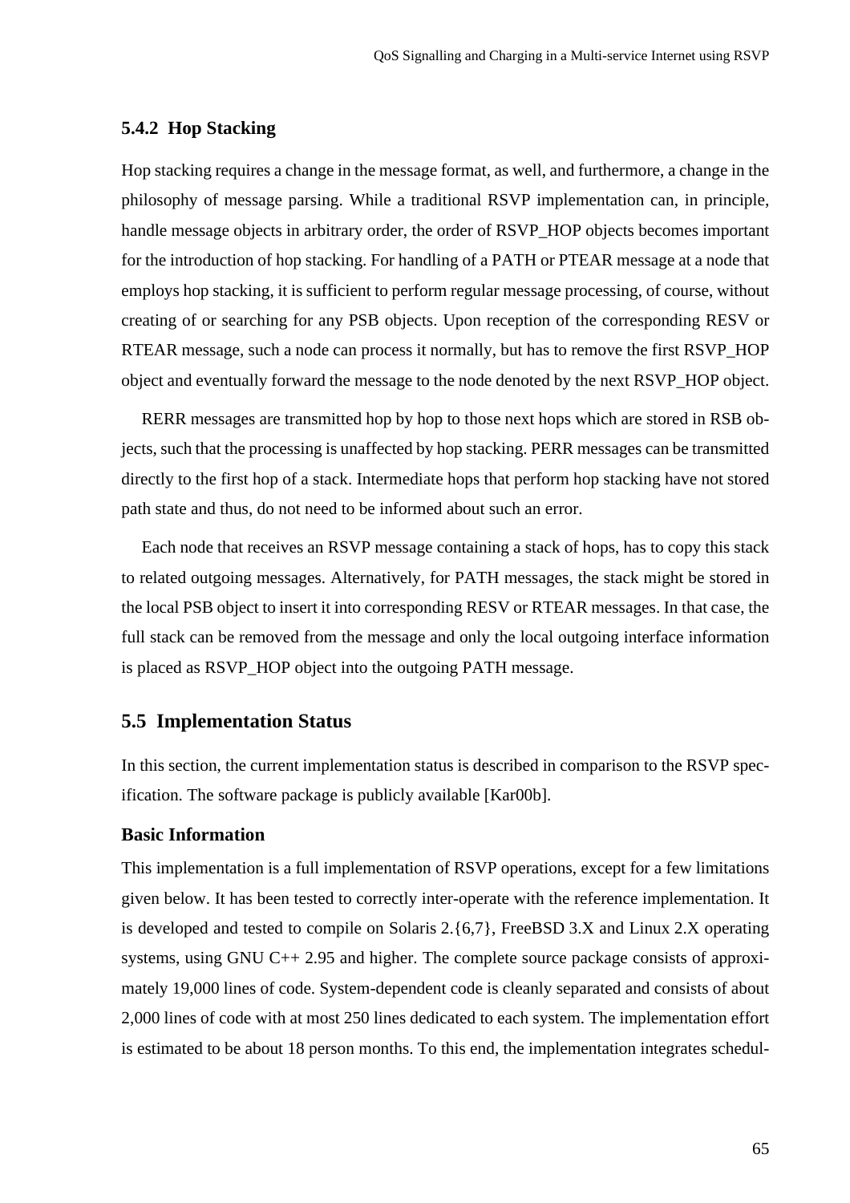### 5.4.2 Hop Stacking

Hop stacking requires a change in the message format, as well, and furthermore, a change in the philosophy of message parsing. While a traditional RSVP implementation can, in principle, handle message objects in arbitrary order, the order of RSVP_HOP objects becomes important for the introduction of hop stacking. For handling of a PATH or PTEAR message at a node that employs hop stacking, it is sufficient to perform regular message processing, of course, without creating of or searching for any PSB objects. Upon reception of the corresponding RESV or RTEAR message, such a node can process it normally, but has to remove the first RSVP_HOP object and eventually forward the message to the node denoted by the next RSVP_HOP object.

RERR messages are transmitted hop by hop to those next hops which are stored in RSB objects, such that the processing is unaffected by hop stacking. PERR messages can be transmitted directly to the first hop of a stack. Intermediate hops that perform hop stacking have not stored path state and thus, do not need to be informed about such an error.

Each node that receives an RSVP message containing a stack of hops, has to copy this stack to related outgoing messages. Alternatively, for PATH messages, the stack might be stored in the local PSB object to insert it into corresponding RESV or RTEAR messages. In that case, the full stack can be removed from the message and only the local outgoing interface information is placed as RSVP_HOP object into the outgoing PATH message.

## 5.5 Implementation Status

In this section, the current implementation status is described in comparison to the RSVP specification. The software package is publicly available [Kar00b].

#### Basic Information

This implementation is a full implementation of RSVP operations, except for a few limitations given below. It has been tested to correctly inter-operate with the reference implementation. It is developed and tested to compile on Solaris 2.{6,7}, FreeBSD 3.X and Linux 2.X operating systems, using GNU C++ 2.95 and higher. The complete source package consists of approximately 19,000 lines of code. System-dependent code is cleanly separated and consists of about 2,000 lines of code with at most 250 lines dedicated to each system. The implementation effort is estimated to be about 18 person months. To this end, the implementation integrates schedul-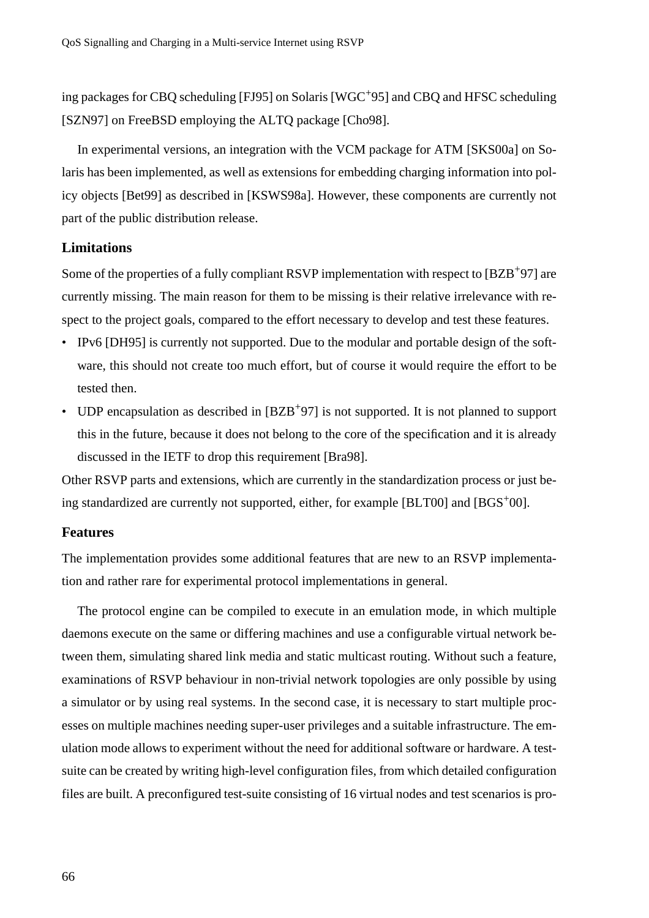ing packages for CBQ scheduling [FJ95] on Solaris [WGC+95] and CBQ and HFSC scheduling [SZN97] on FreeBSD employing the ALTQ package [Cho98].

In experimental versions, an integration with the VCM package for ATM [SKS00a] on Solaris has been implemented, as well as extensions for embedding charging information into policy objects [Bet99] as described in [KSWS98a]. However, these components are currently not part of the public distribution release.

### Limitations

Some of the properties of a fully compliant RSVP implementation with respect to [BZB+97] are currently missing. The main reason for them to be missing is their relative irrelevance with respect to the project goals, compared to the effort necessary to develop and test these features.

- IPv6 [DH95] is currently not supported. Due to the modular and portable design of the software, this should not create too much effort, but of course it would require the effort to be tested then.
- UDP encapsulation as described in [BZB+97] is not supported. It is not planned to support this in the future, because it does not belong to the core of the specification and it is already discussed in the IETF to drop this requirement [Bra98].

Other RSVP parts and extensions, which are currently in the standardization process or just being standardized are currently not supported, either, for example [BLT00] and [BGS+00].

### Features

The implementation provides some additional features that are new to an RSVP implementation and rather rare for experimental protocol implementations in general.

The protocol engine can be compiled to execute in an emulation mode, in which multiple daemons execute on the same or differing machines and use a configurable virtual network between them, simulating shared link media and static multicast routing. Without such a feature, examinations of RSVP behaviour in non-trivial network topologies are only possible by using a simulator or by using real systems. In the second case, it is necessary to start multiple processes on multiple machines needing super-user privileges and a suitable infrastructure. The emulation mode allows to experiment without the need for additional software or hardware. A test-suite can be created by writing high-level configuration files, from which detailed configuration files are built. A preconfigured test-suite consisting of 16 virtual nodes and test scenarios is pro-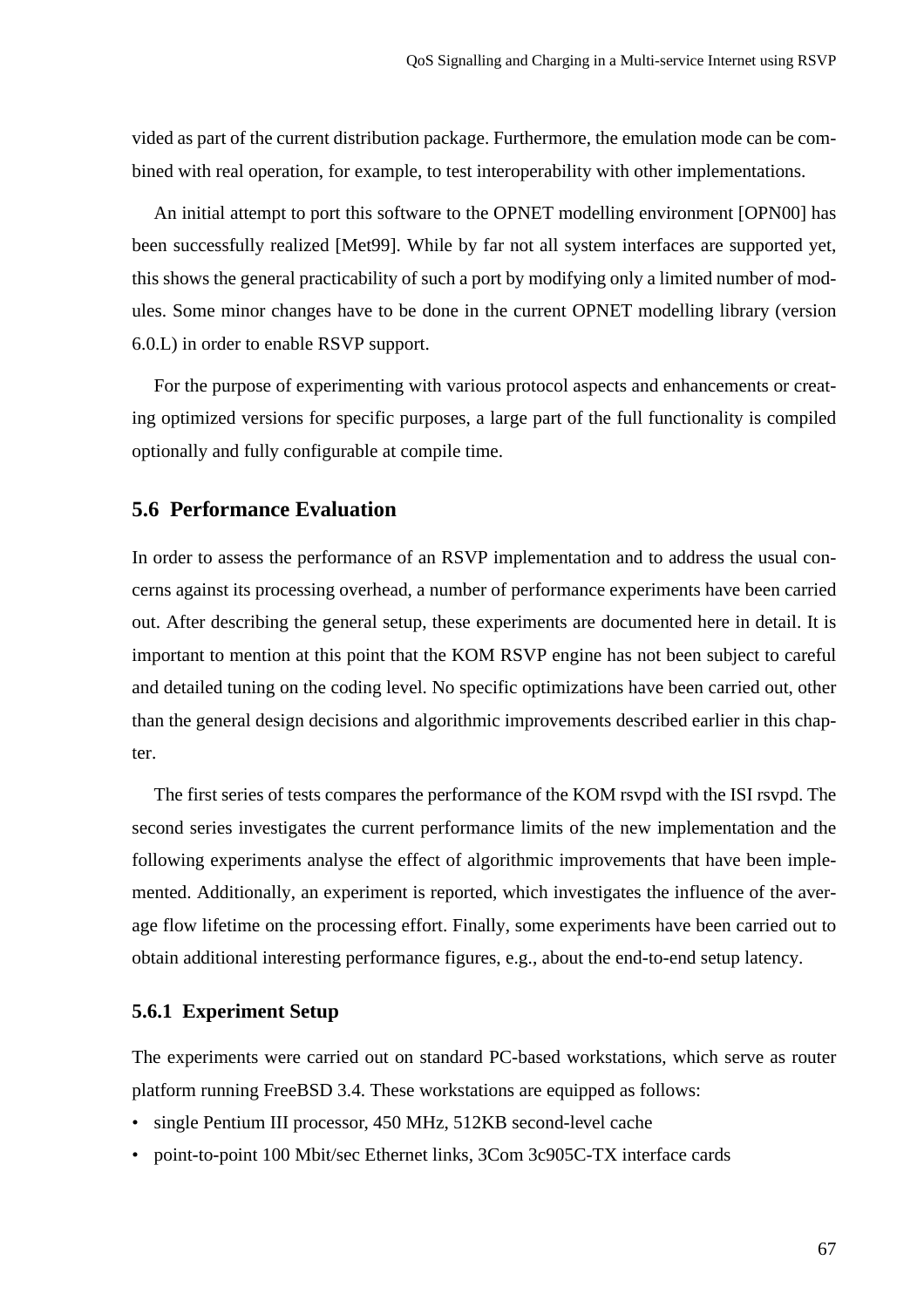vided as part of the current distribution package. Furthermore, the emulation mode can be combined with real operation, for example, to test interoperability with other implementations.

An initial attempt to port this software to the OPNET modelling environment [OPN00] has been successfully realized [Met99]. While by far not all system interfaces are supported yet, this shows the general practicability of such a port by modifying only a limited number of modules. Some minor changes have to be done in the current OPNET modelling library (version 6.0.L) in order to enable RSVP support.

For the purpose of experimenting with various protocol aspects and enhancements or creating optimized versions for specific purposes, a large part of the full functionality is compiled optionally and fully configurable at compile time.

## 5.6 Performance Evaluation

In order to assess the performance of an RSVP implementation and to address the usual concerns against its processing overhead, a number of performance experiments have been carried out. After describing the general setup, these experiments are documented here in detail. It is important to mention at this point that the KOM RSVP engine has not been subject to careful and detailed tuning on the coding level. No specific optimizations have been carried out, other than the general design decisions and algorithmic improvements described earlier in this chapter.

The first series of tests compares the performance of the KOM rsvpd with the ISI rsvpd. The second series investigates the current performance limits of the new implementation and the following experiments analyse the effect of algorithmic improvements that have been implemented. Additionally, an experiment is reported, which investigates the influence of the average flow lifetime on the processing effort. Finally, some experiments have been carried out to obtain additional interesting performance figures, e.g., about the end-to-end setup latency.

### 5.6.1 Experiment Setup

The experiments were carried out on standard PC-based workstations, which serve as router platform running FreeBSD 3.4. These workstations are equipped as follows:

- single Pentium III processor, 450 MHz, 512KB second-level cache
- point-to-point 100 Mbit/sec Ethernet links, 3Com 3c905C-TX interface cards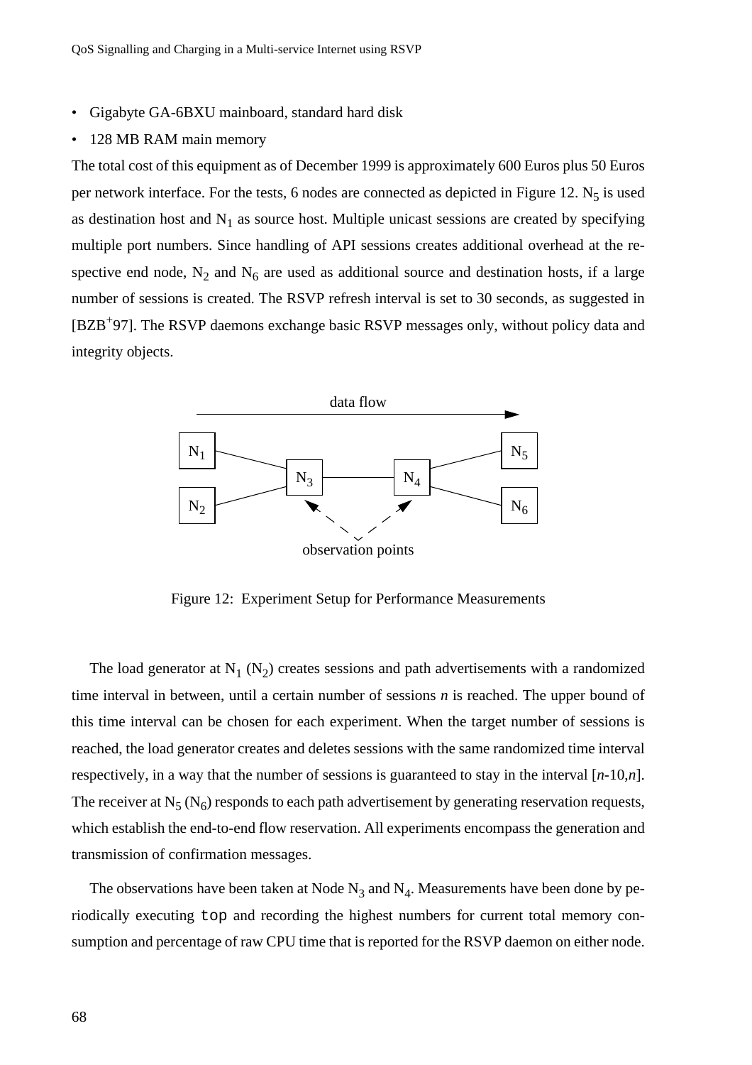- Gigabyte GA-6BXU mainboard, standard hard disk
- 128 MB RAM main memory

The total cost of this equipment as of December 1999 is approximately 600 Euros plus 50 Euros per network interface. For the tests, 6 nodes are connected as depicted in Figure 12. $N_5$ is used as destination host and $N_1$ as source host. Multiple unicast sessions are created by specifying multiple port numbers. Since handling of API sessions creates additional overhead at the respective end node, $N_2$ and $N_6$ are used as additional source and destination hosts, if a large number of sessions is created. The RSVP refresh interval is set to 30 seconds, as suggested in [BZB+97]. The RSVP daemons exchange basic RSVP messages only, without policy data and integrity objects.

Figure 12: Experiment Setup for Performance Measurements

The load generator at $N_1$ ($N_2$) creates sessions and path advertisements with a randomized time interval in between, until a certain number of sessions *n* is reached. The upper bound of this time interval can be chosen for each experiment. When the target number of sessions is reached, the load generator creates and deletes sessions with the same randomized time interval respectively, in a way that the number of sessions is guaranteed to stay in the interval [*n*-10,*n*]. The receiver at $N_5$ ($N_6$) responds to each path advertisement by generating reservation requests, which establish the end-to-end flow reservation. All experiments encompass the generation and transmission of confirmation messages.

The observations have been taken at Node $N_3$ and $N_4$. Measurements have been done by periodically executing `top` and recording the highest numbers for current total memory consumption and percentage of raw CPU time that is reported for the RSVP daemon on either node.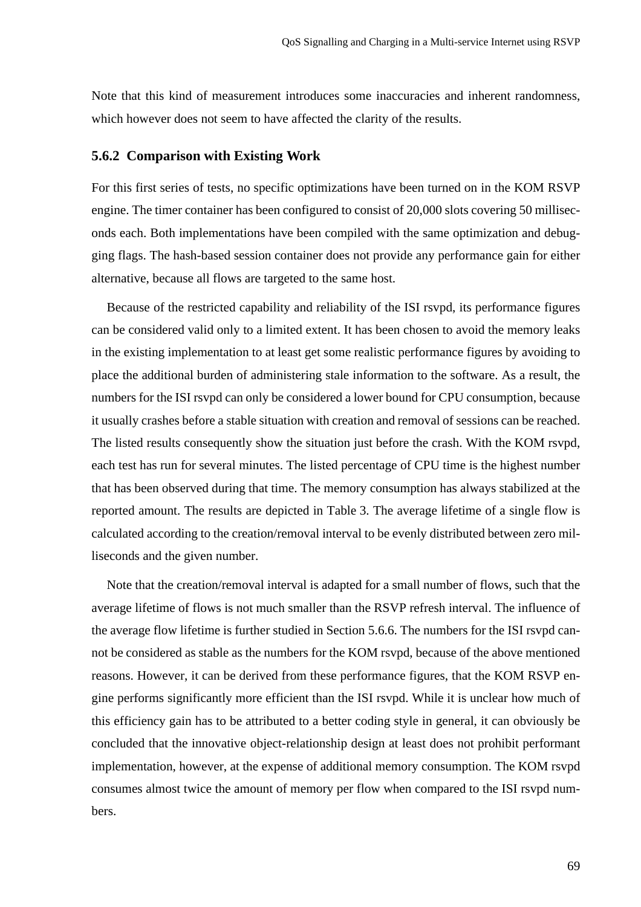Note that this kind of measurement introduces some inaccuracies and inherent randomness, which however does not seem to have affected the clarity of the results.

### 5.6.2 Comparison with Existing Work

For this first series of tests, no specific optimizations have been turned on in the KOM RSVP engine. The timer container has been configured to consist of 20,000 slots covering 50 milliseconds each. Both implementations have been compiled with the same optimization and debugging flags. The hash-based session container does not provide any performance gain for either alternative, because all flows are targeted to the same host.

Because of the restricted capability and reliability of the ISI rsvpd, its performance figures can be considered valid only to a limited extent. It has been chosen to avoid the memory leaks in the existing implementation to at least get some realistic performance figures by avoiding to place the additional burden of administering stale information to the software. As a result, the numbers for the ISI rsvpd can only be considered a lower bound for CPU consumption, because it usually crashes before a stable situation with creation and removal of sessions can be reached. The listed results consequently show the situation just before the crash. With the KOM rsvpd, each test has run for several minutes. The listed percentage of CPU time is the highest number that has been observed during that time. The memory consumption has always stabilized at the reported amount. The results are depicted in Table 3. The average lifetime of a single flow is calculated according to the creation/removal interval to be evenly distributed between zero milliseconds and the given number.

Note that the creation/removal interval is adapted for a small number of flows, such that the average lifetime of flows is not much smaller than the RSVP refresh interval. The influence of the average flow lifetime is further studied in Section 5.6.6. The numbers for the ISI rsvpd cannot be considered as stable as the numbers for the KOM rsvpd, because of the above mentioned reasons. However, it can be derived from these performance figures, that the KOM RSVP engine performs significantly more efficient than the ISI rsvpd. While it is unclear how much of this efficiency gain has to be attributed to a better coding style in general, it can obviously be concluded that the innovative object-relationship design at least does not prohibit performant implementation, however, at the expense of additional memory consumption. The KOM rsvpd consumes almost twice the amount of memory per flow when compared to the ISI rsvpd numbers.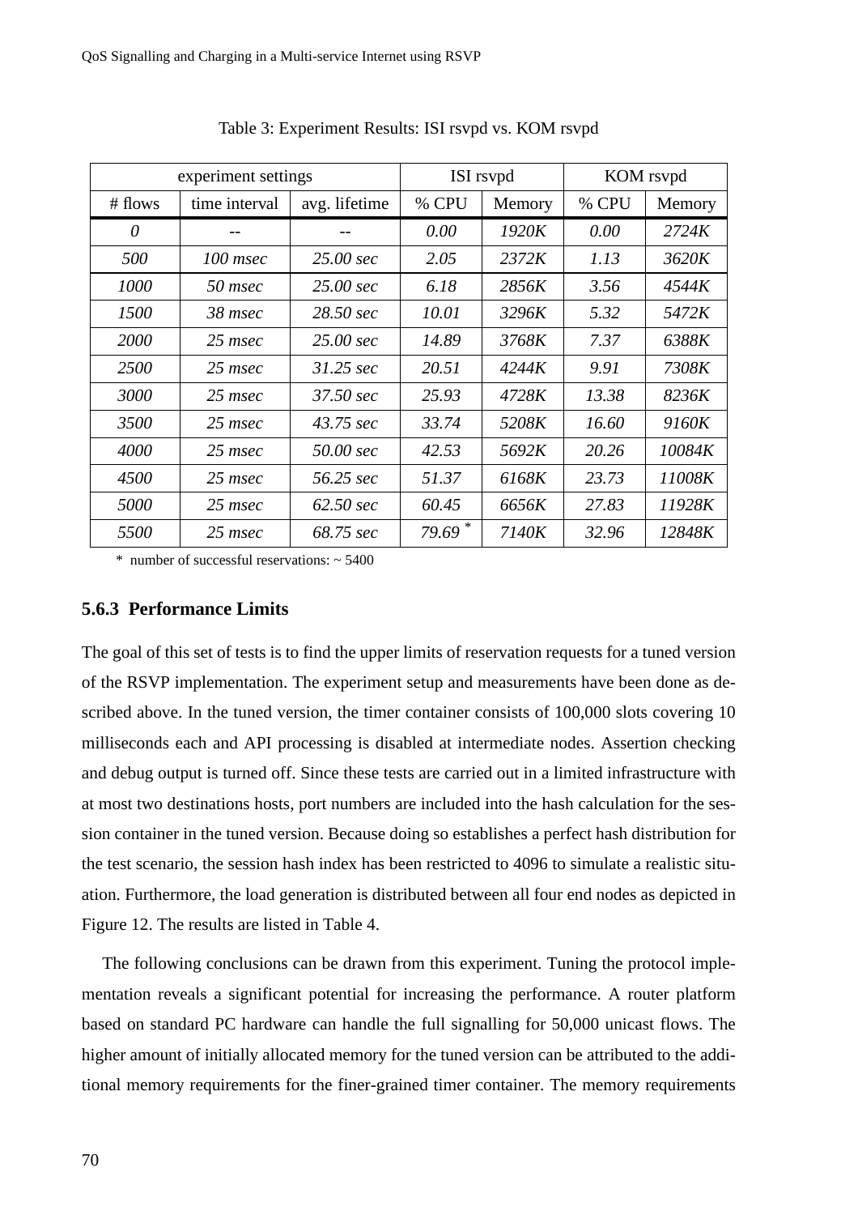Table 3: Experiment Results: ISI rsvpd vs. KOM rsvpd

| experiment settings | | | ISI rsvpd | | KOM rsvpd | |
|---|---|---|---|---|---|---|
| # flows | time interval | avg. lifetime | % CPU | Memory | % CPU | Memory |
| *0* | -- | -- | *0.00* | *1920K* | *0.00* | *2724K* |
| *500* | *100 msec* | *25.00 sec* | *2.05* | *2372K* | *1.13* | *3620K* |
| *1000* | *50 msec* | *25.00 sec* | *6.18* | *2856K* | *3.56* | *4544K* |
| *1500* | *38 msec* | *28.50 sec* | *10.01* | *3296K* | *5.32* | *5472K* |
| *2000* | *25 msec* | *25.00 sec* | *14.89* | *3768K* | *7.37* | *6388K* |
| *2500* | *25 msec* | *31.25 sec* | *20.51* | *4244K* | *9.91* | *7308K* |
| *3000* | *25 msec* | *37.50 sec* | *25.93* | *4728K* | *13.38* | *8236K* |
| *3500* | *25 msec* | *43.75 sec* | *33.74* | *5208K* | *16.60* | *9160K* |
| *4000* | *25 msec* | *50.00 sec* | *42.53* | *5692K* | *20.26* | *10084K* |
| *4500* | *25 msec* | *56.25 sec* | *51.37* | *6168K* | *23.73* | *11008K* |
| *5000* | *25 msec* | *62.50 sec* | *60.45* | *6656K* | *27.83* | *11928K* |
| *5500* | *25 msec* | *68.75 sec* | *79.69* * | *7140K* | *32.96* | *12848K* |

\* number of successful reservations: ~ 5400

### 5.6.3 Performance Limits

The goal of this set of tests is to find the upper limits of reservation requests for a tuned version of the RSVP implementation. The experiment setup and measurements have been done as described above. In the tuned version, the timer container consists of 100,000 slots covering 10 milliseconds each and API processing is disabled at intermediate nodes. Assertion checking and debug output is turned off. Since these tests are carried out in a limited infrastructure with at most two destinations hosts, port numbers are included into the hash calculation for the session container in the tuned version. Because doing so establishes a perfect hash distribution for the test scenario, the session hash index has been restricted to 4096 to simulate a realistic situation. Furthermore, the load generation is distributed between all four end nodes as depicted in Figure 12. The results are listed in Table 4.

The following conclusions can be drawn from this experiment. Tuning the protocol implementation reveals a significant potential for increasing the performance. A router platform based on standard PC hardware can handle the full signalling for 50,000 unicast flows. The higher amount of initially allocated memory for the tuned version can be attributed to the additional memory requirements for the finer-grained timer container. The memory requirements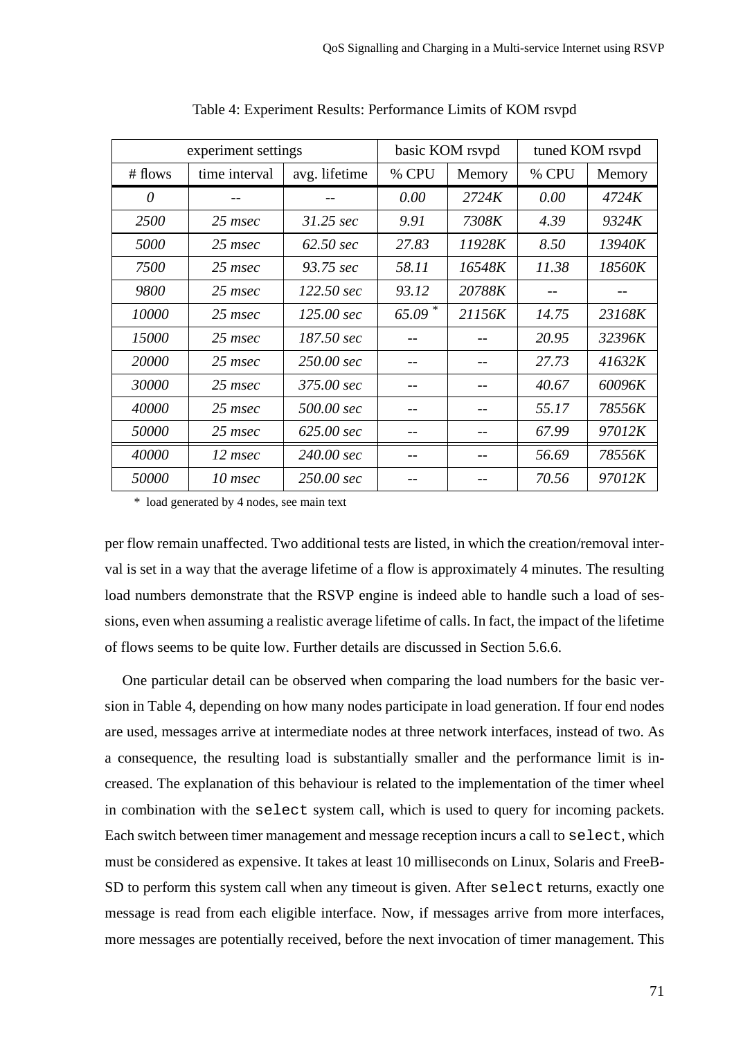Table 4: Experiment Results: Performance Limits of KOM rsvpd

| experiment settings | | | basic KOM rsvpd | | tuned KOM rsvpd | |
|---|---|---|---|---|---|---|
| # flows | time interval | avg. lifetime | % CPU | Memory | % CPU | Memory |
| *0* | -- | -- | *0.00* | *2724K* | *0.00* | *4724K* |
| *2500* | *25 msec* | *31.25 sec* | *9.91* | *7308K* | *4.39* | *9324K* |
| *5000* | *25 msec* | *62.50 sec* | *27.83* | *11928K* | *8.50* | *13940K* |
| *7500* | *25 msec* | *93.75 sec* | *58.11* | *16548K* | *11.38* | *18560K* |
| *9800* | *25 msec* | *122.50 sec* | *93.12* | *20788K* | -- | -- |
| *10000* | *25 msec* | *125.00 sec* | *65.09* * | *21156K* | *14.75* | *23168K* |
| *15000* | *25 msec* | *187.50 sec* | -- | -- | *20.95* | *32396K* |
| *20000* | *25 msec* | *250.00 sec* | -- | -- | *27.73* | *41632K* |
| *30000* | *25 msec* | *375.00 sec* | -- | -- | *40.67* | *60096K* |
| *40000* | *25 msec* | *500.00 sec* | -- | -- | *55.17* | *78556K* |
| *50000* | *25 msec* | *625.00 sec* | -- | -- | *67.99* | *97012K* |
| *40000* | *12 msec* | *240.00 sec* | -- | -- | *56.69* | *78556K* |
| *50000* | *10 msec* | *250.00 sec* | -- | -- | *70.56* | *97012K* |

\* load generated by 4 nodes, see main text

per flow remain unaffected. Two additional tests are listed, in which the creation/removal interval is set in a way that the average lifetime of a flow is approximately 4 minutes. The resulting load numbers demonstrate that the RSVP engine is indeed able to handle such a load of sessions, even when assuming a realistic average lifetime of calls. In fact, the impact of the lifetime of flows seems to be quite low. Further details are discussed in Section 5.6.6.

One particular detail can be observed when comparing the load numbers for the basic version in Table 4, depending on how many nodes participate in load generation. If four end nodes are used, messages arrive at intermediate nodes at three network interfaces, instead of two. As a consequence, the resulting load is substantially smaller and the performance limit is increased. The explanation of this behaviour is related to the implementation of the timer wheel in combination with the `select` system call, which is used to query for incoming packets. Each switch between timer management and message reception incurs a call to `select`, which must be considered as expensive. It takes at least 10 milliseconds on Linux, Solaris and FreeBSD to perform this system call when any timeout is given. After `select` returns, exactly one message is read from each eligible interface. Now, if messages arrive from more interfaces, more messages are potentially received, before the next invocation of timer management. This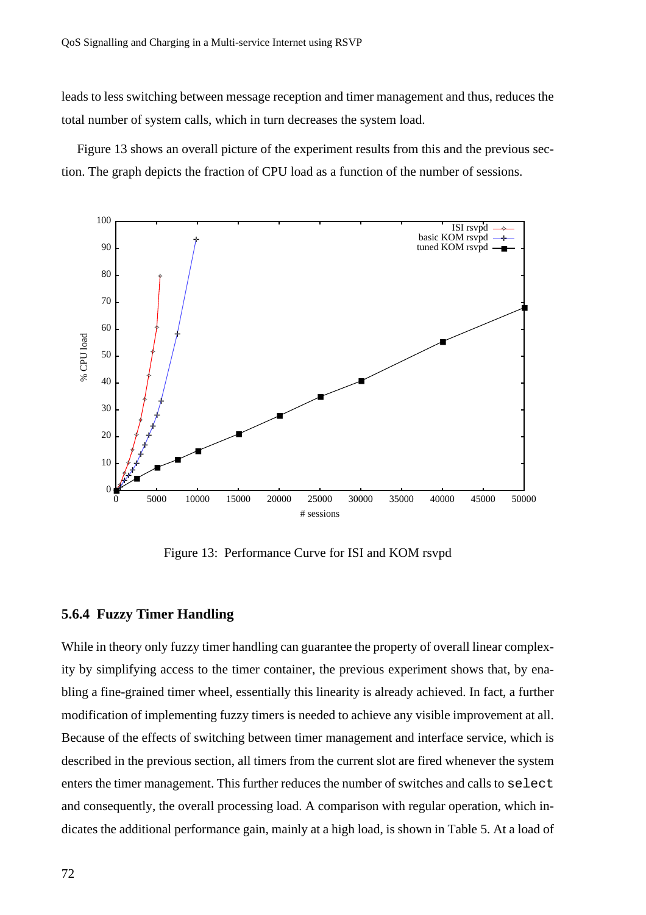leads to less switching between message reception and timer management and thus, reduces the total number of system calls, which in turn decreases the system load.

Figure 13 shows an overall picture of the experiment results from this and the previous section. The graph depicts the fraction of CPU load as a function of the number of sessions.

Figure 13: Performance Curve for ISI and KOM rsvpd

#### 5.6.4 Fuzzy Timer Handling

While in theory only fuzzy timer handling can guarantee the property of overall linear complexity by simplifying access to the timer container, the previous experiment shows that, by enabling a fine-grained timer wheel, essentially this linearity is already achieved. In fact, a further modification of implementing fuzzy timers is needed to achieve any visible improvement at all. Because of the effects of switching between timer management and interface service, which is described in the previous section, all timers from the current slot are fired whenever the system enters the timer management. This further reduces the number of switches and calls to `select` and consequently, the overall processing load. A comparison with regular operation, which indicates the additional performance gain, mainly at a high load, is shown in Table 5. At a load of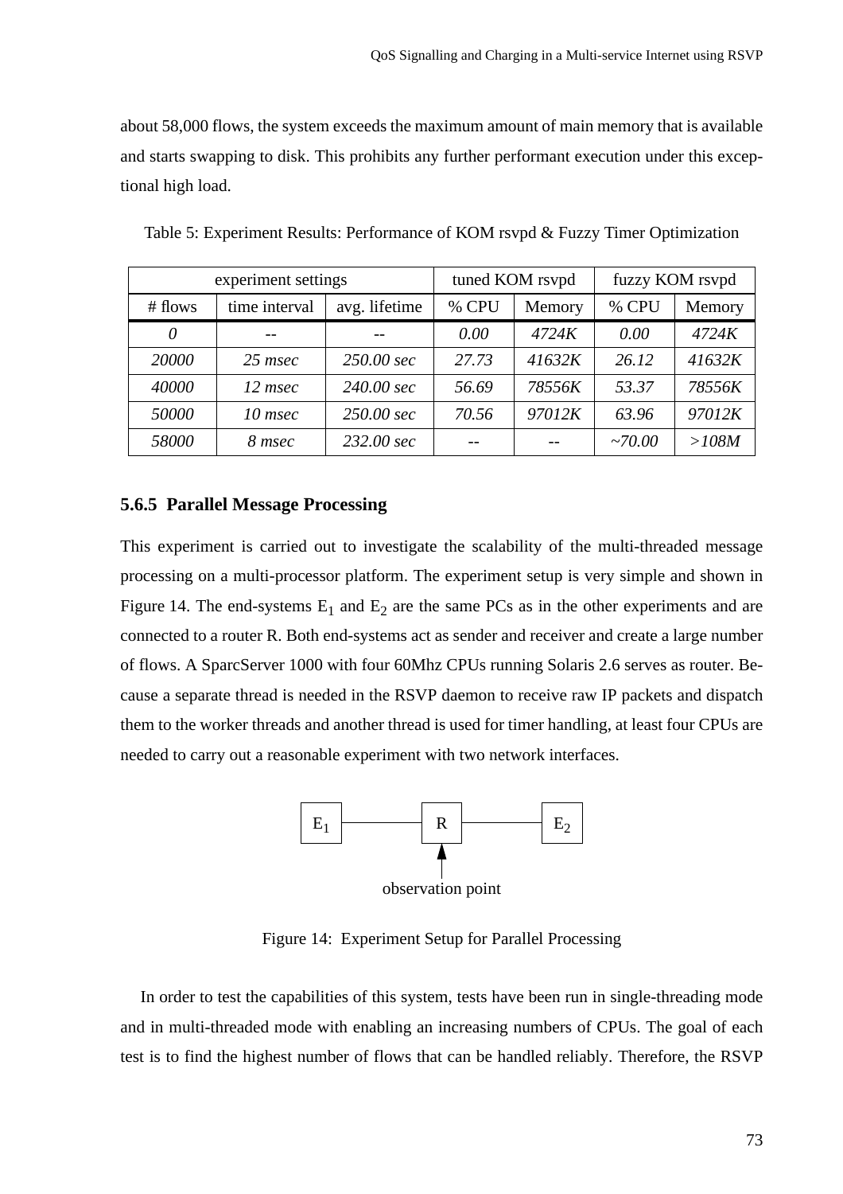about 58,000 flows, the system exceeds the maximum amount of main memory that is available and starts swapping to disk. This prohibits any further performant execution under this exceptional high load.

Table 5: Experiment Results: Performance of KOM rsvpd & Fuzzy Timer Optimization

| experiment settings | | | tuned KOM rsvpd | | fuzzy KOM rsvpd | |
|---|---|---|---|---|---|---|
| # flows | time interval | avg. lifetime | % CPU | Memory | % CPU | Memory |
| *0* | -- | -- | *0.00* | *4724K* | *0.00* | *4724K* |
| *20000* | *25 msec* | *250.00 sec* | *27.73* | *41632K* | *26.12* | *41632K* |
| *40000* | *12 msec* | *240.00 sec* | *56.69* | *78556K* | *53.37* | *78556K* |
| *50000* | *10 msec* | *250.00 sec* | *70.56* | *97012K* | *63.96* | *97012K* |
| *58000* | *8 msec* | *232.00 sec* | -- | -- | *~70.00* | *>108M* |

### 5.6.5 Parallel Message Processing

This experiment is carried out to investigate the scalability of the multi-threaded message processing on a multi-processor platform. The experiment setup is very simple and shown in Figure 14. The end-systems $E_1$ and $E_2$ are the same PCs as in the other experiments and are connected to a router R. Both end-systems act as sender and receiver and create a large number of flows. A SparcServer 1000 with four 60Mhz CPUs running Solaris 2.6 serves as router. Because a separate thread is needed in the RSVP daemon to receive raw IP packets and dispatch them to the worker threads and another thread is used for timer handling, at least four CPUs are needed to carry out a reasonable experiment with two network interfaces.

Figure 14: Experiment Setup for Parallel Processing

In order to test the capabilities of this system, tests have been run in single-threading mode and in multi-threaded mode with enabling an increasing numbers of CPUs. The goal of each test is to find the highest number of flows that can be handled reliably. Therefore, the RSVP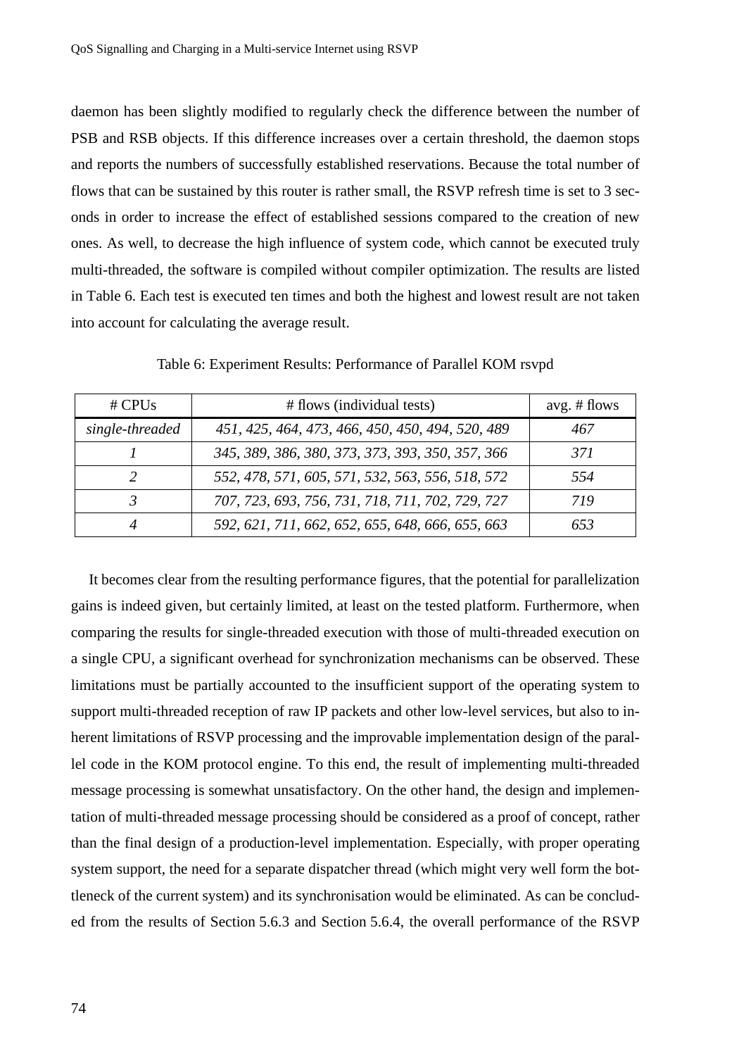daemon has been slightly modified to regularly check the difference between the number of PSB and RSB objects. If this difference increases over a certain threshold, the daemon stops and reports the numbers of successfully established reservations. Because the total number of flows that can be sustained by this router is rather small, the RSVP refresh time is set to 3 seconds in order to increase the effect of established sessions compared to the creation of new ones. As well, to decrease the high influence of system code, which cannot be executed truly multi-threaded, the software is compiled without compiler optimization. The results are listed in Table 6. Each test is executed ten times and both the highest and lowest result are not taken into account for calculating the average result.

Table 6: Experiment Results: Performance of Parallel KOM rsvpd

| # CPUs | # flows (individual tests) | avg. # flows |
|---|---|---|
| *single-threaded* | *451, 425, 464, 473, 466, 450, 450, 494, 520, 489* | *467* |
| *1* | *345, 389, 386, 380, 373, 373, 393, 350, 357, 366* | *371* |
| *2* | *552, 478, 571, 605, 571, 532, 563, 556, 518, 572* | *554* |
| *3* | *707, 723, 693, 756, 731, 718, 711, 702, 729, 727* | *719* |
| *4* | *592, 621, 711, 662, 652, 655, 648, 666, 655, 663* | *653* |

It becomes clear from the resulting performance figures, that the potential for parallelization gains is indeed given, but certainly limited, at least on the tested platform. Furthermore, when comparing the results for single-threaded execution with those of multi-threaded execution on a single CPU, a significant overhead for synchronization mechanisms can be observed. These limitations must be partially accounted to the insufficient support of the operating system to support multi-threaded reception of raw IP packets and other low-level services, but also to inherent limitations of RSVP processing and the improvable implementation design of the parallel code in the KOM protocol engine. To this end, the result of implementing multi-threaded message processing is somewhat unsatisfactory. On the other hand, the design and implementation of multi-threaded message processing should be considered as a proof of concept, rather than the final design of a production-level implementation. Especially, with proper operating system support, the need for a separate dispatcher thread (which might very well form the bottleneck of the current system) and its synchronisation would be eliminated. As can be concluded from the results of Section 5.6.3 and Section 5.6.4, the overall performance of the RSVP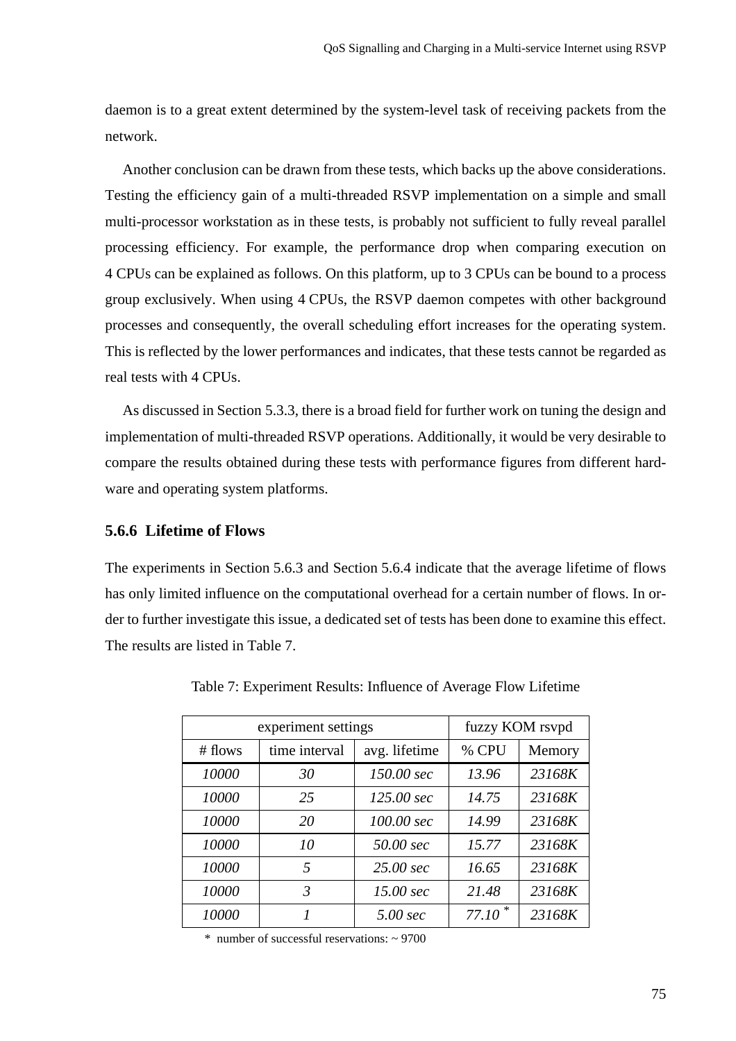daemon is to a great extent determined by the system-level task of receiving packets from the network.

Another conclusion can be drawn from these tests, which backs up the above considerations. Testing the efficiency gain of a multi-threaded RSVP implementation on a simple and small multi-processor workstation as in these tests, is probably not sufficient to fully reveal parallel processing efficiency. For example, the performance drop when comparing execution on 4 CPUs can be explained as follows. On this platform, up to 3 CPUs can be bound to a process group exclusively. When using 4 CPUs, the RSVP daemon competes with other background processes and consequently, the overall scheduling effort increases for the operating system. This is reflected by the lower performances and indicates, that these tests cannot be regarded as real tests with 4 CPUs.

As discussed in Section 5.3.3, there is a broad field for further work on tuning the design and implementation of multi-threaded RSVP operations. Additionally, it would be very desirable to compare the results obtained during these tests with performance figures from different hardware and operating system platforms.

### 5.6.6 Lifetime of Flows

The experiments in Section 5.6.3 and Section 5.6.4 indicate that the average lifetime of flows has only limited influence on the computational overhead for a certain number of flows. In order to further investigate this issue, a dedicated set of tests has been done to examine this effect. The results are listed in Table 7.

Table 7: Experiment Results: Influence of Average Flow Lifetime

| experiment settings | | | fuzzy KOM rsvpd | |
|---|---|---|---|---|
| # flows | time interval | avg. lifetime | % CPU | Memory |
| *10000* | *30* | *150.00 sec* | *13.96* | *23168K* |
| *10000* | *25* | *125.00 sec* | *14.75* | *23168K* |
| *10000* | *20* | *100.00 sec* | *14.99* | *23168K* |
| *10000* | *10* | *50.00 sec* | *15.77* | *23168K* |
| *10000* | *5* | *25.00 sec* | *16.65* | *23168K* |
| *10000* | *3* | *15.00 sec* | *21.48* | *23168K* |
| *10000* | *1* | *5.00 sec* | *77.10* * | *23168K* |

* number of successful reservations: ~ 9700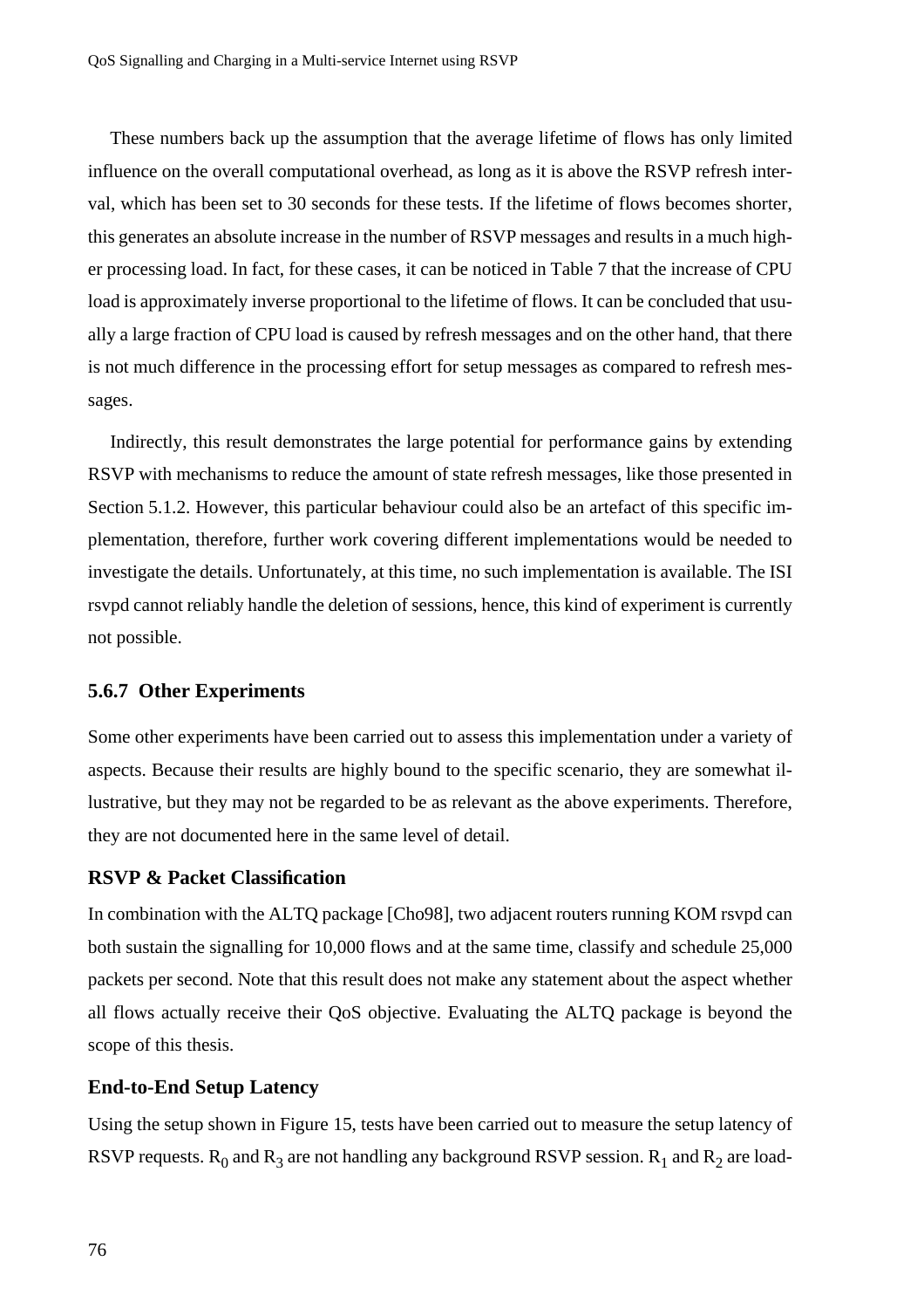These numbers back up the assumption that the average lifetime of flows has only limited influence on the overall computational overhead, as long as it is above the RSVP refresh interval, which has been set to 30 seconds for these tests. If the lifetime of flows becomes shorter, this generates an absolute increase in the number of RSVP messages and results in a much higher processing load. In fact, for these cases, it can be noticed in Table 7 that the increase of CPU load is approximately inverse proportional to the lifetime of flows. It can be concluded that usually a large fraction of CPU load is caused by refresh messages and on the other hand, that there is not much difference in the processing effort for setup messages as compared to refresh messages.

Indirectly, this result demonstrates the large potential for performance gains by extending RSVP with mechanisms to reduce the amount of state refresh messages, like those presented in Section 5.1.2. However, this particular behaviour could also be an artefact of this specific implementation, therefore, further work covering different implementations would be needed to investigate the details. Unfortunately, at this time, no such implementation is available. The ISI rsvpd cannot reliably handle the deletion of sessions, hence, this kind of experiment is currently not possible.

### 5.6.7 Other Experiments

Some other experiments have been carried out to assess this implementation under a variety of aspects. Because their results are highly bound to the specific scenario, they are somewhat illustrative, but they may not be regarded to be as relevant as the above experiments. Therefore, they are not documented here in the same level of detail.

#### RSVP & Packet Classification

In combination with the ALTQ package [Cho98], two adjacent routers running KOM rsvpd can both sustain the signalling for 10,000 flows and at the same time, classify and schedule 25,000 packets per second. Note that this result does not make any statement about the aspect whether all flows actually receive their QoS objective. Evaluating the ALTQ package is beyond the scope of this thesis.

#### End-to-End Setup Latency

Using the setup shown in Figure 15, tests have been carried out to measure the setup latency of RSVP requests. $R_0$ and $R_3$ are not handling any background RSVP session. $R_1$ and $R_2$ are load-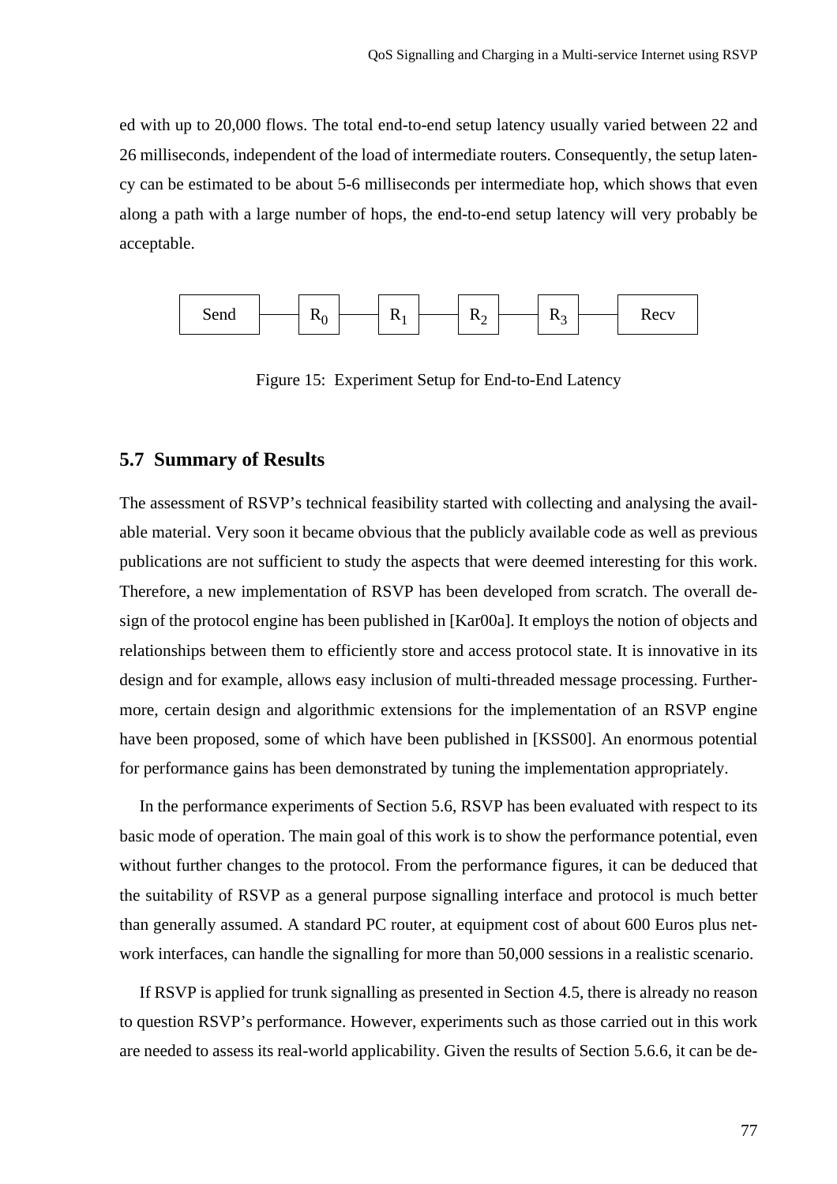ed with up to 20,000 flows. The total end-to-end setup latency usually varied between 22 and 26 milliseconds, independent of the load of intermediate routers. Consequently, the setup latency can be estimated to be about 5-6 milliseconds per intermediate hop, which shows that even along a path with a large number of hops, the end-to-end setup latency will very probably be acceptable.

Send — $R_0$ — $R_1$ — $R_2$ — $R_3$ — Recv

Figure 15: Experiment Setup for End-to-End Latency

## 5.7 Summary of Results

The assessment of RSVP's technical feasibility started with collecting and analysing the available material. Very soon it became obvious that the publicly available code as well as previous publications are not sufficient to study the aspects that were deemed interesting for this work. Therefore, a new implementation of RSVP has been developed from scratch. The overall design of the protocol engine has been published in [Kar00a]. It employs the notion of objects and relationships between them to efficiently store and access protocol state. It is innovative in its design and for example, allows easy inclusion of multi-threaded message processing. Furthermore, certain design and algorithmic extensions for the implementation of an RSVP engine have been proposed, some of which have been published in [KSS00]. An enormous potential for performance gains has been demonstrated by tuning the implementation appropriately.

In the performance experiments of Section 5.6, RSVP has been evaluated with respect to its basic mode of operation. The main goal of this work is to show the performance potential, even without further changes to the protocol. From the performance figures, it can be deduced that the suitability of RSVP as a general purpose signalling interface and protocol is much better than generally assumed. A standard PC router, at equipment cost of about 600 Euros plus network interfaces, can handle the signalling for more than 50,000 sessions in a realistic scenario.

If RSVP is applied for trunk signalling as presented in Section 4.5, there is already no reason to question RSVP's performance. However, experiments such as those carried out in this work are needed to assess its real-world applicability. Given the results of Section 5.6.6, it can be de-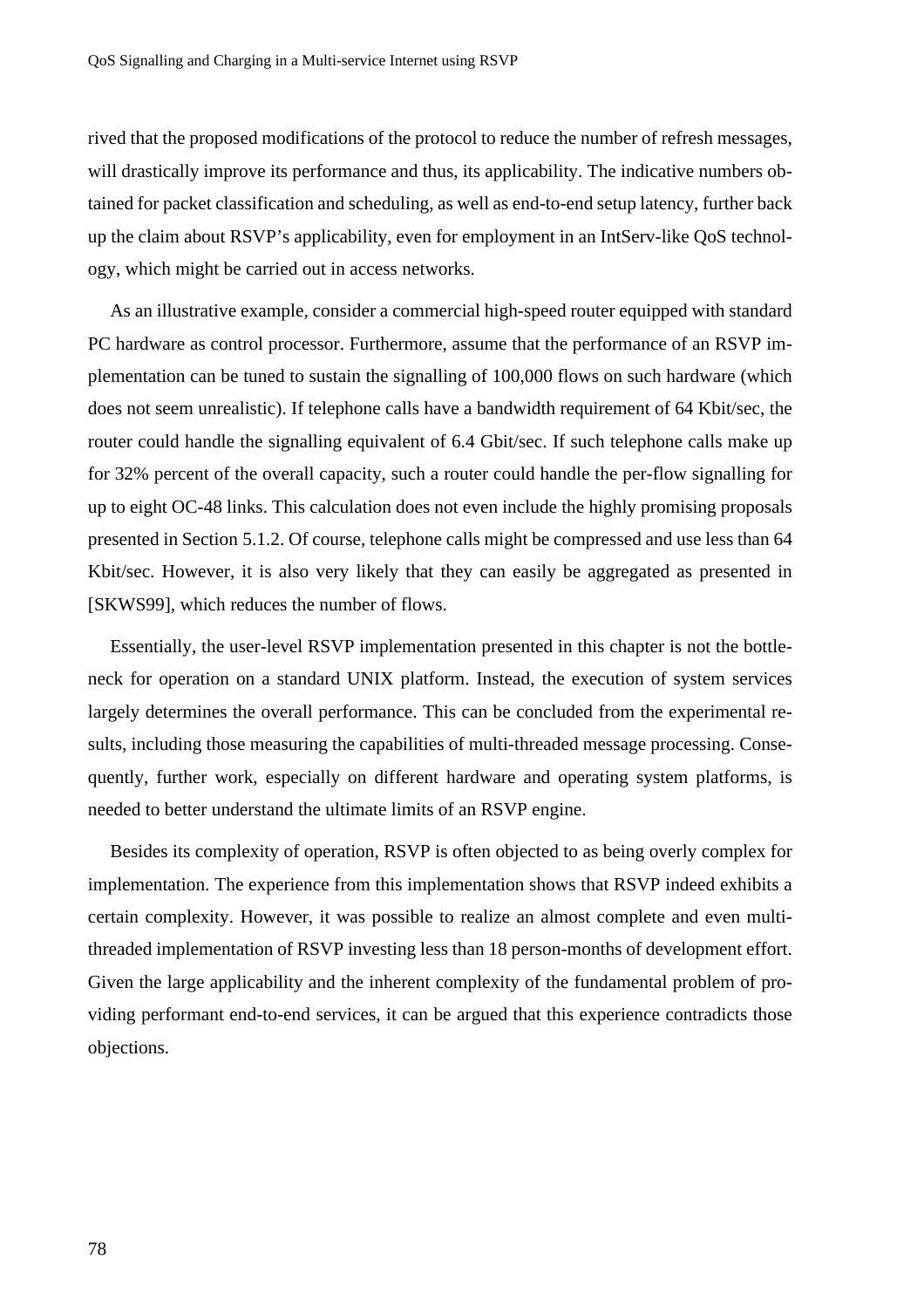rived that the proposed modifications of the protocol to reduce the number of refresh messages, will drastically improve its performance and thus, its applicability. The indicative numbers obtained for packet classification and scheduling, as well as end-to-end setup latency, further back up the claim about RSVP's applicability, even for employment in an IntServ-like QoS technology, which might be carried out in access networks.

As an illustrative example, consider a commercial high-speed router equipped with standard PC hardware as control processor. Furthermore, assume that the performance of an RSVP implementation can be tuned to sustain the signalling of 100,000 flows on such hardware (which does not seem unrealistic). If telephone calls have a bandwidth requirement of 64 Kbit/sec, the router could handle the signalling equivalent of 6.4 Gbit/sec. If such telephone calls make up for 32% percent of the overall capacity, such a router could handle the per-flow signalling for up to eight OC-48 links. This calculation does not even include the highly promising proposals presented in Section 5.1.2. Of course, telephone calls might be compressed and use less than 64 Kbit/sec. However, it is also very likely that they can easily be aggregated as presented in [SKWS99], which reduces the number of flows.

Essentially, the user-level RSVP implementation presented in this chapter is not the bottleneck for operation on a standard UNIX platform. Instead, the execution of system services largely determines the overall performance. This can be concluded from the experimental results, including those measuring the capabilities of multi-threaded message processing. Consequently, further work, especially on different hardware and operating system platforms, is needed to better understand the ultimate limits of an RSVP engine.

Besides its complexity of operation, RSVP is often objected to as being overly complex for implementation. The experience from this implementation shows that RSVP indeed exhibits a certain complexity. However, it was possible to realize an almost complete and even multi-threaded implementation of RSVP investing less than 18 person-months of development effort. Given the large applicability and the inherent complexity of the fundamental problem of providing performant end-to-end services, it can be argued that this experience contradicts those objections.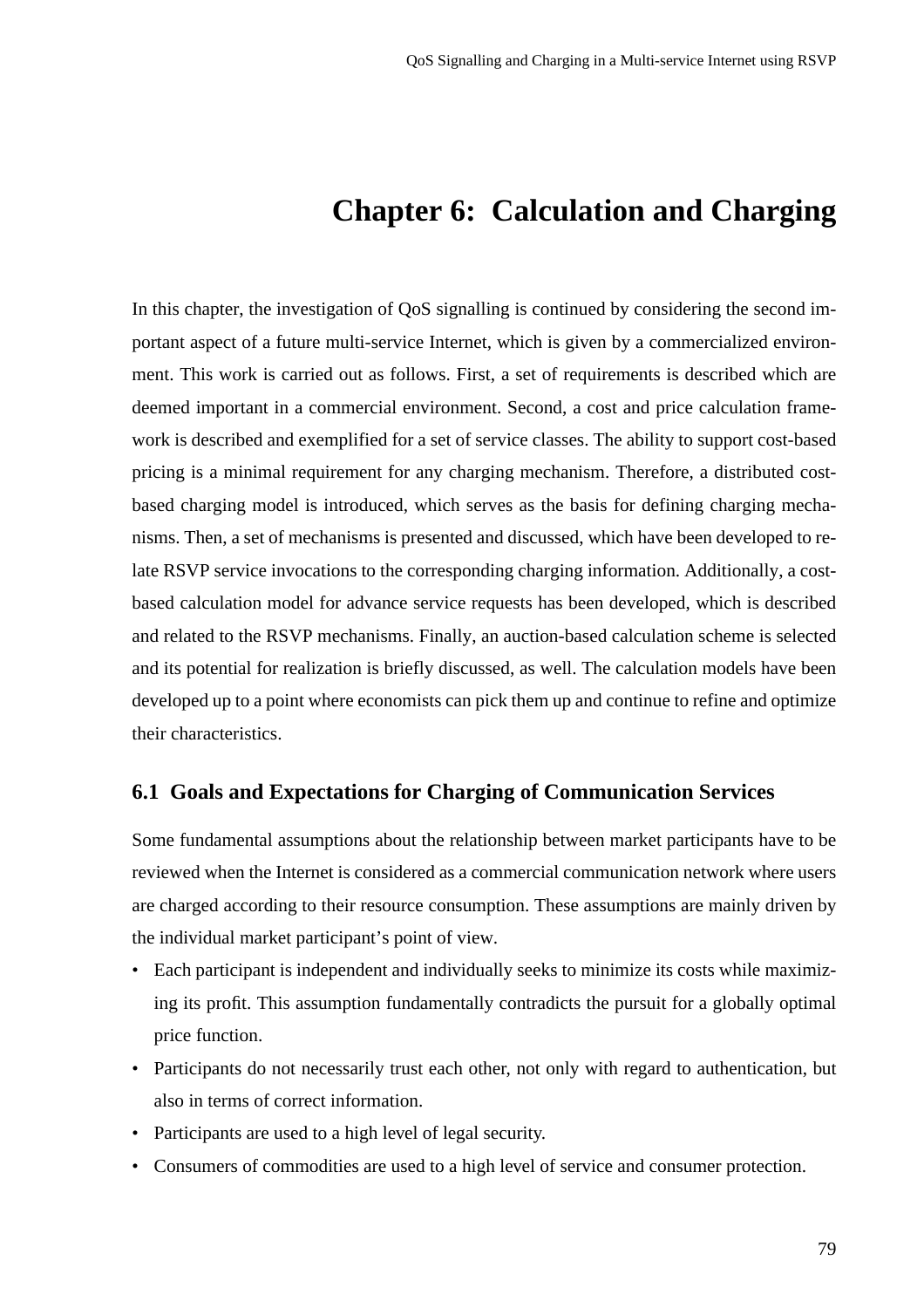# Chapter 6: Calculation and Charging

In this chapter, the investigation of QoS signalling is continued by considering the second important aspect of a future multi-service Internet, which is given by a commercialized environment. This work is carried out as follows. First, a set of requirements is described which are deemed important in a commercial environment. Second, a cost and price calculation framework is described and exemplified for a set of service classes. The ability to support cost-based pricing is a minimal requirement for any charging mechanism. Therefore, a distributed cost-based charging model is introduced, which serves as the basis for defining charging mechanisms. Then, a set of mechanisms is presented and discussed, which have been developed to relate RSVP service invocations to the corresponding charging information. Additionally, a cost-based calculation model for advance service requests has been developed, which is described and related to the RSVP mechanisms. Finally, an auction-based calculation scheme is selected and its potential for realization is briefly discussed, as well. The calculation models have been developed up to a point where economists can pick them up and continue to refine and optimize their characteristics.

## 6.1 Goals and Expectations for Charging of Communication Services

Some fundamental assumptions about the relationship between market participants have to be reviewed when the Internet is considered as a commercial communication network where users are charged according to their resource consumption. These assumptions are mainly driven by the individual market participant's point of view.

- Each participant is independent and individually seeks to minimize its costs while maximizing its profit. This assumption fundamentally contradicts the pursuit for a globally optimal price function.
- Participants do not necessarily trust each other, not only with regard to authentication, but also in terms of correct information.
- Participants are used to a high level of legal security.
- Consumers of commodities are used to a high level of service and consumer protection.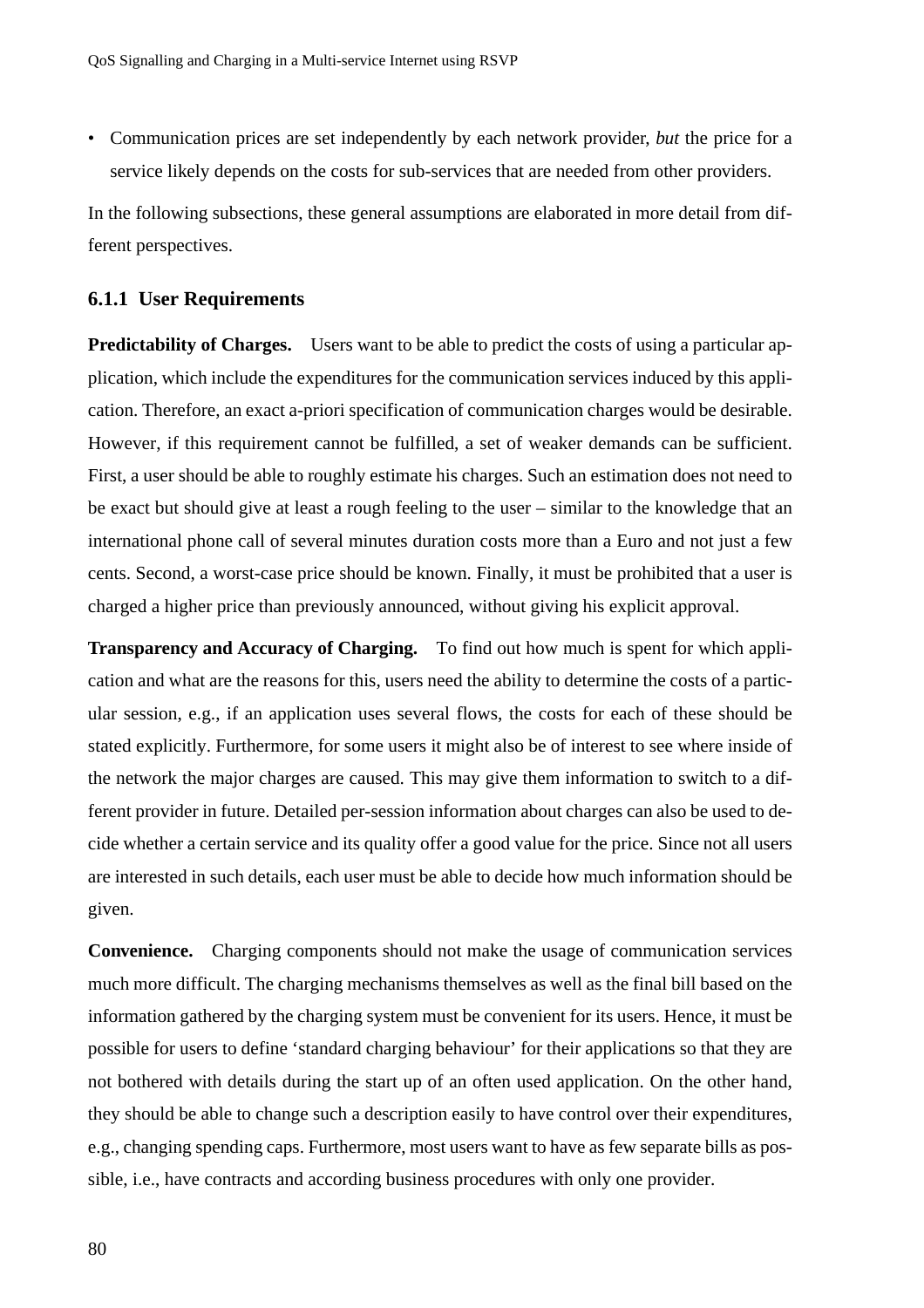- Communication prices are set independently by each network provider, *but* the price for a service likely depends on the costs for sub-services that are needed from other providers.

In the following subsections, these general assumptions are elaborated in more detail from different perspectives.

### 6.1.1 User Requirements

**Predictability of Charges.** Users want to be able to predict the costs of using a particular application, which include the expenditures for the communication services induced by this application. Therefore, an exact a-priori specification of communication charges would be desirable. However, if this requirement cannot be fulfilled, a set of weaker demands can be sufficient. First, a user should be able to roughly estimate his charges. Such an estimation does not need to be exact but should give at least a rough feeling to the user – similar to the knowledge that an international phone call of several minutes duration costs more than a Euro and not just a few cents. Second, a worst-case price should be known. Finally, it must be prohibited that a user is charged a higher price than previously announced, without giving his explicit approval.

**Transparency and Accuracy of Charging.** To find out how much is spent for which application and what are the reasons for this, users need the ability to determine the costs of a particular session, e.g., if an application uses several flows, the costs for each of these should be stated explicitly. Furthermore, for some users it might also be of interest to see where inside of the network the major charges are caused. This may give them information to switch to a different provider in future. Detailed per-session information about charges can also be used to decide whether a certain service and its quality offer a good value for the price. Since not all users are interested in such details, each user must be able to decide how much information should be given.

**Convenience.** Charging components should not make the usage of communication services much more difficult. The charging mechanisms themselves as well as the final bill based on the information gathered by the charging system must be convenient for its users. Hence, it must be possible for users to define 'standard charging behaviour' for their applications so that they are not bothered with details during the start up of an often used application. On the other hand, they should be able to change such a description easily to have control over their expenditures, e.g., changing spending caps. Furthermore, most users want to have as few separate bills as possible, i.e., have contracts and according business procedures with only one provider.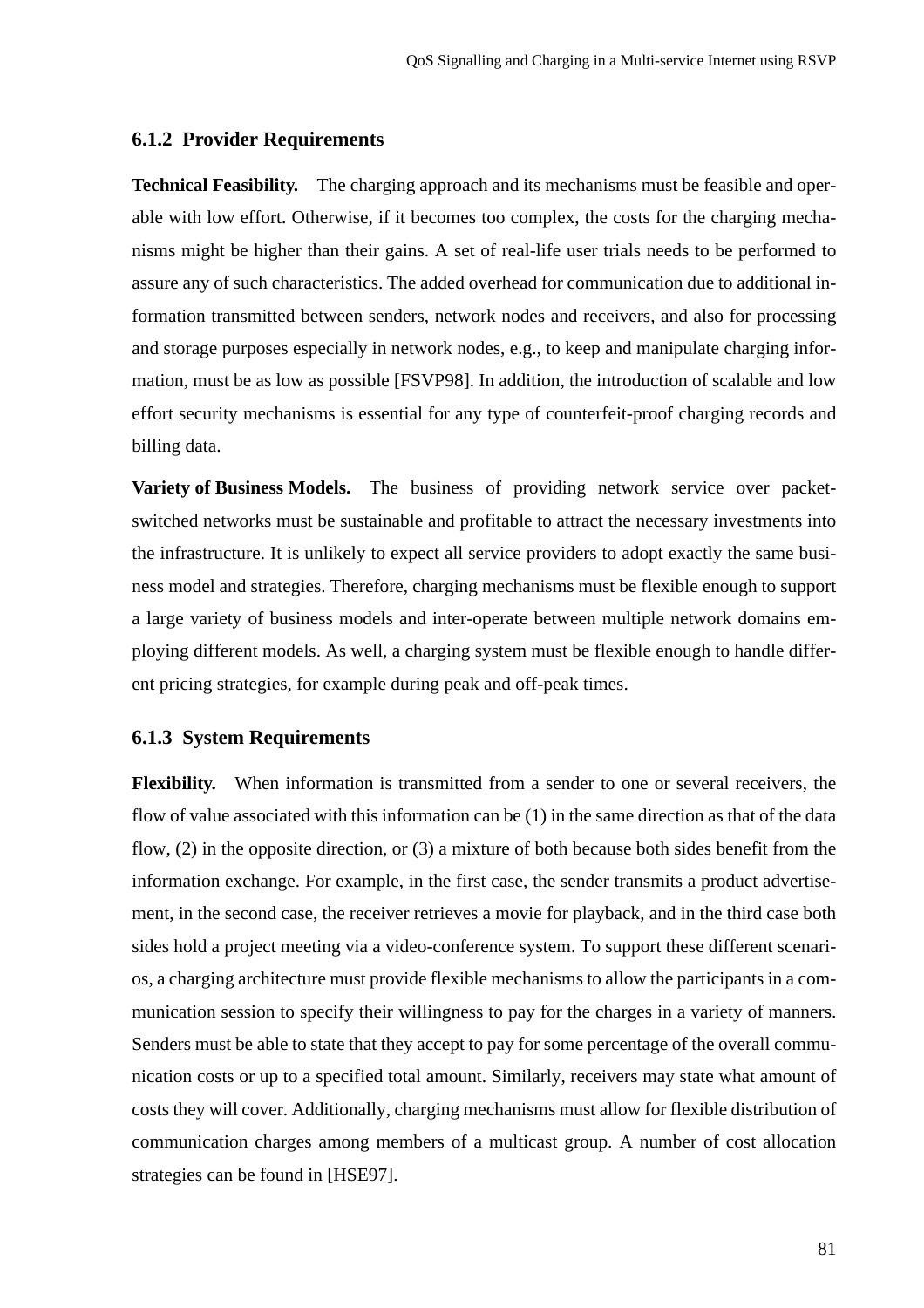### 6.1.2 Provider Requirements

**Technical Feasibility.** The charging approach and its mechanisms must be feasible and operable with low effort. Otherwise, if it becomes too complex, the costs for the charging mechanisms might be higher than their gains. A set of real-life user trials needs to be performed to assure any of such characteristics. The added overhead for communication due to additional information transmitted between senders, network nodes and receivers, and also for processing and storage purposes especially in network nodes, e.g., to keep and manipulate charging information, must be as low as possible [FSVP98]. In addition, the introduction of scalable and low effort security mechanisms is essential for any type of counterfeit-proof charging records and billing data.

**Variety of Business Models.** The business of providing network service over packet-switched networks must be sustainable and profitable to attract the necessary investments into the infrastructure. It is unlikely to expect all service providers to adopt exactly the same business model and strategies. Therefore, charging mechanisms must be flexible enough to support a large variety of business models and inter-operate between multiple network domains employing different models. As well, a charging system must be flexible enough to handle different pricing strategies, for example during peak and off-peak times.

### 6.1.3 System Requirements

**Flexibility.** When information is transmitted from a sender to one or several receivers, the flow of value associated with this information can be (1) in the same direction as that of the data flow, (2) in the opposite direction, or (3) a mixture of both because both sides benefit from the information exchange. For example, in the first case, the sender transmits a product advertisement, in the second case, the receiver retrieves a movie for playback, and in the third case both sides hold a project meeting via a video-conference system. To support these different scenarios, a charging architecture must provide flexible mechanisms to allow the participants in a communication session to specify their willingness to pay for the charges in a variety of manners. Senders must be able to state that they accept to pay for some percentage of the overall communication costs or up to a specified total amount. Similarly, receivers may state what amount of costs they will cover. Additionally, charging mechanisms must allow for flexible distribution of communication charges among members of a multicast group. A number of cost allocation strategies can be found in [HSE97].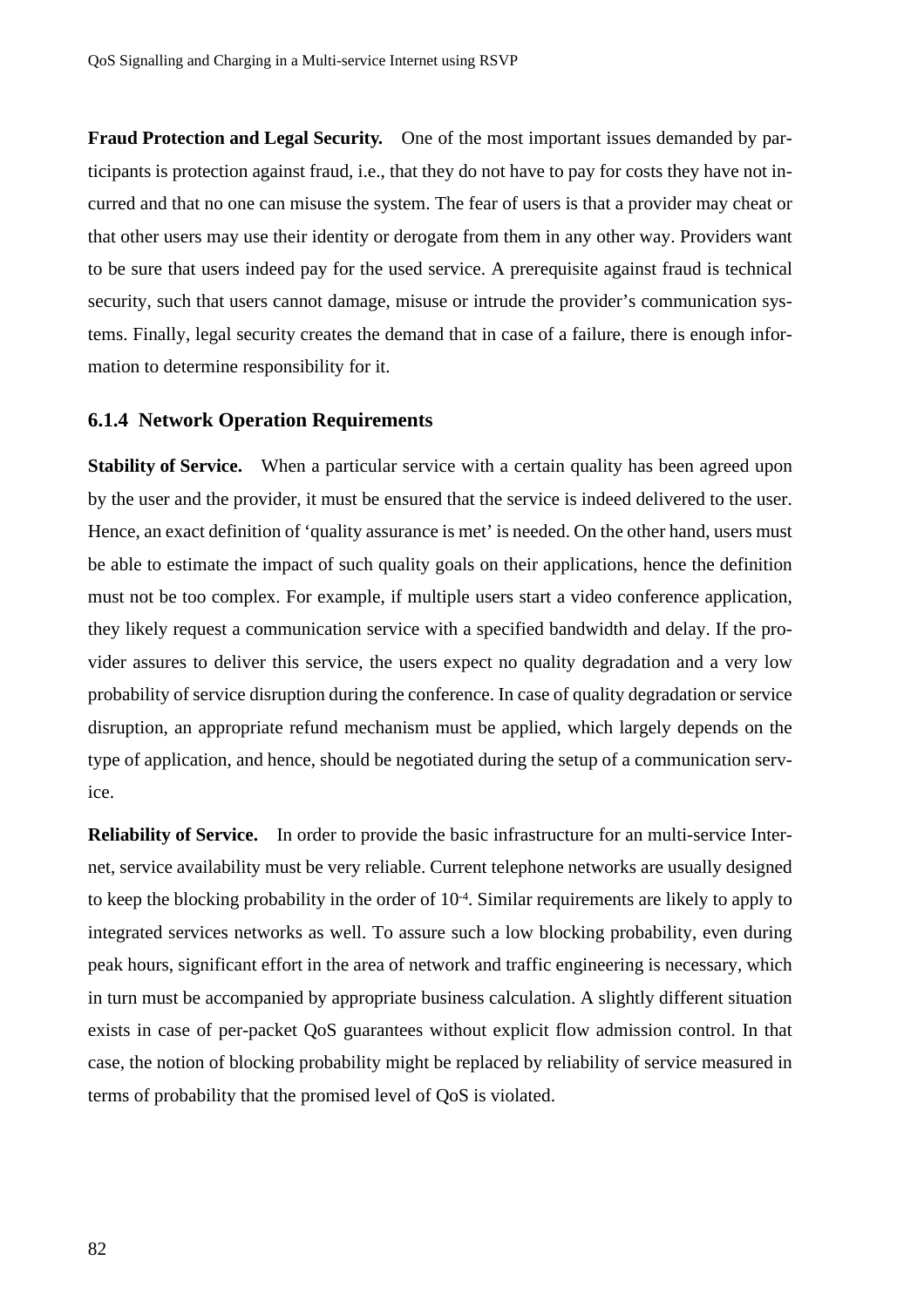**Fraud Protection and Legal Security.** One of the most important issues demanded by participants is protection against fraud, i.e., that they do not have to pay for costs they have not incurred and that no one can misuse the system. The fear of users is that a provider may cheat or that other users may use their identity or derogate from them in any other way. Providers want to be sure that users indeed pay for the used service. A prerequisite against fraud is technical security, such that users cannot damage, misuse or intrude the provider's communication systems. Finally, legal security creates the demand that in case of a failure, there is enough information to determine responsibility for it.

### 6.1.4 Network Operation Requirements

**Stability of Service.** When a particular service with a certain quality has been agreed upon by the user and the provider, it must be ensured that the service is indeed delivered to the user. Hence, an exact definition of 'quality assurance is met' is needed. On the other hand, users must be able to estimate the impact of such quality goals on their applications, hence the definition must not be too complex. For example, if multiple users start a video conference application, they likely request a communication service with a specified bandwidth and delay. If the provider assures to deliver this service, the users expect no quality degradation and a very low probability of service disruption during the conference. In case of quality degradation or service disruption, an appropriate refund mechanism must be applied, which largely depends on the type of application, and hence, should be negotiated during the setup of a communication service.

**Reliability of Service.** In order to provide the basic infrastructure for an multi-service Internet, service availability must be very reliable. Current telephone networks are usually designed to keep the blocking probability in the order of $10^{-4}$. Similar requirements are likely to apply to integrated services networks as well. To assure such a low blocking probability, even during peak hours, significant effort in the area of network and traffic engineering is necessary, which in turn must be accompanied by appropriate business calculation. A slightly different situation exists in case of per-packet QoS guarantees without explicit flow admission control. In that case, the notion of blocking probability might be replaced by reliability of service measured in terms of probability that the promised level of QoS is violated.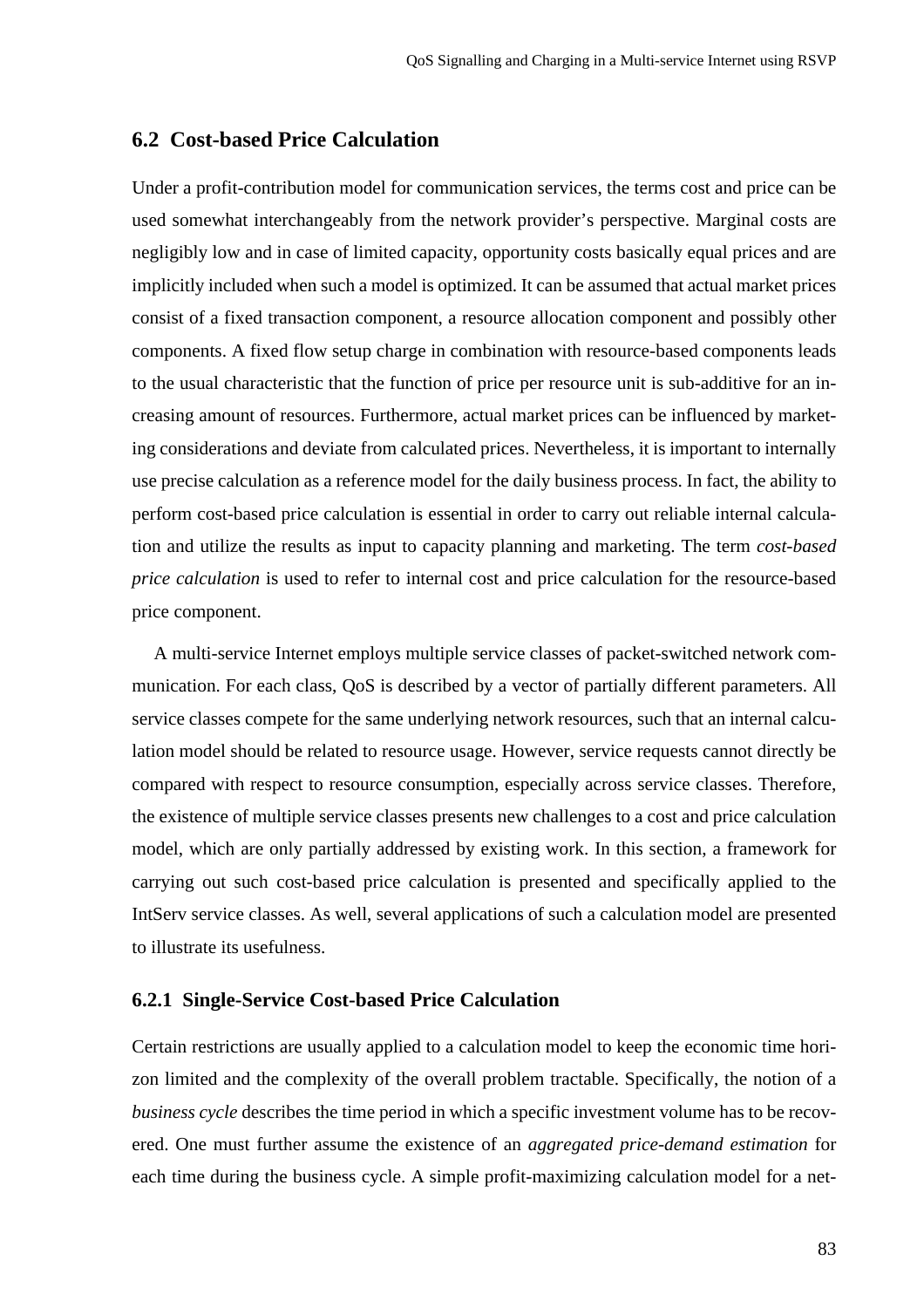## 6.2 Cost-based Price Calculation

Under a profit-contribution model for communication services, the terms cost and price can be used somewhat interchangeably from the network provider's perspective. Marginal costs are negligibly low and in case of limited capacity, opportunity costs basically equal prices and are implicitly included when such a model is optimized. It can be assumed that actual market prices consist of a fixed transaction component, a resource allocation component and possibly other components. A fixed flow setup charge in combination with resource-based components leads to the usual characteristic that the function of price per resource unit is sub-additive for an increasing amount of resources. Furthermore, actual market prices can be influenced by marketing considerations and deviate from calculated prices. Nevertheless, it is important to internally use precise calculation as a reference model for the daily business process. In fact, the ability to perform cost-based price calculation is essential in order to carry out reliable internal calculation and utilize the results as input to capacity planning and marketing. The term *cost-based price calculation* is used to refer to internal cost and price calculation for the resource-based price component.

A multi-service Internet employs multiple service classes of packet-switched network communication. For each class, QoS is described by a vector of partially different parameters. All service classes compete for the same underlying network resources, such that an internal calculation model should be related to resource usage. However, service requests cannot directly be compared with respect to resource consumption, especially across service classes. Therefore, the existence of multiple service classes presents new challenges to a cost and price calculation model, which are only partially addressed by existing work. In this section, a framework for carrying out such cost-based price calculation is presented and specifically applied to the IntServ service classes. As well, several applications of such a calculation model are presented to illustrate its usefulness.

### 6.2.1 Single-Service Cost-based Price Calculation

Certain restrictions are usually applied to a calculation model to keep the economic time horizon limited and the complexity of the overall problem tractable. Specifically, the notion of a *business cycle* describes the time period in which a specific investment volume has to be recovered. One must further assume the existence of an *aggregated price-demand estimation* for each time during the business cycle. A simple profit-maximizing calculation model for a net-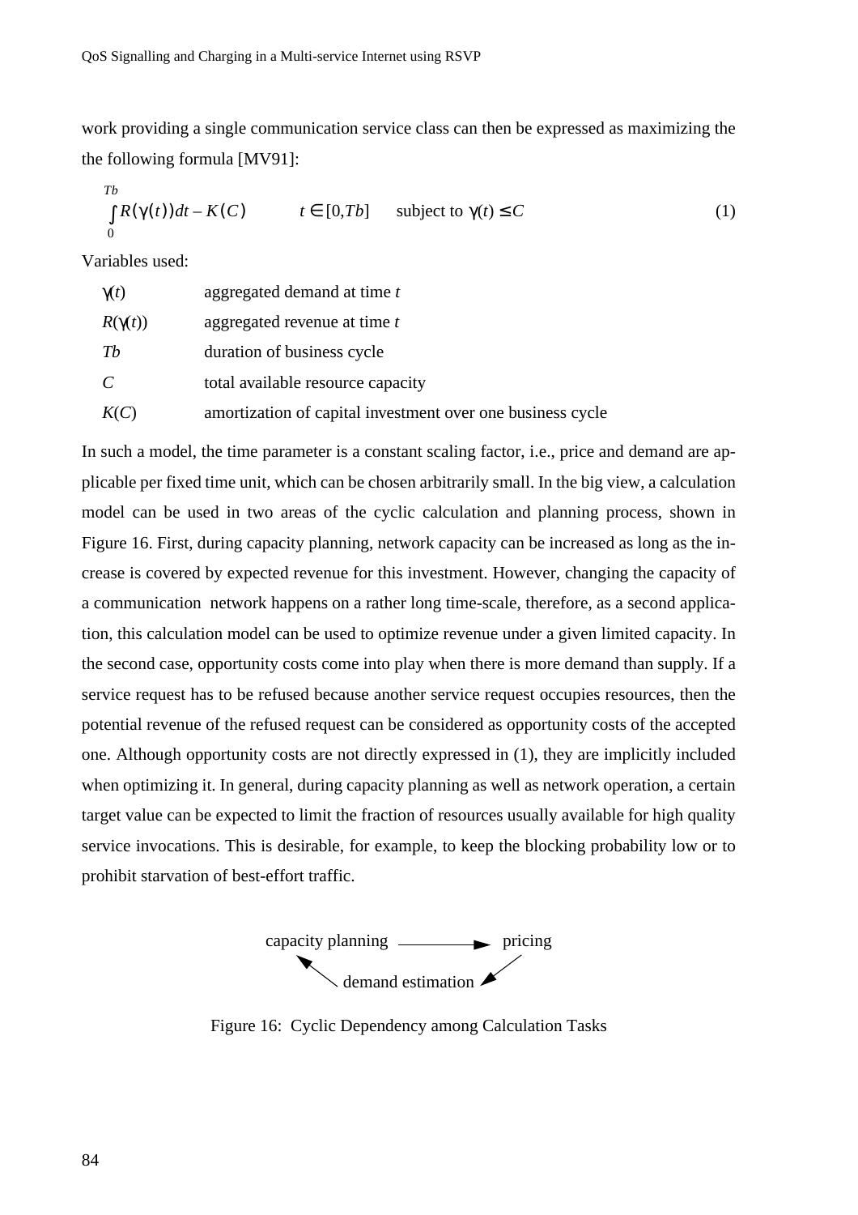work providing a single communication service class can then be expressed as maximizing the the following formula [MV91]:

$$\int_0^{Tb} R(\gamma(t))dt - K(C) \qquad t \in [0, Tb] \quad \text{subject to } \gamma(t) \le C \tag{1}$$

Variables used:

| | |
|---|---|
| $\gamma(t)$ | aggregated demand at time $t$ |
| $R(\gamma(t))$ | aggregated revenue at time $t$ |
| $Tb$ | duration of business cycle |
| $C$ | total available resource capacity |
| $K(C)$ | amortization of capital investment over one business cycle |

In such a model, the time parameter is a constant scaling factor, i.e., price and demand are applicable per fixed time unit, which can be chosen arbitrarily small. In the big view, a calculation model can be used in two areas of the cyclic calculation and planning process, shown in Figure 16. First, during capacity planning, network capacity can be increased as long as the increase is covered by expected revenue for this investment. However, changing the capacity of a communication network happens on a rather long time-scale, therefore, as a second application, this calculation model can be used to optimize revenue under a given limited capacity. In the second case, opportunity costs come into play when there is more demand than supply. If a service request has to be refused because another service request occupies resources, then the potential revenue of the refused request can be considered as opportunity costs of the accepted one. Although opportunity costs are not directly expressed in (1), they are implicitly included when optimizing it. In general, during capacity planning as well as network operation, a certain target value can be expected to limit the fraction of resources usually available for high quality service invocations. This is desirable, for example, to keep the blocking probability low or to prohibit starvation of best-effort traffic.

capacity planning → pricing → demand estimation → capacity planning

Figure 16: Cyclic Dependency among Calculation Tasks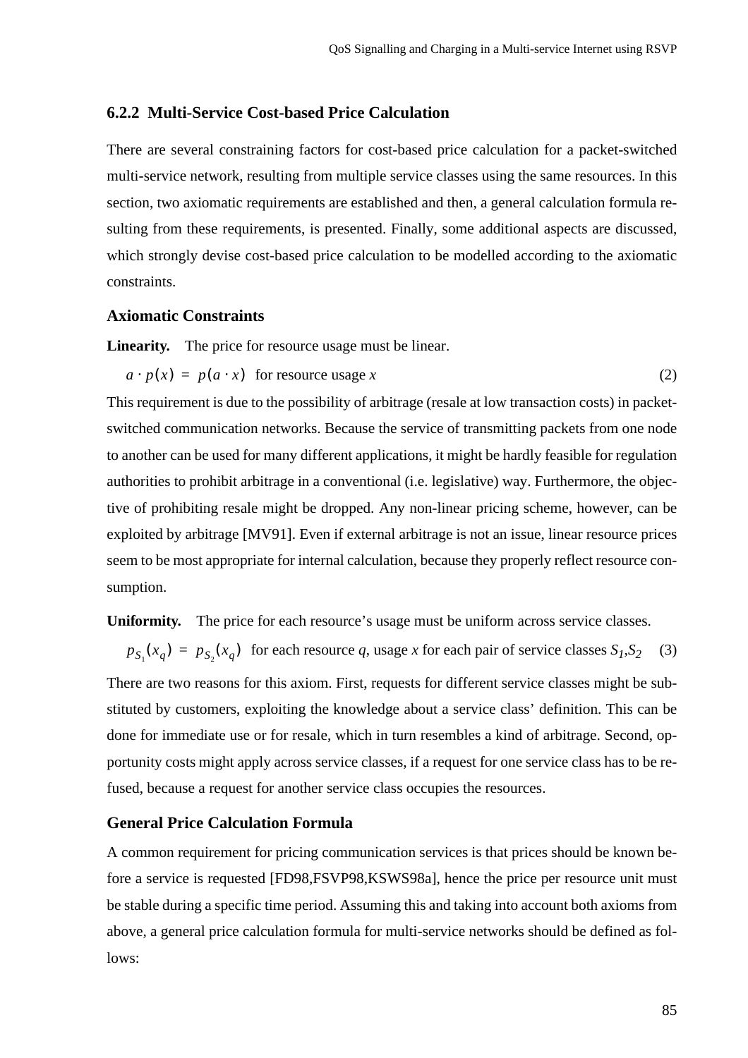### 6.2.2 Multi-Service Cost-based Price Calculation

There are several constraining factors for cost-based price calculation for a packet-switched multi-service network, resulting from multiple service classes using the same resources. In this section, two axiomatic requirements are established and then, a general calculation formula resulting from these requirements, is presented. Finally, some additional aspects are discussed, which strongly devise cost-based price calculation to be modelled according to the axiomatic constraints.

#### Axiomatic Constraints

**Linearity.** The price for resource usage must be linear.

$$a \cdot p(x) = p(a \cdot x) \quad \text{for resource usage } x \tag{2}$$

This requirement is due to the possibility of arbitrage (resale at low transaction costs) in packet-switched communication networks. Because the service of transmitting packets from one node to another can be used for many different applications, it might be hardly feasible for regulation authorities to prohibit arbitrage in a conventional (i.e. legislative) way. Furthermore, the objective of prohibiting resale might be dropped. Any non-linear pricing scheme, however, can be exploited by arbitrage [MV91]. Even if external arbitrage is not an issue, linear resource prices seem to be most appropriate for internal calculation, because they properly reflect resource consumption.

**Uniformity.** The price for each resource's usage must be uniform across service classes.

$$p_{S_1}(x_q) = p_{S_2}(x_q) \quad \text{for each resource } q\text{, usage } x \text{ for each pair of service classes } S_1, S_2 \tag{3}$$

There are two reasons for this axiom. First, requests for different service classes might be substituted by customers, exploiting the knowledge about a service class' definition. This can be done for immediate use or for resale, which in turn resembles a kind of arbitrage. Second, opportunity costs might apply across service classes, if a request for one service class has to be refused, because a request for another service class occupies the resources.

#### General Price Calculation Formula

A common requirement for pricing communication services is that prices should be known before a service is requested [FD98,FSVP98,KSWS98a], hence the price per resource unit must be stable during a specific time period. Assuming this and taking into account both axioms from above, a general price calculation formula for multi-service networks should be defined as follows: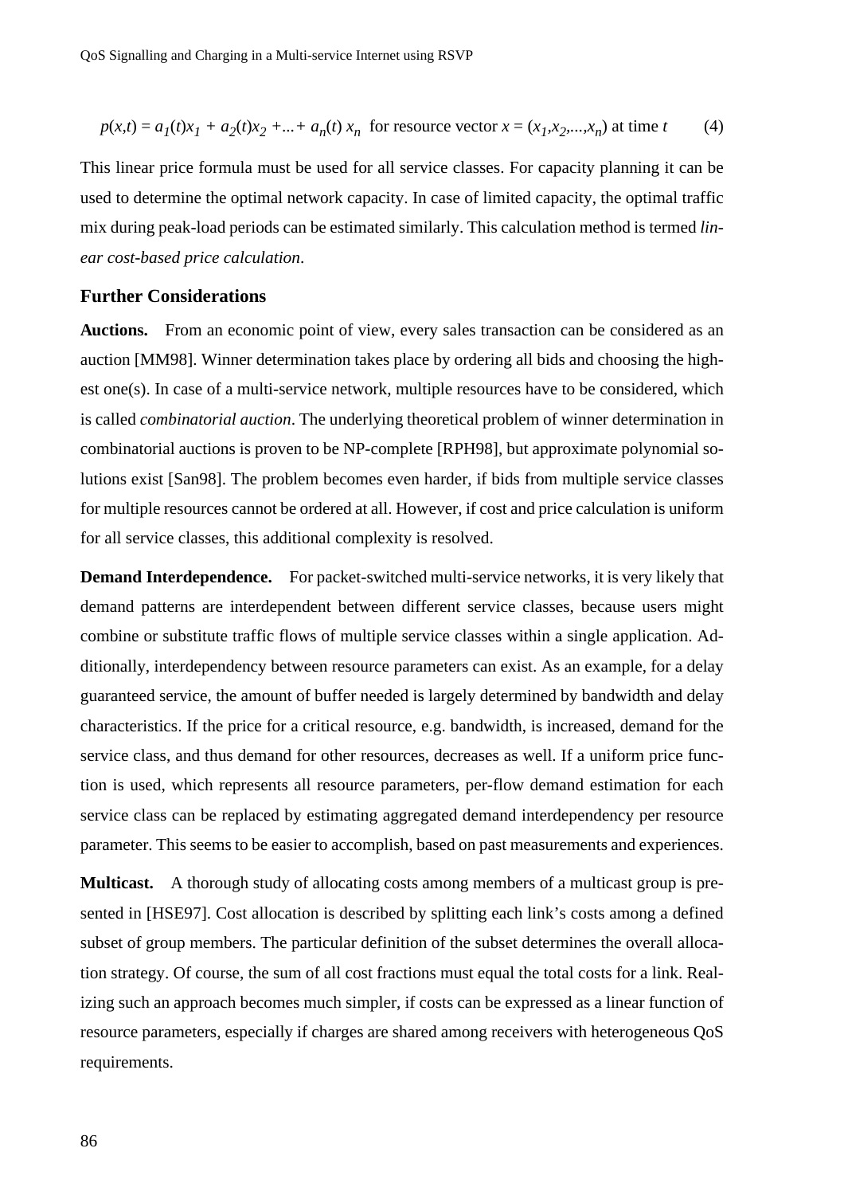$$p(x,t) = a_1(t)x_1 + a_2(t)x_2 + ... + a_n(t)\,x_n \text{ for resource vector } x = (x_1, x_2, ..., x_n) \text{ at time } t \qquad (4)$$

This linear price formula must be used for all service classes. For capacity planning it can be used to determine the optimal network capacity. In case of limited capacity, the optimal traffic mix during peak-load periods can be estimated similarly. This calculation method is termed *linear cost-based price calculation*.

### Further Considerations

**Auctions.** From an economic point of view, every sales transaction can be considered as an auction [MM98]. Winner determination takes place by ordering all bids and choosing the highest one(s). In case of a multi-service network, multiple resources have to be considered, which is called *combinatorial auction*. The underlying theoretical problem of winner determination in combinatorial auctions is proven to be NP-complete [RPH98], but approximate polynomial solutions exist [San98]. The problem becomes even harder, if bids from multiple service classes for multiple resources cannot be ordered at all. However, if cost and price calculation is uniform for all service classes, this additional complexity is resolved.

**Demand Interdependence.** For packet-switched multi-service networks, it is very likely that demand patterns are interdependent between different service classes, because users might combine or substitute traffic flows of multiple service classes within a single application. Additionally, interdependency between resource parameters can exist. As an example, for a delay guaranteed service, the amount of buffer needed is largely determined by bandwidth and delay characteristics. If the price for a critical resource, e.g. bandwidth, is increased, demand for the service class, and thus demand for other resources, decreases as well. If a uniform price function is used, which represents all resource parameters, per-flow demand estimation for each service class can be replaced by estimating aggregated demand interdependency per resource parameter. This seems to be easier to accomplish, based on past measurements and experiences.

**Multicast.** A thorough study of allocating costs among members of a multicast group is presented in [HSE97]. Cost allocation is described by splitting each link's costs among a defined subset of group members. The particular definition of the subset determines the overall allocation strategy. Of course, the sum of all cost fractions must equal the total costs for a link. Realizing such an approach becomes much simpler, if costs can be expressed as a linear function of resource parameters, especially if charges are shared among receivers with heterogeneous QoS requirements.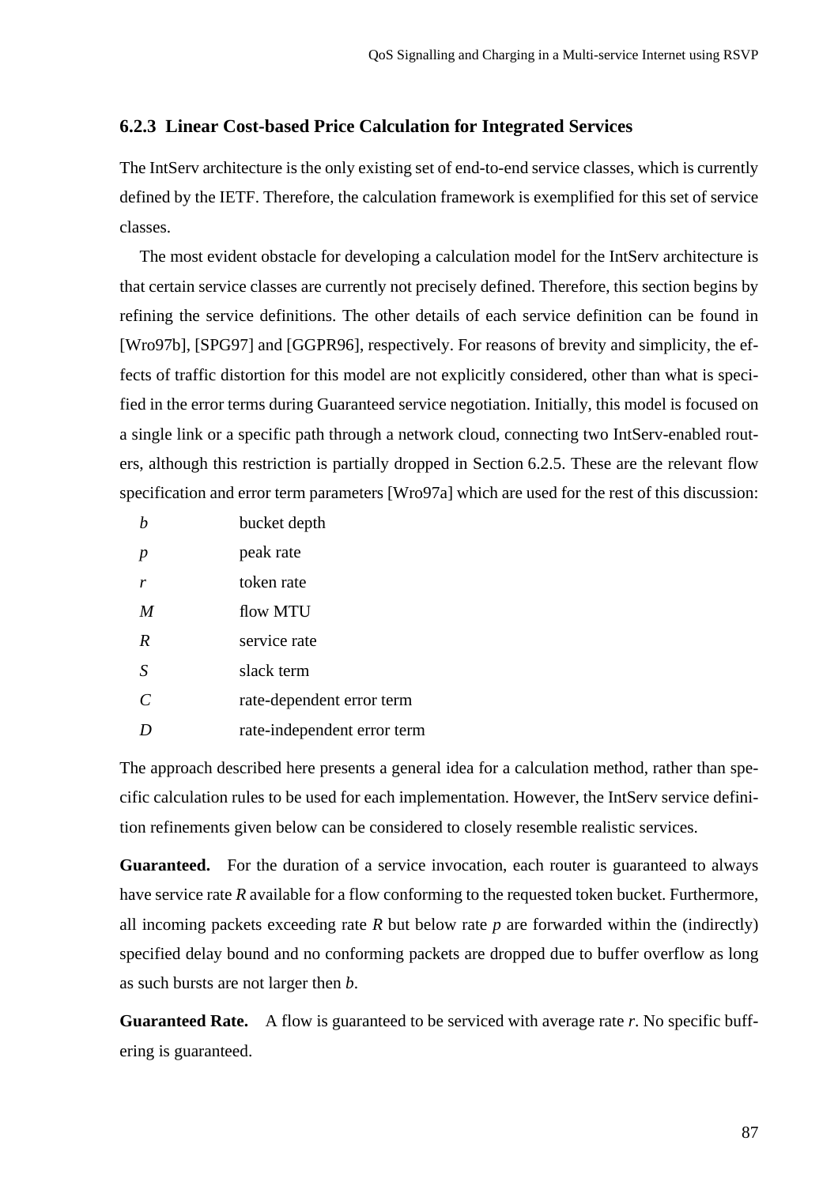### 6.2.3 Linear Cost-based Price Calculation for Integrated Services

The IntServ architecture is the only existing set of end-to-end service classes, which is currently defined by the IETF. Therefore, the calculation framework is exemplified for this set of service classes.

The most evident obstacle for developing a calculation model for the IntServ architecture is that certain service classes are currently not precisely defined. Therefore, this section begins by refining the service definitions. The other details of each service definition can be found in [Wro97b], [SPG97] and [GGPR96], respectively. For reasons of brevity and simplicity, the effects of traffic distortion for this model are not explicitly considered, other than what is specified in the error terms during Guaranteed service negotiation. Initially, this model is focused on a single link or a specific path through a network cloud, connecting two IntServ-enabled routers, although this restriction is partially dropped in Section 6.2.5. These are the relevant flow specification and error term parameters [Wro97a] which are used for the rest of this discussion:

| | |
|---|---|
| $b$ | bucket depth |
| $p$ | peak rate |
| $r$ | token rate |
| $M$ | flow MTU |
| $R$ | service rate |
| $S$ | slack term |
| $C$ | rate-dependent error term |
| $D$ | rate-independent error term |

The approach described here presents a general idea for a calculation method, rather than specific calculation rules to be used for each implementation. However, the IntServ service definition refinements given below can be considered to closely resemble realistic services.

**Guaranteed.** For the duration of a service invocation, each router is guaranteed to always have service rate $R$ available for a flow conforming to the requested token bucket. Furthermore, all incoming packets exceeding rate $R$ but below rate $p$ are forwarded within the (indirectly) specified delay bound and no conforming packets are dropped due to buffer overflow as long as such bursts are not larger then $b$.

**Guaranteed Rate.** A flow is guaranteed to be serviced with average rate $r$. No specific buffering is guaranteed.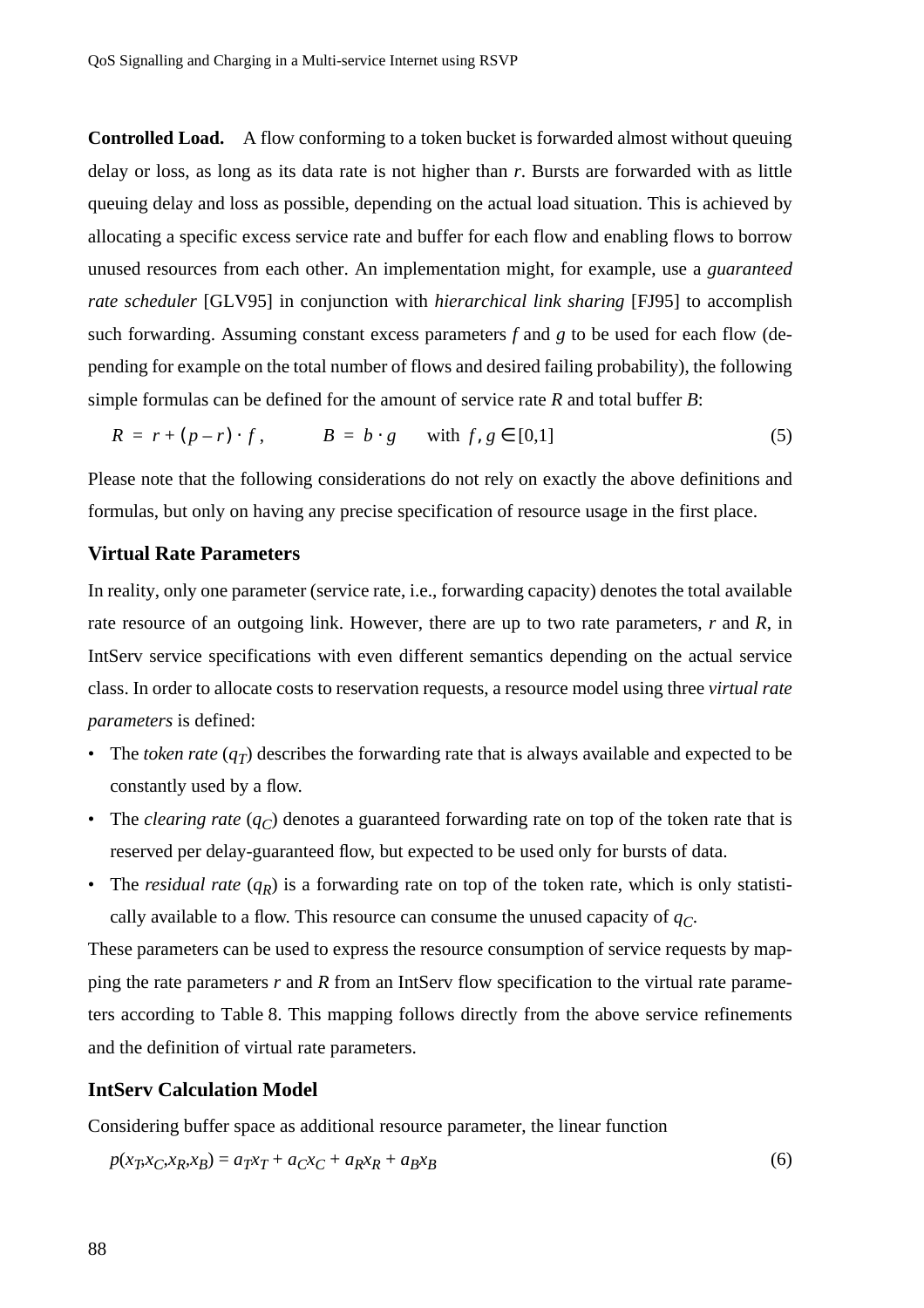**Controlled Load.** A flow conforming to a token bucket is forwarded almost without queuing delay or loss, as long as its data rate is not higher than $r$. Bursts are forwarded with as little queuing delay and loss as possible, depending on the actual load situation. This is achieved by allocating a specific excess service rate and buffer for each flow and enabling flows to borrow unused resources from each other. An implementation might, for example, use a *guaranteed rate scheduler* [GLV95] in conjunction with *hierarchical link sharing* [FJ95] to accomplish such forwarding. Assuming constant excess parameters $f$ and $g$ to be used for each flow (depending for example on the total number of flows and desired failing probability), the following simple formulas can be defined for the amount of service rate $R$ and total buffer $B$:

$$R = r + (p - r) \cdot f, \qquad B = b \cdot g \qquad \text{with } f, g \in [0,1] \tag{5}$$

Please note that the following considerations do not rely on exactly the above definitions and formulas, but only on having any precise specification of resource usage in the first place.

### Virtual Rate Parameters

In reality, only one parameter (service rate, i.e., forwarding capacity) denotes the total available rate resource of an outgoing link. However, there are up to two rate parameters, $r$ and $R$, in IntServ service specifications with even different semantics depending on the actual service class. In order to allocate costs to reservation requests, a resource model using three *virtual rate parameters* is defined:

- The *token rate* ($q_T$) describes the forwarding rate that is always available and expected to be constantly used by a flow.
- The *clearing rate* ($q_C$) denotes a guaranteed forwarding rate on top of the token rate that is reserved per delay-guaranteed flow, but expected to be used only for bursts of data.
- The *residual rate* ($q_R$) is a forwarding rate on top of the token rate, which is only statistically available to a flow. This resource can consume the unused capacity of $q_C$.

These parameters can be used to express the resource consumption of service requests by mapping the rate parameters $r$ and $R$ from an IntServ flow specification to the virtual rate parameters according to Table 8. This mapping follows directly from the above service refinements and the definition of virtual rate parameters.

### IntServ Calculation Model

Considering buffer space as additional resource parameter, the linear function

$$p(x_T, x_C, x_R, x_B) = a_T x_T + a_C x_C + a_R x_R + a_B x_B \tag{6}$$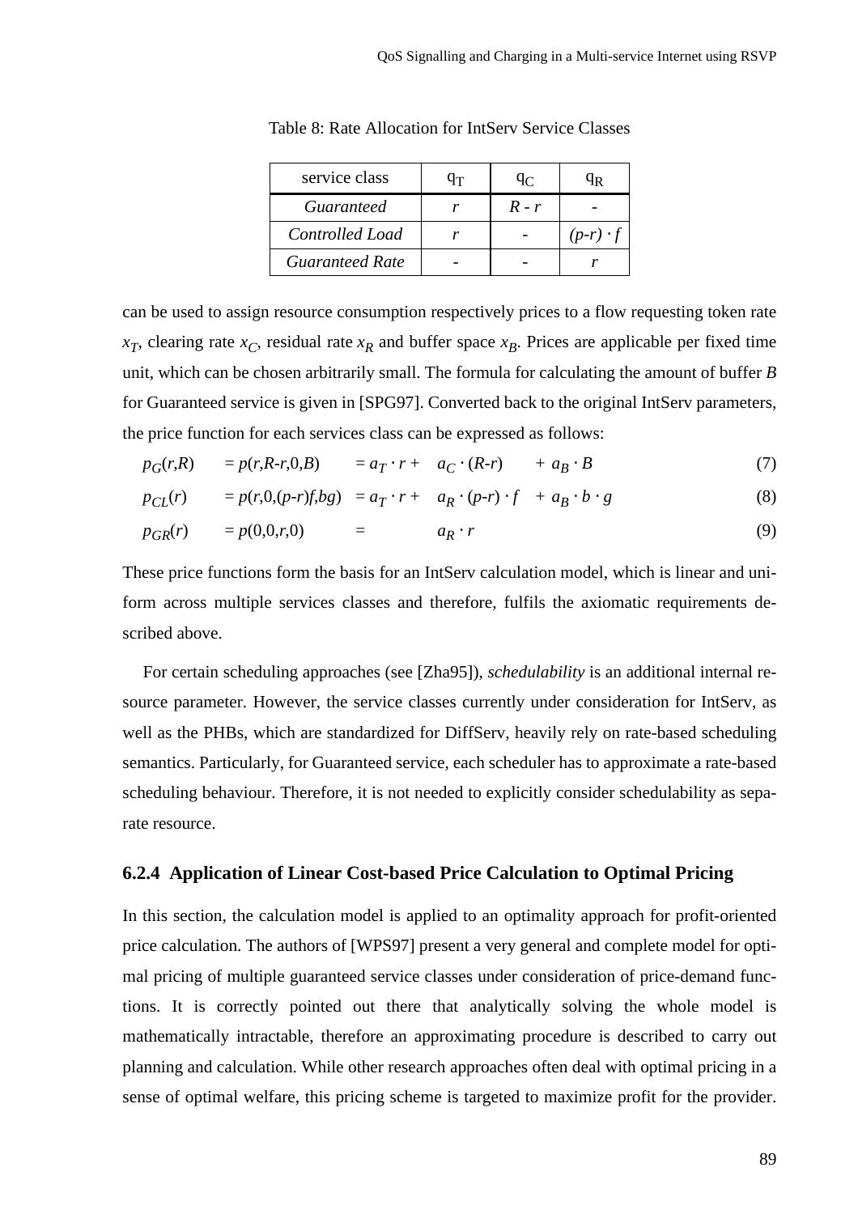Table 8: Rate Allocation for IntServ Service Classes

| service class | $q_T$ | $q_C$ | $q_R$ |
|---|---|---|---|
| *Guaranteed* | $r$ | $R - r$ | - |
| *Controlled Load* | $r$ | - | $(p\text{-}r) \cdot f$ |
| *Guaranteed Rate* | - | - | $r$ |

can be used to assign resource consumption respectively prices to a flow requesting token rate $x_T$, clearing rate $x_C$, residual rate $x_R$ and buffer space $x_B$. Prices are applicable per fixed time unit, which can be chosen arbitrarily small. The formula for calculating the amount of buffer $B$ for Guaranteed service is given in [SPG97]. Converted back to the original IntServ parameters, the price function for each services class can be expressed as follows:

$$p_G(r,R) \quad = p(r,R\text{-}r,0,B) \quad = a_T \cdot r + \quad a_C \cdot (R\text{-}r) \quad + a_B \cdot B \tag{7}$$

$$p_{CL}(r) \quad = p(r,0,(p\text{-}r)f,bg) \quad = a_T \cdot r + \quad a_R \cdot (p\text{-}r) \cdot f \quad + a_B \cdot b \cdot g \tag{8}$$

$$p_{GR}(r) \quad = p(0,0,r,0) \quad = \quad a_R \cdot r \tag{9}$$

These price functions form the basis for an IntServ calculation model, which is linear and uniform across multiple services classes and therefore, fulfils the axiomatic requirements described above.

For certain scheduling approaches (see [Zha95]), *schedulability* is an additional internal resource parameter. However, the service classes currently under consideration for IntServ, as well as the PHBs, which are standardized for DiffServ, heavily rely on rate-based scheduling semantics. Particularly, for Guaranteed service, each scheduler has to approximate a rate-based scheduling behaviour. Therefore, it is not needed to explicitly consider schedulability as separate resource.

### 6.2.4 Application of Linear Cost-based Price Calculation to Optimal Pricing

In this section, the calculation model is applied to an optimality approach for profit-oriented price calculation. The authors of [WPS97] present a very general and complete model for optimal pricing of multiple guaranteed service classes under consideration of price-demand functions. It is correctly pointed out there that analytically solving the whole model is mathematically intractable, therefore an approximating procedure is described to carry out planning and calculation. While other research approaches often deal with optimal pricing in a sense of optimal welfare, this pricing scheme is targeted to maximize profit for the provider.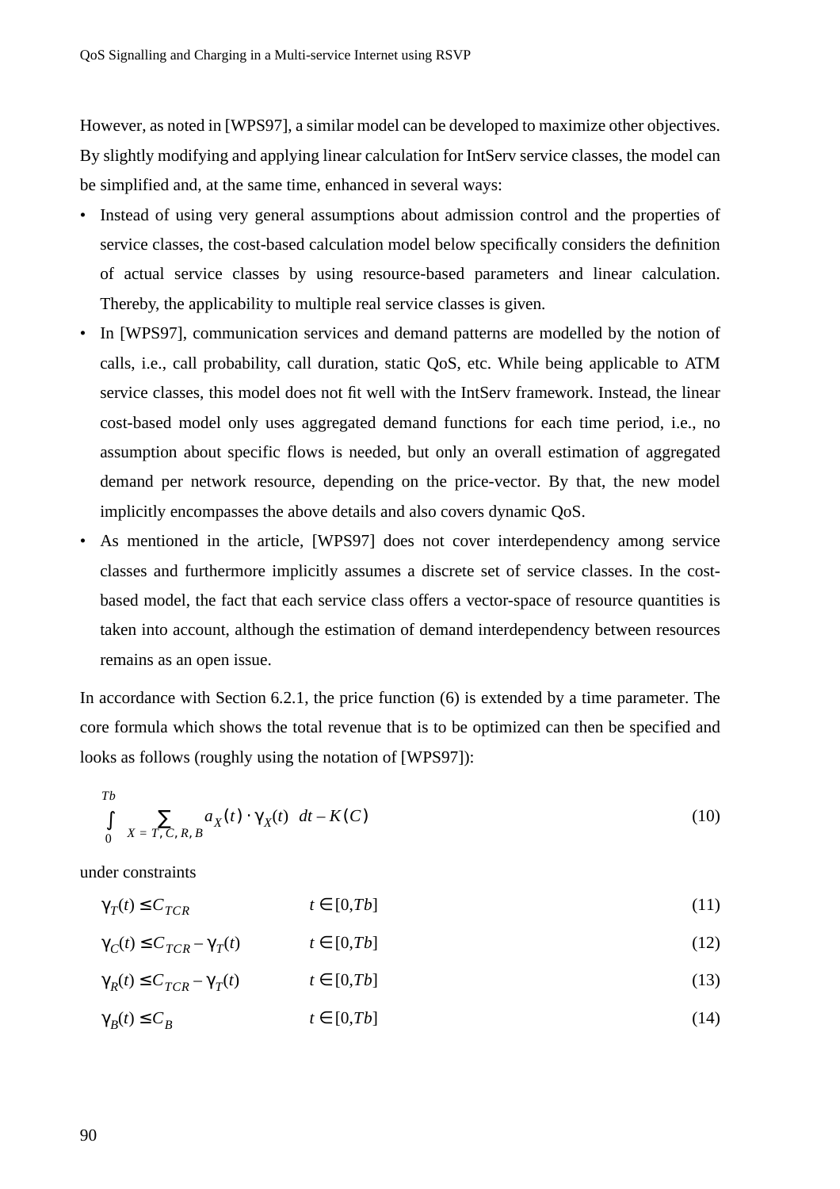However, as noted in [WPS97], a similar model can be developed to maximize other objectives. By slightly modifying and applying linear calculation for IntServ service classes, the model can be simplified and, at the same time, enhanced in several ways:

- Instead of using very general assumptions about admission control and the properties of service classes, the cost-based calculation model below specifically considers the definition of actual service classes by using resource-based parameters and linear calculation. Thereby, the applicability to multiple real service classes is given.
- In [WPS97], communication services and demand patterns are modelled by the notion of calls, i.e., call probability, call duration, static QoS, etc. While being applicable to ATM service classes, this model does not fit well with the IntServ framework. Instead, the linear cost-based model only uses aggregated demand functions for each time period, i.e., no assumption about specific flows is needed, but only an overall estimation of aggregated demand per network resource, depending on the price-vector. By that, the new model implicitly encompasses the above details and also covers dynamic QoS.
- As mentioned in the article, [WPS97] does not cover interdependency among service classes and furthermore implicitly assumes a discrete set of service classes. In the cost-based model, the fact that each service class offers a vector-space of resource quantities is taken into account, although the estimation of demand interdependency between resources remains as an open issue.

In accordance with Section 6.2.1, the price function (6) is extended by a time parameter. The core formula which shows the total revenue that is to be optimized can then be specified and looks as follows (roughly using the notation of [WPS97]):

$$\int_0^{Tb} \sum_{X = T, C, R, B} a_X(t) \cdot \gamma_X(t) \; dt - K(C) \tag{10}$$

under constraints

$$\gamma_T(t) \le C_{TCR} \qquad t \in [0,Tb] \tag{11}$$

$$\gamma_C(t) \le C_{TCR} - \gamma_T(t) \qquad t \in [0,Tb] \tag{12}$$

$$\gamma_R(t) \le C_{TCR} - \gamma_T(t) \qquad t \in [0,Tb] \tag{13}$$

$$\gamma_B(t) \le C_B \qquad t \in [0,Tb] \tag{14}$$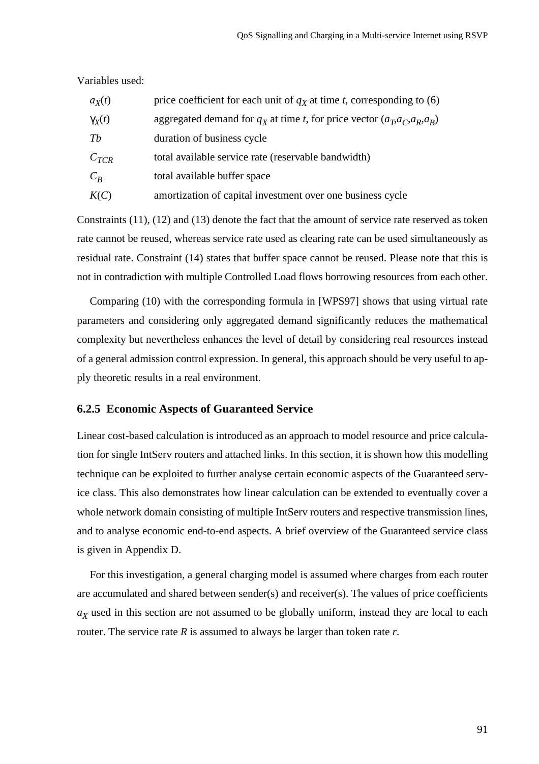Variables used:

| | |
|---|---|
| $a_X(t)$ | price coefficient for each unit of $q_X$ at time $t$, corresponding to (6) |
| $\gamma_X(t)$ | aggregated demand for $q_X$ at time $t$, for price vector $(a_T, a_C, a_R, a_B)$ |
| $Tb$ | duration of business cycle |
| $C_{TCR}$ | total available service rate (reservable bandwidth) |
| $C_B$ | total available buffer space |
| $K(C)$ | amortization of capital investment over one business cycle |

Constraints (11), (12) and (13) denote the fact that the amount of service rate reserved as token rate cannot be reused, whereas service rate used as clearing rate can be used simultaneously as residual rate. Constraint (14) states that buffer space cannot be reused. Please note that this is not in contradiction with multiple Controlled Load flows borrowing resources from each other.

Comparing (10) with the corresponding formula in [WPS97] shows that using virtual rate parameters and considering only aggregated demand significantly reduces the mathematical complexity but nevertheless enhances the level of detail by considering real resources instead of a general admission control expression. In general, this approach should be very useful to apply theoretic results in a real environment.

### 6.2.5 Economic Aspects of Guaranteed Service

Linear cost-based calculation is introduced as an approach to model resource and price calculation for single IntServ routers and attached links. In this section, it is shown how this modelling technique can be exploited to further analyse certain economic aspects of the Guaranteed service class. This also demonstrates how linear calculation can be extended to eventually cover a whole network domain consisting of multiple IntServ routers and respective transmission lines, and to analyse economic end-to-end aspects. A brief overview of the Guaranteed service class is given in Appendix D.

For this investigation, a general charging model is assumed where charges from each router are accumulated and shared between sender(s) and receiver(s). The values of price coefficients $a_X$ used in this section are not assumed to be globally uniform, instead they are local to each router. The service rate $R$ is assumed to always be larger than token rate $r$.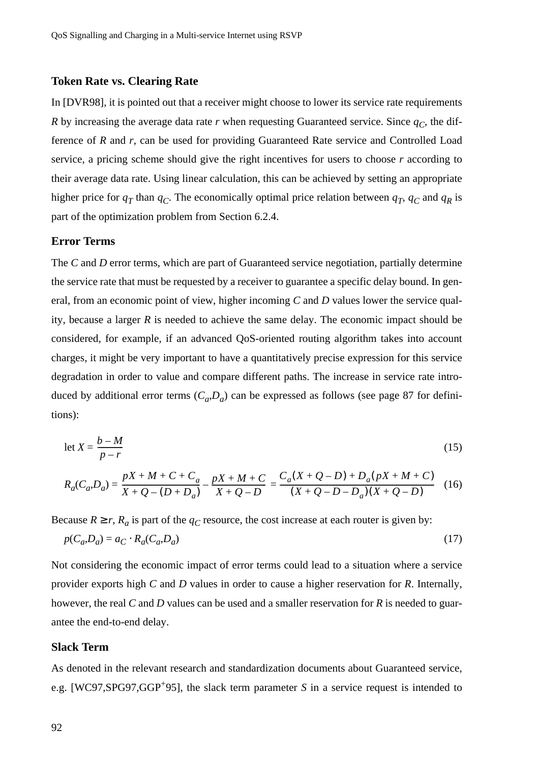### Token Rate vs. Clearing Rate

In [DVR98], it is pointed out that a receiver might choose to lower its service rate requirements $R$ by increasing the average data rate $r$ when requesting Guaranteed service. Since $q_C$, the difference of $R$ and $r$, can be used for providing Guaranteed Rate service and Controlled Load service, a pricing scheme should give the right incentives for users to choose $r$ according to their average data rate. Using linear calculation, this can be achieved by setting an appropriate higher price for $q_T$ than $q_C$. The economically optimal price relation between $q_T$, $q_C$ and $q_R$ is part of the optimization problem from Section 6.2.4.

### Error Terms

The $C$ and $D$ error terms, which are part of Guaranteed service negotiation, partially determine the service rate that must be requested by a receiver to guarantee a specific delay bound. In general, from an economic point of view, higher incoming $C$ and $D$ values lower the service quality, because a larger $R$ is needed to achieve the same delay. The economic impact should be considered, for example, if an advanced QoS-oriented routing algorithm takes into account charges, it might be very important to have a quantitatively precise expression for this service degradation in order to value and compare different paths. The increase in service rate introduced by additional error terms ($C_a$,$D_a$) can be expressed as follows (see page 87 for definitions):

$$\text{let } X = \frac{b - M}{p - r} \tag{15}$$

$$R_a(C_a,D_a) = \frac{pX + M + C + C_a}{X + Q - (D + D_a)} - \frac{pX + M + C}{X + Q - D} = \frac{C_a(X + Q - D) + D_a(pX + M + C)}{(X + Q - D - D_a)(X + Q - D)} \tag{16}$$

Because $R \geq r$, $R_a$ is part of the $q_C$ resource, the cost increase at each router is given by:

$$p(C_a,D_a) = a_C \cdot R_a(C_a,D_a) \tag{17}$$

Not considering the economic impact of error terms could lead to a situation where a service provider exports high $C$ and $D$ values in order to cause a higher reservation for $R$. Internally, however, the real $C$ and $D$ values can be used and a smaller reservation for $R$ is needed to guarantee the end-to-end delay.

### Slack Term

As denoted in the relevant research and standardization documents about Guaranteed service, e.g. [WC97,SPG97,GGP[+]95], the slack term parameter $S$ in a service request is intended to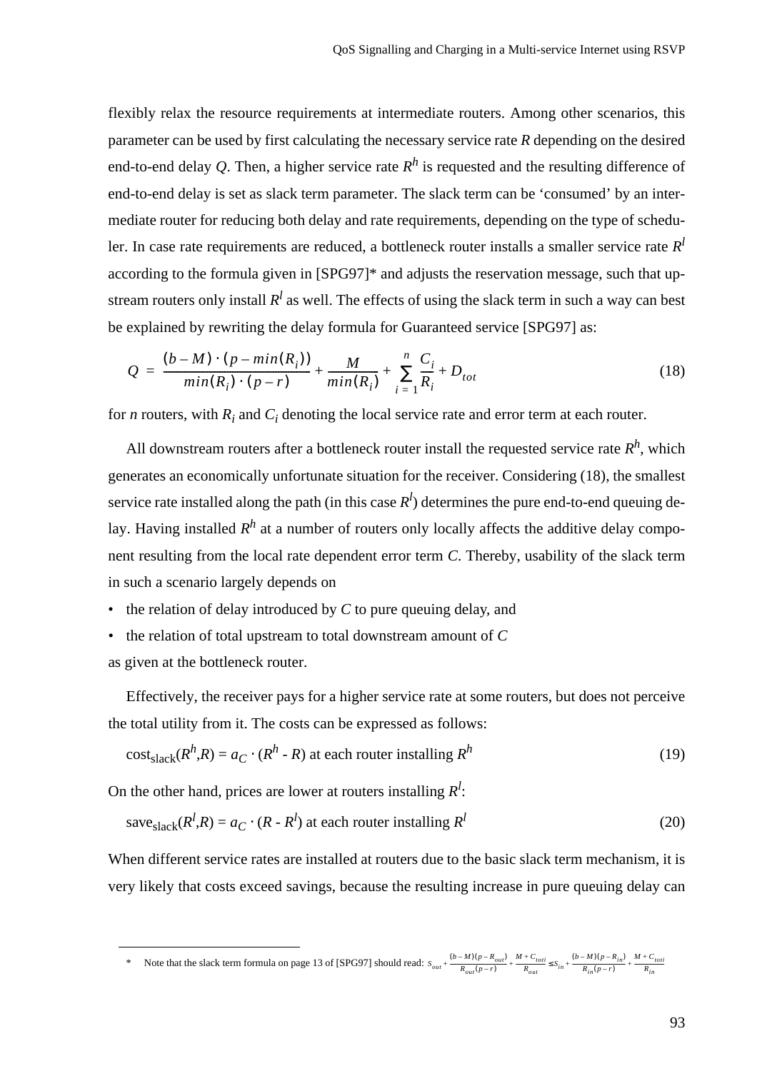flexibly relax the resource requirements at intermediate routers. Among other scenarios, this parameter can be used by first calculating the necessary service rate $R$ depending on the desired end-to-end delay $Q$. Then, a higher service rate $R^h$ is requested and the resulting difference of end-to-end delay is set as slack term parameter. The slack term can be 'consumed' by an intermediate router for reducing both delay and rate requirements, depending on the type of scheduler. In case rate requirements are reduced, a bottleneck router installs a smaller service rate $R^l$ according to the formula given in [SPG97]* and adjusts the reservation message, such that upstream routers only install $R^l$ as well. The effects of using the slack term in such a way can best be explained by rewriting the delay formula for Guaranteed service [SPG97] as:

$$Q = \frac{(b-M)\cdot(p-min(R_i))}{min(R_i)\cdot(p-r)} + \frac{M}{min(R_i)} + \sum_{i=1}^{n}\frac{C_i}{R_i} + D_{tot} \tag{18}$$

for $n$ routers, with $R_i$ and $C_i$ denoting the local service rate and error term at each router.

All downstream routers after a bottleneck router install the requested service rate $R^h$, which generates an economically unfortunate situation for the receiver. Considering (18), the smallest service rate installed along the path (in this case $R^l$) determines the pure end-to-end queuing delay. Having installed $R^h$ at a number of routers only locally affects the additive delay component resulting from the local rate dependent error term $C$. Thereby, usability of the slack term in such a scenario largely depends on

- the relation of delay introduced by $C$ to pure queuing delay, and
- the relation of total upstream to total downstream amount of $C$

as given at the bottleneck router.

Effectively, the receiver pays for a higher service rate at some routers, but does not perceive the total utility from it. The costs can be expressed as follows:

$$\text{cost}_{\text{slack}}(R^h,R) = a_C \cdot (R^h - R) \text{ at each router installing } R^h \tag{19}$$

On the other hand, prices are lower at routers installing $R^l$:

$$\text{save}_{\text{slack}}(R^l,R) = a_C \cdot (R - R^l) \text{ at each router installing } R^l \tag{20}$$

When different service rates are installed at routers due to the basic slack term mechanism, it is very likely that costs exceed savings, because the resulting increase in pure queuing delay can

---

\* Note that the slack term formula on page 13 of [SPG97] should read: $S_{out} + \frac{(b-M)(p-R_{out})}{R_{out}(p-r)} + \frac{M+C_{toti}}{R_{out}} \le S_{in} + \frac{(b-M)(p-R_{in})}{R_{in}(p-r)} + \frac{M+C_{toti}}{R_{in}}$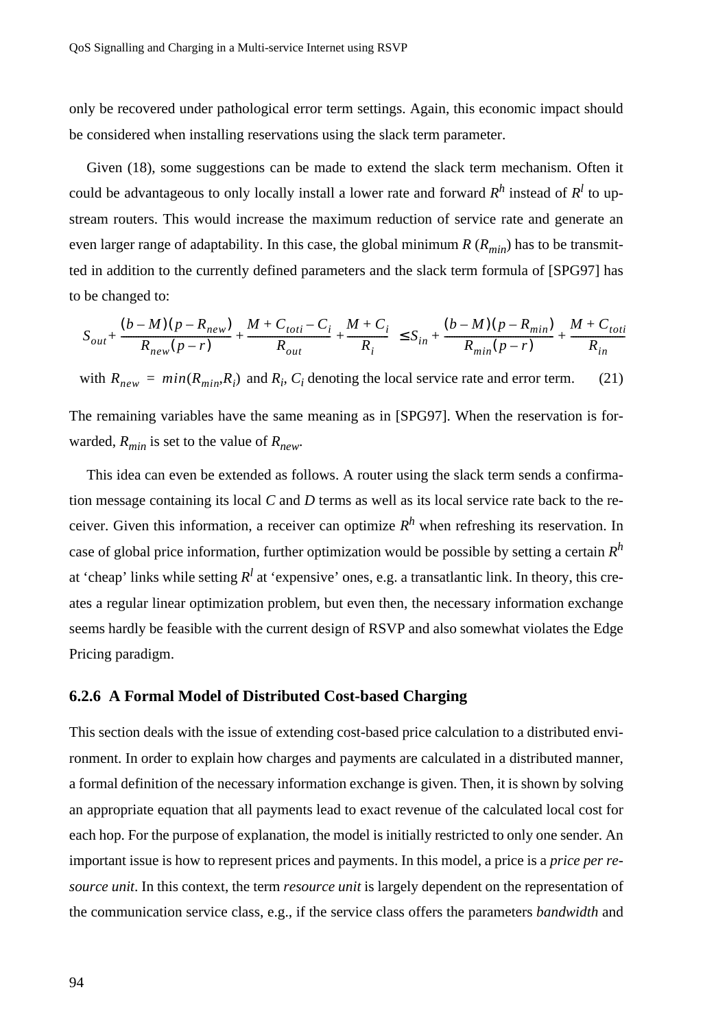only be recovered under pathological error term settings. Again, this economic impact should be considered when installing reservations using the slack term parameter.

Given (18), some suggestions can be made to extend the slack term mechanism. Often it could be advantageous to only locally install a lower rate and forward $R^h$ instead of $R^l$ to upstream routers. This would increase the maximum reduction of service rate and generate an even larger range of adaptability. In this case, the global minimum $R$ ($R_{min}$) has to be transmitted in addition to the currently defined parameters and the slack term formula of [SPG97] has to be changed to:

$$S_{out} + \frac{(b-M)(p-R_{new})}{R_{new}(p-r)} + \frac{M + C_{toti} - C_i}{R_{out}} + \frac{M + C_i}{R_i} \leq S_{in} + \frac{(b-M)(p-R_{min})}{R_{min}(p-r)} + \frac{M + C_{toti}}{R_{in}}$$

with $R_{new} = min(R_{min}, R_i)$ and $R_i$, $C_i$ denoting the local service rate and error term. (21)

The remaining variables have the same meaning as in [SPG97]. When the reservation is forwarded, $R_{min}$ is set to the value of $R_{new}$.

This idea can even be extended as follows. A router using the slack term sends a confirmation message containing its local $C$ and $D$ terms as well as its local service rate back to the receiver. Given this information, a receiver can optimize $R^h$ when refreshing its reservation. In case of global price information, further optimization would be possible by setting a certain $R^h$ at 'cheap' links while setting $R^l$ at 'expensive' ones, e.g. a transatlantic link. In theory, this creates a regular linear optimization problem, but even then, the necessary information exchange seems hardly be feasible with the current design of RSVP and also somewhat violates the Edge Pricing paradigm.

### 6.2.6 A Formal Model of Distributed Cost-based Charging

This section deals with the issue of extending cost-based price calculation to a distributed environment. In order to explain how charges and payments are calculated in a distributed manner, a formal definition of the necessary information exchange is given. Then, it is shown by solving an appropriate equation that all payments lead to exact revenue of the calculated local cost for each hop. For the purpose of explanation, the model is initially restricted to only one sender. An important issue is how to represent prices and payments. In this model, a price is a *price per resource unit*. In this context, the term *resource unit* is largely dependent on the representation of the communication service class, e.g., if the service class offers the parameters *bandwidth* and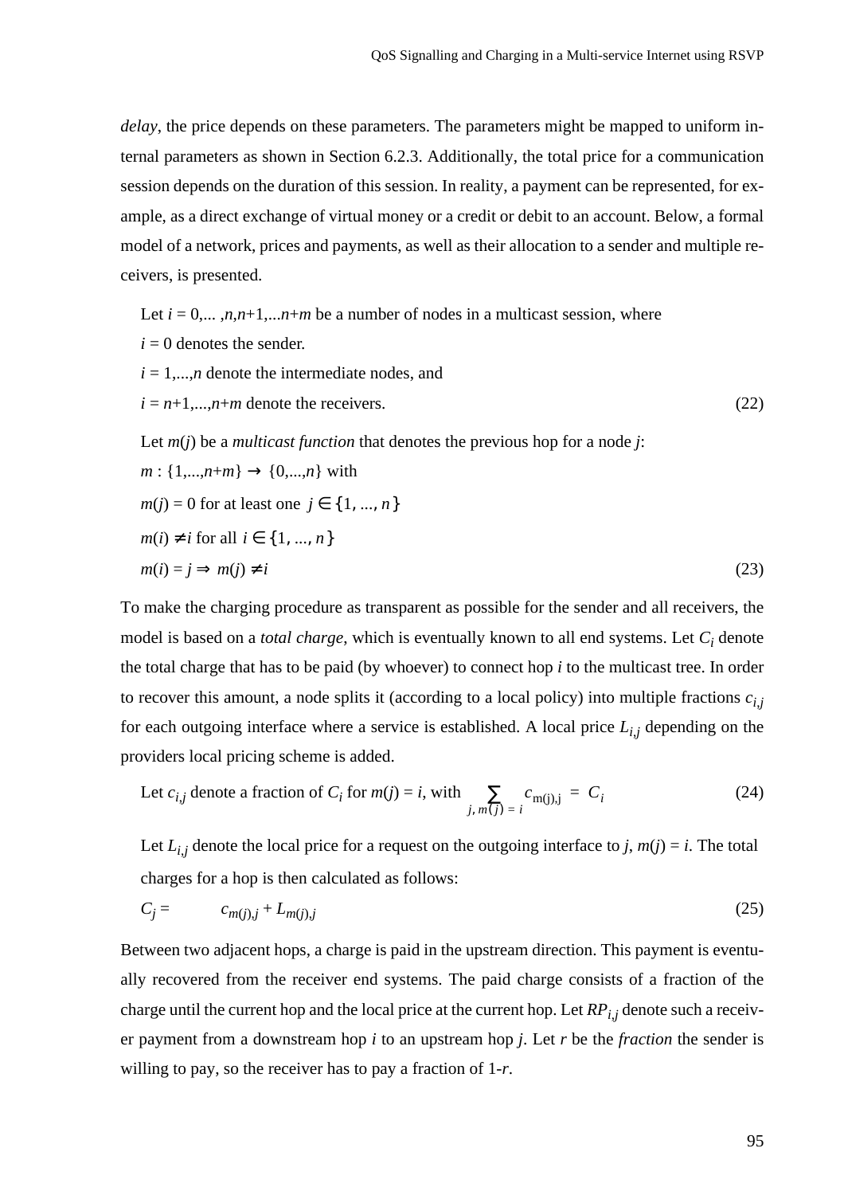*delay*, the price depends on these parameters. The parameters might be mapped to uniform internal parameters as shown in Section 6.2.3. Additionally, the total price for a communication session depends on the duration of this session. In reality, a payment can be represented, for example, as a direct exchange of virtual money or a credit or debit to an account. Below, a formal model of a network, prices and payments, as well as their allocation to a sender and multiple receivers, is presented.

Let $i = 0,\ldots,n,n+1,\ldots n+m$ be a number of nodes in a multicast session, where
$i = 0$ denotes the sender.
$i = 1,\ldots,n$ denote the intermediate nodes, and
$i = n+1,\ldots,n+m$ denote the receivers. (22)

Let $m(j)$ be a *multicast function* that denotes the previous hop for a node $j$:
$m : \{1,\ldots,n+m\} \rightarrow \{0,\ldots,n\}$ with
$m(j) = 0$ for at least one $j \in \{1, \ldots, n\}$
$m(i) \neq i$ for all $i \in \{1, \ldots, n\}$
$m(i) = j \Rightarrow m(j) \neq i$ (23)

To make the charging procedure as transparent as possible for the sender and all receivers, the model is based on a *total charge*, which is eventually known to all end systems. Let $C_i$ denote the total charge that has to be paid (by whoever) to connect hop $i$ to the multicast tree. In order to recover this amount, a node splits it (according to a local policy) into multiple fractions $c_{i,j}$ for each outgoing interface where a service is established. A local price $L_{i,j}$ depending on the providers local pricing scheme is added.

Let $c_{i,j}$ denote a fraction of $C_i$ for $m(j) = i$, with $\sum_{j,\, m(j) = i} c_{m(j),j} = C_i$ (24)

Let $L_{i,j}$ denote the local price for a request on the outgoing interface to $j$, $m(j) = i$. The total charges for a hop is then calculated as follows:

$$C_j = c_{m(j),j} + L_{m(j),j} \tag{25}$$

Between two adjacent hops, a charge is paid in the upstream direction. This payment is eventually recovered from the receiver end systems. The paid charge consists of a fraction of the charge until the current hop and the local price at the current hop. Let $RP_{i,j}$ denote such a receiver payment from a downstream hop $i$ to an upstream hop $j$. Let $r$ be the *fraction* the sender is willing to pay, so the receiver has to pay a fraction of $1-r$.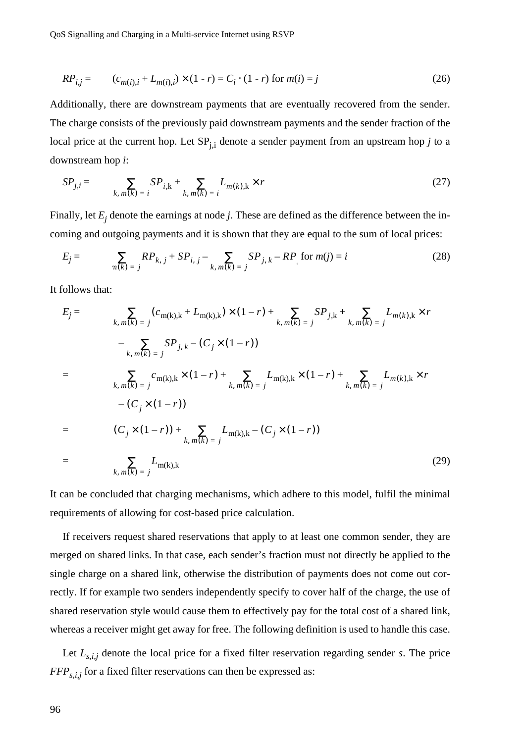$$RP_{i,j} = \quad (c_{m(i),i} + L_{m(i),i}) \times (1 - r) = C_i \cdot (1 - r) \text{ for } m(i) = j \tag{26}$$

Additionally, there are downstream payments that are eventually recovered from the sender. The charge consists of the previously paid downstream payments and the sender fraction of the local price at the current hop. Let $SP_{j,i}$ denote a sender payment from an upstream hop *j* to a downstream hop *i*:

$$SP_{j,i} = \quad \sum_{k,\, m(k) = i} SP_{i,k} + \sum_{k,\, m(k) = i} L_{m(k),k} \times r \tag{27}$$

Finally, let $E_j$ denote the earnings at node *j*. These are defined as the difference between the incoming and outgoing payments and it is shown that they are equal to the sum of local prices:

$$E_j = \quad \sum_{k,\, m(k) = j} RP_{k,j} + SP_{i,j} - \sum_{k,\, m(k) = j} SP_{j,k} - RP_{j,i} \text{ for } m(j) = i \tag{28}$$

It follows that:

$$\begin{aligned}
E_j = \quad & \sum_{k,\, m(k) = j} (c_{m(k),k} + L_{m(k),k}) \times (1 - r) + \sum_{k,\, m(k) = j} SP_{j,k} + \sum_{k,\, m(k) = j} L_{m(k),k} \times r \\
& - \sum_{k,\, m(k) = j} SP_{j,k} - (C_j \times (1 - r)) \\
= \quad & \sum_{k,\, m(k) = j} c_{m(k),k} \times (1 - r) + \sum_{k,\, m(k) = j} L_{m(k),k} \times (1 - r) + \sum_{k,\, m(k) = j} L_{m(k),k} \times r \\
& - (C_j \times (1 - r)) \\
= \quad & (C_j \times (1 - r)) + \sum_{k,\, m(k) = j} L_{m(k),k} - (C_j \times (1 - r)) \\
= \quad & \sum_{k,\, m(k) = j} L_{m(k),k}
\end{aligned} \tag{29}$$

It can be concluded that charging mechanisms, which adhere to this model, fulfil the minimal requirements of allowing for cost-based price calculation.

If receivers request shared reservations that apply to at least one common sender, they are merged on shared links. In that case, each sender's fraction must not directly be applied to the single charge on a shared link, otherwise the distribution of payments does not come out correctly. If for example two senders independently specify to cover half of the charge, the use of shared reservation style would cause them to effectively pay for the total cost of a shared link, whereas a receiver might get away for free. The following definition is used to handle this case.

Let $L_{s,i,j}$ denote the local price for a fixed filter reservation regarding sender *s*. The price $FFP_{s,i,j}$ for a fixed filter reservations can then be expressed as: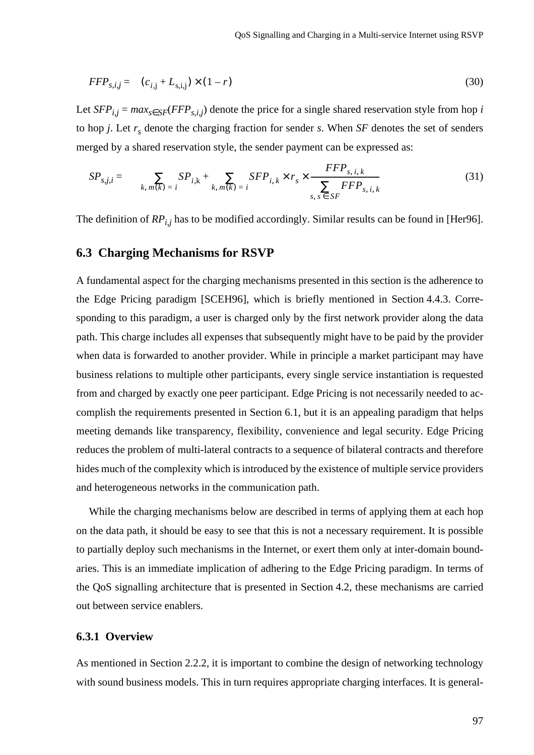$$FFP_{s,i,j} = (c_{i,j} + L_{s,i,j}) \times (1 - r) \tag{30}$$

Let $SFP_{i,j} = max_{s \in SF}(FFP_{s,i,j})$ denote the price for a single shared reservation style from hop $i$ to hop $j$. Let $r_s$ denote the charging fraction for sender $s$. When $SF$ denotes the set of senders merged by a shared reservation style, the sender payment can be expressed as:

$$SP_{s,j,i} = \sum_{k,\, m(k) = i} SP_{i,k} + \sum_{k,\, m(k) = i} SFP_{i,k} \times r_s \times \frac{FFP_{s,i,k}}{\sum_{s,\, s \in SF} FFP_{s,i,k}} \tag{31}$$

The definition of $RP_{i,j}$ has to be modified accordingly. Similar results can be found in [Her96].

## 6.3 Charging Mechanisms for RSVP

A fundamental aspect for the charging mechanisms presented in this section is the adherence to the Edge Pricing paradigm [SCEH96], which is briefly mentioned in Section 4.4.3. Corresponding to this paradigm, a user is charged only by the first network provider along the data path. This charge includes all expenses that subsequently might have to be paid by the provider when data is forwarded to another provider. While in principle a market participant may have business relations to multiple other participants, every single service instantiation is requested from and charged by exactly one peer participant. Edge Pricing is not necessarily needed to accomplish the requirements presented in Section 6.1, but it is an appealing paradigm that helps meeting demands like transparency, flexibility, convenience and legal security. Edge Pricing reduces the problem of multi-lateral contracts to a sequence of bilateral contracts and therefore hides much of the complexity which is introduced by the existence of multiple service providers and heterogeneous networks in the communication path.

While the charging mechanisms below are described in terms of applying them at each hop on the data path, it should be easy to see that this is not a necessary requirement. It is possible to partially deploy such mechanisms in the Internet, or exert them only at inter-domain boundaries. This is an immediate implication of adhering to the Edge Pricing paradigm. In terms of the QoS signalling architecture that is presented in Section 4.2, these mechanisms are carried out between service enablers.

### 6.3.1 Overview

As mentioned in Section 2.2.2, it is important to combine the design of networking technology with sound business models. This in turn requires appropriate charging interfaces. It is general-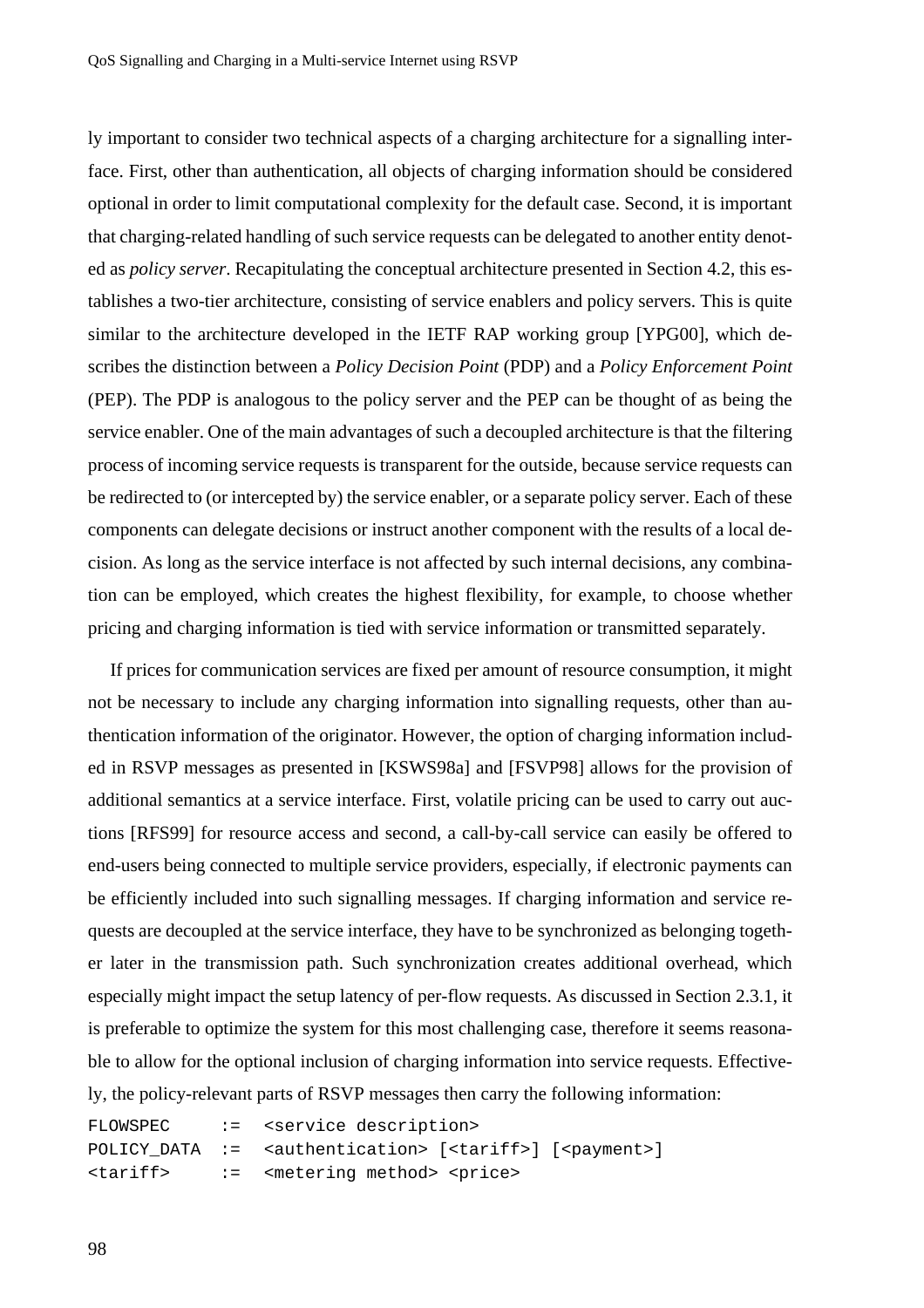ly important to consider two technical aspects of a charging architecture for a signalling interface. First, other than authentication, all objects of charging information should be considered optional in order to limit computational complexity for the default case. Second, it is important that charging-related handling of such service requests can be delegated to another entity denoted as *policy server*. Recapitulating the conceptual architecture presented in Section 4.2, this establishes a two-tier architecture, consisting of service enablers and policy servers. This is quite similar to the architecture developed in the IETF RAP working group [YPG00], which describes the distinction between a *Policy Decision Point* (PDP) and a *Policy Enforcement Point* (PEP). The PDP is analogous to the policy server and the PEP can be thought of as being the service enabler. One of the main advantages of such a decoupled architecture is that the filtering process of incoming service requests is transparent for the outside, because service requests can be redirected to (or intercepted by) the service enabler, or a separate policy server. Each of these components can delegate decisions or instruct another component with the results of a local decision. As long as the service interface is not affected by such internal decisions, any combination can be employed, which creates the highest flexibility, for example, to choose whether pricing and charging information is tied with service information or transmitted separately.

If prices for communication services are fixed per amount of resource consumption, it might not be necessary to include any charging information into signalling requests, other than authentication information of the originator. However, the option of charging information included in RSVP messages as presented in [KSWS98a] and [FSVP98] allows for the provision of additional semantics at a service interface. First, volatile pricing can be used to carry out auctions [RFS99] for resource access and second, a call-by-call service can easily be offered to end-users being connected to multiple service providers, especially, if electronic payments can be efficiently included into such signalling messages. If charging information and service requests are decoupled at the service interface, they have to be synchronized as belonging together later in the transmission path. Such synchronization creates additional overhead, which especially might impact the setup latency of per-flow requests. As discussed in Section 2.3.1, it is preferable to optimize the system for this most challenging case, therefore it seems reasonable to allow for the optional inclusion of charging information into service requests. Effectively, the policy-relevant parts of RSVP messages then carry the following information:

```
FLOWSPEC     :=  <service description>
POLICY_DATA  :=  <authentication> [<tariff>] [<payment>]
<tariff>     :=  <metering method> <price>
```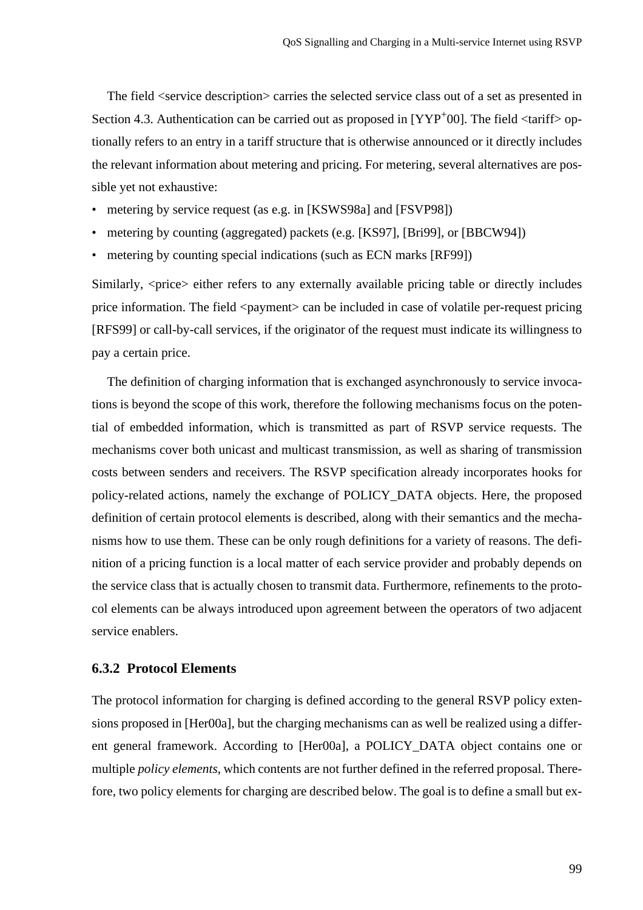The field <service description> carries the selected service class out of a set as presented in Section 4.3. Authentication can be carried out as proposed in [YYP+00]. The field <tariff> optionally refers to an entry in a tariff structure that is otherwise announced or it directly includes the relevant information about metering and pricing. For metering, several alternatives are possible yet not exhaustive:

- metering by service request (as e.g. in [KSWS98a] and [FSVP98])
- metering by counting (aggregated) packets (e.g. [KS97], [Bri99], or [BBCW94])
- metering by counting special indications (such as ECN marks [RF99])

Similarly, <price> either refers to any externally available pricing table or directly includes price information. The field <payment> can be included in case of volatile per-request pricing [RFS99] or call-by-call services, if the originator of the request must indicate its willingness to pay a certain price.

The definition of charging information that is exchanged asynchronously to service invocations is beyond the scope of this work, therefore the following mechanisms focus on the potential of embedded information, which is transmitted as part of RSVP service requests. The mechanisms cover both unicast and multicast transmission, as well as sharing of transmission costs between senders and receivers. The RSVP specification already incorporates hooks for policy-related actions, namely the exchange of POLICY_DATA objects. Here, the proposed definition of certain protocol elements is described, along with their semantics and the mechanisms how to use them. These can be only rough definitions for a variety of reasons. The definition of a pricing function is a local matter of each service provider and probably depends on the service class that is actually chosen to transmit data. Furthermore, refinements to the protocol elements can be always introduced upon agreement between the operators of two adjacent service enablers.

### 6.3.2 Protocol Elements

The protocol information for charging is defined according to the general RSVP policy extensions proposed in [Her00a], but the charging mechanisms can as well be realized using a different general framework. According to [Her00a], a POLICY_DATA object contains one or multiple *policy elements*, which contents are not further defined in the referred proposal. Therefore, two policy elements for charging are described below. The goal is to define a small but ex-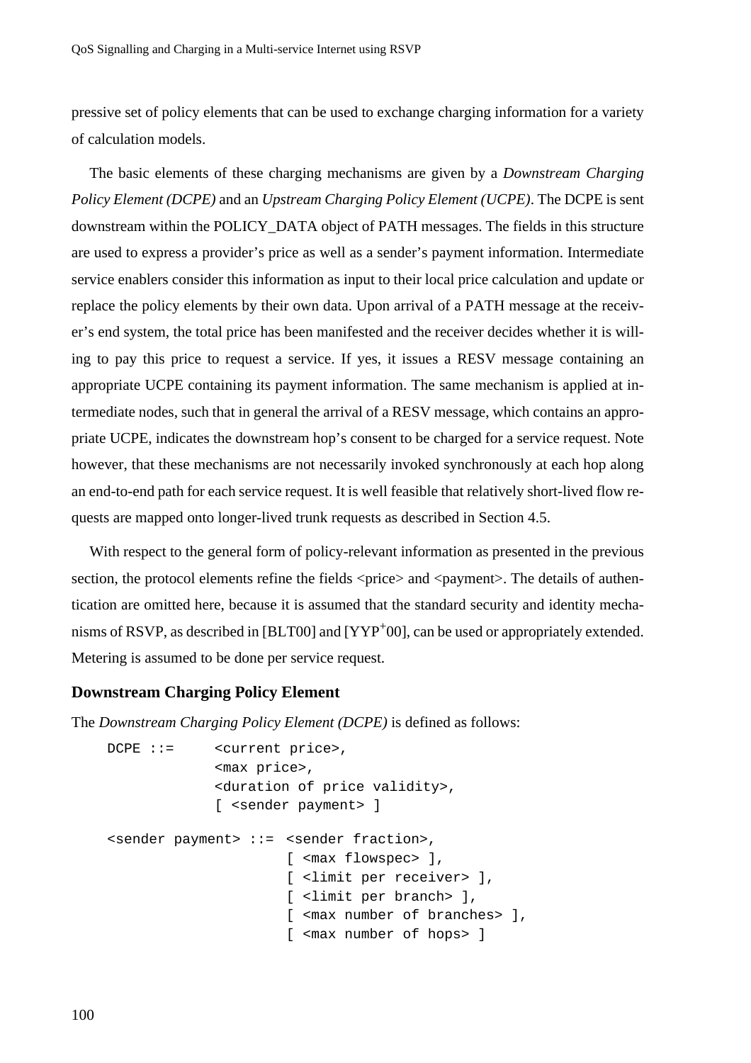pressive set of policy elements that can be used to exchange charging information for a variety of calculation models.

The basic elements of these charging mechanisms are given by a *Downstream Charging Policy Element (DCPE)* and an *Upstream Charging Policy Element (UCPE)*. The DCPE is sent downstream within the POLICY_DATA object of PATH messages. The fields in this structure are used to express a provider's price as well as a sender's payment information. Intermediate service enablers consider this information as input to their local price calculation and update or replace the policy elements by their own data. Upon arrival of a PATH message at the receiver's end system, the total price has been manifested and the receiver decides whether it is willing to pay this price to request a service. If yes, it issues a RESV message containing an appropriate UCPE containing its payment information. The same mechanism is applied at intermediate nodes, such that in general the arrival of a RESV message, which contains an appropriate UCPE, indicates the downstream hop's consent to be charged for a service request. Note however, that these mechanisms are not necessarily invoked synchronously at each hop along an end-to-end path for each service request. It is well feasible that relatively short-lived flow requests are mapped onto longer-lived trunk requests as described in Section 4.5.

With respect to the general form of policy-relevant information as presented in the previous section, the protocol elements refine the fields <price> and <payment>. The details of authentication are omitted here, because it is assumed that the standard security and identity mechanisms of RSVP, as described in [BLT00] and [YYP+00], can be used or appropriately extended. Metering is assumed to be done per service request.

### Downstream Charging Policy Element

The *Downstream Charging Policy Element (DCPE)* is defined as follows:

```
DCPE ::=     <current price>,
             <max price>,
             <duration of price validity>,
             [ <sender payment> ]

<sender payment> ::= <sender fraction>,
                     [ <max flowspec> ],
                     [ <limit per receiver> ],
                     [ <limit per branch> ],
                     [ <max number of branches> ],
                     [ <max number of hops> ]
```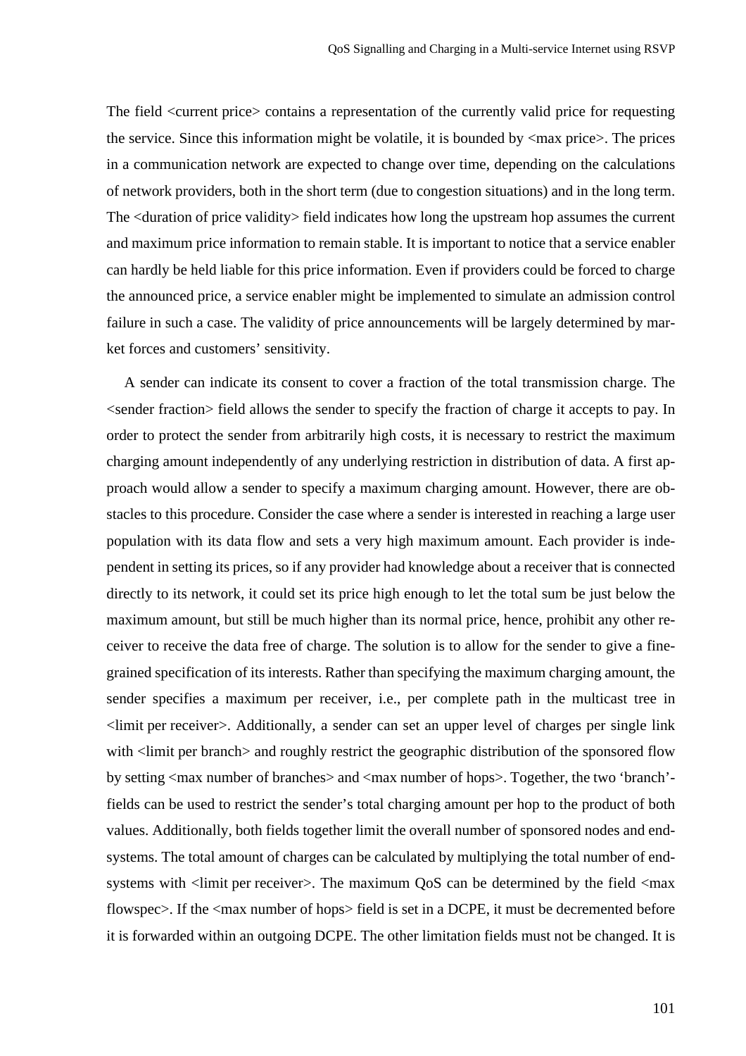The field <current price> contains a representation of the currently valid price for requesting the service. Since this information might be volatile, it is bounded by <max price>. The prices in a communication network are expected to change over time, depending on the calculations of network providers, both in the short term (due to congestion situations) and in the long term. The <duration of price validity> field indicates how long the upstream hop assumes the current and maximum price information to remain stable. It is important to notice that a service enabler can hardly be held liable for this price information. Even if providers could be forced to charge the announced price, a service enabler might be implemented to simulate an admission control failure in such a case. The validity of price announcements will be largely determined by market forces and customers' sensitivity.

A sender can indicate its consent to cover a fraction of the total transmission charge. The <sender fraction> field allows the sender to specify the fraction of charge it accepts to pay. In order to protect the sender from arbitrarily high costs, it is necessary to restrict the maximum charging amount independently of any underlying restriction in distribution of data. A first approach would allow a sender to specify a maximum charging amount. However, there are obstacles to this procedure. Consider the case where a sender is interested in reaching a large user population with its data flow and sets a very high maximum amount. Each provider is independent in setting its prices, so if any provider had knowledge about a receiver that is connected directly to its network, it could set its price high enough to let the total sum be just below the maximum amount, but still be much higher than its normal price, hence, prohibit any other receiver to receive the data free of charge. The solution is to allow for the sender to give a fine-grained specification of its interests. Rather than specifying the maximum charging amount, the sender specifies a maximum per receiver, i.e., per complete path in the multicast tree in <limit per receiver>. Additionally, a sender can set an upper level of charges per single link with <limit per branch> and roughly restrict the geographic distribution of the sponsored flow by setting <max number of branches> and <max number of hops>. Together, the two 'branch'-fields can be used to restrict the sender's total charging amount per hop to the product of both values. Additionally, both fields together limit the overall number of sponsored nodes and end-systems. The total amount of charges can be calculated by multiplying the total number of end-systems with <limit per receiver>. The maximum QoS can be determined by the field <max flowspec>. If the <max number of hops> field is set in a DCPE, it must be decremented before it is forwarded within an outgoing DCPE. The other limitation fields must not be changed. It is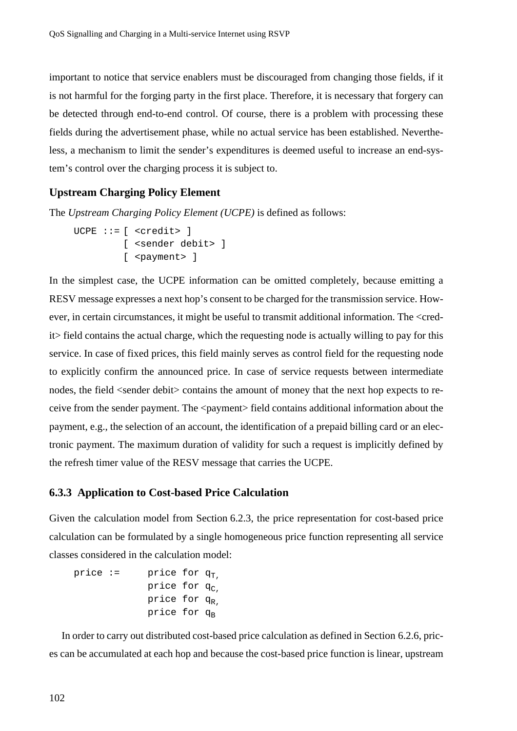important to notice that service enablers must be discouraged from changing those fields, if it is not harmful for the forging party in the first place. Therefore, it is necessary that forgery can be detected through end-to-end control. Of course, there is a problem with processing these fields during the advertisement phase, while no actual service has been established. Nevertheless, a mechanism to limit the sender's expenditures is deemed useful to increase an end-system's control over the charging process it is subject to.

**Upstream Charging Policy Element**

The *Upstream Charging Policy Element (UCPE)* is defined as follows:

```
UCPE ::= [ <credit> ]
         [ <sender debit> ]
         [ <payment> ]
```

In the simplest case, the UCPE information can be omitted completely, because emitting a RESV message expresses a next hop's consent to be charged for the transmission service. However, in certain circumstances, it might be useful to transmit additional information. The <credit> field contains the actual charge, which the requesting node is actually willing to pay for this service. In case of fixed prices, this field mainly serves as control field for the requesting node to explicitly confirm the announced price. In case of service requests between intermediate nodes, the field <sender debit> contains the amount of money that the next hop expects to receive from the sender payment. The <payment> field contains additional information about the payment, e.g., the selection of an account, the identification of a prepaid billing card or an electronic payment. The maximum duration of validity for such a request is implicitly defined by the refresh timer value of the RESV message that carries the UCPE.

### 6.3.3 Application to Cost-based Price Calculation

Given the calculation model from Section 6.2.3, the price representation for cost-based price calculation can be formulated by a single homogeneous price function representing all service classes considered in the calculation model:

price := price for $q_T$,
price for $q_C$,
price for $q_R$,
price for $q_B$

In order to carry out distributed cost-based price calculation as defined in Section 6.2.6, prices can be accumulated at each hop and because the cost-based price function is linear, upstream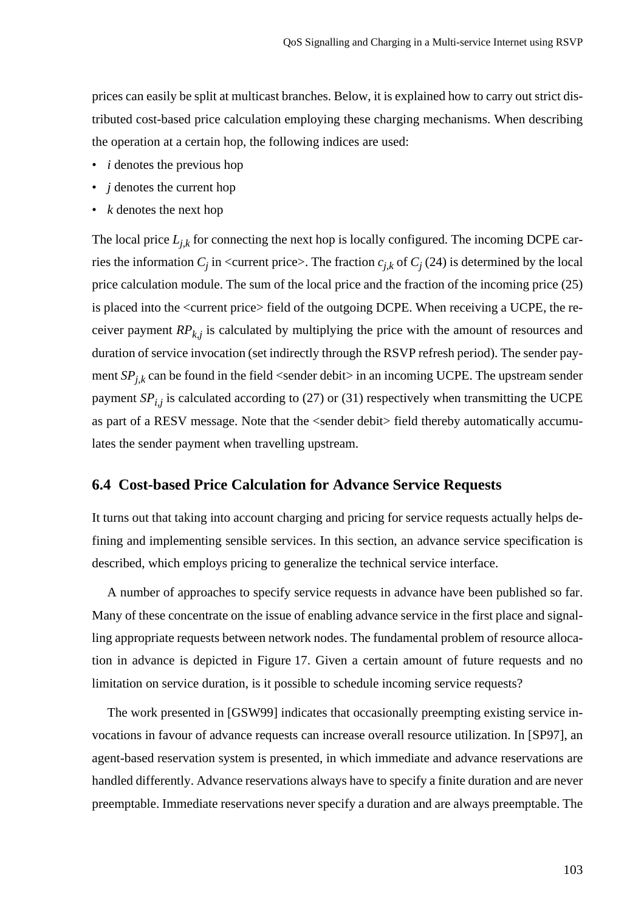prices can easily be split at multicast branches. Below, it is explained how to carry out strict distributed cost-based price calculation employing these charging mechanisms. When describing the operation at a certain hop, the following indices are used:

- $i$ denotes the previous hop
- $j$ denotes the current hop
- $k$ denotes the next hop

The local price $L_{j,k}$ for connecting the next hop is locally configured. The incoming DCPE carries the information $C_j$ in <current price>. The fraction $c_{j,k}$ of $C_j$ (24) is determined by the local price calculation module. The sum of the local price and the fraction of the incoming price (25) is placed into the <current price> field of the outgoing DCPE. When receiving a UCPE, the receiver payment $RP_{k,j}$ is calculated by multiplying the price with the amount of resources and duration of service invocation (set indirectly through the RSVP refresh period). The sender payment $SP_{j,k}$ can be found in the field <sender debit> in an incoming UCPE. The upstream sender payment $SP_{i,j}$ is calculated according to (27) or (31) respectively when transmitting the UCPE as part of a RESV message. Note that the <sender debit> field thereby automatically accumulates the sender payment when travelling upstream.

## 6.4 Cost-based Price Calculation for Advance Service Requests

It turns out that taking into account charging and pricing for service requests actually helps defining and implementing sensible services. In this section, an advance service specification is described, which employs pricing to generalize the technical service interface.

A number of approaches to specify service requests in advance have been published so far. Many of these concentrate on the issue of enabling advance service in the first place and signalling appropriate requests between network nodes. The fundamental problem of resource allocation in advance is depicted in Figure 17. Given a certain amount of future requests and no limitation on service duration, is it possible to schedule incoming service requests?

The work presented in [GSW99] indicates that occasionally preempting existing service invocations in favour of advance requests can increase overall resource utilization. In [SP97], an agent-based reservation system is presented, in which immediate and advance reservations are handled differently. Advance reservations always have to specify a finite duration and are never preemptable. Immediate reservations never specify a duration and are always preemptable. The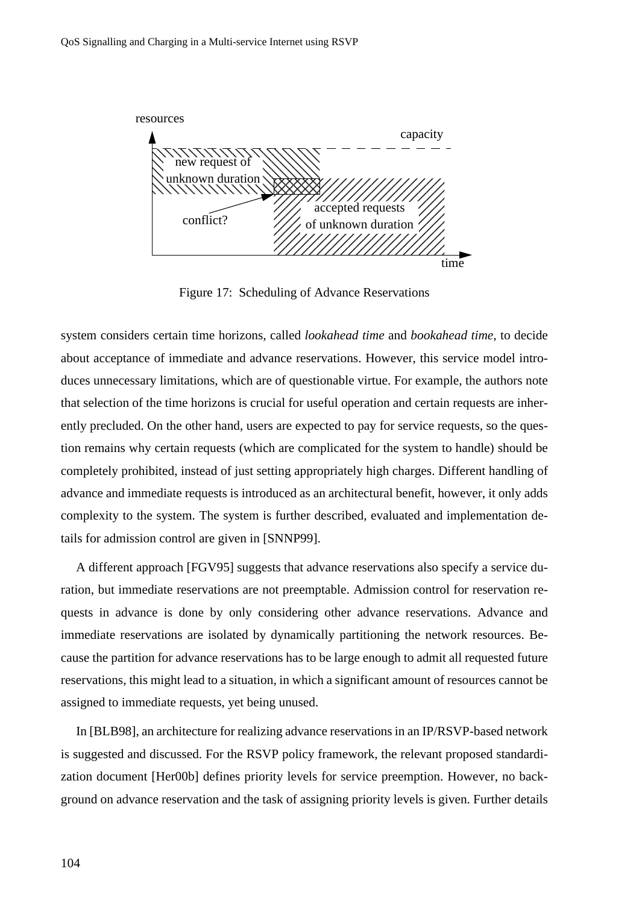Figure 17: Scheduling of Advance Reservations

system considers certain time horizons, called *lookahead time* and *bookahead time*, to decide about acceptance of immediate and advance reservations. However, this service model introduces unnecessary limitations, which are of questionable virtue. For example, the authors note that selection of the time horizons is crucial for useful operation and certain requests are inherently precluded. On the other hand, users are expected to pay for service requests, so the question remains why certain requests (which are complicated for the system to handle) should be completely prohibited, instead of just setting appropriately high charges. Different handling of advance and immediate requests is introduced as an architectural benefit, however, it only adds complexity to the system. The system is further described, evaluated and implementation details for admission control are given in [SNNP99].

A different approach [FGV95] suggests that advance reservations also specify a service duration, but immediate reservations are not preemptable. Admission control for reservation requests in advance is done by only considering other advance reservations. Advance and immediate reservations are isolated by dynamically partitioning the network resources. Because the partition for advance reservations has to be large enough to admit all requested future reservations, this might lead to a situation, in which a significant amount of resources cannot be assigned to immediate requests, yet being unused.

In [BLB98], an architecture for realizing advance reservations in an IP/RSVP-based network is suggested and discussed. For the RSVP policy framework, the relevant proposed standardization document [Her00b] defines priority levels for service preemption. However, no background on advance reservation and the task of assigning priority levels is given. Further details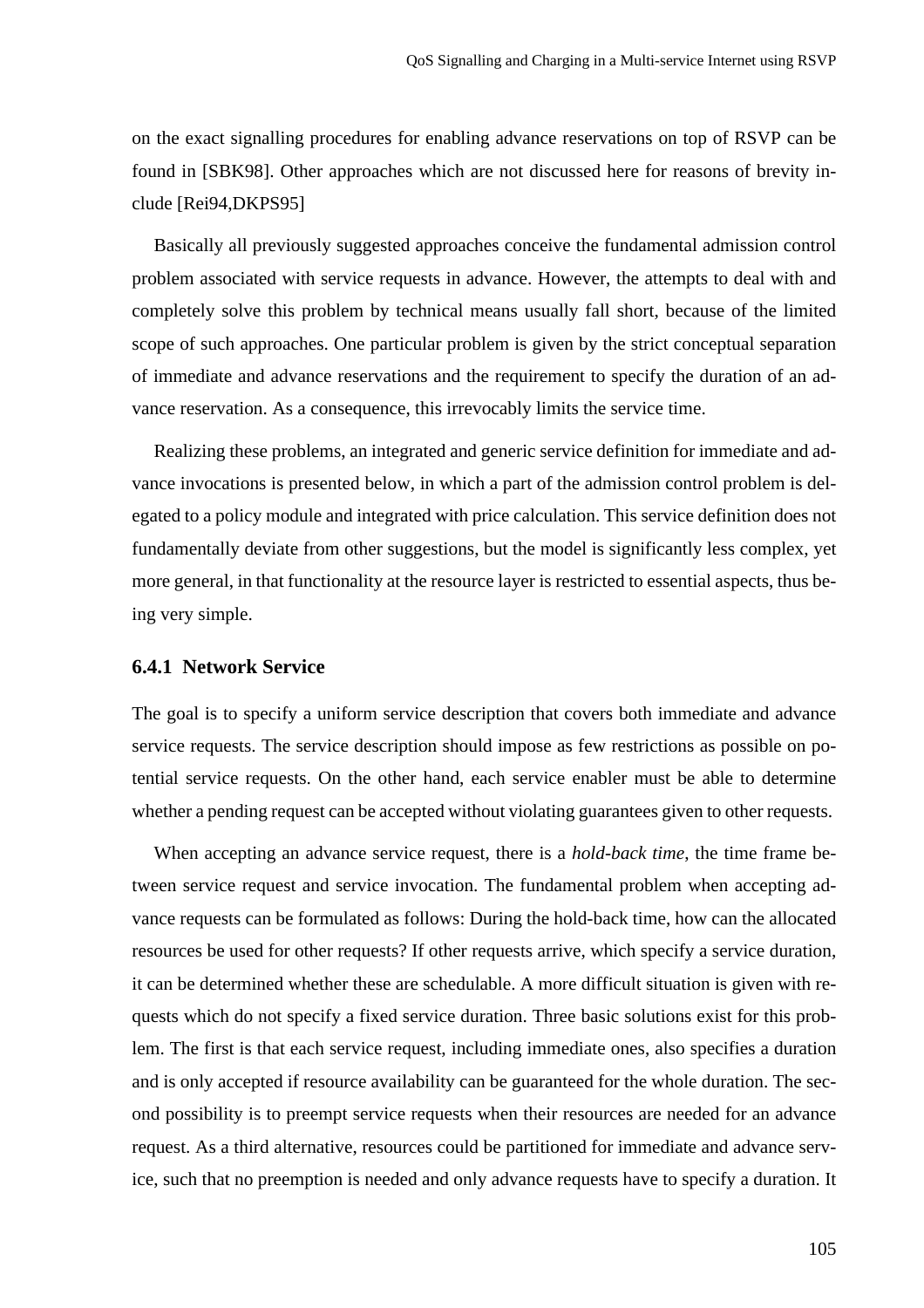on the exact signalling procedures for enabling advance reservations on top of RSVP can be found in [SBK98]. Other approaches which are not discussed here for reasons of brevity include [Rei94,DKPS95]

Basically all previously suggested approaches conceive the fundamental admission control problem associated with service requests in advance. However, the attempts to deal with and completely solve this problem by technical means usually fall short, because of the limited scope of such approaches. One particular problem is given by the strict conceptual separation of immediate and advance reservations and the requirement to specify the duration of an advance reservation. As a consequence, this irrevocably limits the service time.

Realizing these problems, an integrated and generic service definition for immediate and advance invocations is presented below, in which a part of the admission control problem is delegated to a policy module and integrated with price calculation. This service definition does not fundamentally deviate from other suggestions, but the model is significantly less complex, yet more general, in that functionality at the resource layer is restricted to essential aspects, thus being very simple.

### 6.4.1 Network Service

The goal is to specify a uniform service description that covers both immediate and advance service requests. The service description should impose as few restrictions as possible on potential service requests. On the other hand, each service enabler must be able to determine whether a pending request can be accepted without violating guarantees given to other requests.

When accepting an advance service request, there is a *hold-back time*, the time frame between service request and service invocation. The fundamental problem when accepting advance requests can be formulated as follows: During the hold-back time, how can the allocated resources be used for other requests? If other requests arrive, which specify a service duration, it can be determined whether these are schedulable. A more difficult situation is given with requests which do not specify a fixed service duration. Three basic solutions exist for this problem. The first is that each service request, including immediate ones, also specifies a duration and is only accepted if resource availability can be guaranteed for the whole duration. The second possibility is to preempt service requests when their resources are needed for an advance request. As a third alternative, resources could be partitioned for immediate and advance service, such that no preemption is needed and only advance requests have to specify a duration. It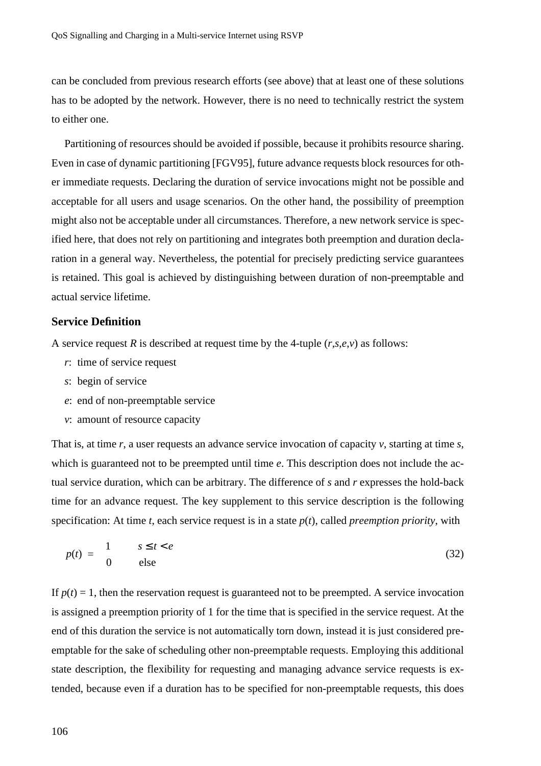can be concluded from previous research efforts (see above) that at least one of these solutions has to be adopted by the network. However, there is no need to technically restrict the system to either one.

Partitioning of resources should be avoided if possible, because it prohibits resource sharing. Even in case of dynamic partitioning [FGV95], future advance requests block resources for other immediate requests. Declaring the duration of service invocations might not be possible and acceptable for all users and usage scenarios. On the other hand, the possibility of preemption might also not be acceptable under all circumstances. Therefore, a new network service is specified here, that does not rely on partitioning and integrates both preemption and duration declaration in a general way. Nevertheless, the potential for precisely predicting service guarantees is retained. This goal is achieved by distinguishing between duration of non-preemptable and actual service lifetime.

### Service Definition

A service request $R$ is described at request time by the 4-tuple $(r,s,e,v)$ as follows:

- $r$: time of service request
- $s$: begin of service
- $e$: end of non-preemptable service
- $v$: amount of resource capacity

That is, at time $r$, a user requests an advance service invocation of capacity $v$, starting at time $s$, which is guaranteed not to be preempted until time $e$. This description does not include the actual service duration, which can be arbitrary. The difference of $s$ and $r$ expresses the hold-back time for an advance request. The key supplement to this service description is the following specification: At time $t$, each service request is in a state $p(t)$, called *preemption priority*, with

$$p(t) = \begin{cases} 1 & s \le t < e \\ 0 & \text{else} \end{cases} \tag{32}$$

If $p(t) = 1$, then the reservation request is guaranteed not to be preempted. A service invocation is assigned a preemption priority of 1 for the time that is specified in the service request. At the end of this duration the service is not automatically torn down, instead it is just considered preemptable for the sake of scheduling other non-preemptable requests. Employing this additional state description, the flexibility for requesting and managing advance service requests is extended, because even if a duration has to be specified for non-preemptable requests, this does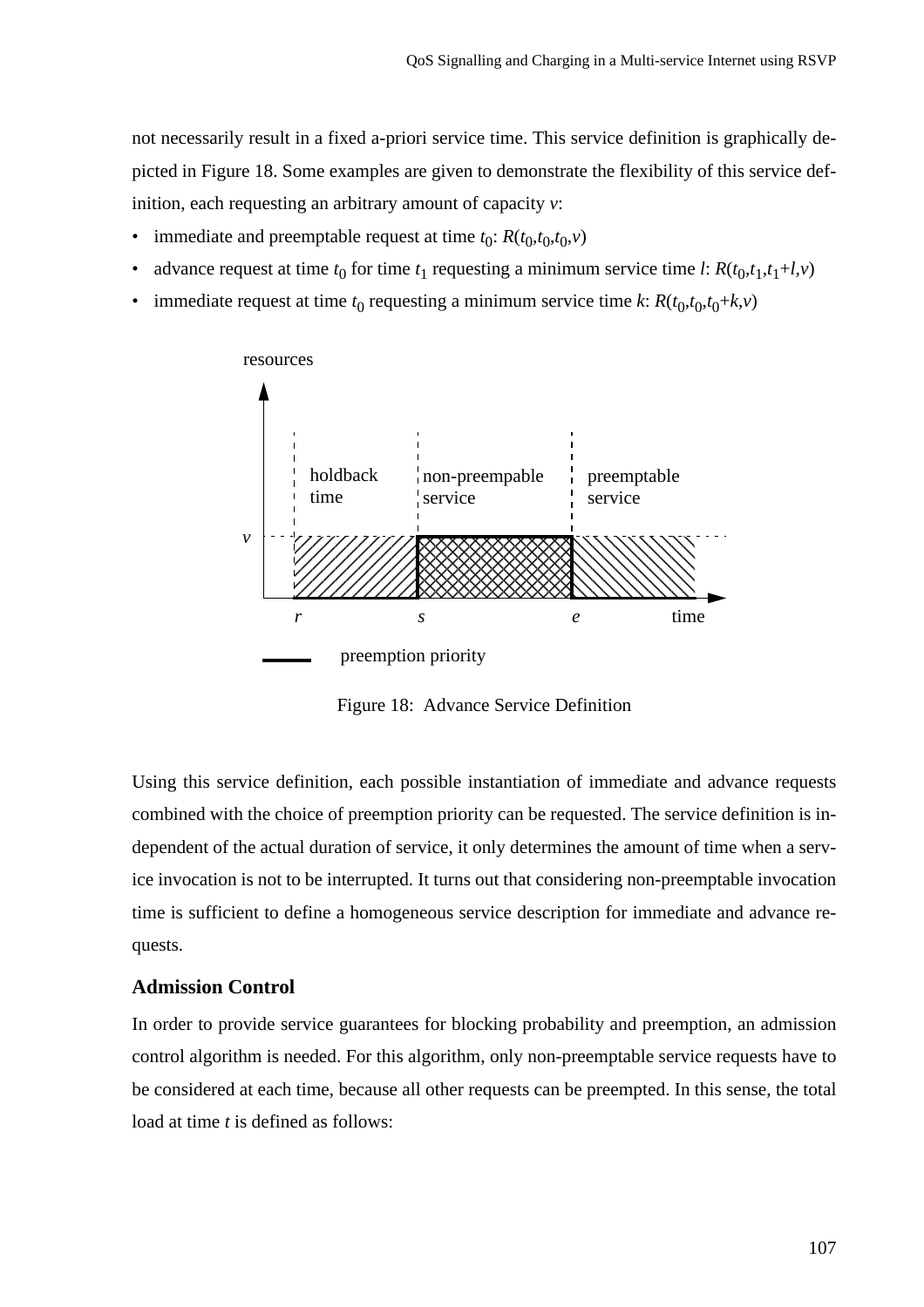not necessarily result in a fixed a-priori service time. This service definition is graphically depicted in Figure 18. Some examples are given to demonstrate the flexibility of this service definition, each requesting an arbitrary amount of capacity $v$:

- immediate and preemptable request at time $t_0$: $R(t_0,t_0,t_0,v)$
- advance request at time $t_0$ for time $t_1$ requesting a minimum service time $l$: $R(t_0,t_1,t_1+l,v)$
- immediate request at time $t_0$ requesting a minimum service time $k$: $R(t_0,t_0,t_0+k,v)$

Figure 18: Advance Service Definition

Using this service definition, each possible instantiation of immediate and advance requests combined with the choice of preemption priority can be requested. The service definition is independent of the actual duration of service, it only determines the amount of time when a service invocation is not to be interrupted. It turns out that considering non-preemptable invocation time is sufficient to define a homogeneous service description for immediate and advance requests.

### Admission Control

In order to provide service guarantees for blocking probability and preemption, an admission control algorithm is needed. For this algorithm, only non-preemptable service requests have to be considered at each time, because all other requests can be preempted. In this sense, the total load at time $t$ is defined as follows: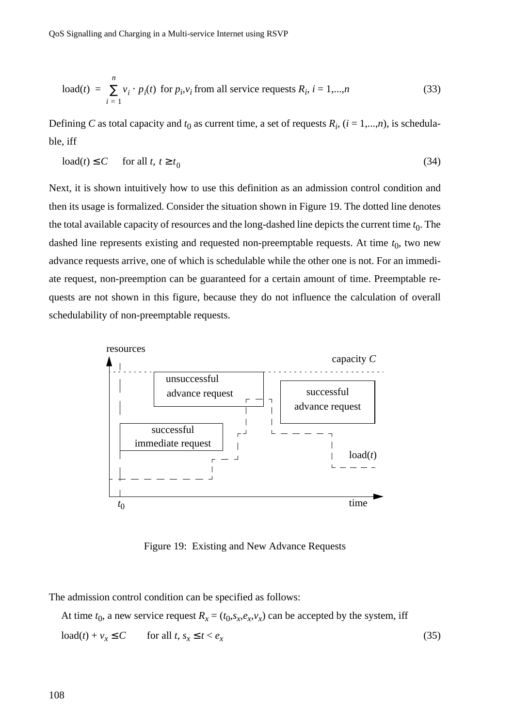$$\text{load}(t) = \sum_{i=1}^{n} v_i \cdot p_i(t) \text{ for } p_i, v_i \text{ from all service requests } R_i,\ i = 1,\dots,n \tag{33}$$

Defining $C$ as total capacity and $t_0$ as current time, a set of requests $R_i$, ($i = 1,\dots,n$), is schedulable, iff

$$\text{load}(t) \le C \quad \text{for all } t,\ t \ge t_0 \tag{34}$$

Next, it is shown intuitively how to use this definition as an admission control condition and then its usage is formalized. Consider the situation shown in Figure 19. The dotted line denotes the total available capacity of resources and the long-dashed line depicts the current time $t_0$. The dashed line represents existing and requested non-preemptable requests. At time $t_0$, two new advance requests arrive, one of which is schedulable while the other one is not. For an immediate request, non-preemption can be guaranteed for a certain amount of time. Preemptable requests are not shown in this figure, because they do not influence the calculation of overall schedulability of non-preemptable requests.

Figure 19: Existing and New Advance Requests

The admission control condition can be specified as follows:

At time $t_0$, a new service request $R_x = (t_0, s_x, e_x, v_x)$ can be accepted by the system, iff

$$\text{load}(t) + v_x \le C \quad \text{for all } t,\ s_x \le t < e_x \tag{35}$$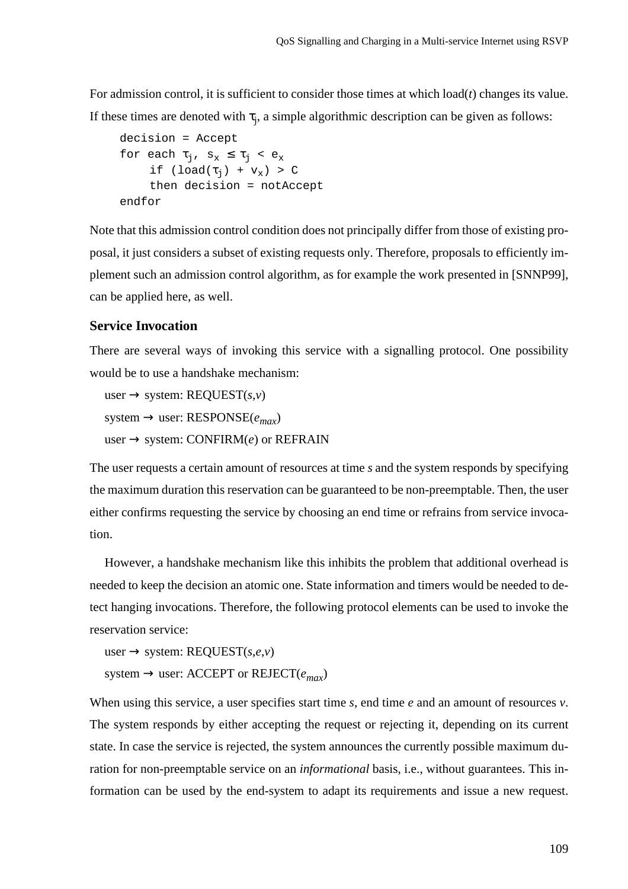For admission control, it is sufficient to consider those times at which load($t$) changes its value. If these times are denoted with $\tau_j$, a simple algorithmic description can be given as follows:

```
decision = Accept
for each τj, sx ≤ τj < ex
     if (load(τj) + vx) > C
     then decision = notAccept
endfor
```

Note that this admission control condition does not principally differ from those of existing proposal, it just considers a subset of existing requests only. Therefore, proposals to efficiently implement such an admission control algorithm, as for example the work presented in [SNNP99], can be applied here, as well.

### Service Invocation

There are several ways of invoking this service with a signalling protocol. One possibility would be to use a handshake mechanism:

user → system: REQUEST($s$,$v$)

system → user: RESPONSE($e_{max}$)

user → system: CONFIRM($e$) or REFRAIN

The user requests a certain amount of resources at time $s$ and the system responds by specifying the maximum duration this reservation can be guaranteed to be non-preemptable. Then, the user either confirms requesting the service by choosing an end time or refrains from service invocation.

However, a handshake mechanism like this inhibits the problem that additional overhead is needed to keep the decision an atomic one. State information and timers would be needed to detect hanging invocations. Therefore, the following protocol elements can be used to invoke the reservation service:

user → system: REQUEST($s$,$e$,$v$)

system → user: ACCEPT or REJECT($e_{max}$)

When using this service, a user specifies start time $s$, end time $e$ and an amount of resources $v$. The system responds by either accepting the request or rejecting it, depending on its current state. In case the service is rejected, the system announces the currently possible maximum duration for non-preemptable service on an *informational* basis, i.e., without guarantees. This information can be used by the end-system to adapt its requirements and issue a new request.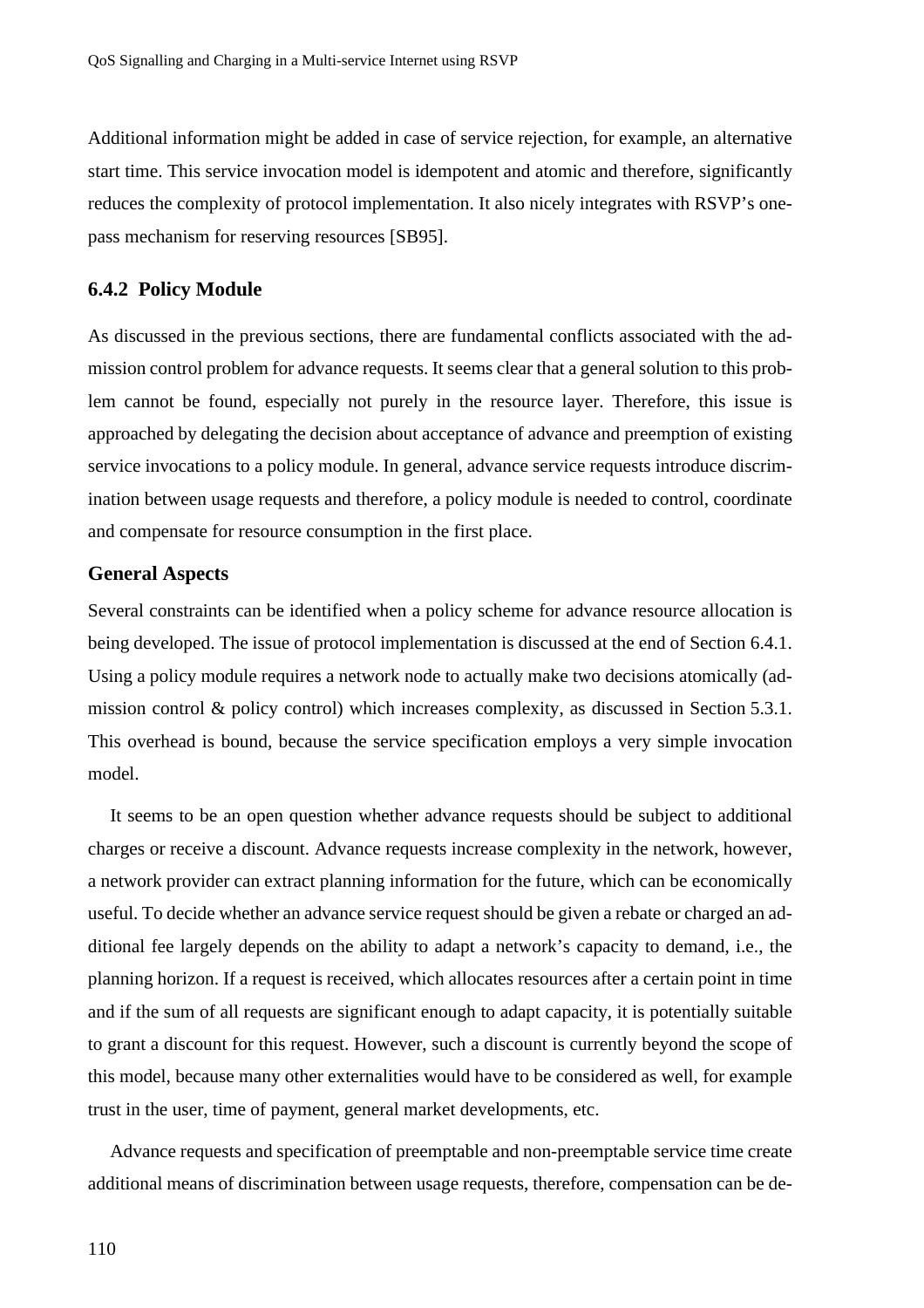Additional information might be added in case of service rejection, for example, an alternative start time. This service invocation model is idempotent and atomic and therefore, significantly reduces the complexity of protocol implementation. It also nicely integrates with RSVP's one-pass mechanism for reserving resources [SB95].

### 6.4.2 Policy Module

As discussed in the previous sections, there are fundamental conflicts associated with the admission control problem for advance requests. It seems clear that a general solution to this problem cannot be found, especially not purely in the resource layer. Therefore, this issue is approached by delegating the decision about acceptance of advance and preemption of existing service invocations to a policy module. In general, advance service requests introduce discrimination between usage requests and therefore, a policy module is needed to control, coordinate and compensate for resource consumption in the first place.

#### General Aspects

Several constraints can be identified when a policy scheme for advance resource allocation is being developed. The issue of protocol implementation is discussed at the end of Section 6.4.1. Using a policy module requires a network node to actually make two decisions atomically (admission control & policy control) which increases complexity, as discussed in Section 5.3.1. This overhead is bound, because the service specification employs a very simple invocation model.

It seems to be an open question whether advance requests should be subject to additional charges or receive a discount. Advance requests increase complexity in the network, however, a network provider can extract planning information for the future, which can be economically useful. To decide whether an advance service request should be given a rebate or charged an additional fee largely depends on the ability to adapt a network's capacity to demand, i.e., the planning horizon. If a request is received, which allocates resources after a certain point in time and if the sum of all requests are significant enough to adapt capacity, it is potentially suitable to grant a discount for this request. However, such a discount is currently beyond the scope of this model, because many other externalities would have to be considered as well, for example trust in the user, time of payment, general market developments, etc.

Advance requests and specification of preemptable and non-preemptable service time create additional means of discrimination between usage requests, therefore, compensation can be de-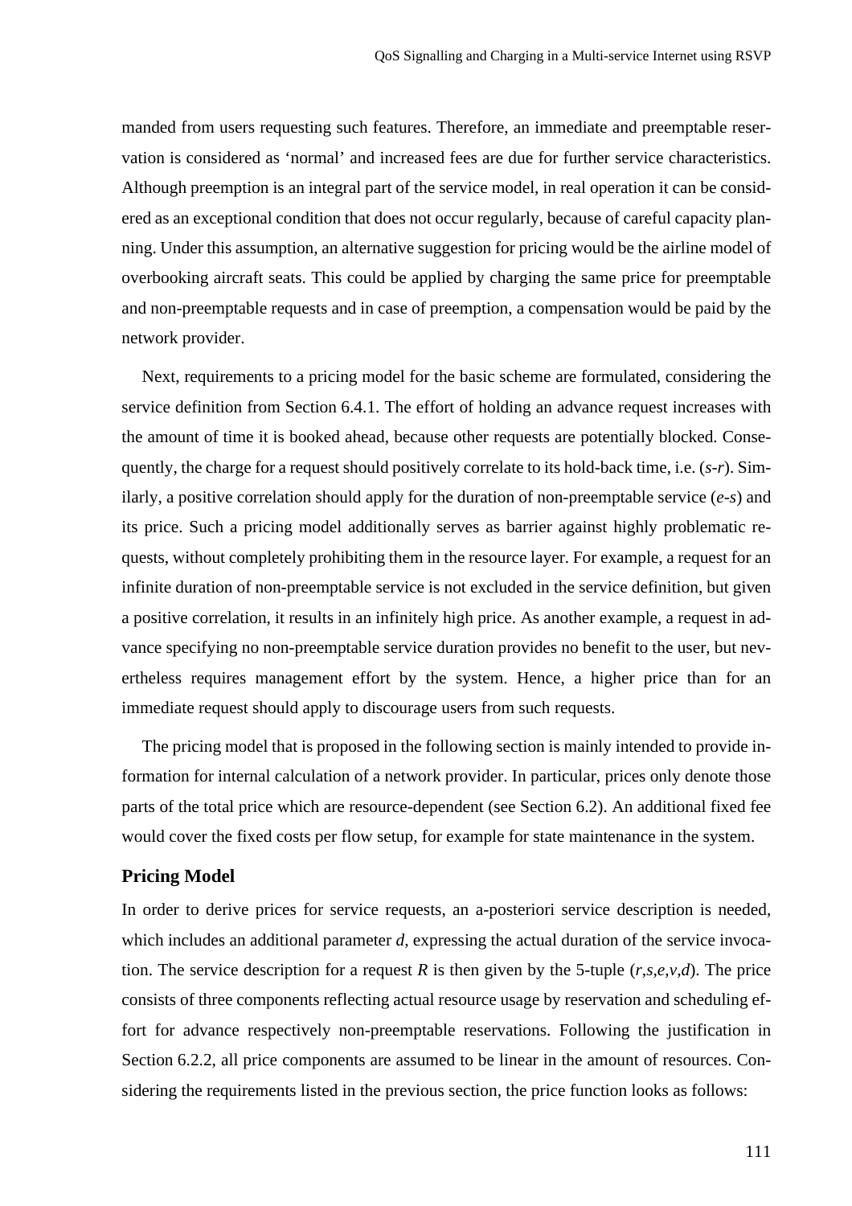manded from users requesting such features. Therefore, an immediate and preemptable reservation is considered as 'normal' and increased fees are due for further service characteristics. Although preemption is an integral part of the service model, in real operation it can be considered as an exceptional condition that does not occur regularly, because of careful capacity planning. Under this assumption, an alternative suggestion for pricing would be the airline model of overbooking aircraft seats. This could be applied by charging the same price for preemptable and non-preemptable requests and in case of preemption, a compensation would be paid by the network provider.

Next, requirements to a pricing model for the basic scheme are formulated, considering the service definition from Section 6.4.1. The effort of holding an advance request increases with the amount of time it is booked ahead, because other requests are potentially blocked. Consequently, the charge for a request should positively correlate to its hold-back time, i.e. ($s$-$r$). Similarly, a positive correlation should apply for the duration of non-preemptable service ($e$-$s$) and its price. Such a pricing model additionally serves as barrier against highly problematic requests, without completely prohibiting them in the resource layer. For example, a request for an infinite duration of non-preemptable service is not excluded in the service definition, but given a positive correlation, it results in an infinitely high price. As another example, a request in advance specifying no non-preemptable service duration provides no benefit to the user, but nevertheless requires management effort by the system. Hence, a higher price than for an immediate request should apply to discourage users from such requests.

The pricing model that is proposed in the following section is mainly intended to provide information for internal calculation of a network provider. In particular, prices only denote those parts of the total price which are resource-dependent (see Section 6.2). An additional fixed fee would cover the fixed costs per flow setup, for example for state maintenance in the system.

### Pricing Model

In order to derive prices for service requests, an a-posteriori service description is needed, which includes an additional parameter $d$, expressing the actual duration of the service invocation. The service description for a request $R$ is then given by the 5-tuple ($r$,$s$,$e$,$v$,$d$). The price consists of three components reflecting actual resource usage by reservation and scheduling effort for advance respectively non-preemptable reservations. Following the justification in Section 6.2.2, all price components are assumed to be linear in the amount of resources. Considering the requirements listed in the previous section, the price function looks as follows: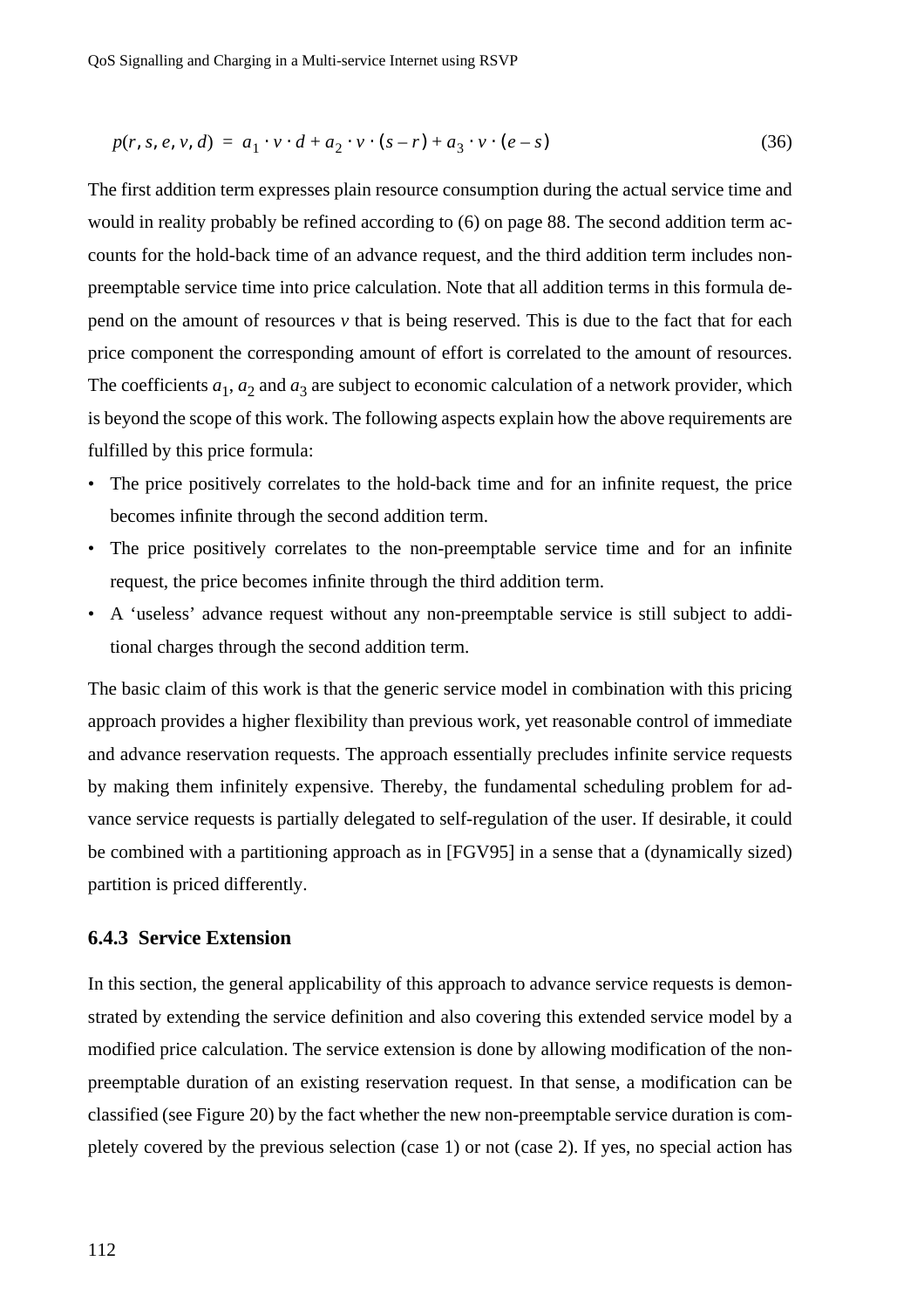$$p(r, s, e, v, d) = a_1 \cdot v \cdot d + a_2 \cdot v \cdot (s - r) + a_3 \cdot v \cdot (e - s) \tag{36}$$

The first addition term expresses plain resource consumption during the actual service time and would in reality probably be refined according to (6) on page 88. The second addition term accounts for the hold-back time of an advance request, and the third addition term includes non-preemptable service time into price calculation. Note that all addition terms in this formula depend on the amount of resources $v$ that is being reserved. This is due to the fact that for each price component the corresponding amount of effort is correlated to the amount of resources. The coefficients $a_1$, $a_2$ and $a_3$ are subject to economic calculation of a network provider, which is beyond the scope of this work. The following aspects explain how the above requirements are fulfilled by this price formula:

- The price positively correlates to the hold-back time and for an infinite request, the price becomes infinite through the second addition term.
- The price positively correlates to the non-preemptable service time and for an infinite request, the price becomes infinite through the third addition term.
- A 'useless' advance request without any non-preemptable service is still subject to additional charges through the second addition term.

The basic claim of this work is that the generic service model in combination with this pricing approach provides a higher flexibility than previous work, yet reasonable control of immediate and advance reservation requests. The approach essentially precludes infinite service requests by making them infinitely expensive. Thereby, the fundamental scheduling problem for advance service requests is partially delegated to self-regulation of the user. If desirable, it could be combined with a partitioning approach as in [FGV95] in a sense that a (dynamically sized) partition is priced differently.

### 6.4.3 Service Extension

In this section, the general applicability of this approach to advance service requests is demonstrated by extending the service definition and also covering this extended service model by a modified price calculation. The service extension is done by allowing modification of the non-preemptable duration of an existing reservation request. In that sense, a modification can be classified (see Figure 20) by the fact whether the new non-preemptable service duration is completely covered by the previous selection (case 1) or not (case 2). If yes, no special action has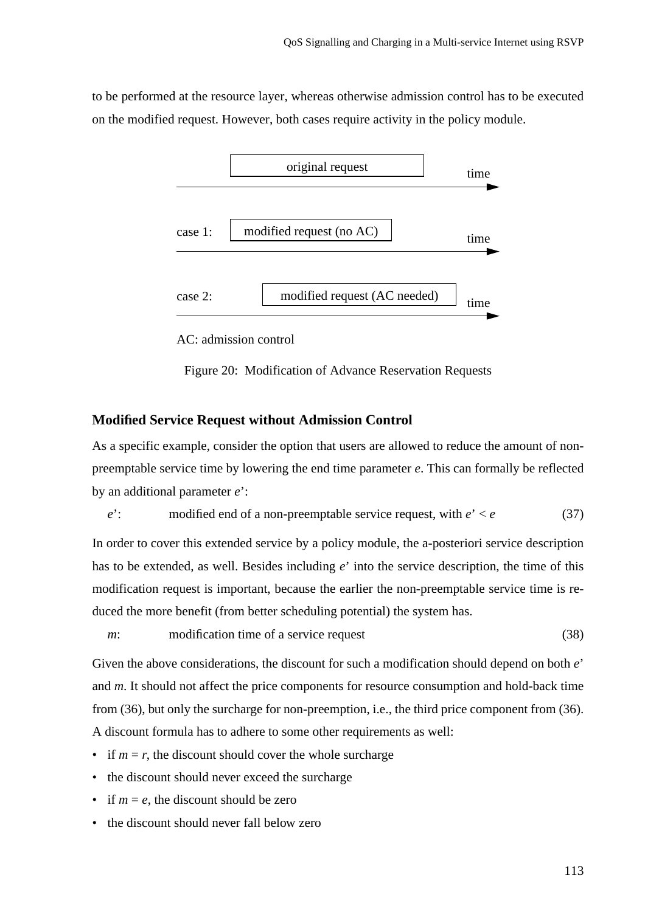to be performed at the resource layer, whereas otherwise admission control has to be executed on the modified request. However, both cases require activity in the policy module.

original request — time

case 1: modified request (no AC) — time

case 2: modified request (AC needed) — time

AC: admission control

Figure 20: Modification of Advance Reservation Requests

### Modified Service Request without Admission Control

As a specific example, consider the option that users are allowed to reduce the amount of non-preemptable service time by lowering the end time parameter $e$. This can formally be reflected by an additional parameter $e'$:

$e'$: modified end of a non-preemptable service request, with $e' < e$ (37)

In order to cover this extended service by a policy module, the a-posteriori service description has to be extended, as well. Besides including $e'$ into the service description, the time of this modification request is important, because the earlier the non-preemptable service time is reduced the more benefit (from better scheduling potential) the system has.

$m$: modification time of a service request (38)

Given the above considerations, the discount for such a modification should depend on both $e'$ and $m$. It should not affect the price components for resource consumption and hold-back time from (36), but only the surcharge for non-preemption, i.e., the third price component from (36). A discount formula has to adhere to some other requirements as well:

- if $m = r$, the discount should cover the whole surcharge
- the discount should never exceed the surcharge
- if $m = e$, the discount should be zero
- the discount should never fall below zero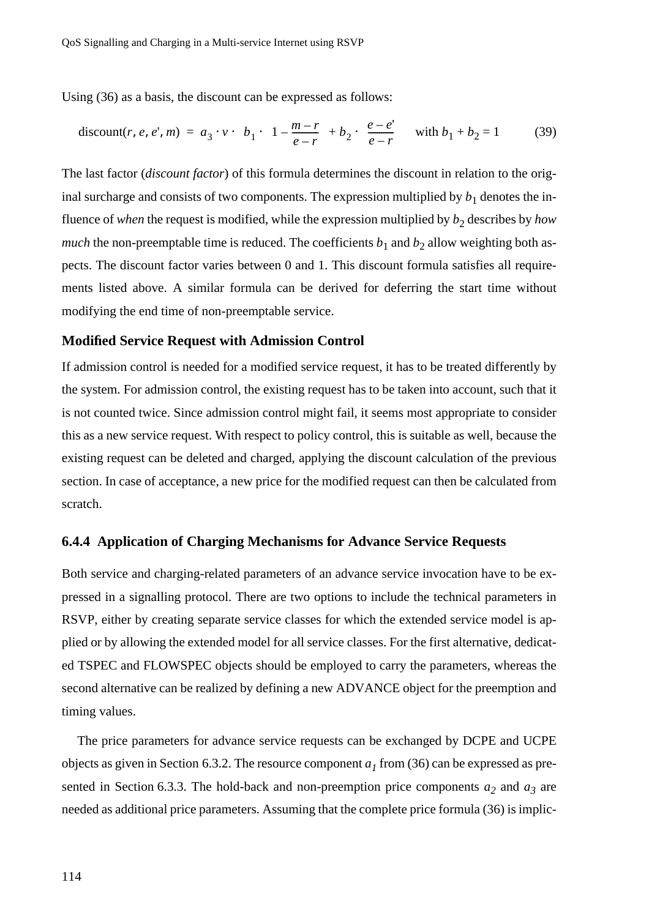Using (36) as a basis, the discount can be expressed as follows:

$$\text{discount}(r, e, e', m) = a_3 \cdot v \cdot \left( b_1 \cdot \left( 1 - \frac{m - r}{e - r} \right) + b_2 \cdot \left( \frac{e - e'}{e - r} \right) \right) \quad \text{with } b_1 + b_2 = 1 \tag{39}$$

The last factor (*discount factor*) of this formula determines the discount in relation to the original surcharge and consists of two components. The expression multiplied by $b_1$ denotes the influence of *when* the request is modified, while the expression multiplied by $b_2$ describes by *how much* the non-preemptable time is reduced. The coefficients $b_1$ and $b_2$ allow weighting both aspects. The discount factor varies between 0 and 1. This discount formula satisfies all requirements listed above. A similar formula can be derived for deferring the start time without modifying the end time of non-preemptable service.

### Modified Service Request with Admission Control

If admission control is needed for a modified service request, it has to be treated differently by the system. For admission control, the existing request has to be taken into account, such that it is not counted twice. Since admission control might fail, it seems most appropriate to consider this as a new service request. With respect to policy control, this is suitable as well, because the existing request can be deleted and charged, applying the discount calculation of the previous section. In case of acceptance, a new price for the modified request can then be calculated from scratch.

## 6.4.4 Application of Charging Mechanisms for Advance Service Requests

Both service and charging-related parameters of an advance service invocation have to be expressed in a signalling protocol. There are two options to include the technical parameters in RSVP, either by creating separate service classes for which the extended service model is applied or by allowing the extended model for all service classes. For the first alternative, dedicated TSPEC and FLOWSPEC objects should be employed to carry the parameters, whereas the second alternative can be realized by defining a new ADVANCE object for the preemption and timing values.

The price parameters for advance service requests can be exchanged by DCPE and UCPE objects as given in Section 6.3.2. The resource component $a_1$ from (36) can be expressed as presented in Section 6.3.3. The hold-back and non-preemption price components $a_2$ and $a_3$ are needed as additional price parameters. Assuming that the complete price formula (36) is implic-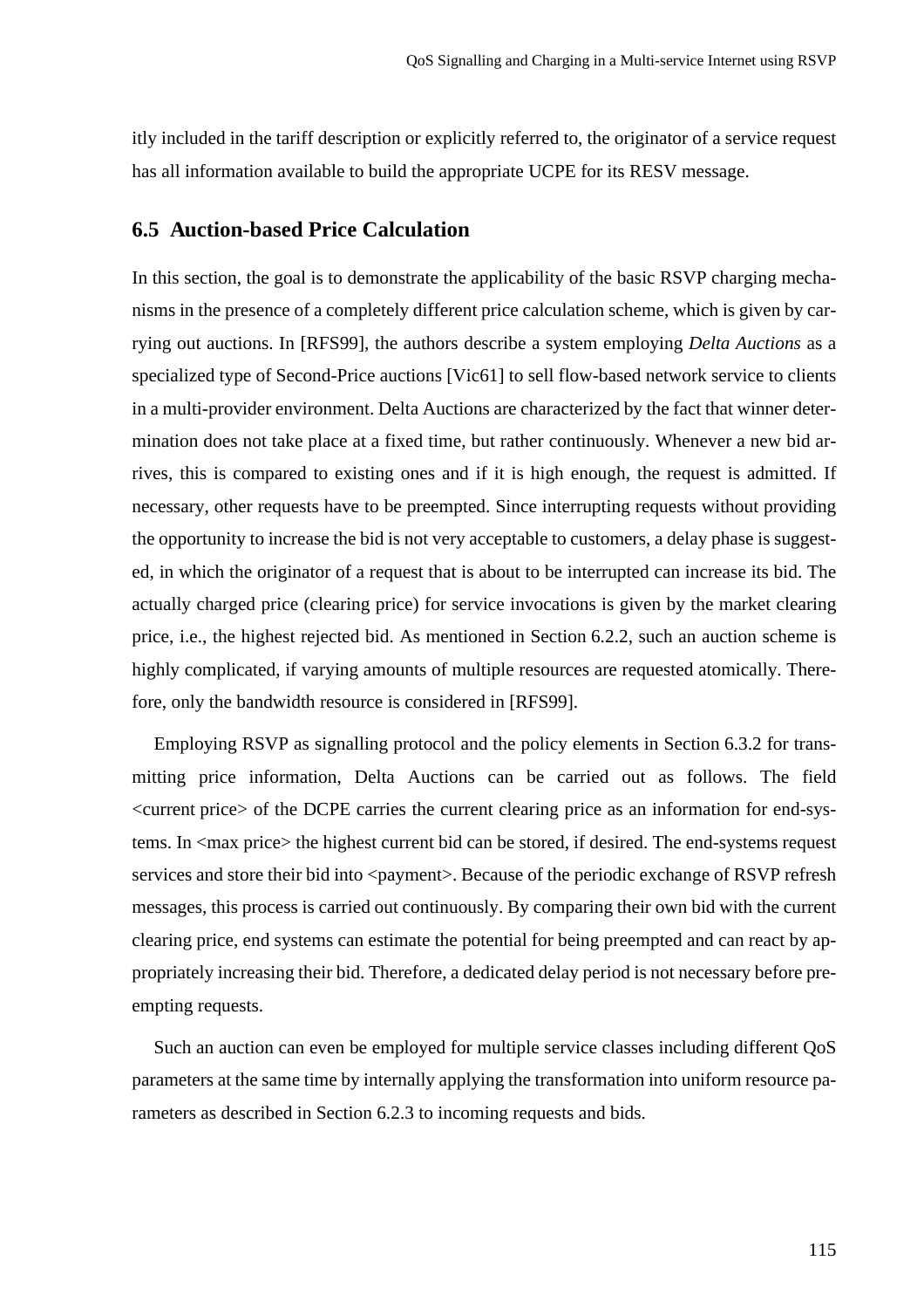itly included in the tariff description or explicitly referred to, the originator of a service request has all information available to build the appropriate UCPE for its RESV message.

## 6.5 Auction-based Price Calculation

In this section, the goal is to demonstrate the applicability of the basic RSVP charging mechanisms in the presence of a completely different price calculation scheme, which is given by carrying out auctions. In [RFS99], the authors describe a system employing *Delta Auctions* as a specialized type of Second-Price auctions [Vic61] to sell flow-based network service to clients in a multi-provider environment. Delta Auctions are characterized by the fact that winner determination does not take place at a fixed time, but rather continuously. Whenever a new bid arrives, this is compared to existing ones and if it is high enough, the request is admitted. If necessary, other requests have to be preempted. Since interrupting requests without providing the opportunity to increase the bid is not very acceptable to customers, a delay phase is suggested, in which the originator of a request that is about to be interrupted can increase its bid. The actually charged price (clearing price) for service invocations is given by the market clearing price, i.e., the highest rejected bid. As mentioned in Section 6.2.2, such an auction scheme is highly complicated, if varying amounts of multiple resources are requested atomically. Therefore, only the bandwidth resource is considered in [RFS99].

Employing RSVP as signalling protocol and the policy elements in Section 6.3.2 for transmitting price information, Delta Auctions can be carried out as follows. The field <current price> of the DCPE carries the current clearing price as an information for end-systems. In <max price> the highest current bid can be stored, if desired. The end-systems request services and store their bid into <payment>. Because of the periodic exchange of RSVP refresh messages, this process is carried out continuously. By comparing their own bid with the current clearing price, end systems can estimate the potential for being preempted and can react by appropriately increasing their bid. Therefore, a dedicated delay period is not necessary before preempting requests.

Such an auction can even be employed for multiple service classes including different QoS parameters at the same time by internally applying the transformation into uniform resource parameters as described in Section 6.2.3 to incoming requests and bids.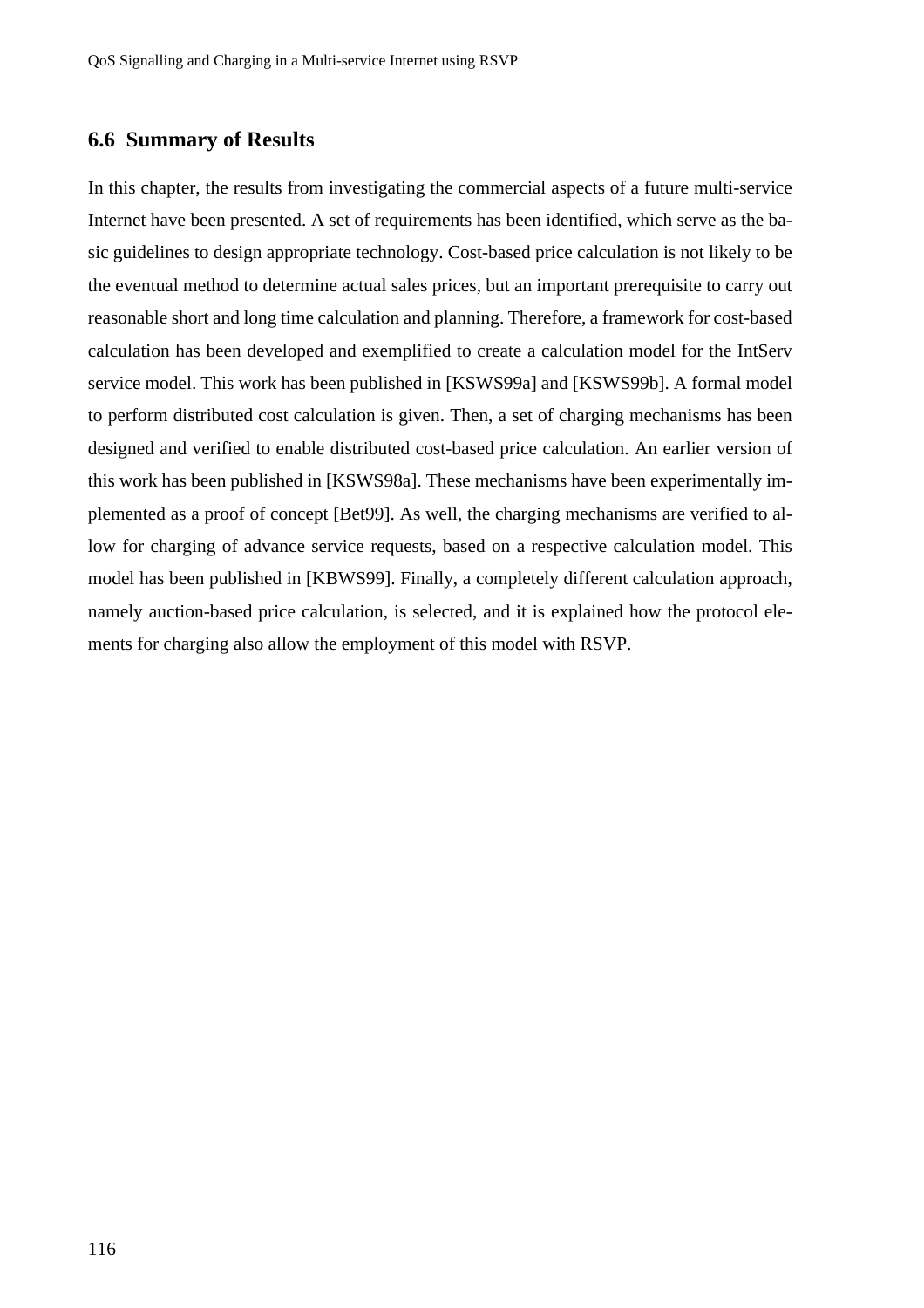## 6.6 Summary of Results

In this chapter, the results from investigating the commercial aspects of a future multi-service Internet have been presented. A set of requirements has been identified, which serve as the basic guidelines to design appropriate technology. Cost-based price calculation is not likely to be the eventual method to determine actual sales prices, but an important prerequisite to carry out reasonable short and long time calculation and planning. Therefore, a framework for cost-based calculation has been developed and exemplified to create a calculation model for the IntServ service model. This work has been published in [KSWS99a] and [KSWS99b]. A formal model to perform distributed cost calculation is given. Then, a set of charging mechanisms has been designed and verified to enable distributed cost-based price calculation. An earlier version of this work has been published in [KSWS98a]. These mechanisms have been experimentally implemented as a proof of concept [Bet99]. As well, the charging mechanisms are verified to allow for charging of advance service requests, based on a respective calculation model. This model has been published in [KBWS99]. Finally, a completely different calculation approach, namely auction-based price calculation, is selected, and it is explained how the protocol elements for charging also allow the employment of this model with RSVP.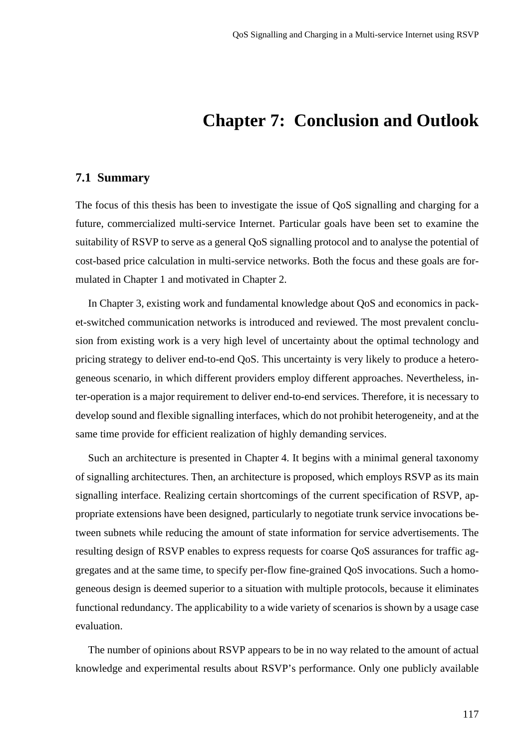# Chapter 7: Conclusion and Outlook

## 7.1 Summary

The focus of this thesis has been to investigate the issue of QoS signalling and charging for a future, commercialized multi-service Internet. Particular goals have been set to examine the suitability of RSVP to serve as a general QoS signalling protocol and to analyse the potential of cost-based price calculation in multi-service networks. Both the focus and these goals are formulated in Chapter 1 and motivated in Chapter 2.

In Chapter 3, existing work and fundamental knowledge about QoS and economics in packet-switched communication networks is introduced and reviewed. The most prevalent conclusion from existing work is a very high level of uncertainty about the optimal technology and pricing strategy to deliver end-to-end QoS. This uncertainty is very likely to produce a heterogeneous scenario, in which different providers employ different approaches. Nevertheless, inter-operation is a major requirement to deliver end-to-end services. Therefore, it is necessary to develop sound and flexible signalling interfaces, which do not prohibit heterogeneity, and at the same time provide for efficient realization of highly demanding services.

Such an architecture is presented in Chapter 4. It begins with a minimal general taxonomy of signalling architectures. Then, an architecture is proposed, which employs RSVP as its main signalling interface. Realizing certain shortcomings of the current specification of RSVP, appropriate extensions have been designed, particularly to negotiate trunk service invocations between subnets while reducing the amount of state information for service advertisements. The resulting design of RSVP enables to express requests for coarse QoS assurances for traffic aggregates and at the same time, to specify per-flow fine-grained QoS invocations. Such a homogeneous design is deemed superior to a situation with multiple protocols, because it eliminates functional redundancy. The applicability to a wide variety of scenarios is shown by a usage case evaluation.

The number of opinions about RSVP appears to be in no way related to the amount of actual knowledge and experimental results about RSVP's performance. Only one publicly available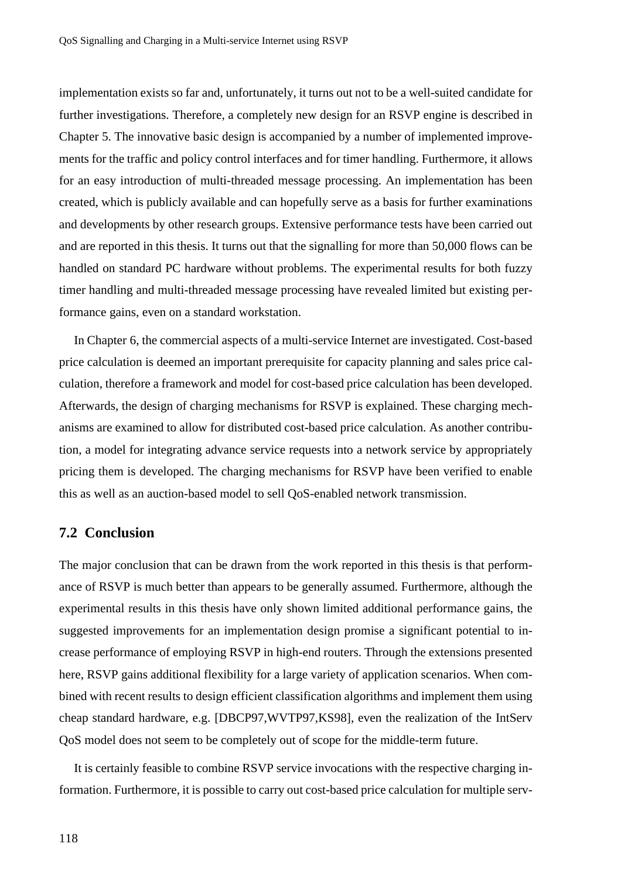implementation exists so far and, unfortunately, it turns out not to be a well-suited candidate for further investigations. Therefore, a completely new design for an RSVP engine is described in Chapter 5. The innovative basic design is accompanied by a number of implemented improvements for the traffic and policy control interfaces and for timer handling. Furthermore, it allows for an easy introduction of multi-threaded message processing. An implementation has been created, which is publicly available and can hopefully serve as a basis for further examinations and developments by other research groups. Extensive performance tests have been carried out and are reported in this thesis. It turns out that the signalling for more than 50,000 flows can be handled on standard PC hardware without problems. The experimental results for both fuzzy timer handling and multi-threaded message processing have revealed limited but existing performance gains, even on a standard workstation.

In Chapter 6, the commercial aspects of a multi-service Internet are investigated. Cost-based price calculation is deemed an important prerequisite for capacity planning and sales price calculation, therefore a framework and model for cost-based price calculation has been developed. Afterwards, the design of charging mechanisms for RSVP is explained. These charging mechanisms are examined to allow for distributed cost-based price calculation. As another contribution, a model for integrating advance service requests into a network service by appropriately pricing them is developed. The charging mechanisms for RSVP have been verified to enable this as well as an auction-based model to sell QoS-enabled network transmission.

## 7.2 Conclusion

The major conclusion that can be drawn from the work reported in this thesis is that performance of RSVP is much better than appears to be generally assumed. Furthermore, although the experimental results in this thesis have only shown limited additional performance gains, the suggested improvements for an implementation design promise a significant potential to increase performance of employing RSVP in high-end routers. Through the extensions presented here, RSVP gains additional flexibility for a large variety of application scenarios. When combined with recent results to design efficient classification algorithms and implement them using cheap standard hardware, e.g. [DBCP97,WVTP97,KS98], even the realization of the IntServ QoS model does not seem to be completely out of scope for the middle-term future.

It is certainly feasible to combine RSVP service invocations with the respective charging information. Furthermore, it is possible to carry out cost-based price calculation for multiple serv-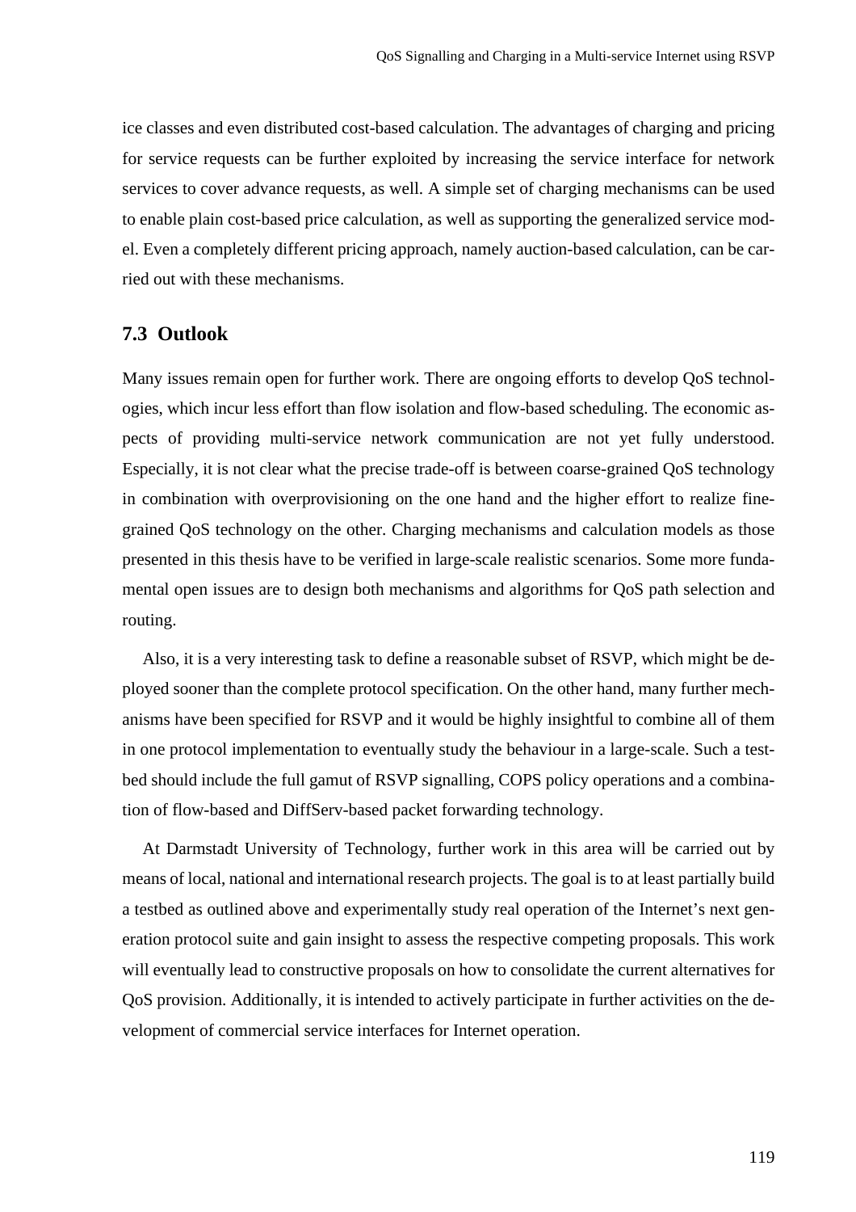ice classes and even distributed cost-based calculation. The advantages of charging and pricing for service requests can be further exploited by increasing the service interface for network services to cover advance requests, as well. A simple set of charging mechanisms can be used to enable plain cost-based price calculation, as well as supporting the generalized service model. Even a completely different pricing approach, namely auction-based calculation, can be carried out with these mechanisms.

## 7.3 Outlook

Many issues remain open for further work. There are ongoing efforts to develop QoS technologies, which incur less effort than flow isolation and flow-based scheduling. The economic aspects of providing multi-service network communication are not yet fully understood. Especially, it is not clear what the precise trade-off is between coarse-grained QoS technology in combination with overprovisioning on the one hand and the higher effort to realize fine-grained QoS technology on the other. Charging mechanisms and calculation models as those presented in this thesis have to be verified in large-scale realistic scenarios. Some more fundamental open issues are to design both mechanisms and algorithms for QoS path selection and routing.

Also, it is a very interesting task to define a reasonable subset of RSVP, which might be deployed sooner than the complete protocol specification. On the other hand, many further mechanisms have been specified for RSVP and it would be highly insightful to combine all of them in one protocol implementation to eventually study the behaviour in a large-scale. Such a testbed should include the full gamut of RSVP signalling, COPS policy operations and a combination of flow-based and DiffServ-based packet forwarding technology.

At Darmstadt University of Technology, further work in this area will be carried out by means of local, national and international research projects. The goal is to at least partially build a testbed as outlined above and experimentally study real operation of the Internet's next generation protocol suite and gain insight to assess the respective competing proposals. This work will eventually lead to constructive proposals on how to consolidate the current alternatives for QoS provision. Additionally, it is intended to actively participate in further activities on the development of commercial service interfaces for Internet operation.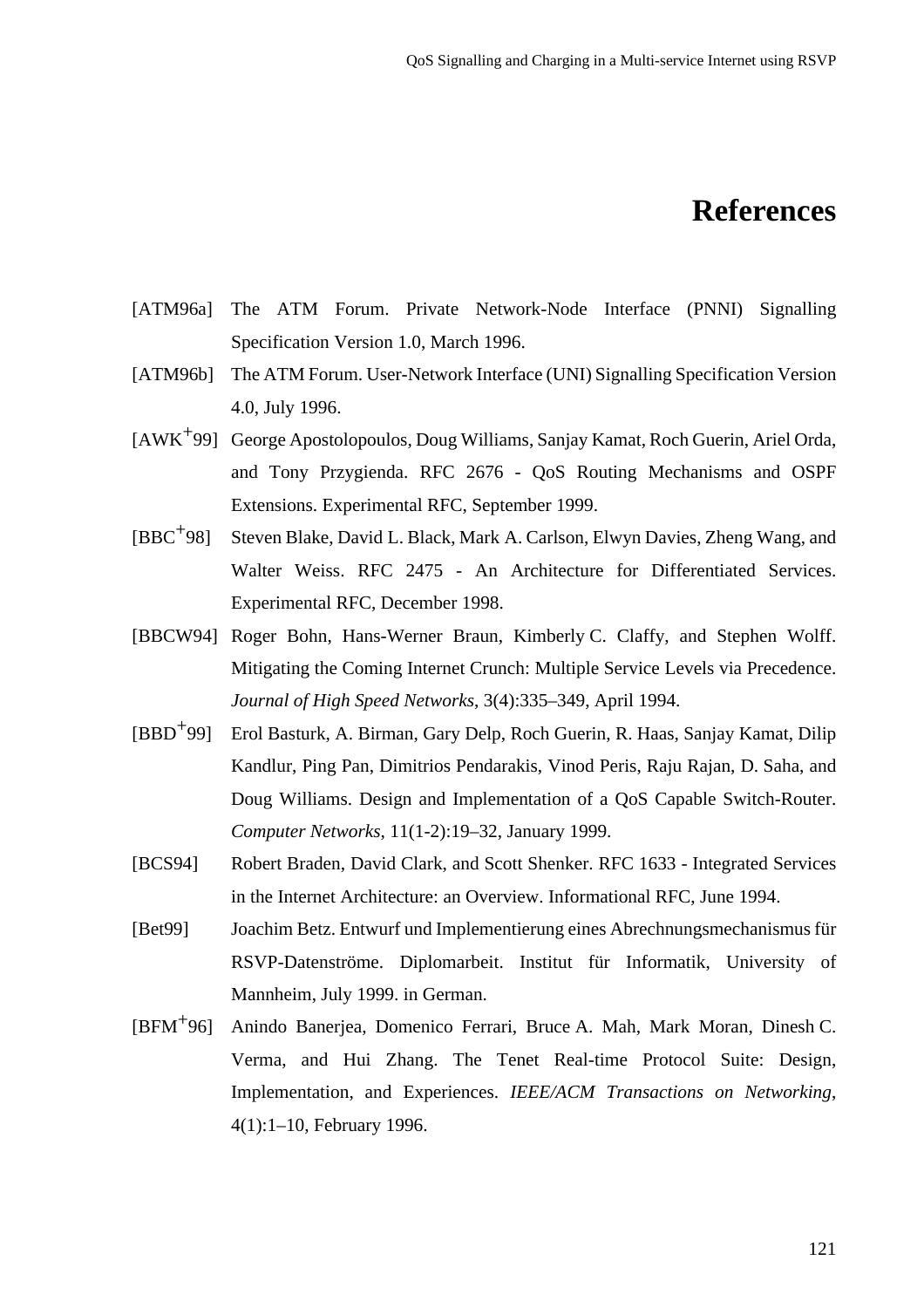# References

[ATM96a] The ATM Forum. Private Network-Node Interface (PNNI) Signalling Specification Version 1.0, March 1996.

[ATM96b] The ATM Forum. User-Network Interface (UNI) Signalling Specification Version 4.0, July 1996.

[AWK+99] George Apostolopoulos, Doug Williams, Sanjay Kamat, Roch Guerin, Ariel Orda, and Tony Przygienda. RFC 2676 - QoS Routing Mechanisms and OSPF Extensions. Experimental RFC, September 1999.

[BBC+98] Steven Blake, David L. Black, Mark A. Carlson, Elwyn Davies, Zheng Wang, and Walter Weiss. RFC 2475 - An Architecture for Differentiated Services. Experimental RFC, December 1998.

[BBCW94] Roger Bohn, Hans-Werner Braun, Kimberly C. Claffy, and Stephen Wolff. Mitigating the Coming Internet Crunch: Multiple Service Levels via Precedence. *Journal of High Speed Networks*, 3(4):335–349, April 1994.

[BBD+99] Erol Basturk, A. Birman, Gary Delp, Roch Guerin, R. Haas, Sanjay Kamat, Dilip Kandlur, Ping Pan, Dimitrios Pendarakis, Vinod Peris, Raju Rajan, D. Saha, and Doug Williams. Design and Implementation of a QoS Capable Switch-Router. *Computer Networks*, 11(1-2):19–32, January 1999.

[BCS94] Robert Braden, David Clark, and Scott Shenker. RFC 1633 - Integrated Services in the Internet Architecture: an Overview. Informational RFC, June 1994.

[Bet99] Joachim Betz. Entwurf und Implementierung eines Abrechnungsmechanismus für RSVP-Datenströme. Diplomarbeit. Institut für Informatik, University of Mannheim, July 1999. in German.

[BFM+96] Anindo Banerjea, Domenico Ferrari, Bruce A. Mah, Mark Moran, Dinesh C. Verma, and Hui Zhang. The Tenet Real-time Protocol Suite: Design, Implementation, and Experiences. *IEEE/ACM Transactions on Networking*, 4(1):1–10, February 1996.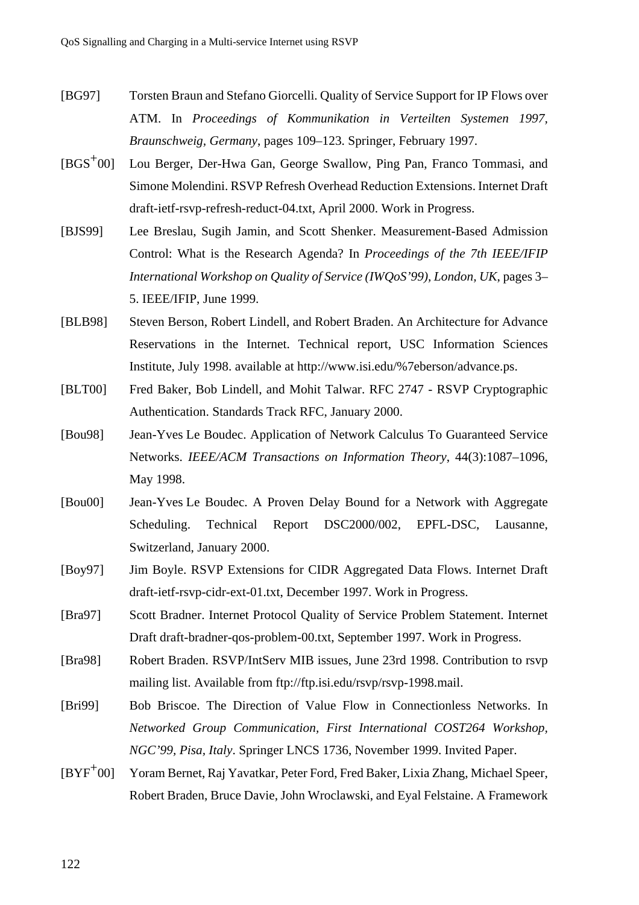[BG97] Torsten Braun and Stefano Giorcelli. Quality of Service Support for IP Flows over ATM. In *Proceedings of Kommunikation in Verteilten Systemen 1997, Braunschweig, Germany*, pages 109–123. Springer, February 1997.

[BGS+00] Lou Berger, Der-Hwa Gan, George Swallow, Ping Pan, Franco Tommasi, and Simone Molendini. RSVP Refresh Overhead Reduction Extensions. Internet Draft draft-ietf-rsvp-refresh-reduct-04.txt, April 2000. Work in Progress.

[BJS99] Lee Breslau, Sugih Jamin, and Scott Shenker. Measurement-Based Admission Control: What is the Research Agenda? In *Proceedings of the 7th IEEE/IFIP International Workshop on Quality of Service (IWQoS'99), London, UK*, pages 3–5. IEEE/IFIP, June 1999.

[BLB98] Steven Berson, Robert Lindell, and Robert Braden. An Architecture for Advance Reservations in the Internet. Technical report, USC Information Sciences Institute, July 1998. available at http://www.isi.edu/%7eberson/advance.ps.

[BLT00] Fred Baker, Bob Lindell, and Mohit Talwar. RFC 2747 - RSVP Cryptographic Authentication. Standards Track RFC, January 2000.

[Bou98] Jean-Yves Le Boudec. Application of Network Calculus To Guaranteed Service Networks. *IEEE/ACM Transactions on Information Theory*, 44(3):1087–1096, May 1998.

[Bou00] Jean-Yves Le Boudec. A Proven Delay Bound for a Network with Aggregate Scheduling. Technical Report DSC2000/002, EPFL-DSC, Lausanne, Switzerland, January 2000.

[Boy97] Jim Boyle. RSVP Extensions for CIDR Aggregated Data Flows. Internet Draft draft-ietf-rsvp-cidr-ext-01.txt, December 1997. Work in Progress.

[Bra97] Scott Bradner. Internet Protocol Quality of Service Problem Statement. Internet Draft draft-bradner-qos-problem-00.txt, September 1997. Work in Progress.

[Bra98] Robert Braden. RSVP/IntServ MIB issues, June 23rd 1998. Contribution to rsvp mailing list. Available from ftp://ftp.isi.edu/rsvp/rsvp-1998.mail.

[Bri99] Bob Briscoe. The Direction of Value Flow in Connectionless Networks. In *Networked Group Communication, First International COST264 Workshop, NGC'99, Pisa, Italy*. Springer LNCS 1736, November 1999. Invited Paper.

[BYF+00] Yoram Bernet, Raj Yavatkar, Peter Ford, Fred Baker, Lixia Zhang, Michael Speer, Robert Braden, Bruce Davie, John Wroclawski, and Eyal Felstaine. A Framework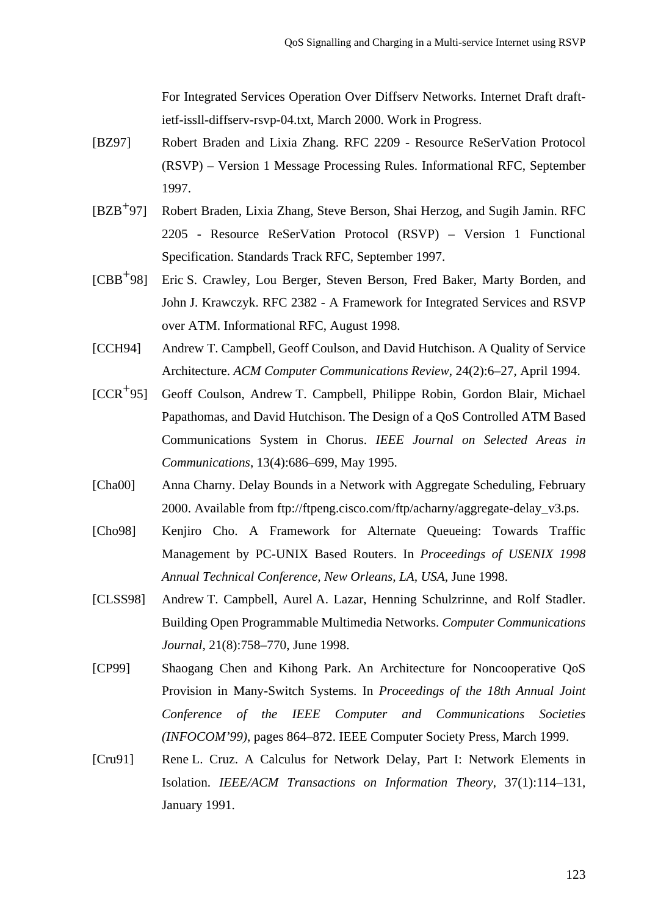For Integrated Services Operation Over Diffserv Networks. Internet Draft draft-ietf-issll-diffserv-rsvp-04.txt, March 2000. Work in Progress.

[BZ97] Robert Braden and Lixia Zhang. RFC 2209 - Resource ReSerVation Protocol (RSVP) – Version 1 Message Processing Rules. Informational RFC, September 1997.

[BZB+97] Robert Braden, Lixia Zhang, Steve Berson, Shai Herzog, and Sugih Jamin. RFC 2205 - Resource ReSerVation Protocol (RSVP) – Version 1 Functional Specification. Standards Track RFC, September 1997.

[CBB+98] Eric S. Crawley, Lou Berger, Steven Berson, Fred Baker, Marty Borden, and John J. Krawczyk. RFC 2382 - A Framework for Integrated Services and RSVP over ATM. Informational RFC, August 1998.

[CCH94] Andrew T. Campbell, Geoff Coulson, and David Hutchison. A Quality of Service Architecture. *ACM Computer Communications Review*, 24(2):6–27, April 1994.

[CCR+95] Geoff Coulson, Andrew T. Campbell, Philippe Robin, Gordon Blair, Michael Papathomas, and David Hutchison. The Design of a QoS Controlled ATM Based Communications System in Chorus. *IEEE Journal on Selected Areas in Communications*, 13(4):686–699, May 1995.

[Cha00] Anna Charny. Delay Bounds in a Network with Aggregate Scheduling, February 2000. Available from ftp://ftpeng.cisco.com/ftp/acharny/aggregate-delay_v3.ps.

[Cho98] Kenjiro Cho. A Framework for Alternate Queueing: Towards Traffic Management by PC-UNIX Based Routers. In *Proceedings of USENIX 1998 Annual Technical Conference, New Orleans, LA, USA*, June 1998.

[CLSS98] Andrew T. Campbell, Aurel A. Lazar, Henning Schulzrinne, and Rolf Stadler. Building Open Programmable Multimedia Networks. *Computer Communications Journal*, 21(8):758–770, June 1998.

[CP99] Shaogang Chen and Kihong Park. An Architecture for Noncooperative QoS Provision in Many-Switch Systems. In *Proceedings of the 18th Annual Joint Conference of the IEEE Computer and Communications Societies (INFOCOM'99)*, pages 864–872. IEEE Computer Society Press, March 1999.

[Cru91] Rene L. Cruz. A Calculus for Network Delay, Part I: Network Elements in Isolation. *IEEE/ACM Transactions on Information Theory*, 37(1):114–131, January 1991.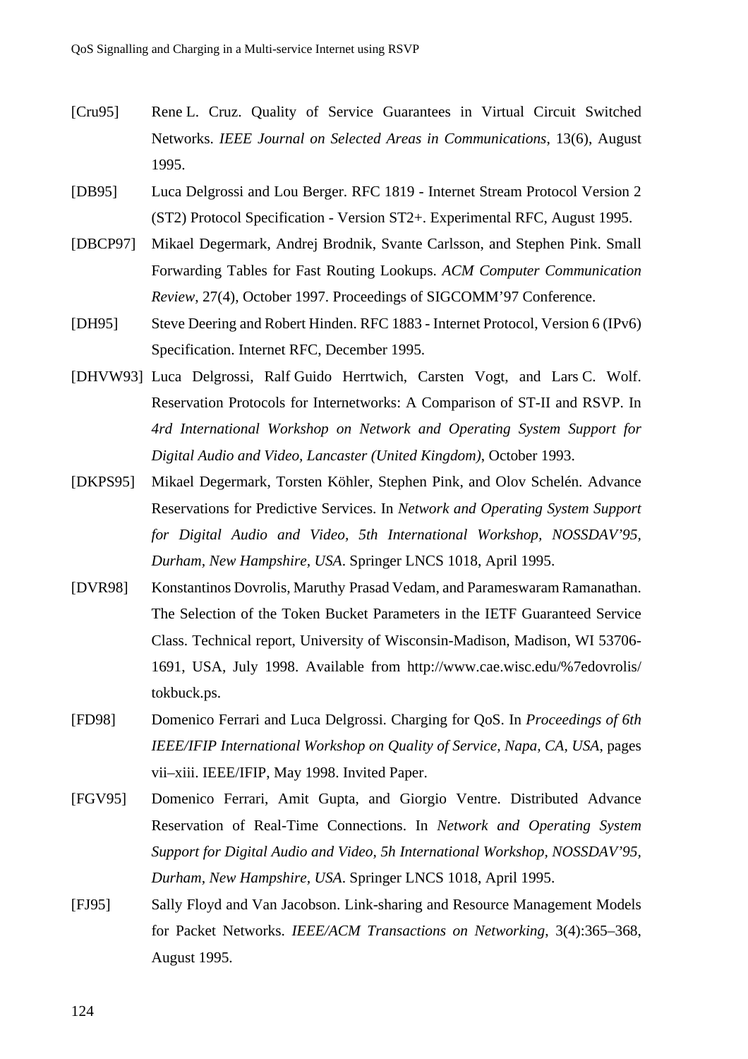[Cru95] Rene L. Cruz. Quality of Service Guarantees in Virtual Circuit Switched Networks. *IEEE Journal on Selected Areas in Communications*, 13(6), August 1995.

[DB95] Luca Delgrossi and Lou Berger. RFC 1819 - Internet Stream Protocol Version 2 (ST2) Protocol Specification - Version ST2+. Experimental RFC, August 1995.

[DBCP97] Mikael Degermark, Andrej Brodnik, Svante Carlsson, and Stephen Pink. Small Forwarding Tables for Fast Routing Lookups. *ACM Computer Communication Review*, 27(4), October 1997. Proceedings of SIGCOMM'97 Conference.

[DH95] Steve Deering and Robert Hinden. RFC 1883 - Internet Protocol, Version 6 (IPv6) Specification. Internet RFC, December 1995.

[DHVW93] Luca Delgrossi, Ralf Guido Herrtwich, Carsten Vogt, and Lars C. Wolf. Reservation Protocols for Internetworks: A Comparison of ST-II and RSVP. In *4rd International Workshop on Network and Operating System Support for Digital Audio and Video, Lancaster (United Kingdom)*, October 1993.

[DKPS95] Mikael Degermark, Torsten Köhler, Stephen Pink, and Olov Schelén. Advance Reservations for Predictive Services. In *Network and Operating System Support for Digital Audio and Video, 5th International Workshop, NOSSDAV'95, Durham, New Hampshire, USA*. Springer LNCS 1018, April 1995.

[DVR98] Konstantinos Dovrolis, Maruthy Prasad Vedam, and Parameswaram Ramanathan. The Selection of the Token Bucket Parameters in the IETF Guaranteed Service Class. Technical report, University of Wisconsin-Madison, Madison, WI 53706-1691, USA, July 1998. Available from http://www.cae.wisc.edu/%7edovrolis/tokbuck.ps.

[FD98] Domenico Ferrari and Luca Delgrossi. Charging for QoS. In *Proceedings of 6th IEEE/IFIP International Workshop on Quality of Service, Napa, CA, USA*, pages vii–xiii. IEEE/IFIP, May 1998. Invited Paper.

[FGV95] Domenico Ferrari, Amit Gupta, and Giorgio Ventre. Distributed Advance Reservation of Real-Time Connections. In *Network and Operating System Support for Digital Audio and Video, 5h International Workshop, NOSSDAV'95, Durham, New Hampshire, USA*. Springer LNCS 1018, April 1995.

[FJ95] Sally Floyd and Van Jacobson. Link-sharing and Resource Management Models for Packet Networks. *IEEE/ACM Transactions on Networking*, 3(4):365–368, August 1995.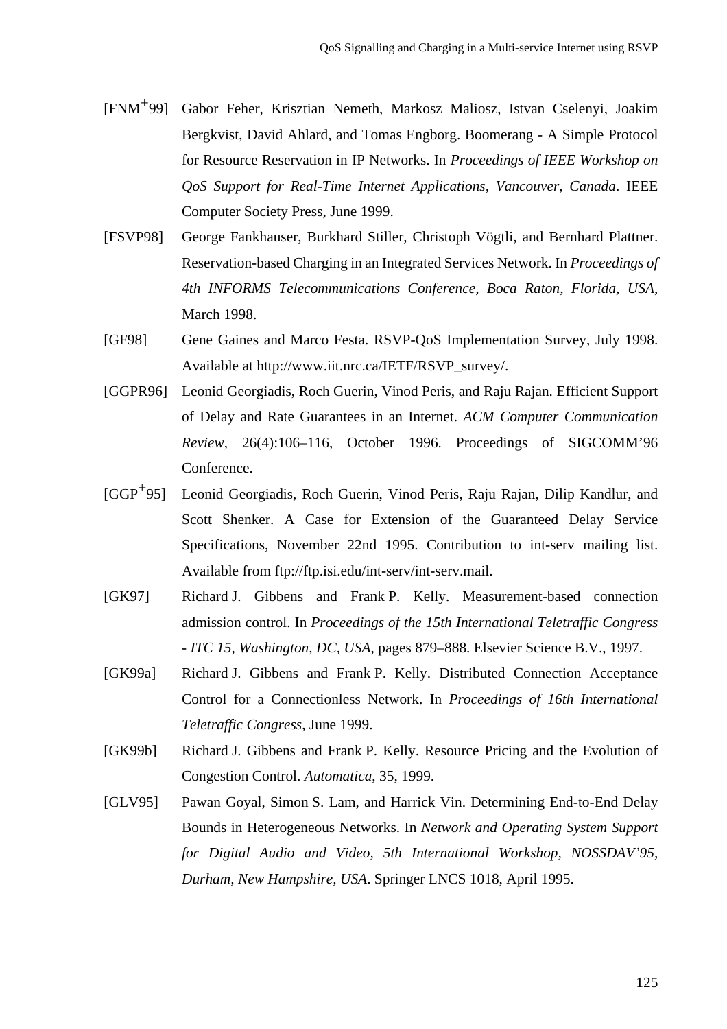[FNM[+]99] Gabor Feher, Krisztian Nemeth, Markosz Maliosz, Istvan Cselenyi, Joakim Bergkvist, David Ahlard, and Tomas Engborg. Boomerang - A Simple Protocol for Resource Reservation in IP Networks. In *Proceedings of IEEE Workshop on QoS Support for Real-Time Internet Applications, Vancouver, Canada*. IEEE Computer Society Press, June 1999.

[FSVP98] George Fankhauser, Burkhard Stiller, Christoph Vögtli, and Bernhard Plattner. Reservation-based Charging in an Integrated Services Network. In *Proceedings of 4th INFORMS Telecommunications Conference, Boca Raton, Florida, USA*, March 1998.

[GF98] Gene Gaines and Marco Festa. RSVP-QoS Implementation Survey, July 1998. Available at http://www.iit.nrc.ca/IETF/RSVP_survey/.

[GGPR96] Leonid Georgiadis, Roch Guerin, Vinod Peris, and Raju Rajan. Efficient Support of Delay and Rate Guarantees in an Internet. *ACM Computer Communication Review*, 26(4):106–116, October 1996. Proceedings of SIGCOMM'96 Conference.

[GGP[+]95] Leonid Georgiadis, Roch Guerin, Vinod Peris, Raju Rajan, Dilip Kandlur, and Scott Shenker. A Case for Extension of the Guaranteed Delay Service Specifications, November 22nd 1995. Contribution to int-serv mailing list. Available from ftp://ftp.isi.edu/int-serv/int-serv.mail.

[GK97] Richard J. Gibbens and Frank P. Kelly. Measurement-based connection admission control. In *Proceedings of the 15th International Teletraffic Congress - ITC 15, Washington, DC, USA*, pages 879–888. Elsevier Science B.V., 1997.

[GK99a] Richard J. Gibbens and Frank P. Kelly. Distributed Connection Acceptance Control for a Connectionless Network. In *Proceedings of 16th International Teletraffic Congress*, June 1999.

[GK99b] Richard J. Gibbens and Frank P. Kelly. Resource Pricing and the Evolution of Congestion Control. *Automatica*, 35, 1999.

[GLV95] Pawan Goyal, Simon S. Lam, and Harrick Vin. Determining End-to-End Delay Bounds in Heterogeneous Networks. In *Network and Operating System Support for Digital Audio and Video, 5th International Workshop, NOSSDAV'95, Durham, New Hampshire, USA*. Springer LNCS 1018, April 1995.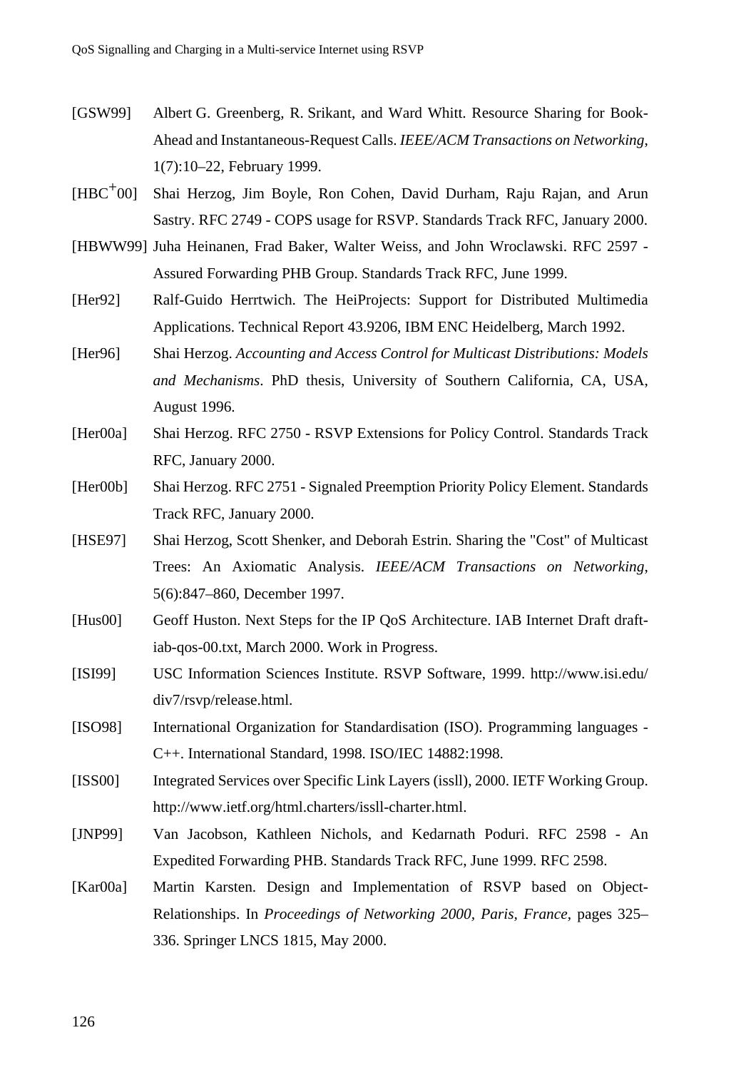[GSW99] Albert G. Greenberg, R. Srikant, and Ward Whitt. Resource Sharing for Book-Ahead and Instantaneous-Request Calls. *IEEE/ACM Transactions on Networking*, 1(7):10–22, February 1999.

[HBC+00] Shai Herzog, Jim Boyle, Ron Cohen, David Durham, Raju Rajan, and Arun Sastry. RFC 2749 - COPS usage for RSVP. Standards Track RFC, January 2000.

[HBWW99] Juha Heinanen, Frad Baker, Walter Weiss, and John Wroclawski. RFC 2597 - Assured Forwarding PHB Group. Standards Track RFC, June 1999.

[Her92] Ralf-Guido Herrtwich. The HeiProjects: Support for Distributed Multimedia Applications. Technical Report 43.9206, IBM ENC Heidelberg, March 1992.

[Her96] Shai Herzog. *Accounting and Access Control for Multicast Distributions: Models and Mechanisms*. PhD thesis, University of Southern California, CA, USA, August 1996.

[Her00a] Shai Herzog. RFC 2750 - RSVP Extensions for Policy Control. Standards Track RFC, January 2000.

[Her00b] Shai Herzog. RFC 2751 - Signaled Preemption Priority Policy Element. Standards Track RFC, January 2000.

[HSE97] Shai Herzog, Scott Shenker, and Deborah Estrin. Sharing the "Cost" of Multicast Trees: An Axiomatic Analysis. *IEEE/ACM Transactions on Networking*, 5(6):847–860, December 1997.

[Hus00] Geoff Huston. Next Steps for the IP QoS Architecture. IAB Internet Draft draft-iab-qos-00.txt, March 2000. Work in Progress.

[ISI99] USC Information Sciences Institute. RSVP Software, 1999. http://www.isi.edu/div7/rsvp/release.html.

[ISO98] International Organization for Standardisation (ISO). Programming languages - C++. International Standard, 1998. ISO/IEC 14882:1998.

[ISS00] Integrated Services over Specific Link Layers (issll), 2000. IETF Working Group. http://www.ietf.org/html.charters/issll-charter.html.

[JNP99] Van Jacobson, Kathleen Nichols, and Kedarnath Poduri. RFC 2598 - An Expedited Forwarding PHB. Standards Track RFC, June 1999. RFC 2598.

[Kar00a] Martin Karsten. Design and Implementation of RSVP based on Object-Relationships. In *Proceedings of Networking 2000, Paris, France*, pages 325–336. Springer LNCS 1815, May 2000.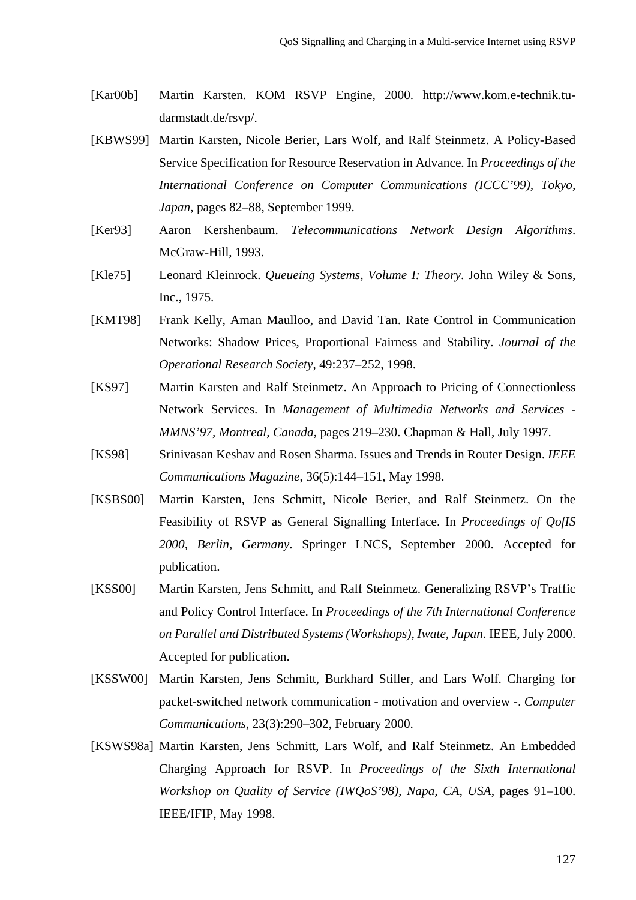[Kar00b] Martin Karsten. KOM RSVP Engine, 2000. http://www.kom.e-technik.tu-darmstadt.de/rsvp/.

[KBWS99] Martin Karsten, Nicole Berier, Lars Wolf, and Ralf Steinmetz. A Policy-Based Service Specification for Resource Reservation in Advance. In *Proceedings of the International Conference on Computer Communications (ICCC'99), Tokyo, Japan*, pages 82–88, September 1999.

[Ker93] Aaron Kershenbaum. *Telecommunications Network Design Algorithms*. McGraw-Hill, 1993.

[Kle75] Leonard Kleinrock. *Queueing Systems, Volume I: Theory*. John Wiley & Sons, Inc., 1975.

[KMT98] Frank Kelly, Aman Maulloo, and David Tan. Rate Control in Communication Networks: Shadow Prices, Proportional Fairness and Stability. *Journal of the Operational Research Society*, 49:237–252, 1998.

[KS97] Martin Karsten and Ralf Steinmetz. An Approach to Pricing of Connectionless Network Services. In *Management of Multimedia Networks and Services - MMNS'97, Montreal, Canada*, pages 219–230. Chapman & Hall, July 1997.

[KS98] Srinivasan Keshav and Rosen Sharma. Issues and Trends in Router Design. *IEEE Communications Magazine*, 36(5):144–151, May 1998.

[KSBS00] Martin Karsten, Jens Schmitt, Nicole Berier, and Ralf Steinmetz. On the Feasibility of RSVP as General Signalling Interface. In *Proceedings of QofIS 2000, Berlin, Germany*. Springer LNCS, September 2000. Accepted for publication.

[KSS00] Martin Karsten, Jens Schmitt, and Ralf Steinmetz. Generalizing RSVP's Traffic and Policy Control Interface. In *Proceedings of the 7th International Conference on Parallel and Distributed Systems (Workshops), Iwate, Japan*. IEEE, July 2000. Accepted for publication.

[KSSW00] Martin Karsten, Jens Schmitt, Burkhard Stiller, and Lars Wolf. Charging for packet-switched network communication - motivation and overview -. *Computer Communications*, 23(3):290–302, February 2000.

[KSWS98a] Martin Karsten, Jens Schmitt, Lars Wolf, and Ralf Steinmetz. An Embedded Charging Approach for RSVP. In *Proceedings of the Sixth International Workshop on Quality of Service (IWQoS'98), Napa, CA, USA*, pages 91–100. IEEE/IFIP, May 1998.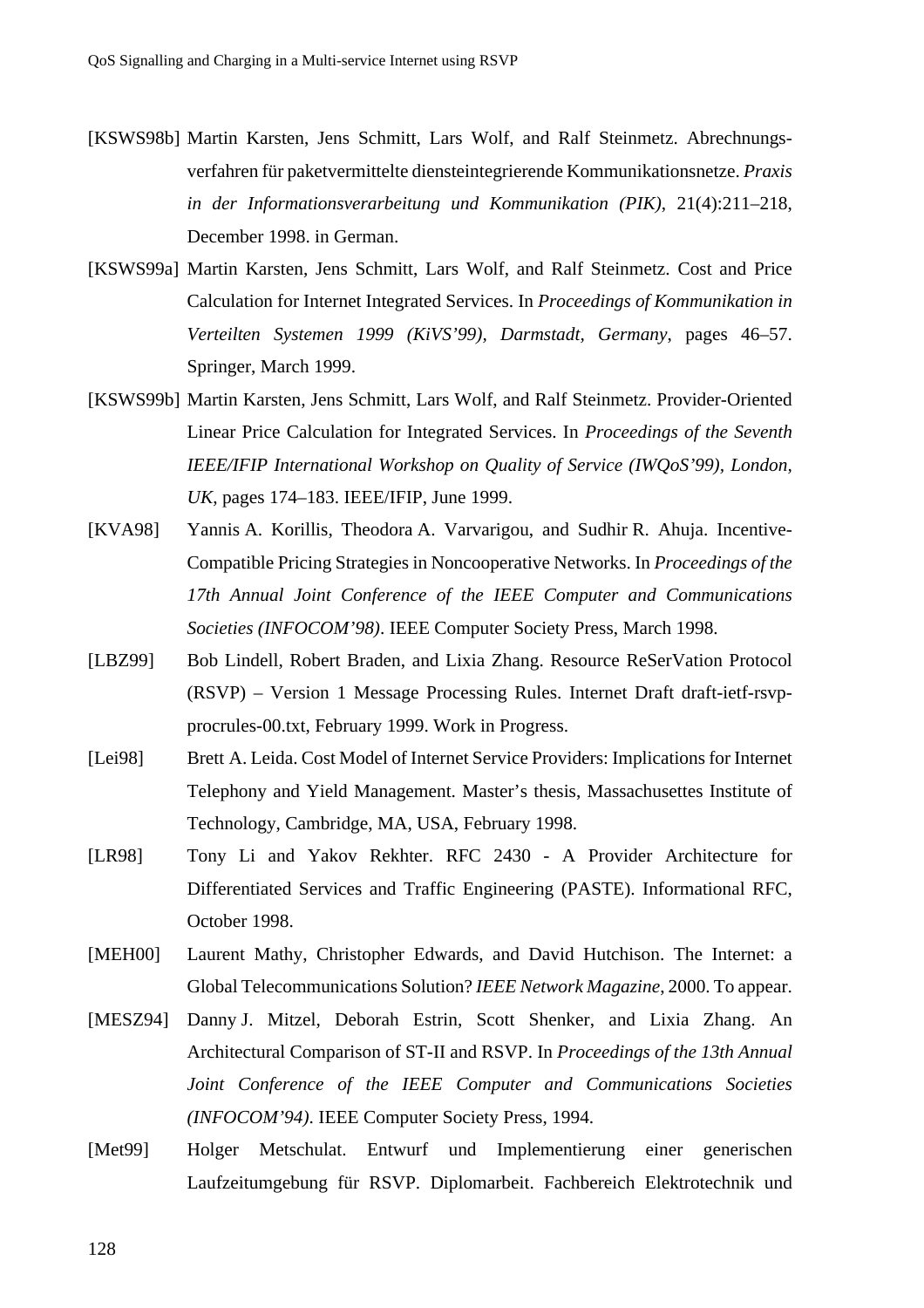[KSWS98b] Martin Karsten, Jens Schmitt, Lars Wolf, and Ralf Steinmetz. Abrechnungsverfahren für paketvermittelte diensteintegrierende Kommunikationsnetze. *Praxis in der Informationsverarbeitung und Kommunikation (PIK)*, 21(4):211–218, December 1998. in German.

[KSWS99a] Martin Karsten, Jens Schmitt, Lars Wolf, and Ralf Steinmetz. Cost and Price Calculation for Internet Integrated Services. In *Proceedings of Kommunikation in Verteilten Systemen 1999 (KiVS'99), Darmstadt, Germany*, pages 46–57. Springer, March 1999.

[KSWS99b] Martin Karsten, Jens Schmitt, Lars Wolf, and Ralf Steinmetz. Provider-Oriented Linear Price Calculation for Integrated Services. In *Proceedings of the Seventh IEEE/IFIP International Workshop on Quality of Service (IWQoS'99), London, UK*, pages 174–183. IEEE/IFIP, June 1999.

[KVA98] Yannis A. Korillis, Theodora A. Varvarigou, and Sudhir R. Ahuja. Incentive-Compatible Pricing Strategies in Noncooperative Networks. In *Proceedings of the 17th Annual Joint Conference of the IEEE Computer and Communications Societies (INFOCOM'98)*. IEEE Computer Society Press, March 1998.

[LBZ99] Bob Lindell, Robert Braden, and Lixia Zhang. Resource ReSerVation Protocol (RSVP) – Version 1 Message Processing Rules. Internet Draft draft-ietf-rsvp-procrules-00.txt, February 1999. Work in Progress.

[Lei98] Brett A. Leida. Cost Model of Internet Service Providers: Implications for Internet Telephony and Yield Management. Master's thesis, Massachusettes Institute of Technology, Cambridge, MA, USA, February 1998.

[LR98] Tony Li and Yakov Rekhter. RFC 2430 - A Provider Architecture for Differentiated Services and Traffic Engineering (PASTE). Informational RFC, October 1998.

[MEH00] Laurent Mathy, Christopher Edwards, and David Hutchison. The Internet: a Global Telecommunications Solution? *IEEE Network Magazine*, 2000. To appear.

[MESZ94] Danny J. Mitzel, Deborah Estrin, Scott Shenker, and Lixia Zhang. An Architectural Comparison of ST-II and RSVP. In *Proceedings of the 13th Annual Joint Conference of the IEEE Computer and Communications Societies (INFOCOM'94)*. IEEE Computer Society Press, 1994.

[Met99] Holger Metschulat. Entwurf und Implementierung einer generischen Laufzeitumgebung für RSVP. Diplomarbeit. Fachbereich Elektrotechnik und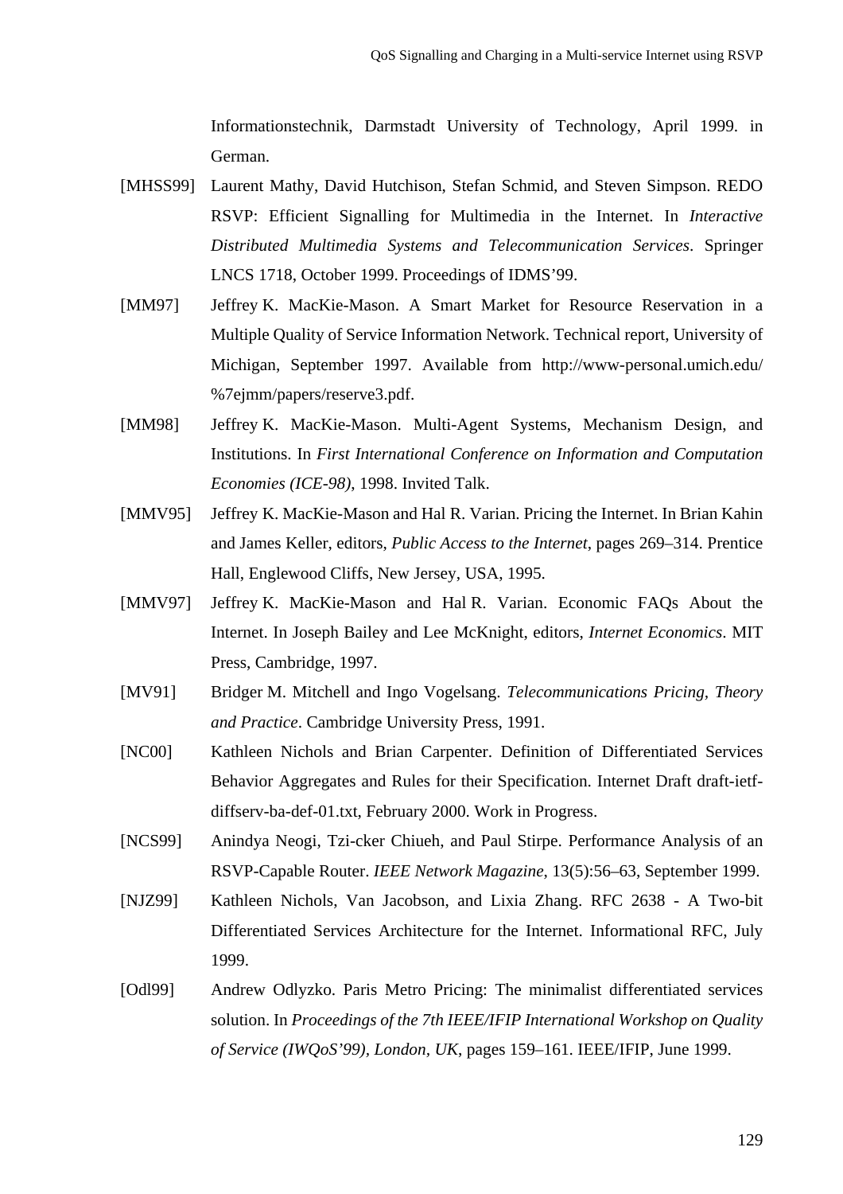Informationstechnik, Darmstadt University of Technology, April 1999. in German.

[MHSS99] Laurent Mathy, David Hutchison, Stefan Schmid, and Steven Simpson. REDO RSVP: Efficient Signalling for Multimedia in the Internet. In *Interactive Distributed Multimedia Systems and Telecommunication Services*. Springer LNCS 1718, October 1999. Proceedings of IDMS'99.

[MM97] Jeffrey K. MacKie-Mason. A Smart Market for Resource Reservation in a Multiple Quality of Service Information Network. Technical report, University of Michigan, September 1997. Available from http://www-personal.umich.edu/%7ejmm/papers/reserve3.pdf.

[MM98] Jeffrey K. MacKie-Mason. Multi-Agent Systems, Mechanism Design, and Institutions. In *First International Conference on Information and Computation Economies (ICE-98)*, 1998. Invited Talk.

[MMV95] Jeffrey K. MacKie-Mason and Hal R. Varian. Pricing the Internet. In Brian Kahin and James Keller, editors, *Public Access to the Internet*, pages 269–314. Prentice Hall, Englewood Cliffs, New Jersey, USA, 1995.

[MMV97] Jeffrey K. MacKie-Mason and Hal R. Varian. Economic FAQs About the Internet. In Joseph Bailey and Lee McKnight, editors, *Internet Economics*. MIT Press, Cambridge, 1997.

[MV91] Bridger M. Mitchell and Ingo Vogelsang. *Telecommunications Pricing, Theory and Practice*. Cambridge University Press, 1991.

[NC00] Kathleen Nichols and Brian Carpenter. Definition of Differentiated Services Behavior Aggregates and Rules for their Specification. Internet Draft draft-ietf-diffserv-ba-def-01.txt, February 2000. Work in Progress.

[NCS99] Anindya Neogi, Tzi-cker Chiueh, and Paul Stirpe. Performance Analysis of an RSVP-Capable Router. *IEEE Network Magazine*, 13(5):56–63, September 1999.

[NJZ99] Kathleen Nichols, Van Jacobson, and Lixia Zhang. RFC 2638 - A Two-bit Differentiated Services Architecture for the Internet. Informational RFC, July 1999.

[Odl99] Andrew Odlyzko. Paris Metro Pricing: The minimalist differentiated services solution. In *Proceedings of the 7th IEEE/IFIP International Workshop on Quality of Service (IWQoS'99), London, UK*, pages 159–161. IEEE/IFIP, June 1999.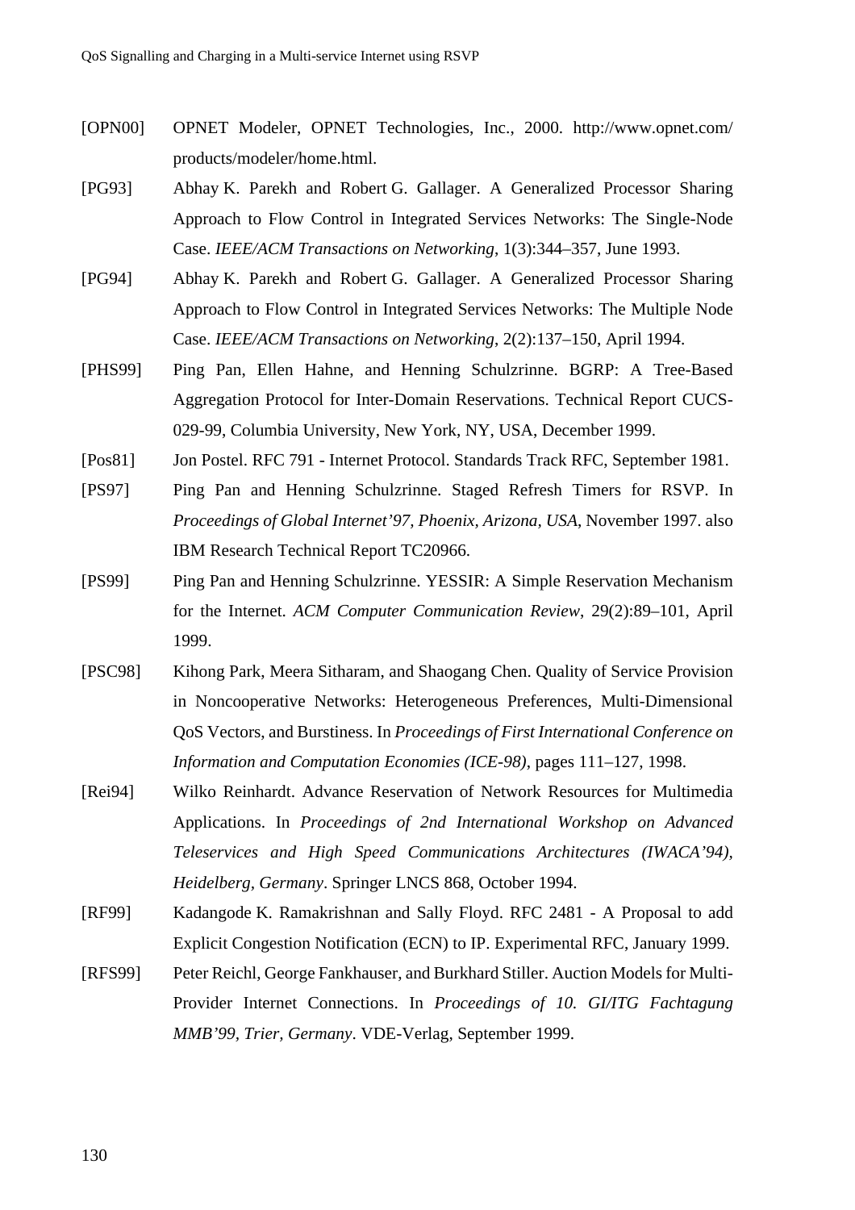[OPN00] OPNET Modeler, OPNET Technologies, Inc., 2000. http://www.opnet.com/products/modeler/home.html.

[PG93] Abhay K. Parekh and Robert G. Gallager. A Generalized Processor Sharing Approach to Flow Control in Integrated Services Networks: The Single-Node Case. *IEEE/ACM Transactions on Networking*, 1(3):344–357, June 1993.

[PG94] Abhay K. Parekh and Robert G. Gallager. A Generalized Processor Sharing Approach to Flow Control in Integrated Services Networks: The Multiple Node Case. *IEEE/ACM Transactions on Networking*, 2(2):137–150, April 1994.

[PHS99] Ping Pan, Ellen Hahne, and Henning Schulzrinne. BGRP: A Tree-Based Aggregation Protocol for Inter-Domain Reservations. Technical Report CUCS-029-99, Columbia University, New York, NY, USA, December 1999.

[Pos81] Jon Postel. RFC 791 - Internet Protocol. Standards Track RFC, September 1981.

[PS97] Ping Pan and Henning Schulzrinne. Staged Refresh Timers for RSVP. In *Proceedings of Global Internet'97, Phoenix, Arizona, USA*, November 1997. also IBM Research Technical Report TC20966.

[PS99] Ping Pan and Henning Schulzrinne. YESSIR: A Simple Reservation Mechanism for the Internet. *ACM Computer Communication Review*, 29(2):89–101, April 1999.

[PSC98] Kihong Park, Meera Sitharam, and Shaogang Chen. Quality of Service Provision in Noncooperative Networks: Heterogeneous Preferences, Multi-Dimensional QoS Vectors, and Burstiness. In *Proceedings of First International Conference on Information and Computation Economies (ICE-98)*, pages 111–127, 1998.

[Rei94] Wilko Reinhardt. Advance Reservation of Network Resources for Multimedia Applications. In *Proceedings of 2nd International Workshop on Advanced Teleservices and High Speed Communications Architectures (IWACA'94), Heidelberg, Germany*. Springer LNCS 868, October 1994.

[RF99] Kadangode K. Ramakrishnan and Sally Floyd. RFC 2481 - A Proposal to add Explicit Congestion Notification (ECN) to IP. Experimental RFC, January 1999.

[RFS99] Peter Reichl, George Fankhauser, and Burkhard Stiller. Auction Models for Multi-Provider Internet Connections. In *Proceedings of 10. GI/ITG Fachtagung MMB'99, Trier, Germany*. VDE-Verlag, September 1999.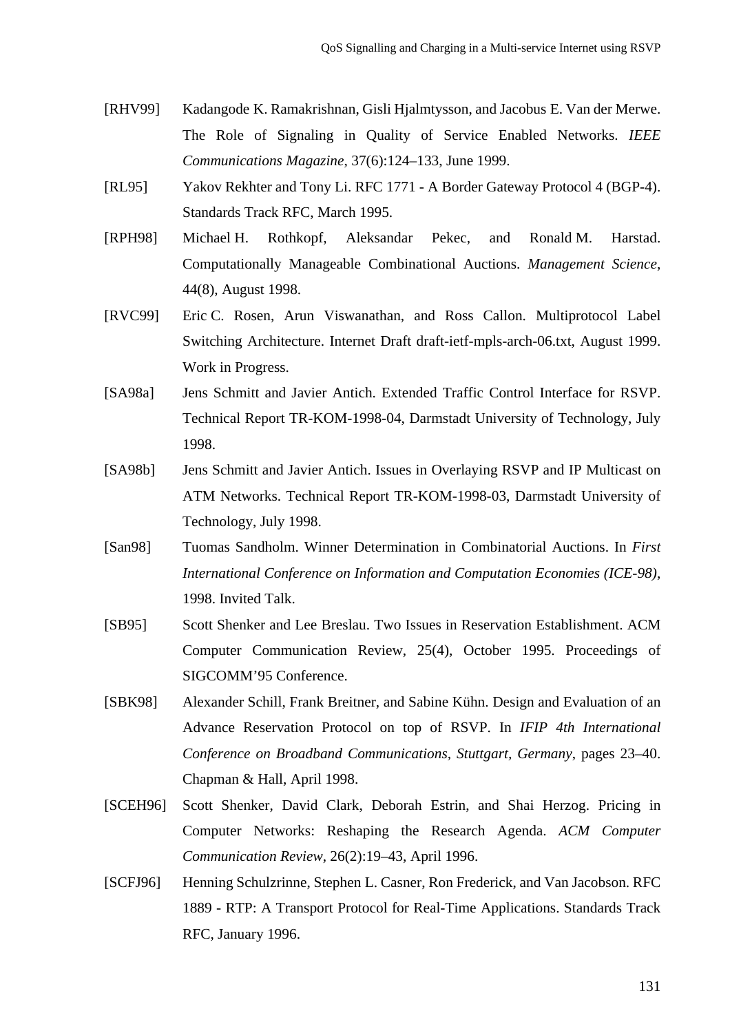[RHV99] Kadangode K. Ramakrishnan, Gisli Hjalmtysson, and Jacobus E. Van der Merwe. The Role of Signaling in Quality of Service Enabled Networks. *IEEE Communications Magazine*, 37(6):124–133, June 1999.

[RL95] Yakov Rekhter and Tony Li. RFC 1771 - A Border Gateway Protocol 4 (BGP-4). Standards Track RFC, March 1995.

[RPH98] Michael H. Rothkopf, Aleksandar Pekec, and Ronald M. Harstad. Computationally Manageable Combinational Auctions. *Management Science*, 44(8), August 1998.

[RVC99] Eric C. Rosen, Arun Viswanathan, and Ross Callon. Multiprotocol Label Switching Architecture. Internet Draft draft-ietf-mpls-arch-06.txt, August 1999. Work in Progress.

[SA98a] Jens Schmitt and Javier Antich. Extended Traffic Control Interface for RSVP. Technical Report TR-KOM-1998-04, Darmstadt University of Technology, July 1998.

[SA98b] Jens Schmitt and Javier Antich. Issues in Overlaying RSVP and IP Multicast on ATM Networks. Technical Report TR-KOM-1998-03, Darmstadt University of Technology, July 1998.

[San98] Tuomas Sandholm. Winner Determination in Combinatorial Auctions. In *First International Conference on Information and Computation Economies (ICE-98)*, 1998. Invited Talk.

[SB95] Scott Shenker and Lee Breslau. Two Issues in Reservation Establishment. ACM Computer Communication Review, 25(4), October 1995. Proceedings of SIGCOMM'95 Conference.

[SBK98] Alexander Schill, Frank Breitner, and Sabine Kühn. Design and Evaluation of an Advance Reservation Protocol on top of RSVP. In *IFIP 4th International Conference on Broadband Communications, Stuttgart, Germany*, pages 23–40. Chapman & Hall, April 1998.

[SCEH96] Scott Shenker, David Clark, Deborah Estrin, and Shai Herzog. Pricing in Computer Networks: Reshaping the Research Agenda. *ACM Computer Communication Review*, 26(2):19–43, April 1996.

[SCFJ96] Henning Schulzrinne, Stephen L. Casner, Ron Frederick, and Van Jacobson. RFC 1889 - RTP: A Transport Protocol for Real-Time Applications. Standards Track RFC, January 1996.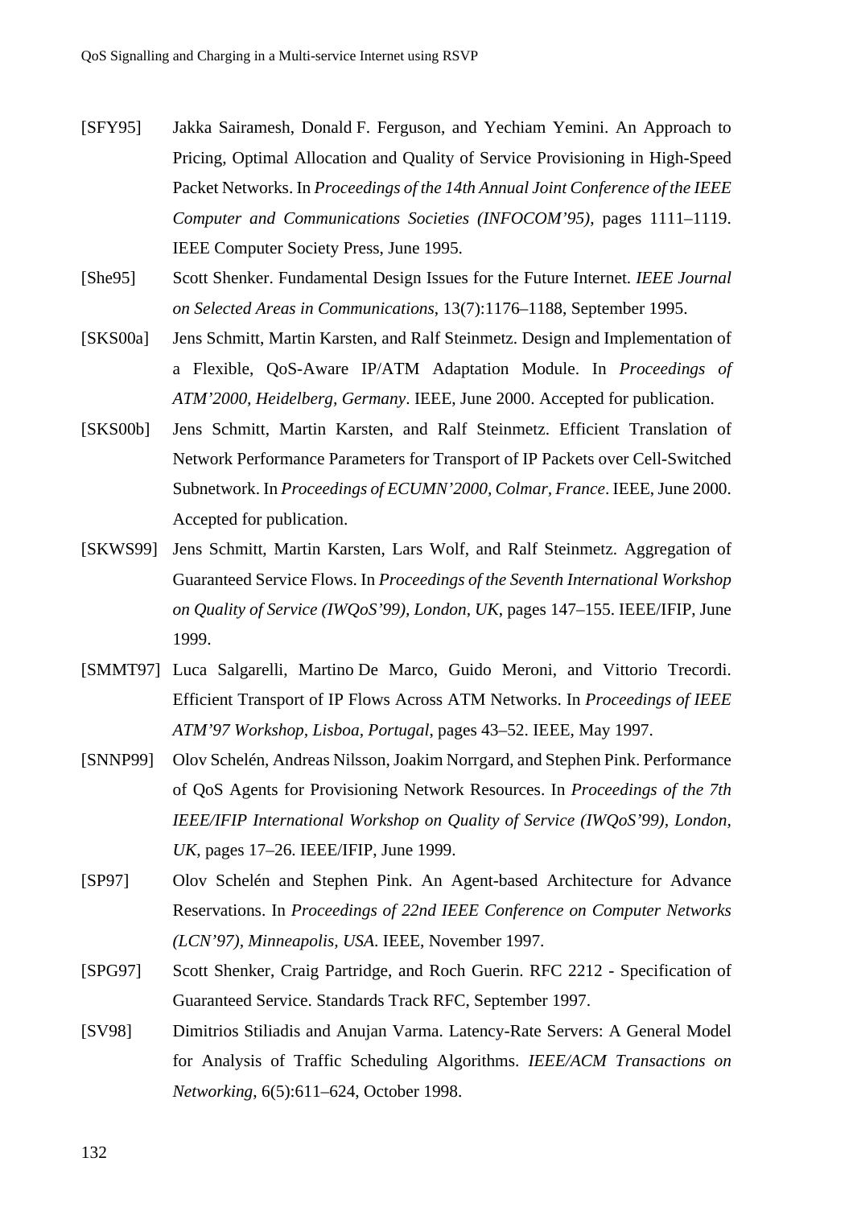[SFY95] Jakka Sairamesh, Donald F. Ferguson, and Yechiam Yemini. An Approach to Pricing, Optimal Allocation and Quality of Service Provisioning in High-Speed Packet Networks. In *Proceedings of the 14th Annual Joint Conference of the IEEE Computer and Communications Societies (INFOCOM'95)*, pages 1111–1119. IEEE Computer Society Press, June 1995.

[She95] Scott Shenker. Fundamental Design Issues for the Future Internet. *IEEE Journal on Selected Areas in Communications*, 13(7):1176–1188, September 1995.

[SKS00a] Jens Schmitt, Martin Karsten, and Ralf Steinmetz. Design and Implementation of a Flexible, QoS-Aware IP/ATM Adaptation Module. In *Proceedings of ATM'2000, Heidelberg, Germany*. IEEE, June 2000. Accepted for publication.

[SKS00b] Jens Schmitt, Martin Karsten, and Ralf Steinmetz. Efficient Translation of Network Performance Parameters for Transport of IP Packets over Cell-Switched Subnetwork. In *Proceedings of ECUMN'2000, Colmar, France*. IEEE, June 2000. Accepted for publication.

[SKWS99] Jens Schmitt, Martin Karsten, Lars Wolf, and Ralf Steinmetz. Aggregation of Guaranteed Service Flows. In *Proceedings of the Seventh International Workshop on Quality of Service (IWQoS'99), London, UK*, pages 147–155. IEEE/IFIP, June 1999.

[SMMT97] Luca Salgarelli, Martino De Marco, Guido Meroni, and Vittorio Trecordi. Efficient Transport of IP Flows Across ATM Networks. In *Proceedings of IEEE ATM'97 Workshop, Lisboa, Portugal*, pages 43–52. IEEE, May 1997.

[SNNP99] Olov Schelén, Andreas Nilsson, Joakim Norrgard, and Stephen Pink. Performance of QoS Agents for Provisioning Network Resources. In *Proceedings of the 7th IEEE/IFIP International Workshop on Quality of Service (IWQoS'99), London, UK*, pages 17–26. IEEE/IFIP, June 1999.

[SP97] Olov Schelén and Stephen Pink. An Agent-based Architecture for Advance Reservations. In *Proceedings of 22nd IEEE Conference on Computer Networks (LCN'97), Minneapolis, USA*. IEEE, November 1997.

[SPG97] Scott Shenker, Craig Partridge, and Roch Guerin. RFC 2212 - Specification of Guaranteed Service. Standards Track RFC, September 1997.

[SV98] Dimitrios Stiliadis and Anujan Varma. Latency-Rate Servers: A General Model for Analysis of Traffic Scheduling Algorithms. *IEEE/ACM Transactions on Networking*, 6(5):611–624, October 1998.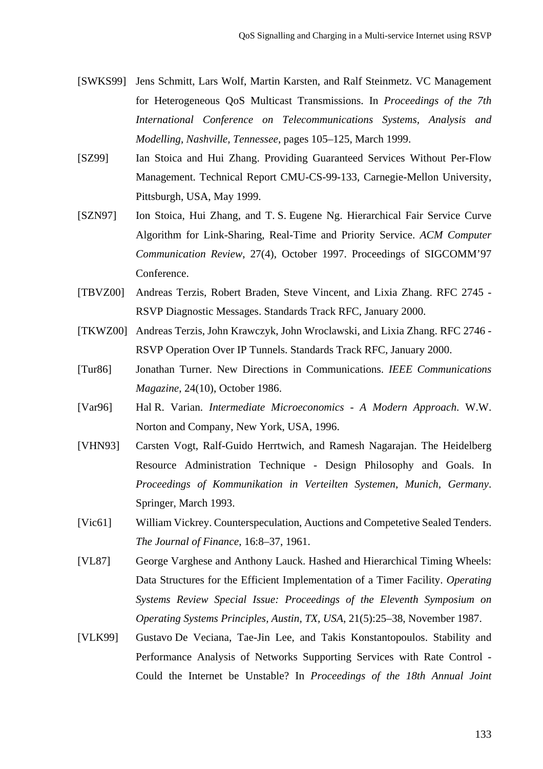[SWKS99] Jens Schmitt, Lars Wolf, Martin Karsten, and Ralf Steinmetz. VC Management for Heterogeneous QoS Multicast Transmissions. In *Proceedings of the 7th International Conference on Telecommunications Systems, Analysis and Modelling, Nashville, Tennessee*, pages 105–125, March 1999.

[SZ99] Ian Stoica and Hui Zhang. Providing Guaranteed Services Without Per-Flow Management. Technical Report CMU-CS-99-133, Carnegie-Mellon University, Pittsburgh, USA, May 1999.

[SZN97] Ion Stoica, Hui Zhang, and T. S. Eugene Ng. Hierarchical Fair Service Curve Algorithm for Link-Sharing, Real-Time and Priority Service. *ACM Computer Communication Review*, 27(4), October 1997. Proceedings of SIGCOMM'97 Conference.

[TBVZ00] Andreas Terzis, Robert Braden, Steve Vincent, and Lixia Zhang. RFC 2745 - RSVP Diagnostic Messages. Standards Track RFC, January 2000.

[TKWZ00] Andreas Terzis, John Krawczyk, John Wroclawski, and Lixia Zhang. RFC 2746 - RSVP Operation Over IP Tunnels. Standards Track RFC, January 2000.

[Tur86] Jonathan Turner. New Directions in Communications. *IEEE Communications Magazine*, 24(10), October 1986.

[Var96] Hal R. Varian. *Intermediate Microeconomics - A Modern Approach*. W.W. Norton and Company, New York, USA, 1996.

[VHN93] Carsten Vogt, Ralf-Guido Herrtwich, and Ramesh Nagarajan. The Heidelberg Resource Administration Technique - Design Philosophy and Goals. In *Proceedings of Kommunikation in Verteilten Systemen, Munich, Germany*. Springer, March 1993.

[Vic61] William Vickrey. Counterspeculation, Auctions and Competetive Sealed Tenders. *The Journal of Finance*, 16:8–37, 1961.

[VL87] George Varghese and Anthony Lauck. Hashed and Hierarchical Timing Wheels: Data Structures for the Efficient Implementation of a Timer Facility. *Operating Systems Review Special Issue: Proceedings of the Eleventh Symposium on Operating Systems Principles, Austin, TX, USA*, 21(5):25–38, November 1987.

[VLK99] Gustavo De Veciana, Tae-Jin Lee, and Takis Konstantopoulos. Stability and Performance Analysis of Networks Supporting Services with Rate Control - Could the Internet be Unstable? In *Proceedings of the 18th Annual Joint*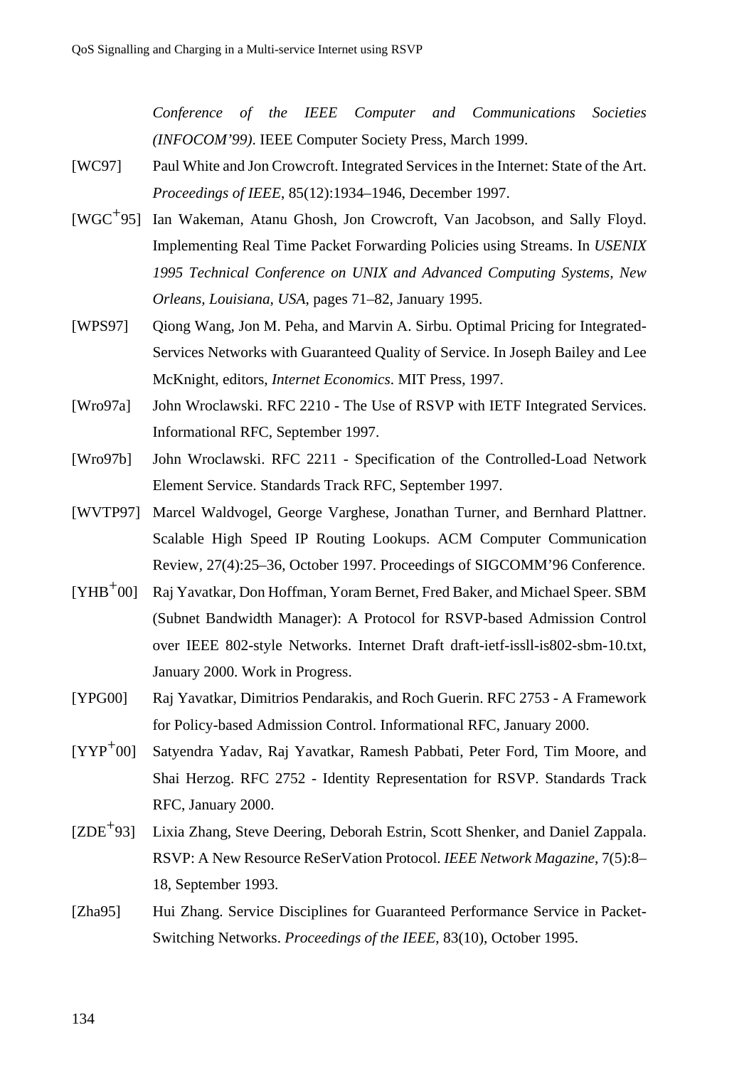*Conference of the IEEE Computer and Communications Societies (INFOCOM'99)*. IEEE Computer Society Press, March 1999.

[WC97] Paul White and Jon Crowcroft. Integrated Services in the Internet: State of the Art. *Proceedings of IEEE*, 85(12):1934–1946, December 1997.

[WGC+95] Ian Wakeman, Atanu Ghosh, Jon Crowcroft, Van Jacobson, and Sally Floyd. Implementing Real Time Packet Forwarding Policies using Streams. In *USENIX 1995 Technical Conference on UNIX and Advanced Computing Systems, New Orleans, Louisiana, USA*, pages 71–82, January 1995.

[WPS97] Qiong Wang, Jon M. Peha, and Marvin A. Sirbu. Optimal Pricing for Integrated-Services Networks with Guaranteed Quality of Service. In Joseph Bailey and Lee McKnight, editors, *Internet Economics*. MIT Press, 1997.

[Wro97a] John Wroclawski. RFC 2210 - The Use of RSVP with IETF Integrated Services. Informational RFC, September 1997.

[Wro97b] John Wroclawski. RFC 2211 - Specification of the Controlled-Load Network Element Service. Standards Track RFC, September 1997.

[WVTP97] Marcel Waldvogel, George Varghese, Jonathan Turner, and Bernhard Plattner. Scalable High Speed IP Routing Lookups. ACM Computer Communication Review, 27(4):25–36, October 1997. Proceedings of SIGCOMM'96 Conference.

[YHB+00] Raj Yavatkar, Don Hoffman, Yoram Bernet, Fred Baker, and Michael Speer. SBM (Subnet Bandwidth Manager): A Protocol for RSVP-based Admission Control over IEEE 802-style Networks. Internet Draft draft-ietf-issll-is802-sbm-10.txt, January 2000. Work in Progress.

[YPG00] Raj Yavatkar, Dimitrios Pendarakis, and Roch Guerin. RFC 2753 - A Framework for Policy-based Admission Control. Informational RFC, January 2000.

[YYP+00] Satyendra Yadav, Raj Yavatkar, Ramesh Pabbati, Peter Ford, Tim Moore, and Shai Herzog. RFC 2752 - Identity Representation for RSVP. Standards Track RFC, January 2000.

[ZDE+93] Lixia Zhang, Steve Deering, Deborah Estrin, Scott Shenker, and Daniel Zappala. RSVP: A New Resource ReSerVation Protocol. *IEEE Network Magazine*, 7(5):8–18, September 1993.

[Zha95] Hui Zhang. Service Disciplines for Guaranteed Performance Service in Packet-Switching Networks. *Proceedings of the IEEE*, 83(10), October 1995.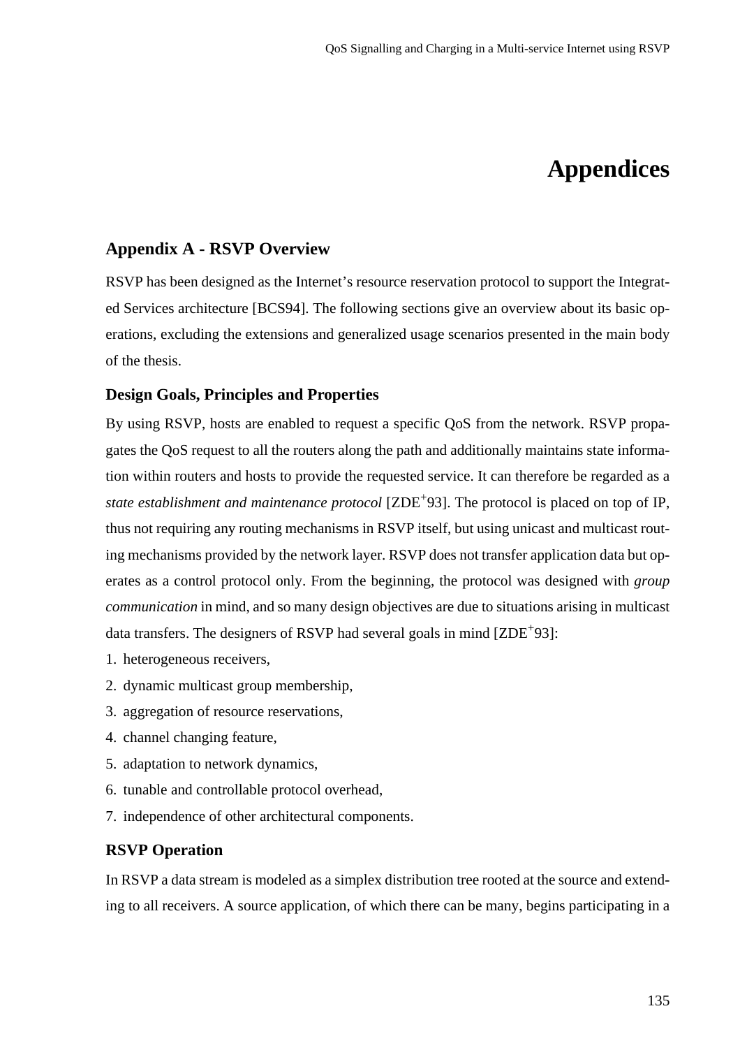# Appendices

## Appendix A - RSVP Overview

RSVP has been designed as the Internet's resource reservation protocol to support the Integrated Services architecture [BCS94]. The following sections give an overview about its basic operations, excluding the extensions and generalized usage scenarios presented in the main body of the thesis.

### Design Goals, Principles and Properties

By using RSVP, hosts are enabled to request a specific QoS from the network. RSVP propagates the QoS request to all the routers along the path and additionally maintains state information within routers and hosts to provide the requested service. It can therefore be regarded as a *state establishment and maintenance protocol* [ZDE+93]. The protocol is placed on top of IP, thus not requiring any routing mechanisms in RSVP itself, but using unicast and multicast routing mechanisms provided by the network layer. RSVP does not transfer application data but operates as a control protocol only. From the beginning, the protocol was designed with *group communication* in mind, and so many design objectives are due to situations arising in multicast data transfers. The designers of RSVP had several goals in mind [ZDE+93]:

1. heterogeneous receivers,
2. dynamic multicast group membership,
3. aggregation of resource reservations,
4. channel changing feature,
5. adaptation to network dynamics,
6. tunable and controllable protocol overhead,
7. independence of other architectural components.

### RSVP Operation

In RSVP a data stream is modeled as a simplex distribution tree rooted at the source and extending to all receivers. A source application, of which there can be many, begins participating in a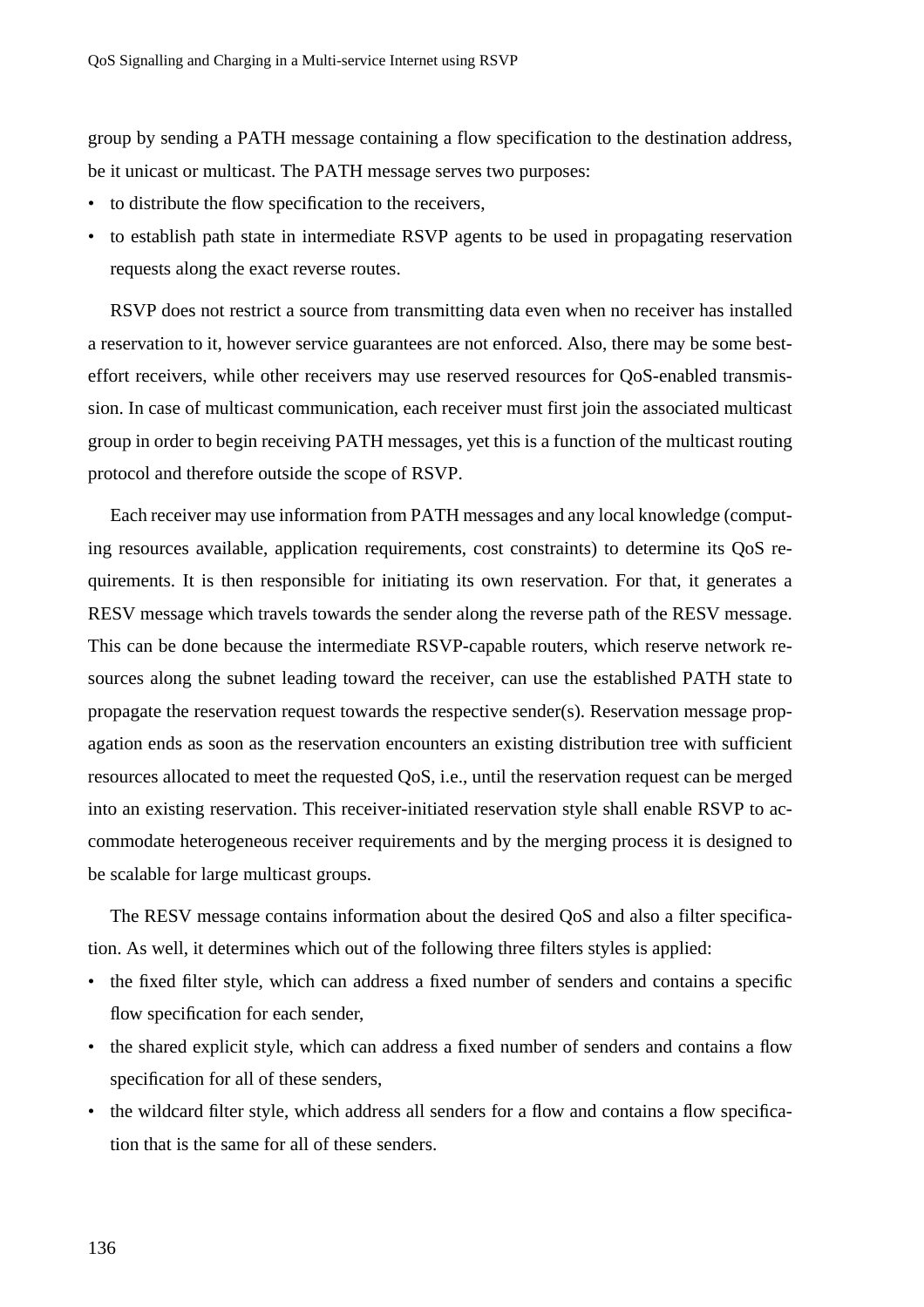group by sending a PATH message containing a flow specification to the destination address, be it unicast or multicast. The PATH message serves two purposes:

- to distribute the flow specification to the receivers,
- to establish path state in intermediate RSVP agents to be used in propagating reservation requests along the exact reverse routes.

RSVP does not restrict a source from transmitting data even when no receiver has installed a reservation to it, however service guarantees are not enforced. Also, there may be some best-effort receivers, while other receivers may use reserved resources for QoS-enabled transmission. In case of multicast communication, each receiver must first join the associated multicast group in order to begin receiving PATH messages, yet this is a function of the multicast routing protocol and therefore outside the scope of RSVP.

Each receiver may use information from PATH messages and any local knowledge (computing resources available, application requirements, cost constraints) to determine its QoS requirements. It is then responsible for initiating its own reservation. For that, it generates a RESV message which travels towards the sender along the reverse path of the RESV message. This can be done because the intermediate RSVP-capable routers, which reserve network resources along the subnet leading toward the receiver, can use the established PATH state to propagate the reservation request towards the respective sender(s). Reservation message propagation ends as soon as the reservation encounters an existing distribution tree with sufficient resources allocated to meet the requested QoS, i.e., until the reservation request can be merged into an existing reservation. This receiver-initiated reservation style shall enable RSVP to accommodate heterogeneous receiver requirements and by the merging process it is designed to be scalable for large multicast groups.

The RESV message contains information about the desired QoS and also a filter specification. As well, it determines which out of the following three filters styles is applied:

- the fixed filter style, which can address a fixed number of senders and contains a specific flow specification for each sender,
- the shared explicit style, which can address a fixed number of senders and contains a flow specification for all of these senders,
- the wildcard filter style, which address all senders for a flow and contains a flow specification that is the same for all of these senders.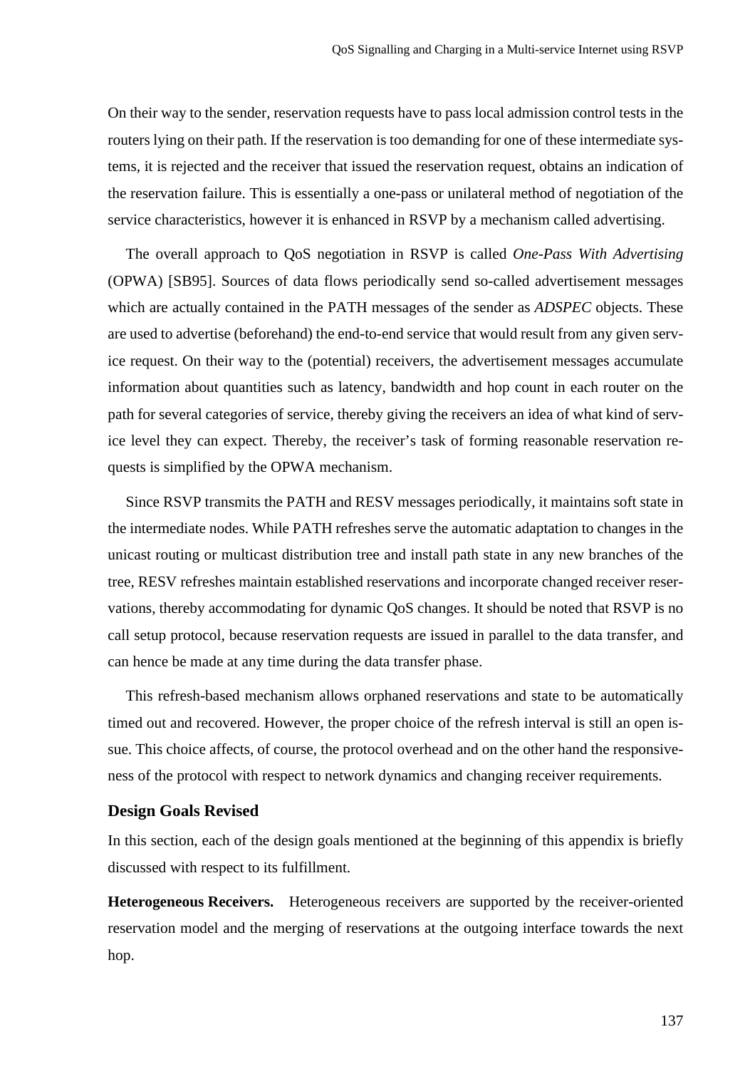On their way to the sender, reservation requests have to pass local admission control tests in the routers lying on their path. If the reservation is too demanding for one of these intermediate systems, it is rejected and the receiver that issued the reservation request, obtains an indication of the reservation failure. This is essentially a one-pass or unilateral method of negotiation of the service characteristics, however it is enhanced in RSVP by a mechanism called advertising.

The overall approach to QoS negotiation in RSVP is called *One-Pass With Advertising* (OPWA) [SB95]. Sources of data flows periodically send so-called advertisement messages which are actually contained in the PATH messages of the sender as *ADSPEC* objects. These are used to advertise (beforehand) the end-to-end service that would result from any given service request. On their way to the (potential) receivers, the advertisement messages accumulate information about quantities such as latency, bandwidth and hop count in each router on the path for several categories of service, thereby giving the receivers an idea of what kind of service level they can expect. Thereby, the receiver's task of forming reasonable reservation requests is simplified by the OPWA mechanism.

Since RSVP transmits the PATH and RESV messages periodically, it maintains soft state in the intermediate nodes. While PATH refreshes serve the automatic adaptation to changes in the unicast routing or multicast distribution tree and install path state in any new branches of the tree, RESV refreshes maintain established reservations and incorporate changed receiver reservations, thereby accommodating for dynamic QoS changes. It should be noted that RSVP is no call setup protocol, because reservation requests are issued in parallel to the data transfer, and can hence be made at any time during the data transfer phase.

This refresh-based mechanism allows orphaned reservations and state to be automatically timed out and recovered. However, the proper choice of the refresh interval is still an open issue. This choice affects, of course, the protocol overhead and on the other hand the responsiveness of the protocol with respect to network dynamics and changing receiver requirements.

### Design Goals Revised

In this section, each of the design goals mentioned at the beginning of this appendix is briefly discussed with respect to its fulfillment.

**Heterogeneous Receivers.** Heterogeneous receivers are supported by the receiver-oriented reservation model and the merging of reservations at the outgoing interface towards the next hop.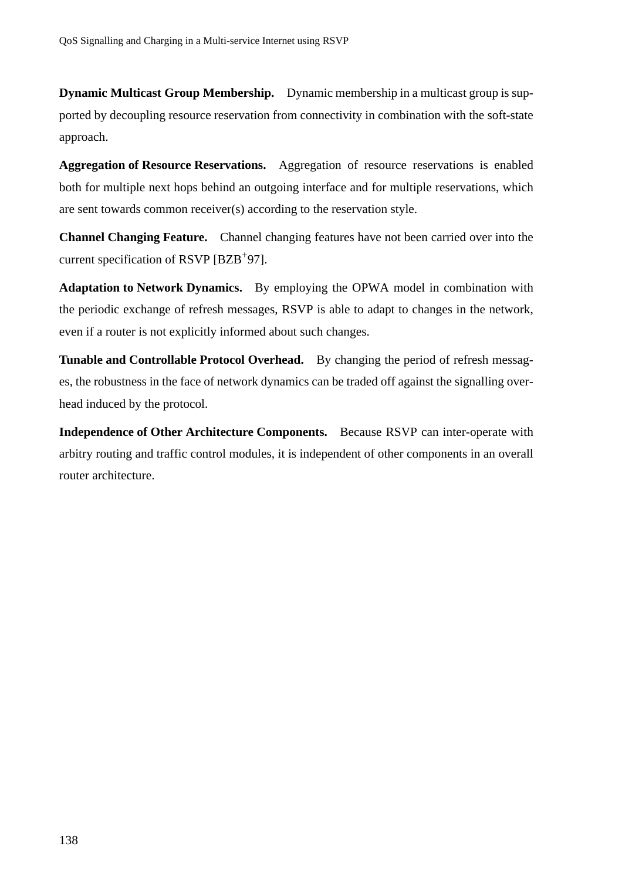**Dynamic Multicast Group Membership.** Dynamic membership in a multicast group is supported by decoupling resource reservation from connectivity in combination with the soft-state approach.

**Aggregation of Resource Reservations.** Aggregation of resource reservations is enabled both for multiple next hops behind an outgoing interface and for multiple reservations, which are sent towards common receiver(s) according to the reservation style.

**Channel Changing Feature.** Channel changing features have not been carried over into the current specification of RSVP [BZB+97].

**Adaptation to Network Dynamics.** By employing the OPWA model in combination with the periodic exchange of refresh messages, RSVP is able to adapt to changes in the network, even if a router is not explicitly informed about such changes.

**Tunable and Controllable Protocol Overhead.** By changing the period of refresh messages, the robustness in the face of network dynamics can be traded off against the signalling overhead induced by the protocol.

**Independence of Other Architecture Components.** Because RSVP can inter-operate with arbitry routing and traffic control modules, it is independent of other components in an overall router architecture.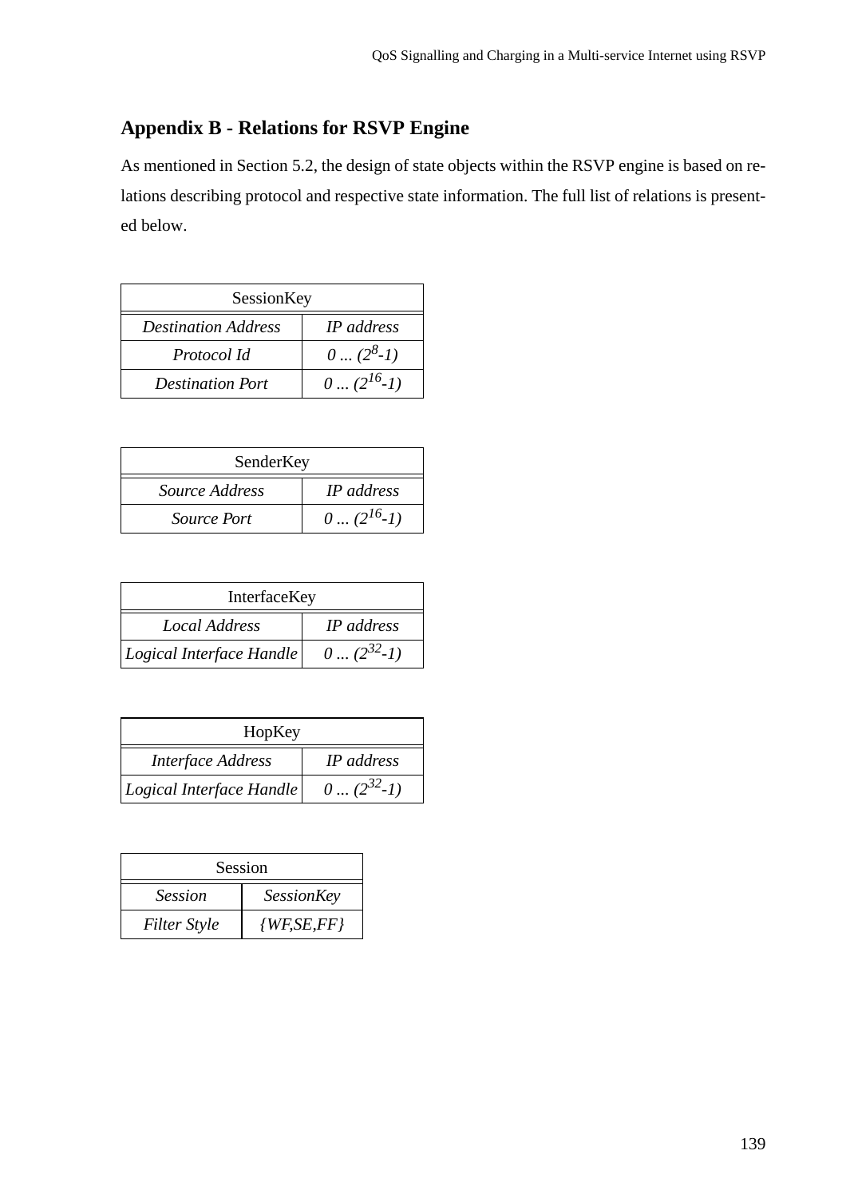## Appendix B - Relations for RSVP Engine

As mentioned in Section 5.2, the design of state objects within the RSVP engine is based on relations describing protocol and respective state information. The full list of relations is presented below.

| SessionKey | |
|---|---|
| *Destination Address* | *IP address* |
| *Protocol Id* | $0 \ldots (2^8-1)$ |
| *Destination Port* | $0 \ldots (2^{16}-1)$ |

| SenderKey | |
|---|---|
| *Source Address* | *IP address* |
| *Source Port* | $0 \ldots (2^{16}-1)$ |

| InterfaceKey | |
|---|---|
| *Local Address* | *IP address* |
| *Logical Interface Handle* | $0 \ldots (2^{32}-1)$ |

| HopKey | |
|---|---|
| *Interface Address* | *IP address* |
| *Logical Interface Handle* | $0 \ldots (2^{32}-1)$ |

| Session | |
|---|---|
| *Session* | *SessionKey* |
| *Filter Style* | *{WF,SE,FF}* |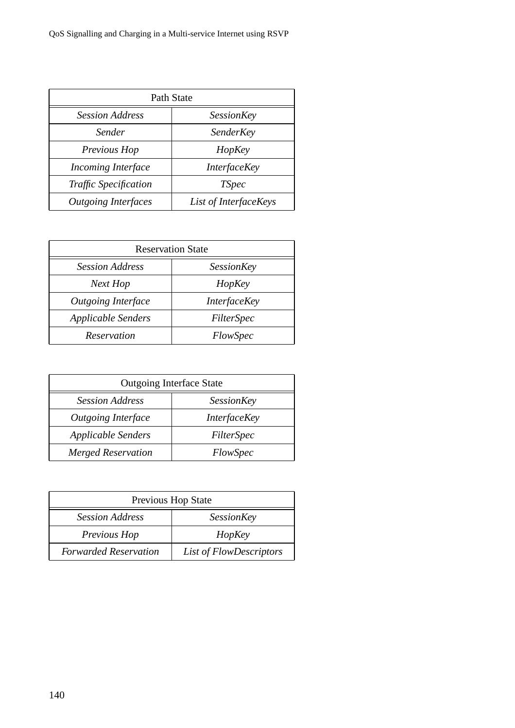| Path State | |
|---|---|
| *Session Address* | *SessionKey* |
| *Sender* | *SenderKey* |
| *Previous Hop* | *HopKey* |
| *Incoming Interface* | *InterfaceKey* |
| *Traffic Specification* | *TSpec* |
| *Outgoing Interfaces* | *List of InterfaceKeys* |

| Reservation State | |
|---|---|
| *Session Address* | *SessionKey* |
| *Next Hop* | *HopKey* |
| *Outgoing Interface* | *InterfaceKey* |
| *Applicable Senders* | *FilterSpec* |
| *Reservation* | *FlowSpec* |

| Outgoing Interface State | |
|---|---|
| *Session Address* | *SessionKey* |
| *Outgoing Interface* | *InterfaceKey* |
| *Applicable Senders* | *FilterSpec* |
| *Merged Reservation* | *FlowSpec* |

| Previous Hop State | |
|---|---|
| *Session Address* | *SessionKey* |
| *Previous Hop* | *HopKey* |
| *Forwarded Reservation* | *List of FlowDescriptors* |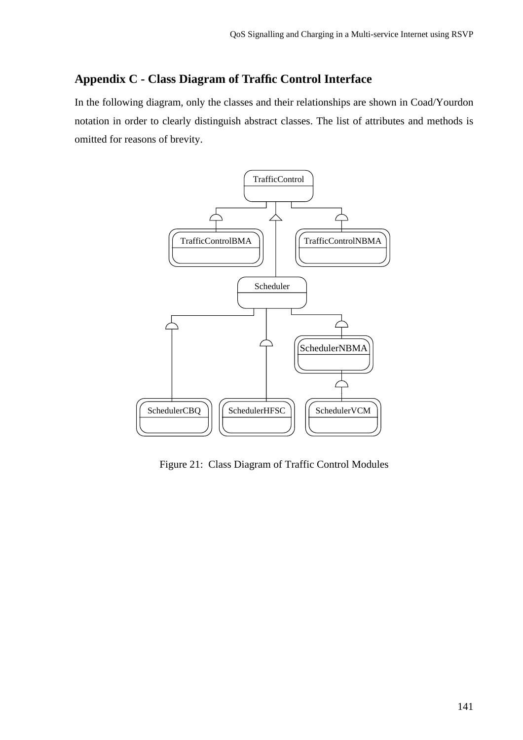## Appendix C - Class Diagram of Traffic Control Interface

In the following diagram, only the classes and their relationships are shown in Coad/Yourdon notation in order to clearly distinguish abstract classes. The list of attributes and methods is omitted for reasons of brevity.

Figure 21: Class Diagram of Traffic Control Modules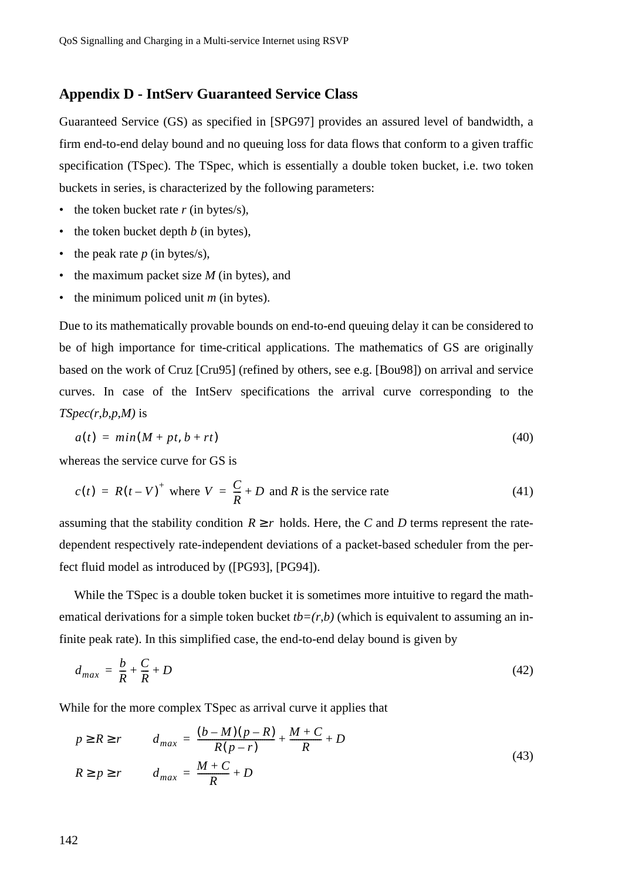## Appendix D - IntServ Guaranteed Service Class

Guaranteed Service (GS) as specified in [SPG97] provides an assured level of bandwidth, a firm end-to-end delay bound and no queuing loss for data flows that conform to a given traffic specification (TSpec). The TSpec, which is essentially a double token bucket, i.e. two token buckets in series, is characterized by the following parameters:

- the token bucket rate $r$ (in bytes/s),
- the token bucket depth $b$ (in bytes),
- the peak rate $p$ (in bytes/s),
- the maximum packet size $M$ (in bytes), and
- the minimum policed unit $m$ (in bytes).

Due to its mathematically provable bounds on end-to-end queuing delay it can be considered to be of high importance for time-critical applications. The mathematics of GS are originally based on the work of Cruz [Cru95] (refined by others, see e.g. [Bou98]) on arrival and service curves. In case of the IntServ specifications the arrival curve corresponding to the *TSpec(r,b,p,M)* is

$$a(t) = min(M + pt, b + rt) \tag{40}$$

whereas the service curve for GS is

$$c(t) = R(t-V)^{+} \text{ where } V = \frac{C}{R} + D \text{ and } R \text{ is the service rate} \tag{41}$$

assuming that the stability condition $R \geq r$ holds. Here, the $C$ and $D$ terms represent the rate-dependent respectively rate-independent deviations of a packet-based scheduler from the perfect fluid model as introduced by ([PG93], [PG94]).

While the TSpec is a double token bucket it is sometimes more intuitive to regard the mathematical derivations for a simple token bucket *tb=(r,b)* (which is equivalent to assuming an infinite peak rate). In this simplified case, the end-to-end delay bound is given by

$$d_{max} = \frac{b}{R} + \frac{C}{R} + D \tag{42}$$

While for the more complex TSpec as arrival curve it applies that

$$\begin{aligned} p \geq R \geq r \qquad & d_{max} = \frac{(b-M)(p-R)}{R(p-r)} + \frac{M+C}{R} + D \\ R \geq p \geq r \qquad & d_{max} = \frac{M+C}{R} + D \end{aligned} \tag{43}$$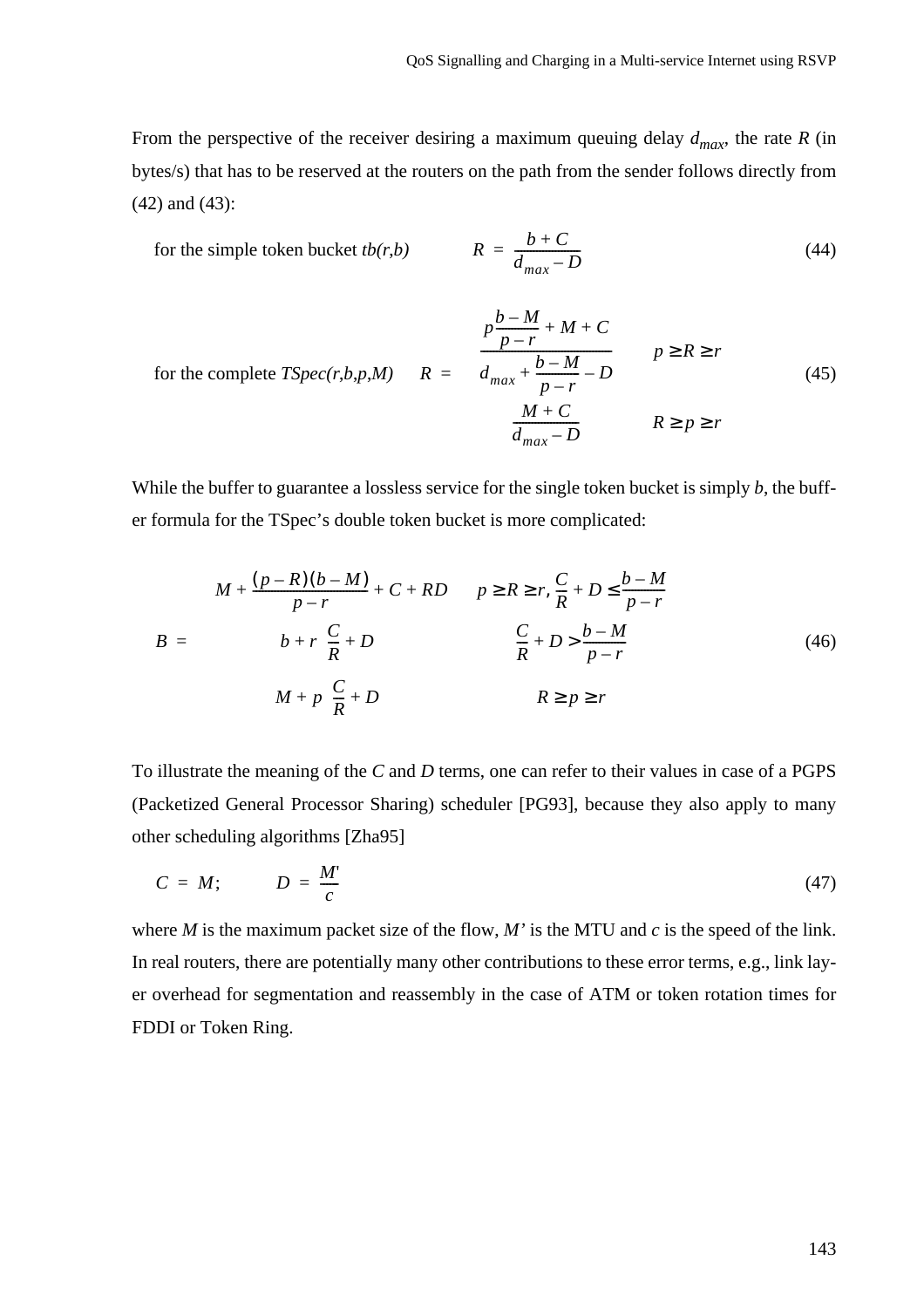From the perspective of the receiver desiring a maximum queuing delay $d_{max}$, the rate $R$ (in bytes/s) that has to be reserved at the routers on the path from the sender follows directly from (42) and (43):

for the simple token bucket *tb(r,b)*

$$R = \frac{b + C}{d_{max} - D} \tag{44}$$

for the complete *TSpec(r,b,p,M)*

$$R = \begin{cases} \dfrac{p\dfrac{b - M}{p - r} + M + C}{d_{max} + \dfrac{b - M}{p - r} - D} & p \geq R \geq r \\[2ex] \dfrac{M + C}{d_{max} - D} & R \geq p \geq r \end{cases} \tag{45}$$

While the buffer to guarantee a lossless service for the single token bucket is simply $b$, the buffer formula for the TSpec's double token bucket is more complicated:

$$B = \begin{cases} M + \dfrac{(p - R)(b - M)}{p - r} + C + RD & p \geq R \geq r,\ \dfrac{C}{R} + D \leq \dfrac{b - M}{p - r} \\[2ex] b + r\left(\dfrac{C}{R} + D\right) & \dfrac{C}{R} + D > \dfrac{b - M}{p - r} \\[2ex] M + p\left(\dfrac{C}{R} + D\right) & R \geq p \geq r \end{cases} \tag{46}$$

To illustrate the meaning of the $C$ and $D$ terms, one can refer to their values in case of a PGPS (Packetized General Processor Sharing) scheduler [PG93], because they also apply to many other scheduling algorithms [Zha95]

$$C = M; \qquad D = \frac{M'}{c} \tag{47}$$

where $M$ is the maximum packet size of the flow, $M'$ is the MTU and $c$ is the speed of the link. In real routers, there are potentially many other contributions to these error terms, e.g., link layer overhead for segmentation and reassembly in the case of ATM or token rotation times for FDDI or Token Ring.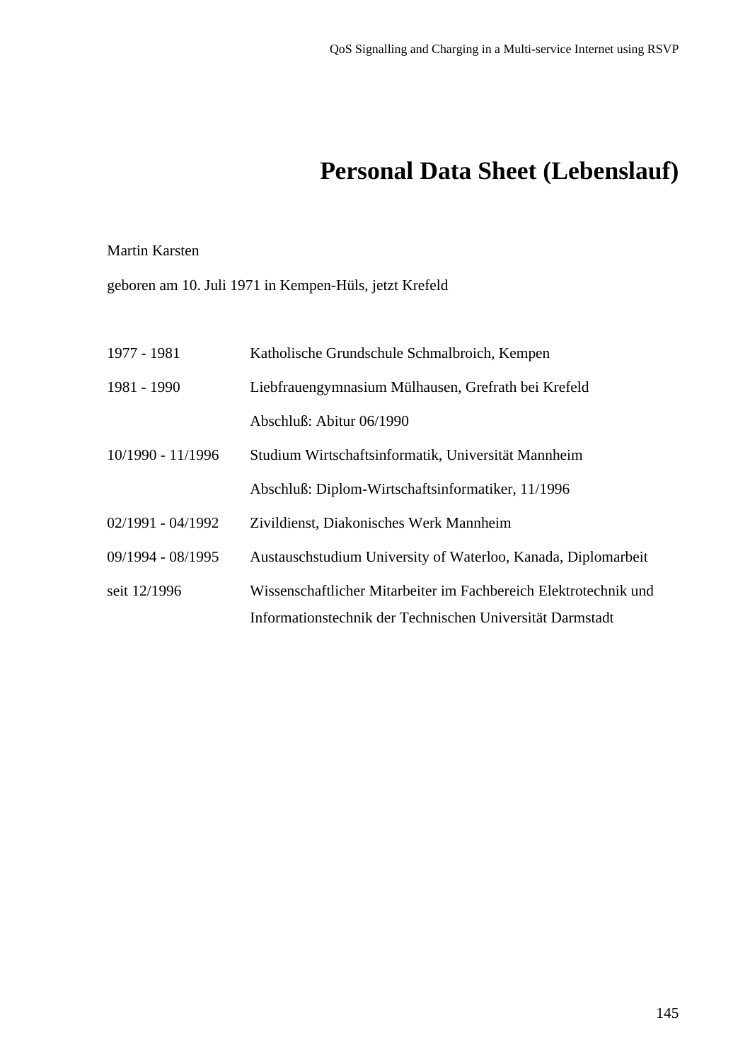# Personal Data Sheet (Lebenslauf)

Martin Karsten

geboren am 10. Juli 1971 in Kempen-Hüls, jetzt Krefeld

| | |
|---|---|
| 1977 - 1981 | Katholische Grundschule Schmalbroich, Kempen |
| 1981 - 1990 | Liebfrauengymnasium Mülhausen, Grefrath bei Krefeld |
| | Abschluß: Abitur 06/1990 |
| 10/1990 - 11/1996 | Studium Wirtschaftsinformatik, Universität Mannheim |
| | Abschluß: Diplom-Wirtschaftsinformatiker, 11/1996 |
| 02/1991 - 04/1992 | Zivildienst, Diakonisches Werk Mannheim |
| 09/1994 - 08/1995 | Austauschstudium University of Waterloo, Kanada, Diplomarbeit |
| seit 12/1996 | Wissenschaftlicher Mitarbeiter im Fachbereich Elektrotechnik und Informationstechnik der Technischen Universität Darmstadt |